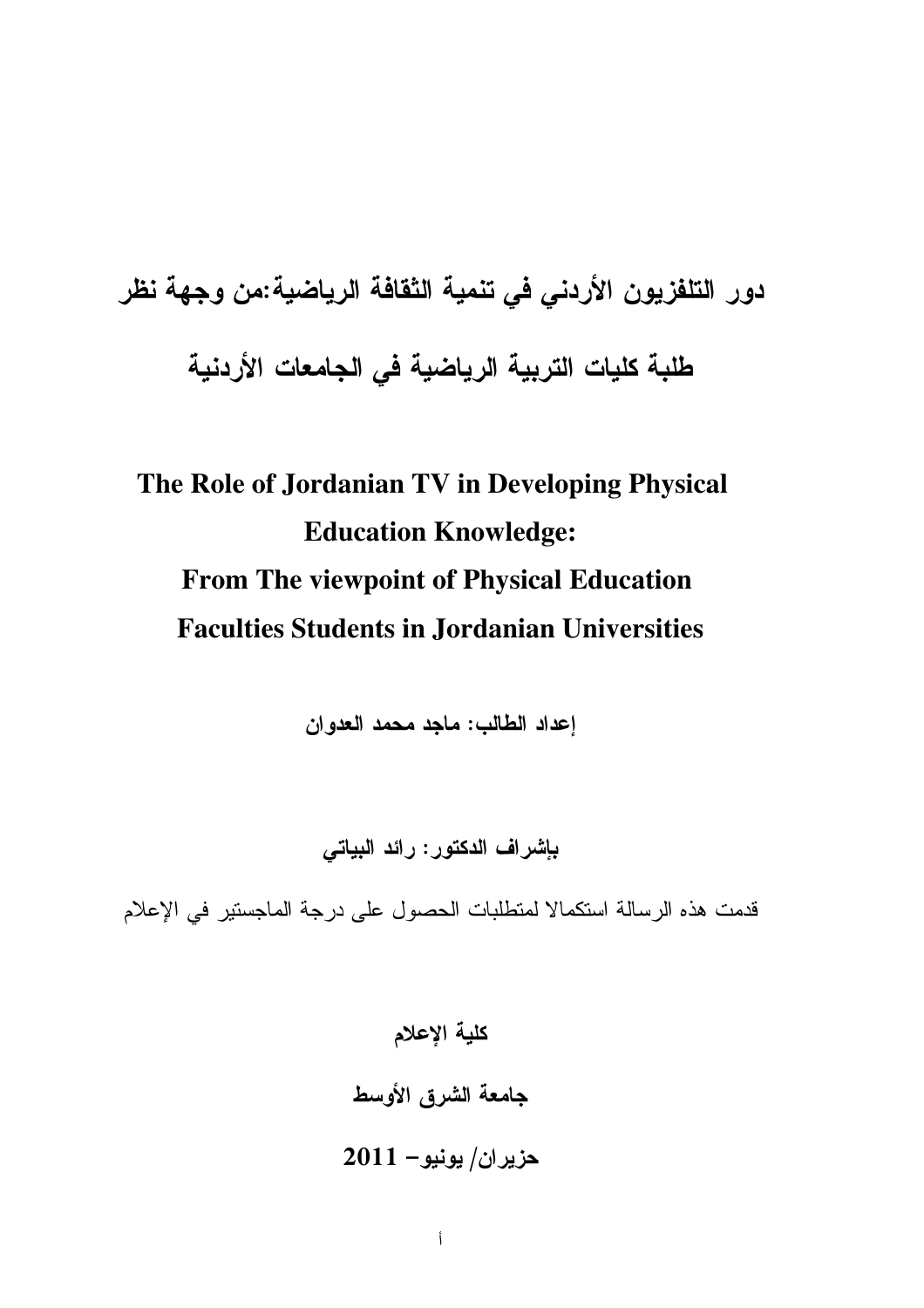# دور التلفزيون الأردني في تنمية الثقافة الرياضية:من وجهة نظر طلبة كليات التربية الرياضية في الجامعات الأردنية

# The Role of Jordanian TV in Developing Physical Education Knowledge: From The viewpoint of Physical Education Faculties Students in Jordanian Universities

**إعداد الطالب: ماجد محمد العدوان**

**بإشراف الدكتور: رائد البياتي**

قدمت هذه الرسالة استكمالا لمتطلبات الحصول على درجة الماجستير في الإعلام

**كلية الإعلام**

**جامعة الشرق الأوسط**

**حزيران/ يونيو- 2011**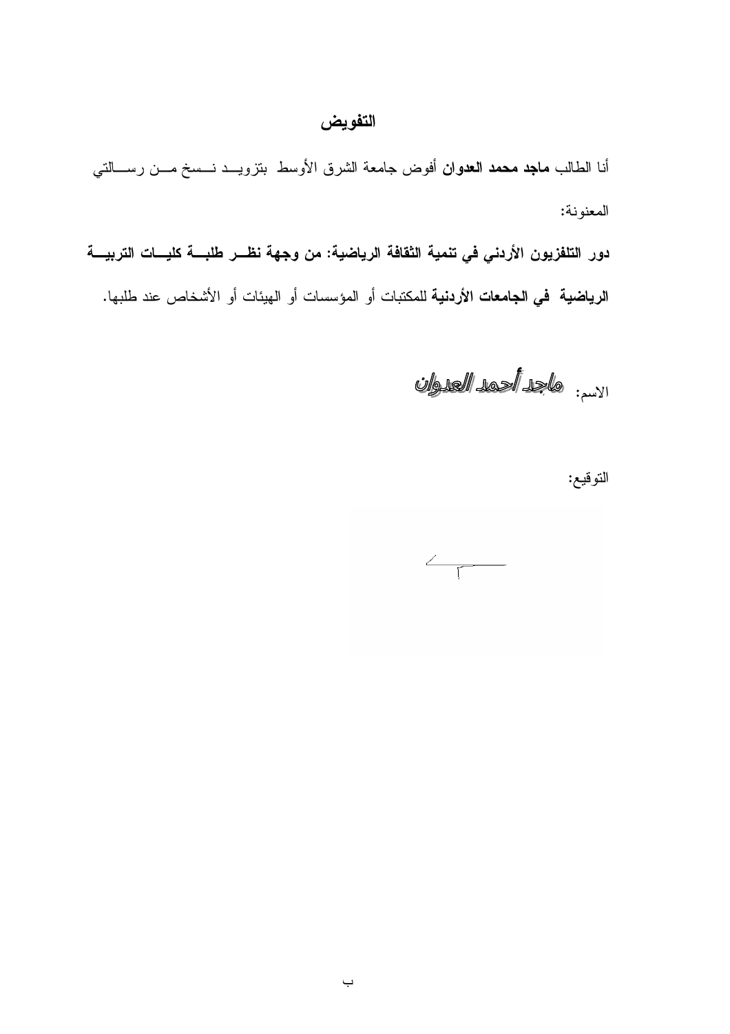# التفويض

أنا الطالب **ماجد محمد العدوان** أفوض جامعة الشرق الأوسط بتزويد نسخ من رسالتي المعنونة:

**دور التلفزيون الأردني في تنمية الثقافة الرياضية: من وجهة نظر طلبة كليات التربية الرياضية في الجامعات الأردنية** للمكتبات أو المؤسسات أو الهيئات أو الأشخاص عند طلبها.

الاسم: ماجد أحمد العدوان

التوقيع: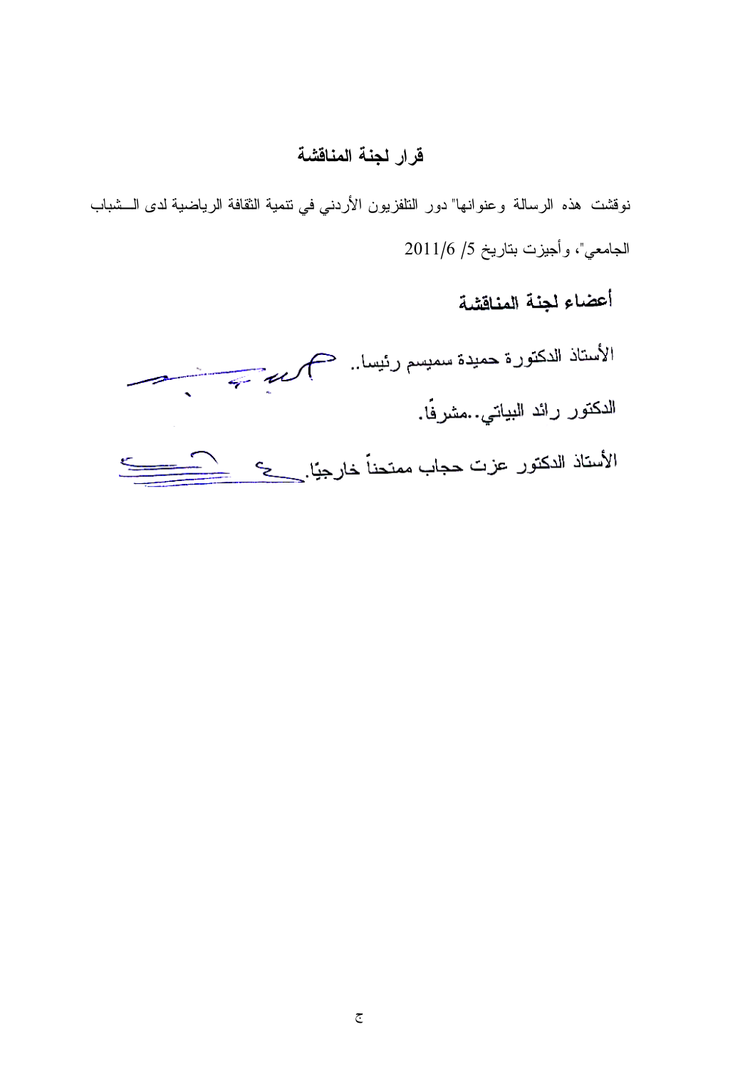## قرار لجنة المناقشة

نوقشت هذه الرسالة وعنوانها" دور التلفزيون الأردني في تنمية الثقافة الرياضية لدى الـــشباب الجامعي"، وأجيزت بتاريخ 5/ 2011/6

### أعضاء لجنة المناقشة

الأستاذ الدكتورة حميدة سميسم رئيسا..

الدكتور رائد البياتي..مشرفًا.

الأستاذ الدكتور عزت حجاب ممتحناً خارجيًا.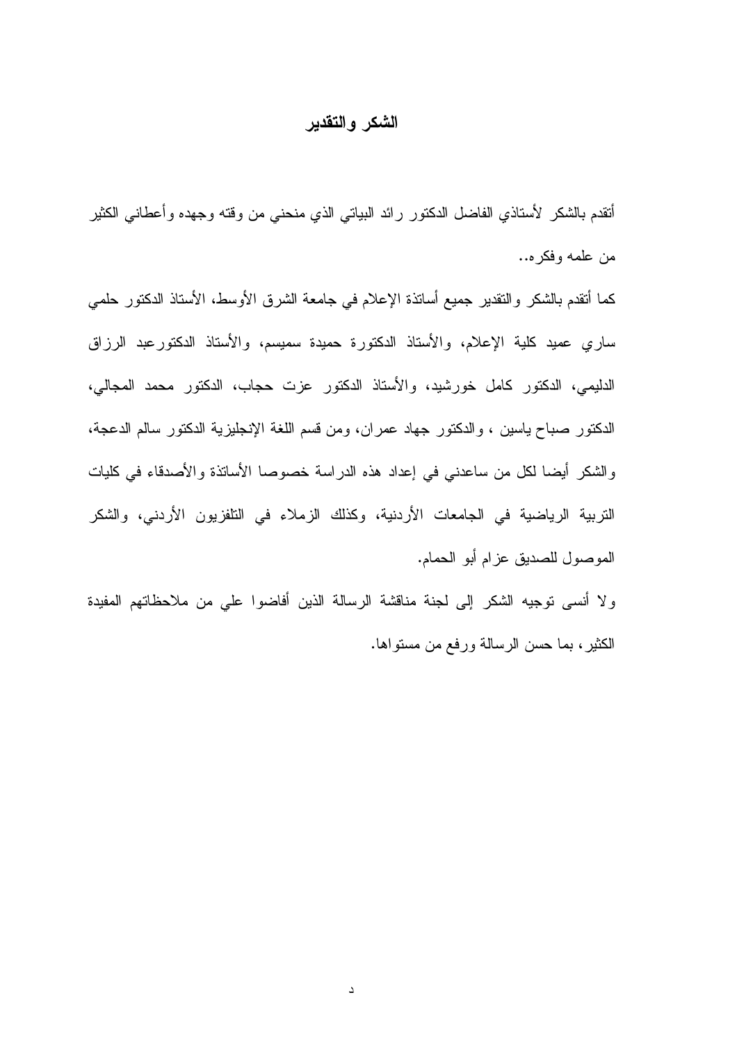# الشكر والتقدير

أتقدم بالشكر لأستاذي الفاضل الدكتور رائد البياتي الذي منحني من وقته وجهده وأعطاني الكثير من علمه وفكره..

كما أتقدم بالشكر والتقدير جميع أساتذة الإعلام في جامعة الشرق الأوسط، الأستاذ الدكتور حلمي ساري عميد كلية الإعلام، والأستاذ الدكتورة حميدة سميسم، والأستاذ الدكتورعبد الرزاق الدليمي، الدكتور كامل خورشيد، والأستاذ الدكتور عزت حجاب، الدكتور محمد المجالي، الدكتور صباح ياسين ، والدكتور جهاد عمران، ومن قسم اللغة الإنجليزية الدكتور سالم الدعجة، والشكر أيضا لكل من ساعدني في إعداد هذه الدراسة خصوصا الأساتذة والأصدقاء في كليات التربية الرياضية في الجامعات الأردنية، وكذلك الزملاء في التلفزيون الأردني، والشكر الموصول للصديق عزام أبو الحمام.

ولا أنسى توجيه الشكر إلى لجنة مناقشة الرسالة الذين أفاضوا علي من ملاحظاتهم المفيدة الكثير، بما حسن الرسالة ورفع من مستواها.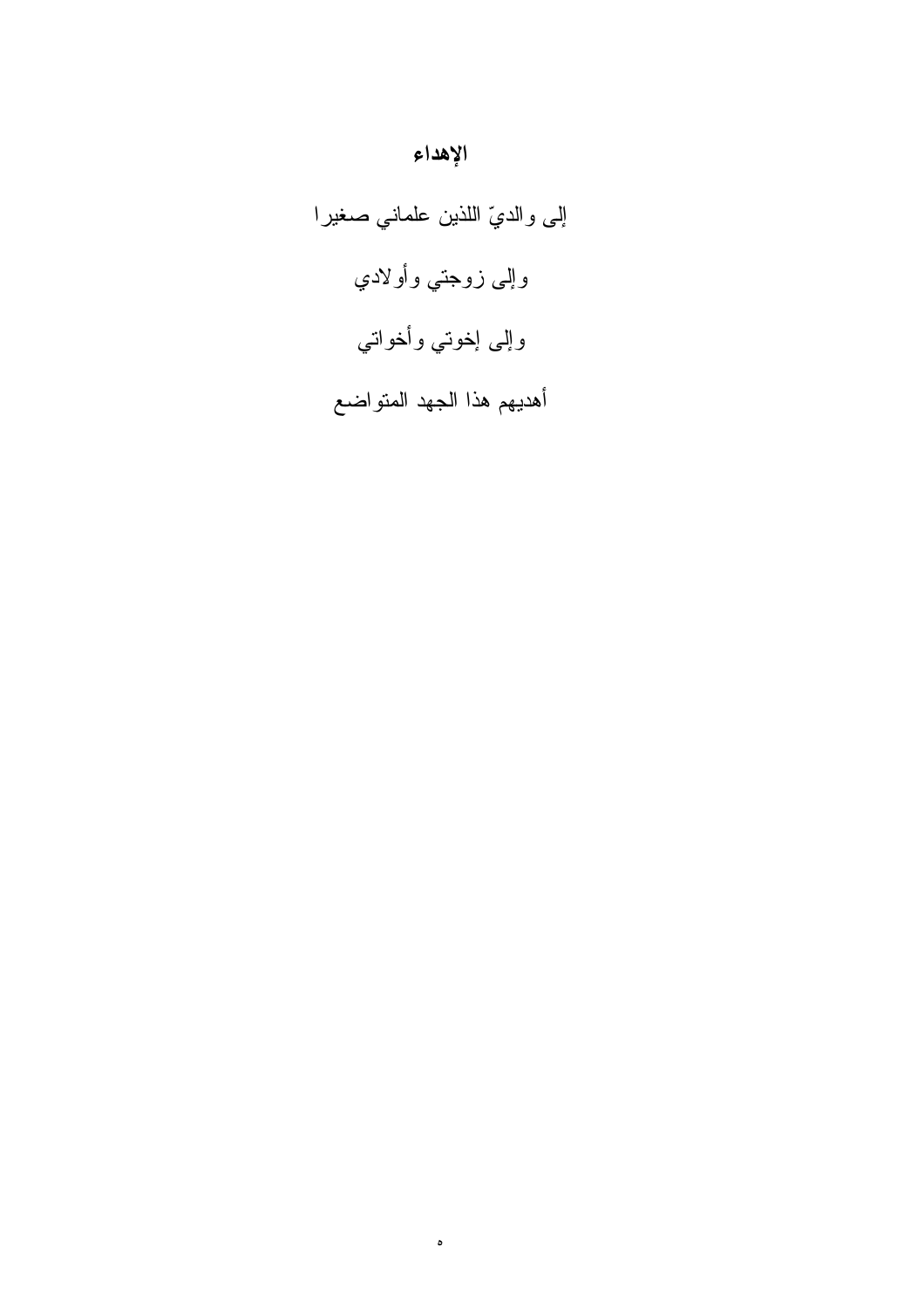# الإهداء

إلى والديّ اللذين علماني صغيرا

وإلى زوجتي وأولادي

وإلى إخوتي وأخواتي

أهديهم هذا الجهد المتواضع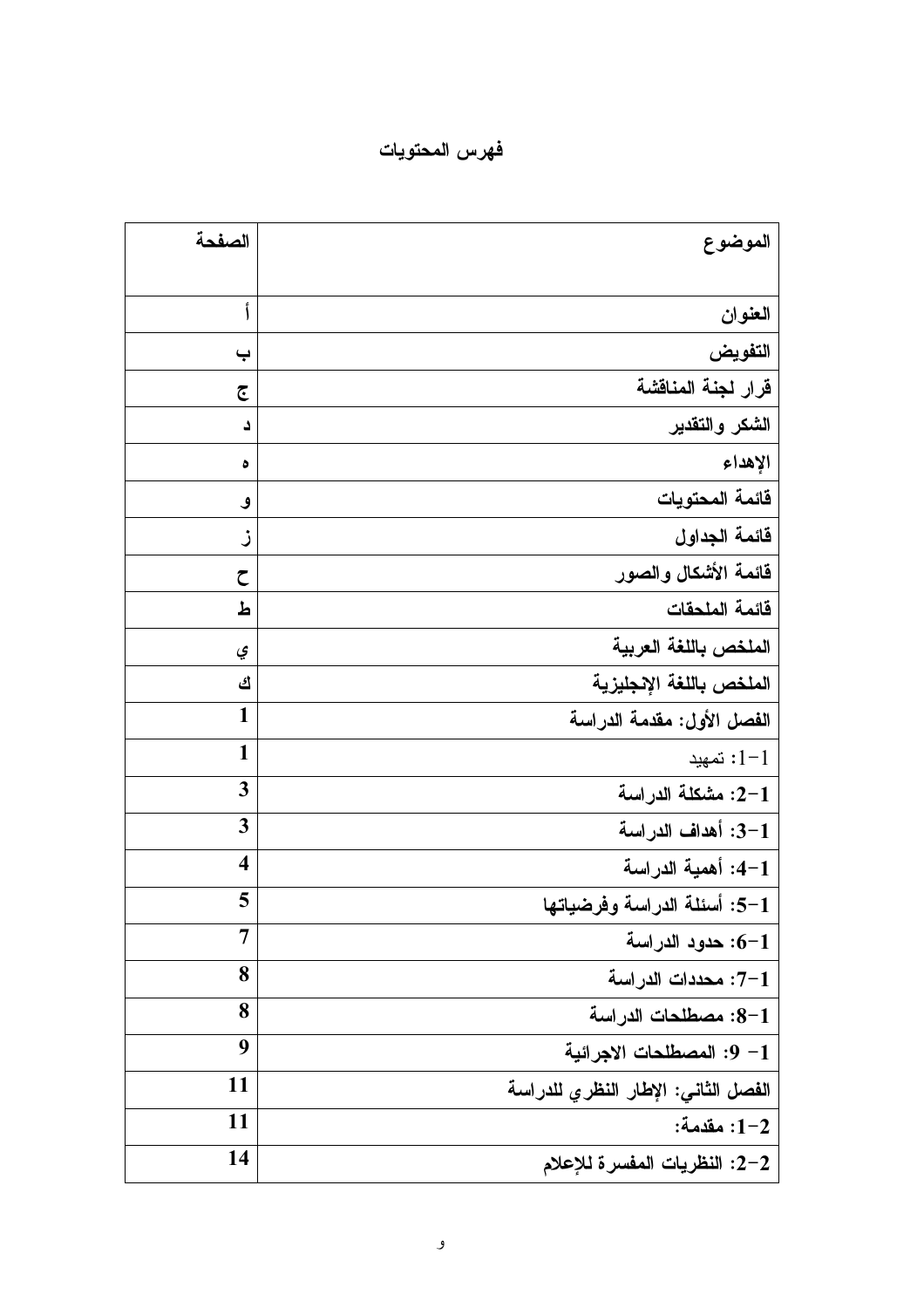# فهرس المحتويات

| الموضوع | الصفحة |
|---|---|
| العنوان | أ |
| التفويض | ب |
| قرار لجنة المناقشة | ج |
| الشكر والتقدير | د |
| الإهداء | ه |
| قائمة المحتويات | و |
| قائمة الجداول | ز |
| قائمة الأشكال والصور | ح |
| قائمة الملحقات | ط |
| الملخص باللغة العربية | ي |
| الملخص باللغة الإنجليزية | ك |
| الفصل الأول: مقدمة الدراسة | 1 |
| 1-1: تمهيد | 1 |
| 1-2: مشكلة الدراسة | 3 |
| 1-3: أهداف الدراسة | 3 |
| 1-4: أهمية الدراسة | 4 |
| 1-5: أسئلة الدراسة وفرضياتها | 5 |
| 1-6: حدود الدراسة | 7 |
| 1-7: محددات الدراسة | 8 |
| 1-8: مصطلحات الدراسة | 8 |
| 1- 9: المصطلحات الاجرائية | 9 |
| الفصل الثاني: الإطار النظري للدراسة | 11 |
| 2-1: مقدمة: | 11 |
| 2-2: النظريات المفسرة للإعلام | 14 |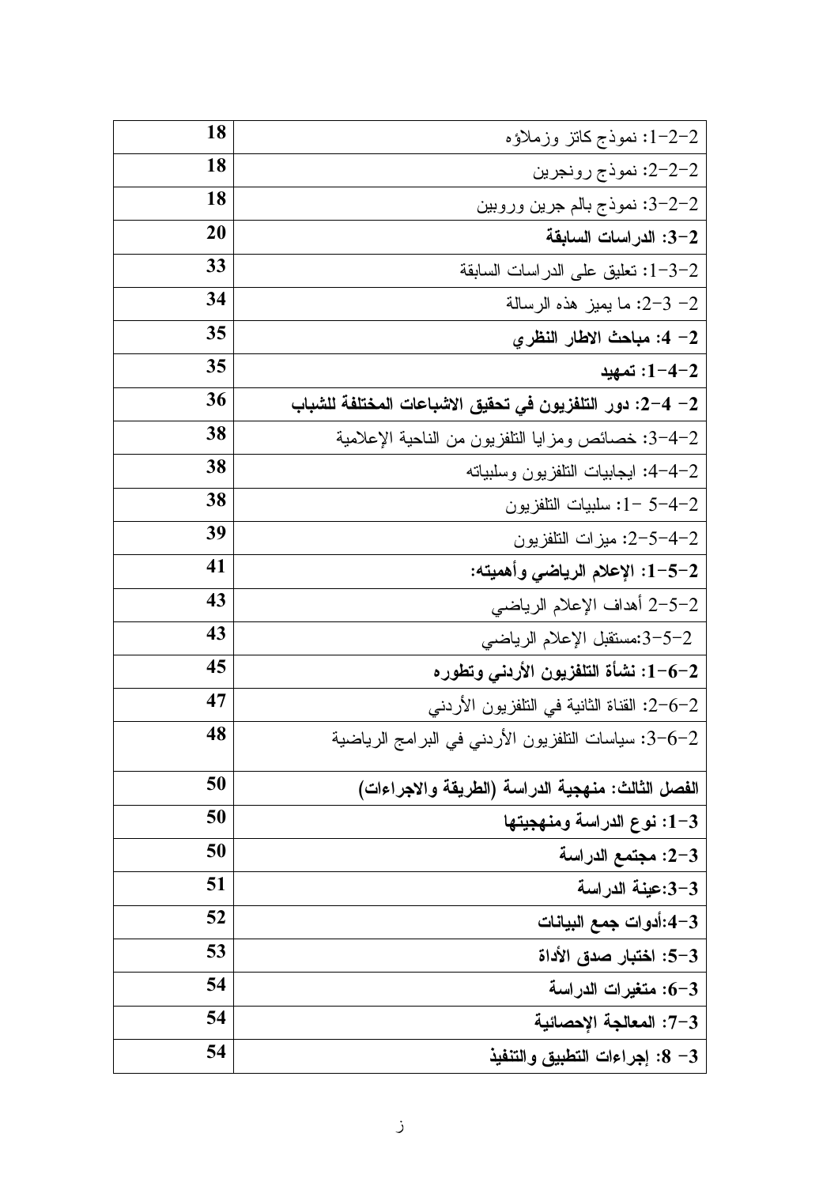| | |
|---|---|
| 2-2-1: نموذج كاتز وزملاؤه | 18 |
| 2-2-2: نموذج رونجرين | 18 |
| 2-2-3: نموذج بالم جرين وروبين | 18 |
| **2-3: الدراسات السابقة** | 20 |
| 2-3-1: تعليق على الدراسات السابقة | 33 |
| 2- 3-2: ما يميز هذه الرسالة | 34 |
| **2- 4: مباحث الاطار النظري** | 35 |
| **2-4-1: تمهيد** | 35 |
| **2- 4-2: دور التلفزيون في تحقيق الاشباعات المختلفة للشباب** | 36 |
| 2-4-3: خصائص ومزايا التلفزيون من الناحية الإعلامية | 38 |
| 2-4-4: ايجابيات التلفزيون وسلبياته | 38 |
| 2-4-5 -1: سلبيات التلفزيون | 38 |
| 2-4-5-2: ميزات التلفزيون | 39 |
| **2-5-1: الإعلام الرياضي وأهميته:** | 41 |
| 2-5-2 أهداف الإعلام الرياضي | 43 |
| 2-5-3:مستقبل الإعلام الرياضي | 43 |
| **2-6-1: نشأة التلفزيون الأردني وتطوره** | 45 |
| 2-6-2: القناة الثانية في التلفزيون الأردني | 47 |
| 2-6-3: سياسات التلفزيون الأردني في البرامج الرياضية | 48 |
| **الفصل الثالث: منهجية الدراسة (الطريقة والاجراءات)** | 50 |
| **3-1: نوع الدراسة ومنهجيتها** | 50 |
| **3-2: مجتمع الدراسة** | 50 |
| **3-3:عينة الدراسة** | 51 |
| **3-4:أدوات جمع البيانات** | 52 |
| **3-5: اختبار صدق الأداة** | 53 |
| **3-6: متغيرات الدراسة** | 54 |
| **3-7: المعالجة الإحصائية** | 54 |
| **3- 8: إجراءات التطبيق والتنفيذ** | 54 |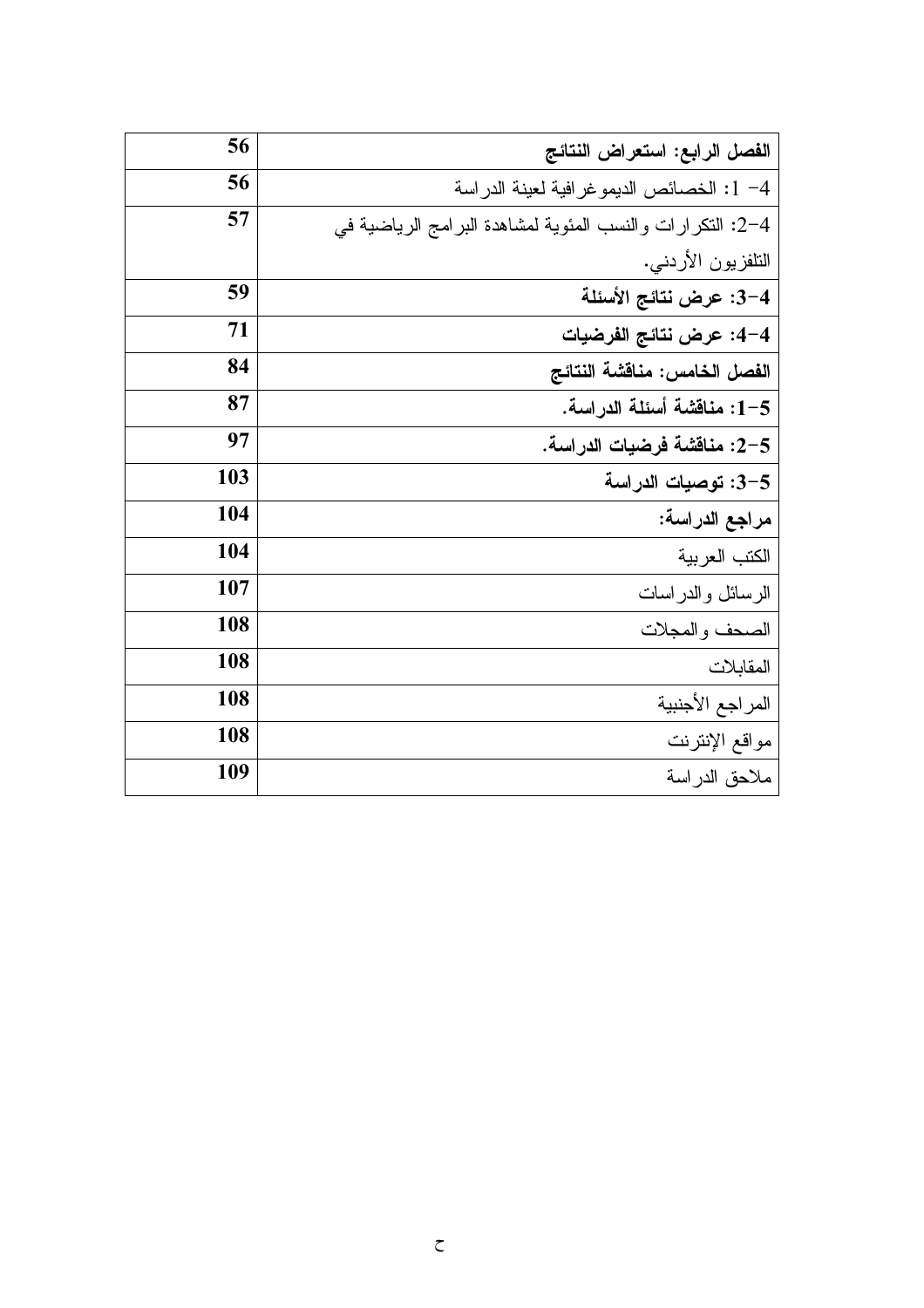| | |
|---|---|
| **الفصل الرابع: استعراض النتائج** | **56** |
| 4- 1: الخصائص الديموغرافية لعينة الدراسة | **56** |
| 4-2: التكرارات والنسب المئوية لمشاهدة البرامج الرياضية في التلفزيون الأردني. | **57** |
| **4-3: عرض نتائج الأسئلة** | **59** |
| **4-4: عرض نتائج الفرضيات** | **71** |
| **الفصل الخامس: مناقشة النتائج** | **84** |
| **5-1: مناقشة أسئلة الدراسة.** | **87** |
| **5-2: مناقشة فرضيات الدراسة.** | **97** |
| **5-3: توصيات الدراسة** | **103** |
| **مراجع الدراسة:** | **104** |
| الكتب العربية | **104** |
| الرسائل والدراسات | **107** |
| الصحف والمجلات | **108** |
| المقابلات | **108** |
| المراجع الأجنبية | **108** |
| مواقع الإنترنت | **108** |
| ملاحق الدراسة | **109** |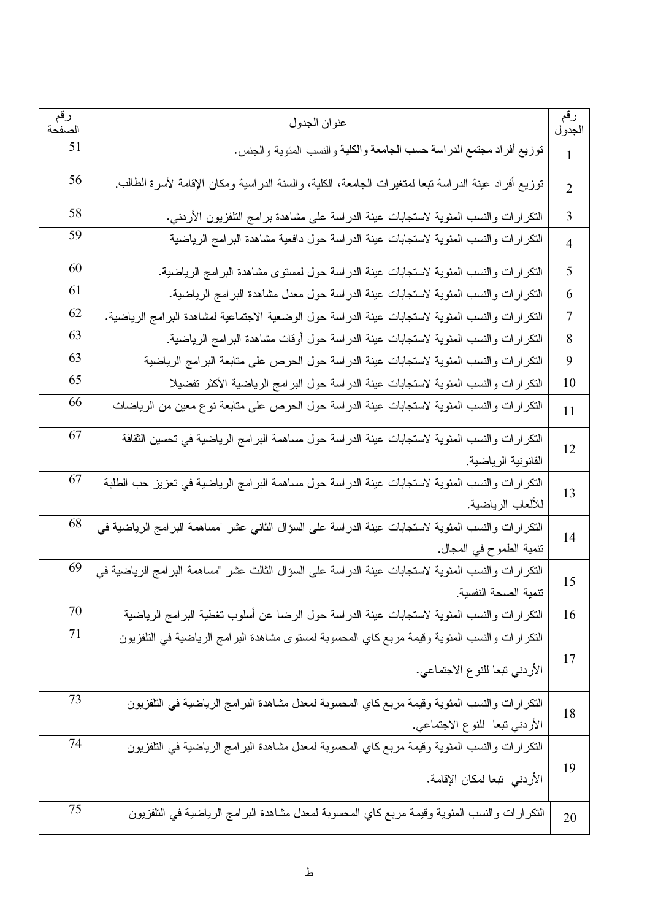| رقم الجدول | عنوان الجدول | رقم الصفحة |
|---|---|---|
| 1 | توزيع أفراد مجتمع الدراسة حسب الجامعة والكلية والنسب المئوية والجنس. | 51 |
| 2 | توزيع أفراد عينة الدراسة تبعا لمتغيرات الجامعة، الكلية، والسنة الدراسية ومكان الإقامة لأسرة الطالب. | 56 |
| 3 | التكرارات والنسب المئوية لاستجابات عينة الدراسة على مشاهدة برامج التلفزيون الأردني. | 58 |
| 4 | التكرارات والنسب المئوية لاستجابات عينة الدراسة حول دافعية مشاهدة البرامج الرياضية | 59 |
| 5 | التكرارات والنسب المئوية لاستجابات عينة الدراسة حول لمستوى مشاهدة البرامج الرياضية. | 60 |
| 6 | التكرارات والنسب المئوية لاستجابات عينة الدراسة حول معدل مشاهدة البرامج الرياضية. | 61 |
| 7 | التكرارات والنسب المئوية لاستجابات عينة الدراسة حول الوضعية الاجتماعية لمشاهدة البرامج الرياضية. | 62 |
| 8 | التكرارات والنسب المئوية لاستجابات عينة الدراسة حول أوقات مشاهدة البرامج الرياضية. | 63 |
| 9 | التكرارات والنسب المئوية لاستجابات عينة الدراسة حول الحرص على متابعة البرامج الرياضية | 63 |
| 10 | التكرارات والنسب المئوية لاستجابات عينة الدراسة حول البرامج الرياضية الأكثر تفضيلا | 65 |
| 11 | التكرارات والنسب المئوية لاستجابات عينة الدراسة حول الحرص على متابعة نوع معين من الرياضات | 66 |
| 12 | التكرارات والنسب المئوية لاستجابات عينة الدراسة حول مساهمة البرامج الرياضية في تحسين الثقافة القانونية الرياضية. | 67 |
| 13 | التكرارات والنسب المئوية لاستجابات عينة الدراسة حول مساهمة البرامج الرياضية في تعزيز حب الطلبة للألعاب الرياضية. | 67 |
| 14 | التكرارات والنسب المئوية لاستجابات عينة الدراسة على السؤال الثاني عشر "مساهمة البرامج الرياضية في تنمية الطموح في المجال. | 68 |
| 15 | التكرارات والنسب المئوية لاستجابات عينة الدراسة على السؤال الثالث عشر "مساهمة البرامج الرياضية في تنمية الصحة النفسية. | 69 |
| 16 | التكرارات والنسب المئوية لاستجابات عينة الدراسة حول الرضا عن أسلوب تغطية البرامج الرياضية | 70 |
| 17 | التكرارات والنسب المئوية وقيمة مربع كاي المحسوبة لمستوى مشاهدة البرامج الرياضية في التلفزيون الأردني تبعا للنوع الاجتماعي. | 71 |
| 18 | التكرارات والنسب المئوية وقيمة مربع كاي المحسوبة لمعدل مشاهدة البرامج الرياضية في التلفزيون الأردني تبعا للنوع الاجتماعي. | 73 |
| 19 | التكرارات والنسب المئوية وقيمة مربع كاي المحسوبة لمعدل مشاهدة البرامج الرياضية في التلفزيون الأردني تبعا لمكان الإقامة. | 74 |
| 20 | التكرارات والنسب المئوية وقيمة مربع كاي المحسوبة لمعدل مشاهدة البرامج الرياضية في التلفزيون | 75 |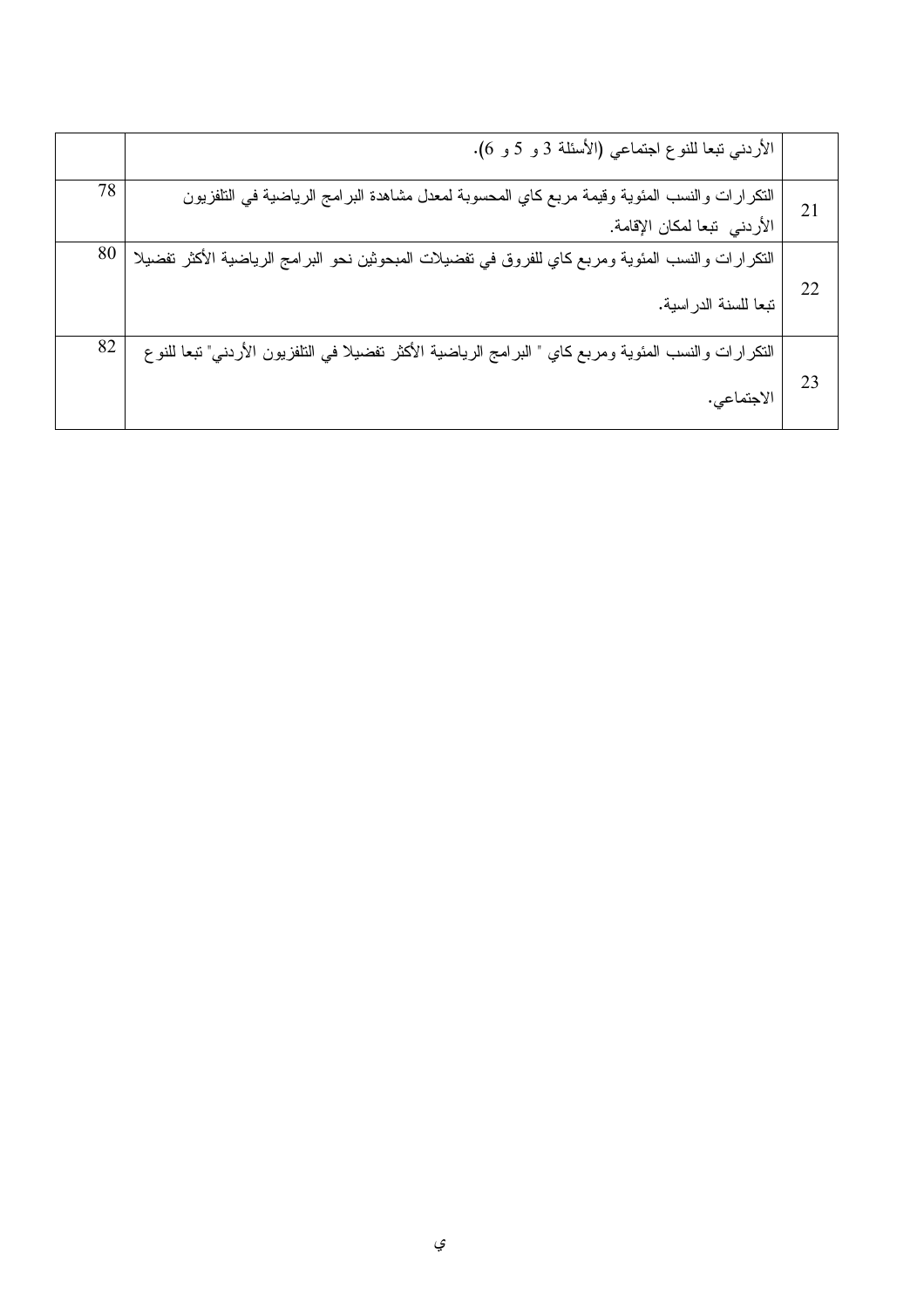| | | |
|---|---|---|
| | الأردني تبعا للنوع اجتماعي (الأسئلة 3 و 5 و 6). | |
| 21 | التكرارات والنسب المئوية وقيمة مربع كاي المحسوبة لمعدل مشاهدة البرامج الرياضية في التلفزيون الأردني تبعا لمكان الإقامة. | 78 |
| 22 | التكرارات والنسب المئوية ومربع كاي للفروق في تفضيلات المبحوثين نحو البرامج الرياضية الأكثر تفضيلا تبعا للسنة الدراسية. | 80 |
| 23 | التكرارات والنسب المئوية ومربع كاي " البرامج الرياضية الأكثر تفضيلا في التلفزيون الأردني" تبعا للنوع الاجتماعي. | 82 |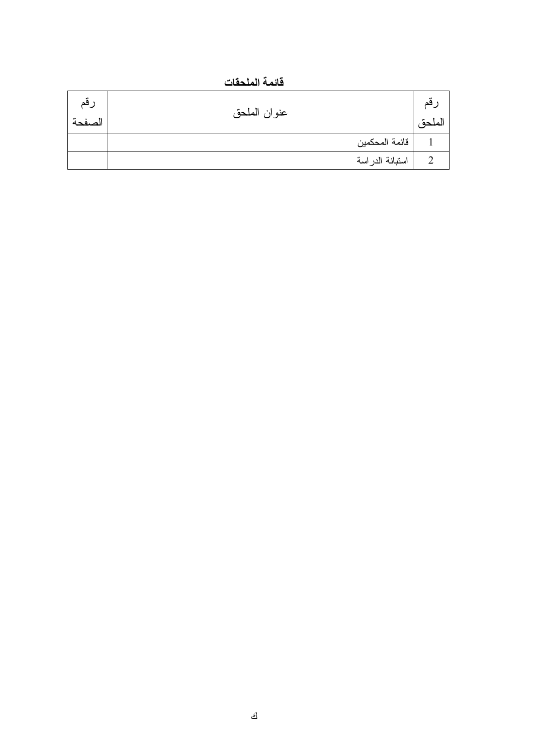**قائمة الملحقات**

| رقم الملحق | عنوان الملحق | رقم الصفحة |
|---|---|---|
| 1 | قائمة المحكمين | |
| 2 | استبانة الدراسة | |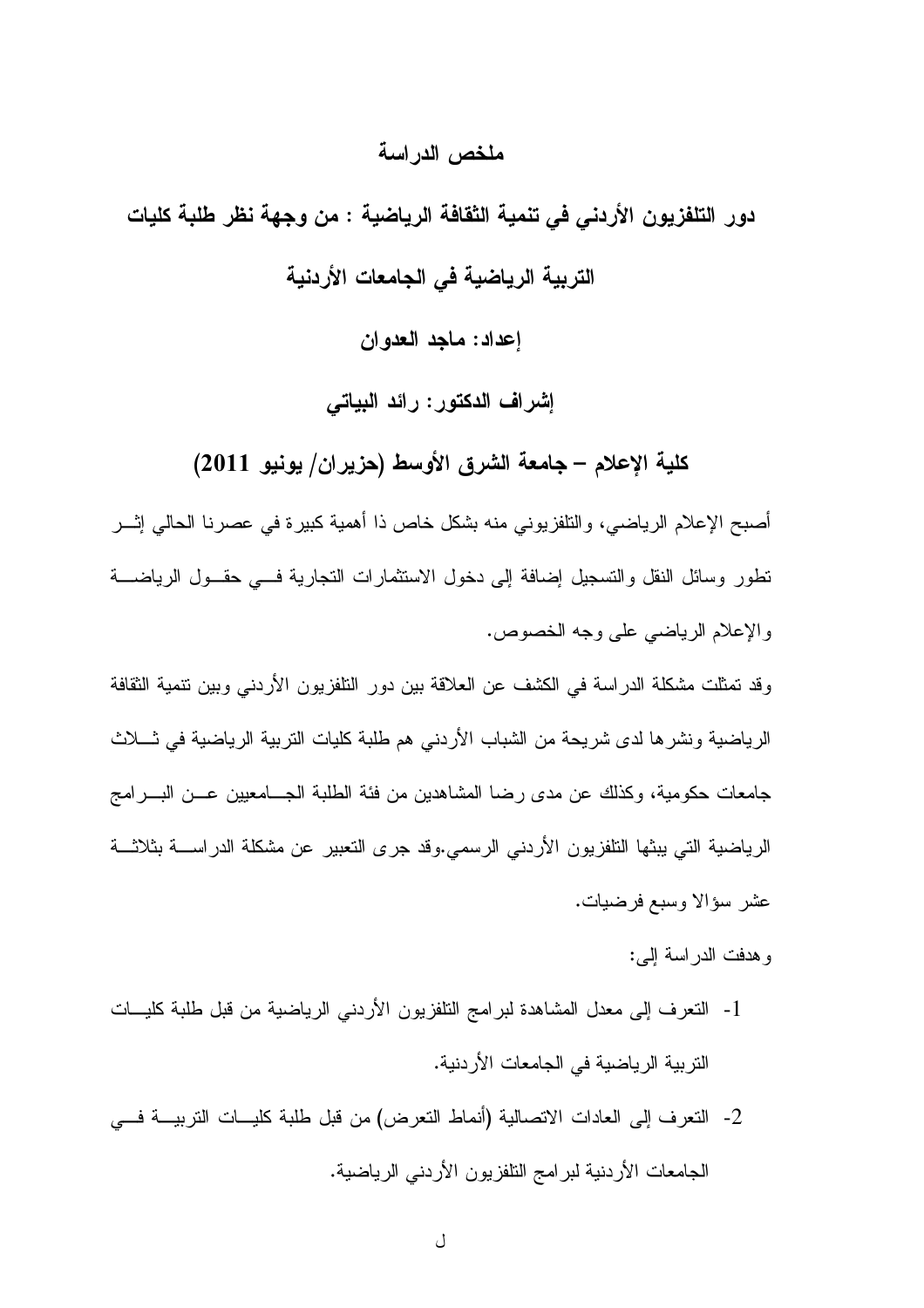## ملخص الدراسة

## دور التلفزيون الأردني في تنمية الثقافة الرياضية : من وجهة نظر طلبة كليات التربية الرياضية في الجامعات الأردنية

**إعداد: ماجد العدوان**

**إشراف الدكتور: رائد البياتي**

**كلية الإعلام – جامعة الشرق الأوسط (حزيران/ يونيو 2011)**

أصبح الإعلام الرياضي، والتلفزيوني منه بشكل خاص ذا أهمية كبيرة في عصرنا الحالي إثر تطور وسائل النقل والتسجيل إضافة إلى دخول الاستثمارات التجارية في حقول الرياضة والإعلام الرياضي على وجه الخصوص.

وقد تمثلت مشكلة الدراسة في الكشف عن العلاقة بين دور التلفزيون الأردني وبين تنمية الثقافة الرياضية ونشرها لدى شريحة من الشباب الأردني هم طلبة كليات التربية الرياضية في ثلاث جامعات حكومية، وكذلك عن مدى رضا المشاهدين من فئة الطلبة الجامعيين عن البرامج الرياضية التي يبثها التلفزيون الأردني الرسمي.وقد جرى التعبير عن مشكلة الدراسة بثلاثة عشر سؤالا وسبع فرضيات.

وهدفت الدراسة إلى:

1- التعرف إلى معدل المشاهدة لبرامج التلفزيون الأردني الرياضية من قبل طلبة كليات التربية الرياضية في الجامعات الأردنية.

2- التعرف إلى العادات الاتصالية (أنماط التعرض) من قبل طلبة كليات التربية في الجامعات الأردنية لبرامج التلفزيون الأردني الرياضية.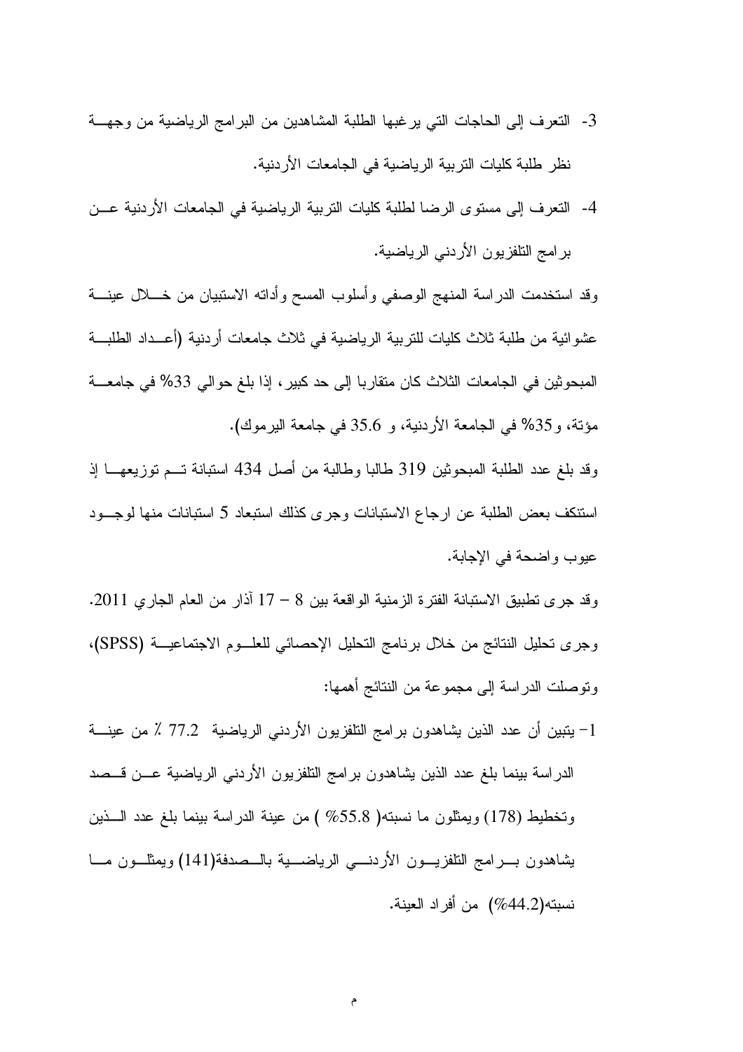3- التعرف إلى الحاجات التي يرغبها الطلبة المشاهدين من البرامج الرياضية من وجهة نظر طلبة كليات التربية الرياضية في الجامعات الأردنية.

4- التعرف إلى مستوى الرضا لطلبة كليات التربية الرياضية في الجامعات الأردنية عن برامج التلفزيون الأردني الرياضية.

وقد استخدمت الدراسة المنهج الوصفي وأسلوب المسح وأداته الاستبيان من خلال عينة عشوائية من طلبة ثلاث كليات للتربية الرياضية في ثلاث جامعات أردنية (أعداد الطلبة المبحوثين في الجامعات الثلاث كان متقاربا إلى حد كبير، إذا بلغ حوالي 33% في جامعة مؤتة، و35% في الجامعة الأردنية، و 35.6 في جامعة اليرموك).

وقد بلغ عدد الطلبة المبحوثين 319 طالبا وطالبة من أصل 434 استبانة تم توزيعها إذ استنكف بعض الطلبة عن ارجاع الاستبانات وجرى كذلك استبعاد 5 استبانات منها لوجود عيوب واضحة في الإجابة.

وقد جرى تطبيق الاستبانة الفترة الزمنية الواقعة بين 8 – 17 آذار من العام الجاري 2011.

وجرى تحليل النتائج من خلال برنامج التحليل الإحصائي للعلوم الاجتماعية (SPSS)، وتوصلت الدراسة إلى مجموعة من النتائج أهمها:

1- يتبين أن عدد الذين يشاهدون برامج التلفزيون الأردني الرياضية 77.2 ٪ من عينة الدراسة بينما بلغ عدد الذين يشاهدون برامج التلفزيون الأردني الرياضية عن قصد وتخطيط (178) ويمثلون ما نسبته( 55.8% ) من عينة الدراسة بينما بلغ عدد الذين يشاهدون برامج التلفزيون الأردني الرياضية بالصدفة(141) ويمثلون ما نسبته(44.2%) من أفراد العينة.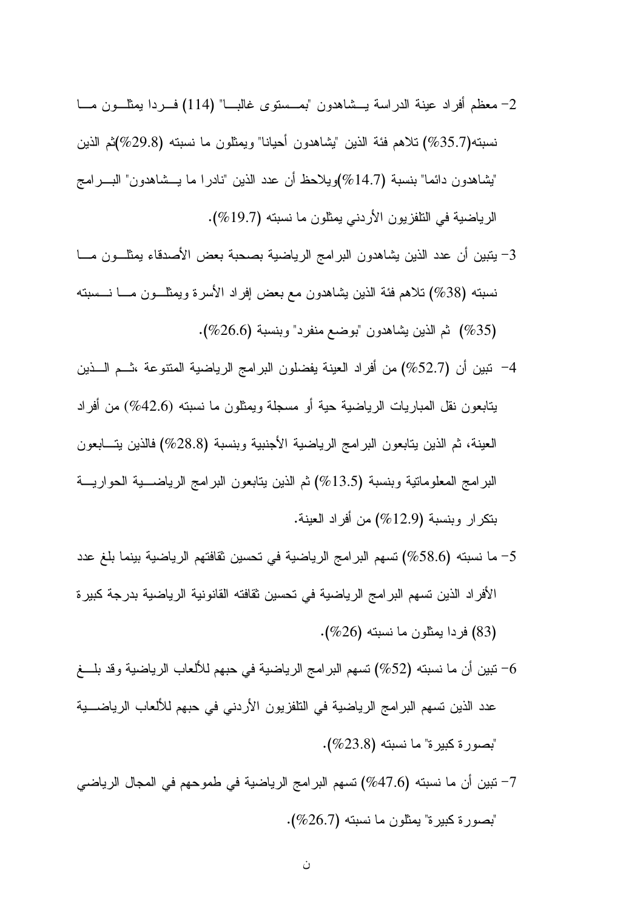2- معظم أفراد عينة الدراسة يشاهدون "بمستوى غالبا" (114) فردا يمثلون ما نسبته(35.7%) تلاهم فئة الذين "يشاهدون أحيانا" ويمثلون ما نسبته (29.8%)ثم الذين "يشاهدون دائما" بنسبة (14.7%)ويلاحظ أن عدد الذين "نادرا ما يشاهدون" البرامج الرياضية في التلفزيون الأردني يمثلون ما نسبته (19.7%).

3- يتبين أن عدد الذين يشاهدون البرامج الرياضية بصحبة بعض الأصدقاء يمثلون ما نسبته (38%) تلاهم فئة الذين يشاهدون مع بعض إفراد الأسرة ويمثلون ما نسبته (35%) ثم الذين يشاهدون "بوضع منفرد" وبنسبة (26.6%).

4- تبين أن (52.7%) من أفراد العينة يفضلون البرامج الرياضية المتنوعة ،ثم الذين يتابعون نقل المباريات الرياضية حية أو مسجلة ويمثلون ما نسبته (42.6%) من أفراد العينة، ثم الذين يتابعون البرامج الرياضية الأجنبية وبنسبة (28.8%) فالذين يتابعون البرامج المعلوماتية وبنسبة (13.5%) ثم الذين يتابعون البرامج الرياضية الحوارية بتكرار وبنسبة (12.9%) من أفراد العينة.

5- ما نسبته (58.6%) تسهم البرامج الرياضية في تحسين ثقافتهم الرياضية بينما بلغ عدد الأفراد الذين تسهم البرامج الرياضية في تحسين ثقافته القانونية الرياضية بدرجة كبيرة (83) فردا يمثلون ما نسبته (26%).

6- تبين أن ما نسبته (52%) تسهم البرامج الرياضية في حبهم للألعاب الرياضية وقد بلغ عدد الذين تسهم البرامج الرياضية في التلفزيون الأردني في حبهم للألعاب الرياضية "بصورة كبيرة" ما نسبته (23.8%).

7- تبين أن ما نسبته (47.6%) تسهم البرامج الرياضية في طموحهم في المجال الرياضي "بصورة كبيرة" يمثلون ما نسبته (26.7%).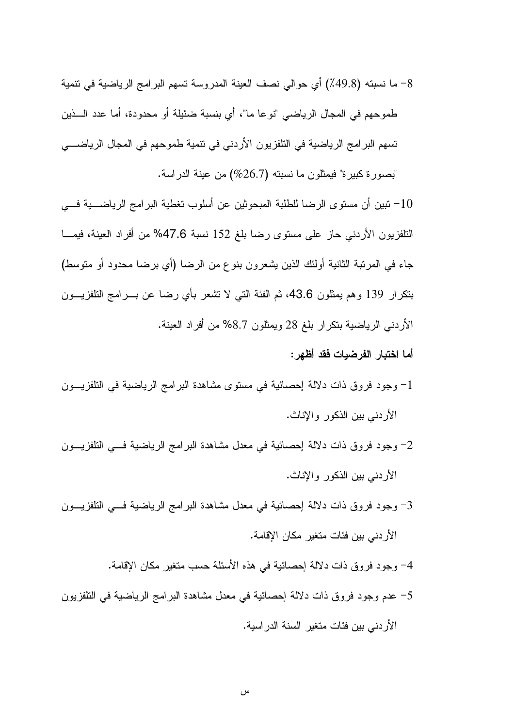8- ما نسبته (49.8٪) أي حوالي نصف العينة المدروسة تسهم البرامج الرياضية في تنمية طموحهم في المجال الرياضي "نوعا ما"، أي بنسبة ضئيلة أو محدودة، أما عدد الذين تسهم البرامج الرياضية في التلفزيون الأردني في تنمية طموحهم في المجال الرياضي "بصورة كبيرة" فيمثلون ما نسبته (26.7%) من عينة الدراسة.

10- تبين أن مستوى الرضا للطلبة المبحوثين عن أسلوب تغطية البرامج الرياضية في التلفزيون الأردني حاز على مستوى رضا بلغ 152 نسبة 47.6% من أفراد العينة، فيما جاء في المرتبة الثانية أولئك الذين يشعرون بنوع من الرضا (أي برضا محدود أو متوسط) بتكرار 139 وهم يمثلون 43.6، ثم الفئة التي لا تشعر بأي رضا عن برامج التلفزيون الأردني الرياضية بتكرار بلغ 28 ويمثلون 8.7% من أفراد العينة.

**أما اختبار الفرضيات فقد أظهر:**

1- وجود فروق ذات دلالة إحصائية في مستوى مشاهدة البرامج الرياضية في التلفزيون الأردني بين الذكور والإناث.

2- وجود فروق ذات دلالة إحصائية في معدل مشاهدة البرامج الرياضية في التلفزيون الأردني بين الذكور والإناث.

3- وجود فروق ذات دلالة إحصائية في معدل مشاهدة البرامج الرياضية في التلفزيون الأردني بين فئات متغير مكان الإقامة.

4- وجود فروق ذات دلالة إحصائية في هذه الأسئلة حسب متغير مكان الإقامة.

5- عدم وجود فروق ذات دلالة إحصائية في معدل مشاهدة البرامج الرياضية في التلفزيون الأردني بين فئات متغير السنة الدراسية.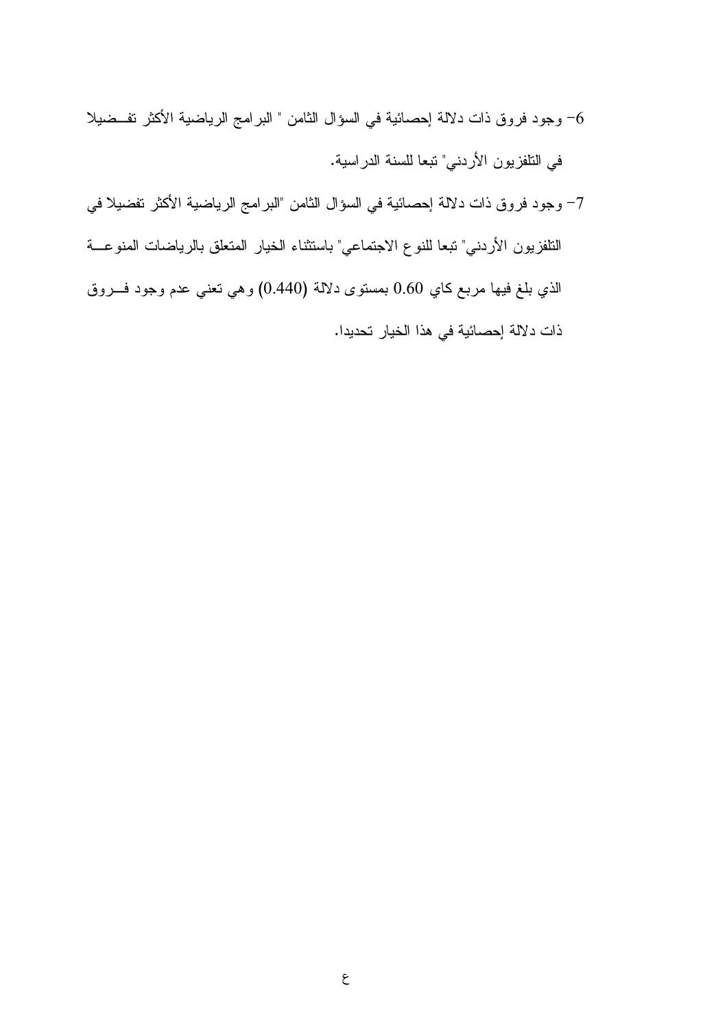6- وجود فروق ذات دلالة إحصائية في السؤال الثامن " البرامج الرياضية الأكثر تفضيلا في التلفزيون الأردني" تبعا للسنة الدراسية.

7- وجود فروق ذات دلالة إحصائية في السؤال الثامن "البرامج الرياضية الأكثر تفضيلا في التلفزيون الأردني" تبعا للنوع الاجتماعي" باستثناء الخيار المتعلق بالرياضات المنوعة الذي بلغ فيها مربع كاي 0.60 بمستوى دلالة (0.440) وهي تعني عدم وجود فروق ذات دلالة إحصائية في هذا الخيار تحديدا.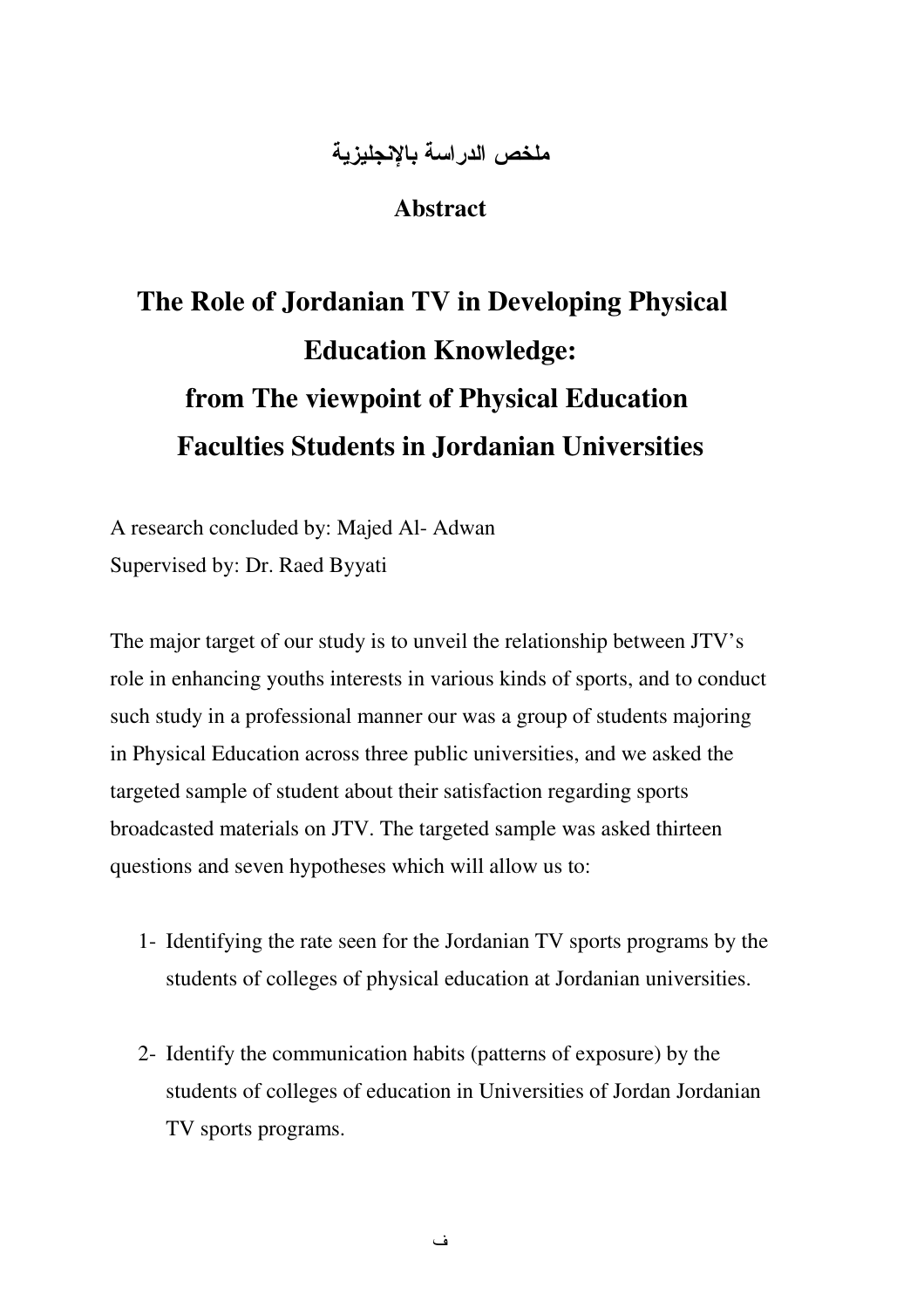# ملخص الدراسة بالإنجليزية

## Abstract

# The Role of Jordanian TV in Developing Physical Education Knowledge: from The viewpoint of Physical Education Faculties Students in Jordanian Universities

A research concluded by: Majed Al- Adwan
Supervised by: Dr. Raed Byyati

The major target of our study is to unveil the relationship between JTV's role in enhancing youths interests in various kinds of sports, and to conduct such study in a professional manner our was a group of students majoring in Physical Education across three public universities, and we asked the targeted sample of student about their satisfaction regarding sports broadcasted materials on JTV. The targeted sample was asked thirteen questions and seven hypotheses which will allow us to:

1- Identifying the rate seen for the Jordanian TV sports programs by the students of colleges of physical education at Jordanian universities.

2- Identify the communication habits (patterns of exposure) by the students of colleges of education in Universities of Jordan Jordanian TV sports programs.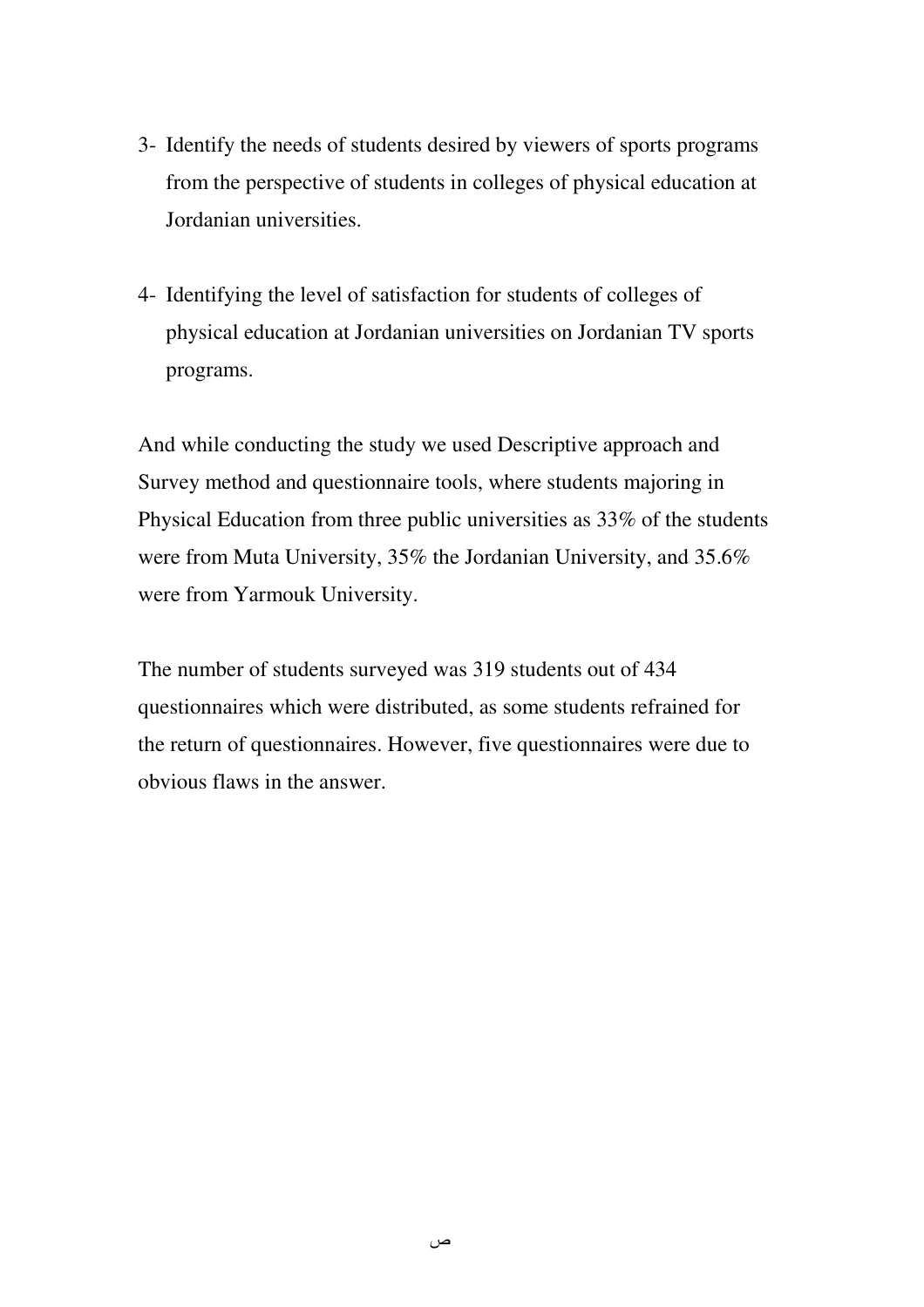3- Identify the needs of students desired by viewers of sports programs from the perspective of students in colleges of physical education at Jordanian universities.

4- Identifying the level of satisfaction for students of colleges of physical education at Jordanian universities on Jordanian TV sports programs.

And while conducting the study we used Descriptive approach and Survey method and questionnaire tools, where students majoring in Physical Education from three public universities as 33% of the students were from Muta University, 35% the Jordanian University, and 35.6% were from Yarmouk University.

The number of students surveyed was 319 students out of 434 questionnaires which were distributed, as some students refrained for the return of questionnaires. However, five questionnaires were due to obvious flaws in the answer.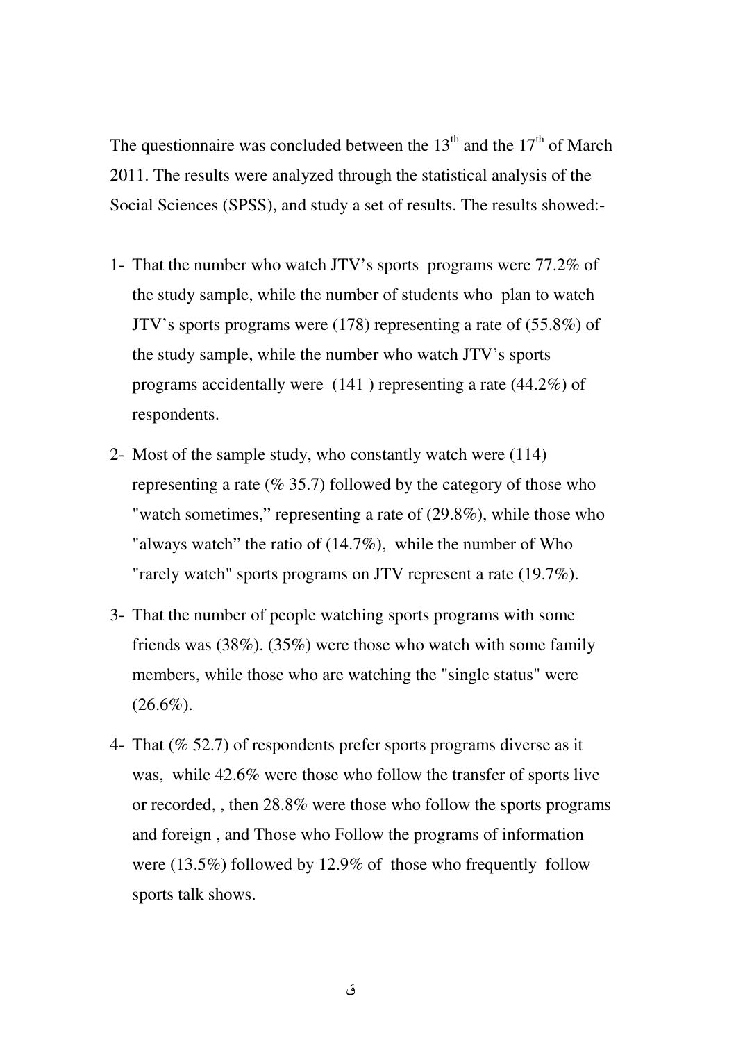The questionnaire was concluded between the 13th and the 17th of March 2011. The results were analyzed through the statistical analysis of the Social Sciences (SPSS), and study a set of results. The results showed:-

1- That the number who watch JTV's sports programs were 77.2% of the study sample, while the number of students who plan to watch JTV's sports programs were (178) representing a rate of (55.8%) of the study sample, while the number who watch JTV's sports programs accidentally were (141 ) representing a rate (44.2%) of respondents.

2- Most of the sample study, who constantly watch were (114) representing a rate (% 35.7) followed by the category of those who "watch sometimes," representing a rate of (29.8%), while those who "always watch" the ratio of (14.7%), while the number of Who "rarely watch" sports programs on JTV represent a rate (19.7%).

3- That the number of people watching sports programs with some friends was (38%). (35%) were those who watch with some family members, while those who are watching the "single status" were (26.6%).

4- That (% 52.7) of respondents prefer sports programs diverse as it was, while 42.6% were those who follow the transfer of sports live or recorded, , then 28.8% were those who follow the sports programs and foreign , and Those who Follow the programs of information were (13.5%) followed by 12.9% of those who frequently follow sports talk shows.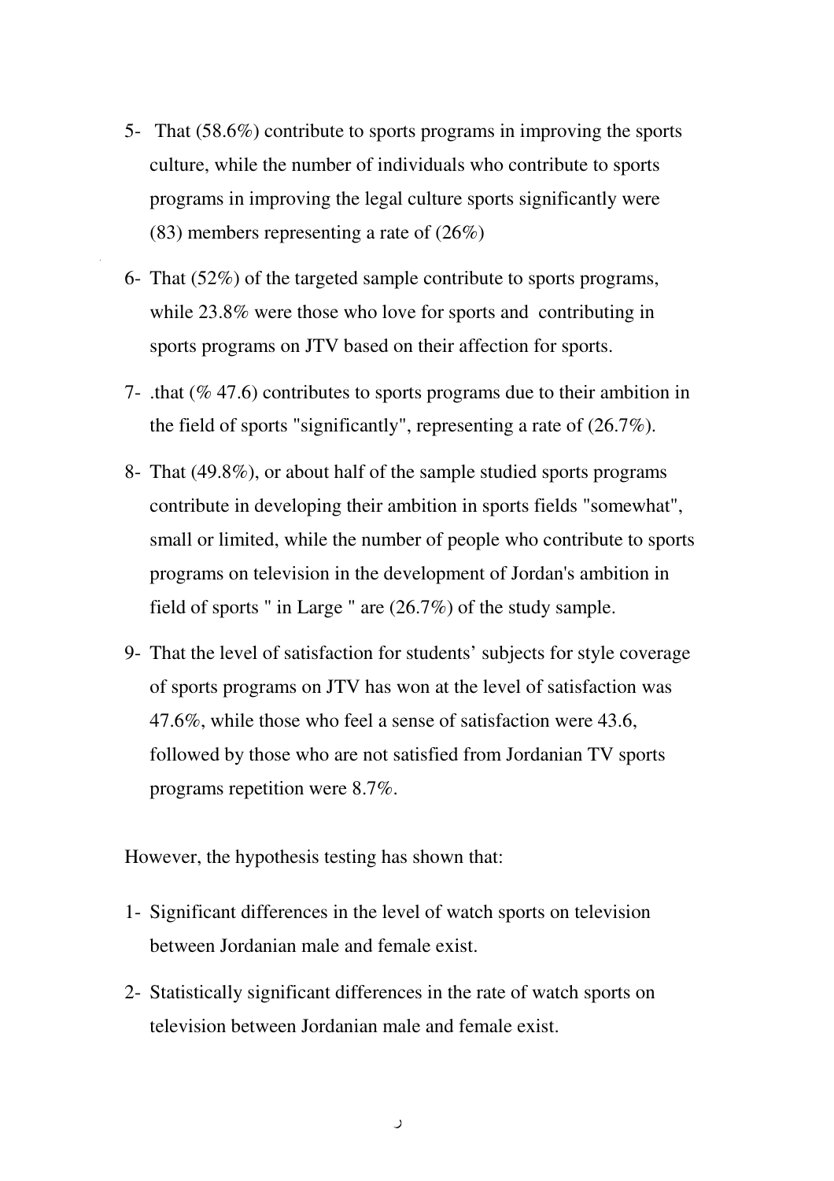5- That (58.6%) contribute to sports programs in improving the sports culture, while the number of individuals who contribute to sports programs in improving the legal culture sports significantly were (83) members representing a rate of (26%)

6- That (52%) of the targeted sample contribute to sports programs, while 23.8% were those who love for sports and contributing in sports programs on JTV based on their affection for sports.

7- .that (% 47.6) contributes to sports programs due to their ambition in the field of sports "significantly", representing a rate of (26.7%).

8- That (49.8%), or about half of the sample studied sports programs contribute in developing their ambition in sports fields "somewhat", small or limited, while the number of people who contribute to sports programs on television in the development of Jordan's ambition in field of sports " in Large " are (26.7%) of the study sample.

9- That the level of satisfaction for students' subjects for style coverage of sports programs on JTV has won at the level of satisfaction was 47.6%, while those who feel a sense of satisfaction were 43.6, followed by those who are not satisfied from Jordanian TV sports programs repetition were 8.7%.

However, the hypothesis testing has shown that:

1- Significant differences in the level of watch sports on television between Jordanian male and female exist.

2- Statistically significant differences in the rate of watch sports on television between Jordanian male and female exist.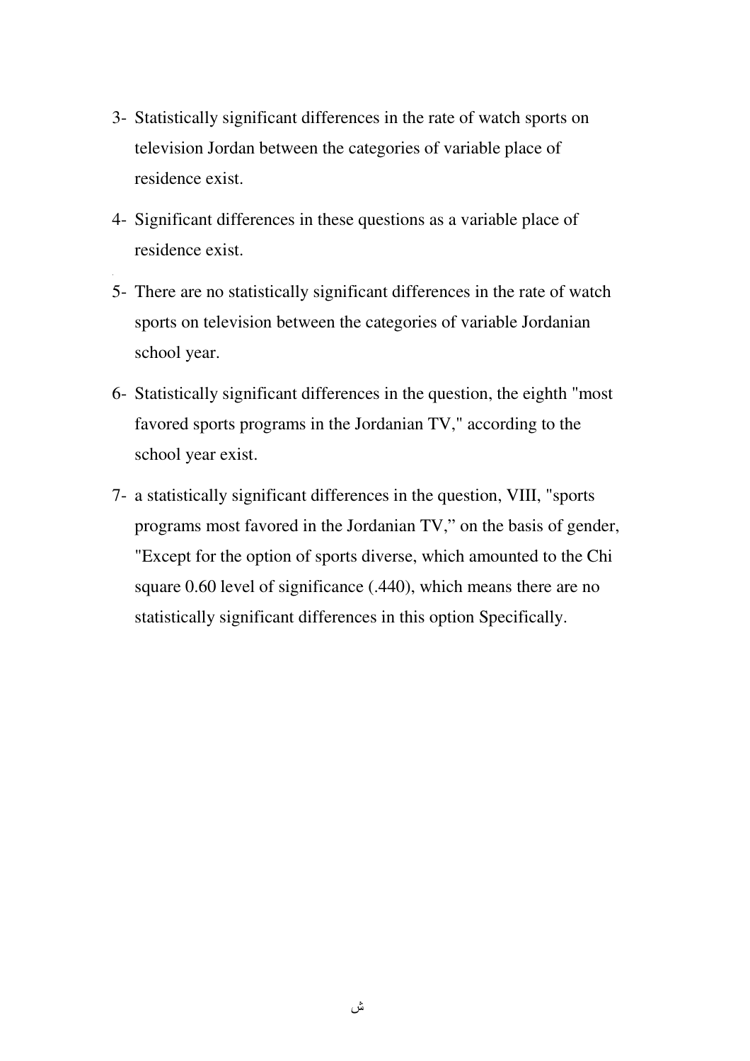3- Statistically significant differences in the rate of watch sports on television Jordan between the categories of variable place of residence exist.

4- Significant differences in these questions as a variable place of residence exist.

5- There are no statistically significant differences in the rate of watch sports on television between the categories of variable Jordanian school year.

6- Statistically significant differences in the question, the eighth "most favored sports programs in the Jordanian TV," according to the school year exist.

7- a statistically significant differences in the question, VIII, "sports programs most favored in the Jordanian TV," on the basis of gender, "Except for the option of sports diverse, which amounted to the Chi square 0.60 level of significance (.440), which means there are no statistically significant differences in this option Specifically.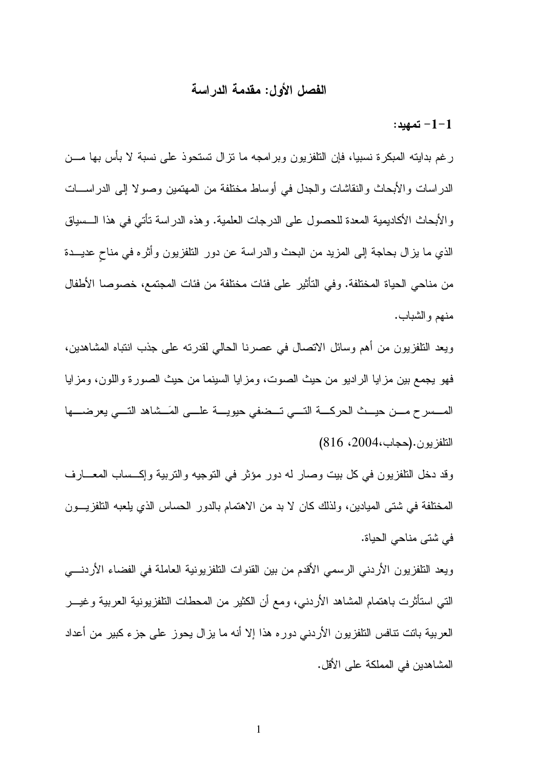# الفصل الأول: مقدمة الدراسة

## 1-1- تمهيد:

رغم بدايته المبكرة نسبيا، فإن التلفزيون وبرامجه ما تزال تستحوذ على نسبة لا بأس بها من الدراسات والأبحاث والنقاشات والجدل في أوساط مختلفة من المهتمين وصولا إلى الدراسات والأبحاث الأكاديمية المعدة للحصول على الدرجات العلمية. وهذه الدراسة تأتي في هذا السياق الذي ما يزال بحاجة إلى المزيد من البحث والدراسة عن دور التلفزيون وأثره في مناحٍ عديدة من مناحي الحياة المختلفة. وفي التأثير على فئات مختلفة من فئات المجتمع، خصوصا الأطفال منهم والشباب.

ويعد التلفزيون من أهم وسائل الاتصال في عصرنا الحالي لقدرته على جذب انتباه المشاهدين، فهو يجمع بين مزايا الراديو من حيث الصوت، ومزايا السينما من حيث الصورة واللون، ومزايا المسرح من حيث الحركة التي تضفي حيوية على المَشاهد التي يعرضها التلفزيون.(حجاب،2004، 816)

وقد دخل التلفزيون في كل بيت وصار له دور مؤثر في التوجيه والتربية وإكساب المعارف المختلفة في شتى الميادين، ولذلك كان لا بد من الاهتمام بالدور الحساس الذي يلعبه التلفزيون في شتى مناحي الحياة.

ويعد التلفزيون الأردني الرسمي الأقدم من بين القنوات التلفزيونية العاملة في الفضاء الأردني التي استأثرت باهتمام المشاهد الأردني، ومع أن الكثير من المحطات التلفزيونية العربية وغير العربية باتت تنافس التلفزيون الأردني دوره هذا إلا أنه ما يزال يحوز على جزء كبير من أعداد المشاهدين في المملكة على الأقل.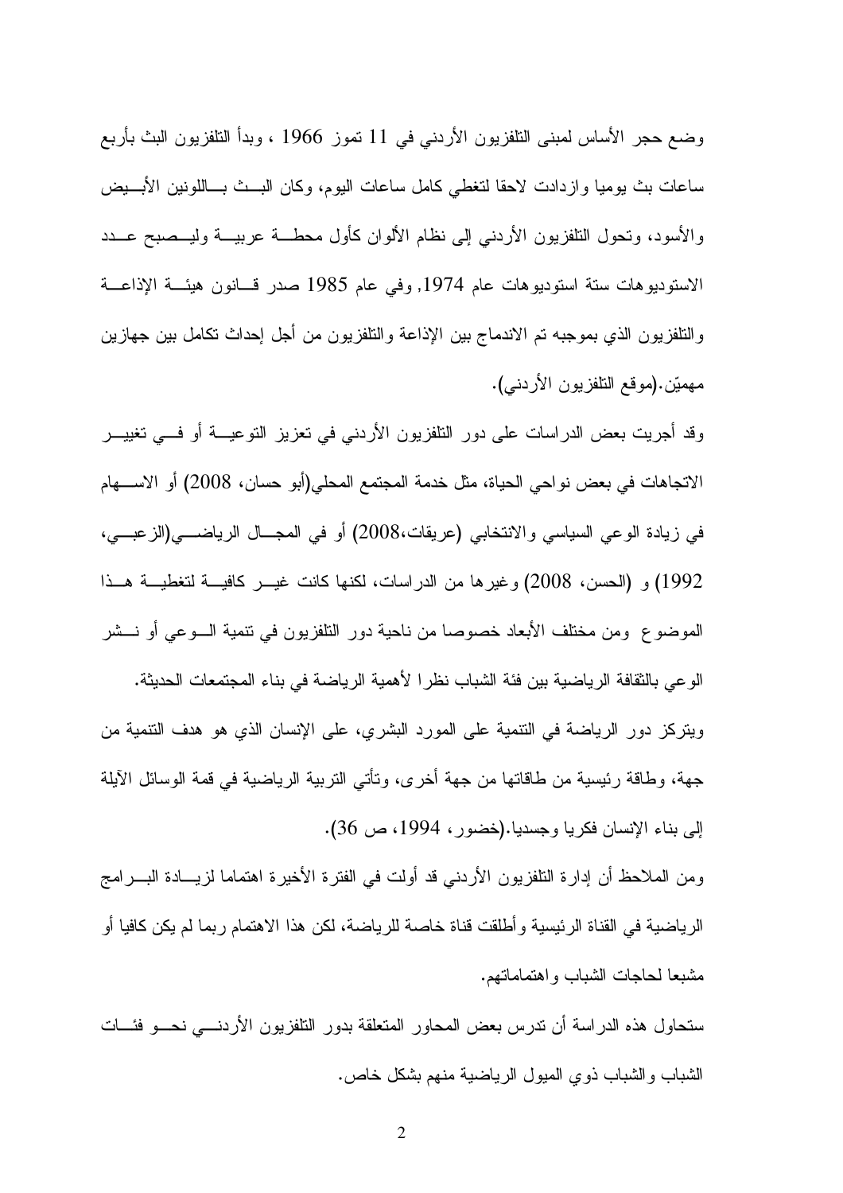وضع حجر الأساس لمبنى التلفزيون الأردني في 11 تموز 1966 ، وبدأ التلفزيون البث بأربع ساعات بث يوميا وازدادت لاحقا لتغطي كامل ساعات اليوم، وكان البث باللونين الأبيض والأسود، وتحول التلفزيون الأردني إلى نظام الألوان كأول محطة عربية وليصبح عدد الاستوديوهات ستة استوديوهات عام 1974, وفي عام 1985 صدر قانون هيئة الإذاعة والتلفزيون الذي بموجبه تم الاندماج بين الإذاعة والتلفزيون من أجل إحداث تكامل بين جهازين مهميّن.(موقع التلفزيون الأردني).

وقد أجريت بعض الدراسات على دور التلفزيون الأردني في تعزيز التوعية أو في تغيير الاتجاهات في بعض نواحي الحياة، مثل خدمة المجتمع المحلي(أبو حسان، 2008) أو الاسهام في زيادة الوعي السياسي والانتخابي (عريقات،2008) أو في المجال الرياضي(الزعبي، 1992) و (الحسن، 2008) وغيرها من الدراسات، لكنها كانت غير كافية لتغطية هذا الموضوع ومن مختلف الأبعاد خصوصا من ناحية دور التلفزيون في تنمية الوعي أو نشر الوعي بالثقافة الرياضية بين فئة الشباب نظرا لأهمية الرياضة في بناء المجتمعات الحديثة.

ويتركز دور الرياضة في التنمية على المورد البشري، على الإنسان الذي هو هدف التنمية من جهة، وطاقة رئيسية من طاقاتها من جهة أخرى، وتأتي التربية الرياضية في قمة الوسائل الآيلة إلى بناء الإنسان فكريا وجسديا.(خضور، 1994، ص 36).

ومن الملاحظ أن إدارة التلفزيون الأردني قد أولت في الفترة الأخيرة اهتماما لزيادة البرامج الرياضية في القناة الرئيسية وأطلقت قناة خاصة للرياضة، لكن هذا الاهتمام ربما لم يكن كافيا أو مشبعا لحاجات الشباب واهتماماتهم.

ستحاول هذه الدراسة أن تدرس بعض المحاور المتعلقة بدور التلفزيون الأردني نحو فئات الشباب والشباب ذوي الميول الرياضية منهم بشكل خاص.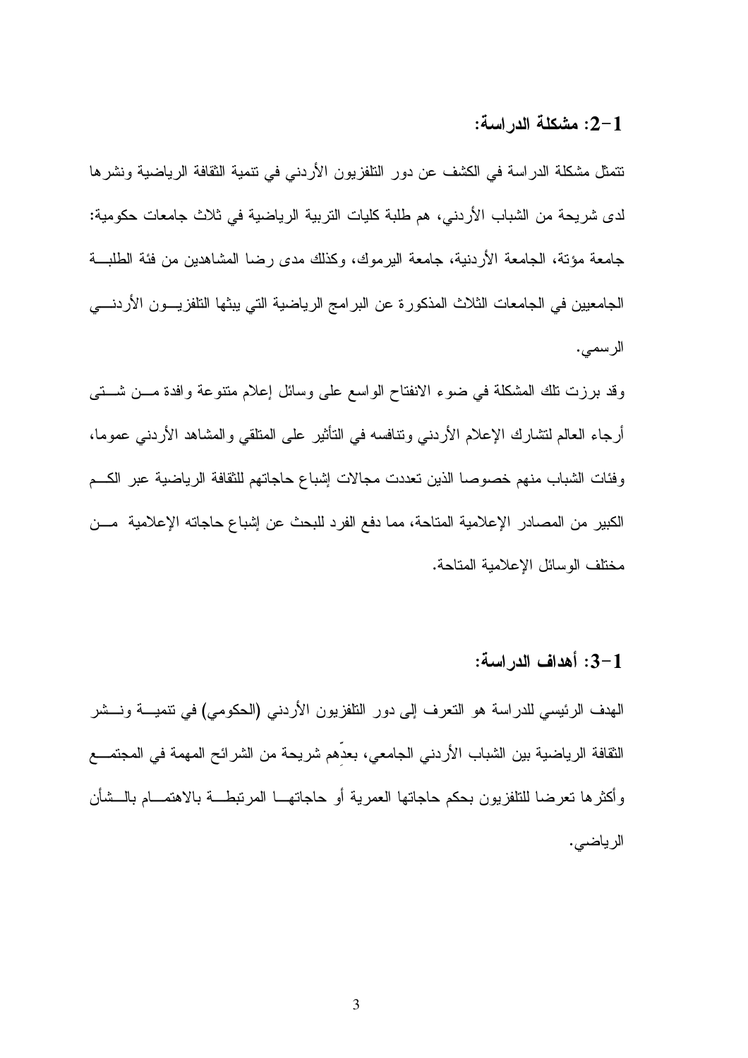### 1-2: مشكلة الدراسة:

تتمثل مشكلة الدراسة في الكشف عن دور التلفزيون الأردني في تنمية الثقافة الرياضية ونشرها لدى شريحة من الشباب الأردني، هم طلبة كليات التربية الرياضية في ثلاث جامعات حكومية: جامعة مؤتة، الجامعة الأردنية، جامعة اليرموك، وكذلك مدى رضا المشاهدين من فئة الطلبة الجامعيين في الجامعات الثلاث المذكورة عن البرامج الرياضية التي يبثها التلفزيون الأردني الرسمي.

وقد برزت تلك المشكلة في ضوء الانفتاح الواسع على وسائل إعلام متنوعة وافدة من شتى أرجاء العالم لتشارك الإعلام الأردني وتنافسه في التأثير على المتلقي والمشاهد الأردني عموما، وفئات الشباب منهم خصوصا الذين تعددت مجالات إشباع حاجاتهم للثقافة الرياضية عبر الكم الكبير من المصادر الإعلامية المتاحة، مما دفع الفرد للبحث عن إشباع حاجاته الإعلامية من مختلف الوسائل الإعلامية المتاحة.

### 1-3: أهداف الدراسة:

الهدف الرئيسي للدراسة هو التعرف إلى دور التلفزيون الأردني (الحكومي) في تنمية ونشر الثقافة الرياضية بين الشباب الأردني الجامعي، بعدِّهم شريحة من الشرائح المهمة في المجتمع وأكثرها تعرضا للتلفزيون بحكم حاجاتها العمرية أو حاجاتها المرتبطة بالاهتمام بالشأن الرياضي.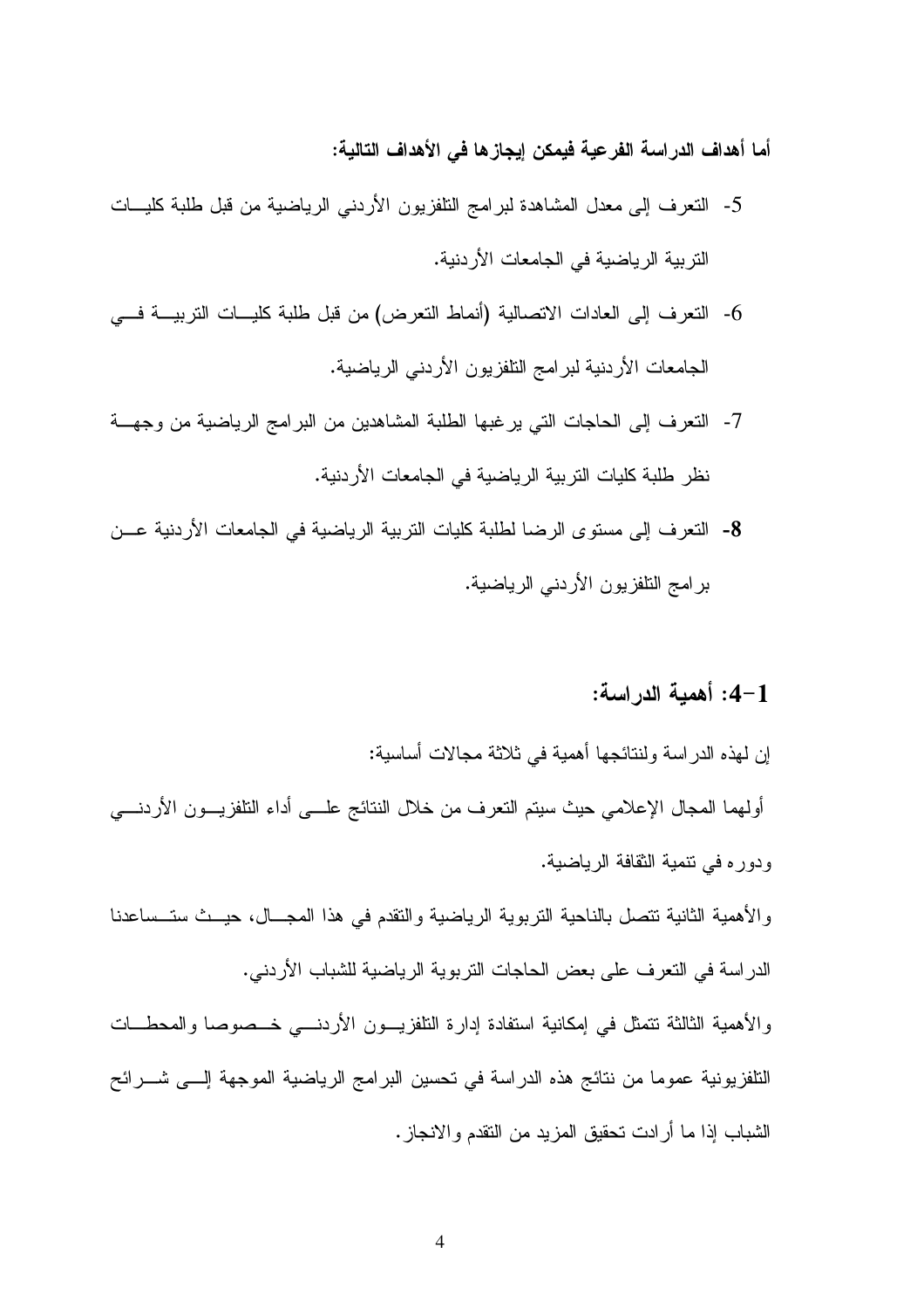**أما أهداف الدراسة الفرعية فيمكن إيجازها في الأهداف التالية:**

5- التعرف إلى معدل المشاهدة لبرامج التلفزيون الأردني الرياضية من قبل طلبة كليات التربية الرياضية في الجامعات الأردنية.

6- التعرف إلى العادات الاتصالية (أنماط التعرض) من قبل طلبة كليات التربية في الجامعات الأردنية لبرامج التلفزيون الأردني الرياضية.

7- التعرف إلى الحاجات التي يرغبها الطلبة المشاهدين من البرامج الرياضية من وجهة نظر طلبة كليات التربية الرياضية في الجامعات الأردنية.

**8-** التعرف إلى مستوى الرضا لطلبة كليات التربية الرياضية في الجامعات الأردنية عن برامج التلفزيون الأردني الرياضية.

## 1-4: أهمية الدراسة:

إن لهذه الدراسة ولنتائجها أهمية في ثلاثة مجالات أساسية:

أولهما المجال الإعلامي حيث سيتم التعرف من خلال النتائج على أداء التلفزيون الأردني ودوره في تنمية الثقافة الرياضية.

والأهمية الثانية تتصل بالناحية التربوية الرياضية والتقدم في هذا المجال، حيث ستساعدنا الدراسة في التعرف على بعض الحاجات التربوية الرياضية للشباب الأردني.

والأهمية الثالثة تتمثل في إمكانية استفادة إدارة التلفزيون الأردني خصوصا والمحطات التلفزيونية عموما من نتائج هذه الدراسة في تحسين البرامج الرياضية الموجهة إلى شرائح الشباب إذا ما أرادت تحقيق المزيد من التقدم والانجاز.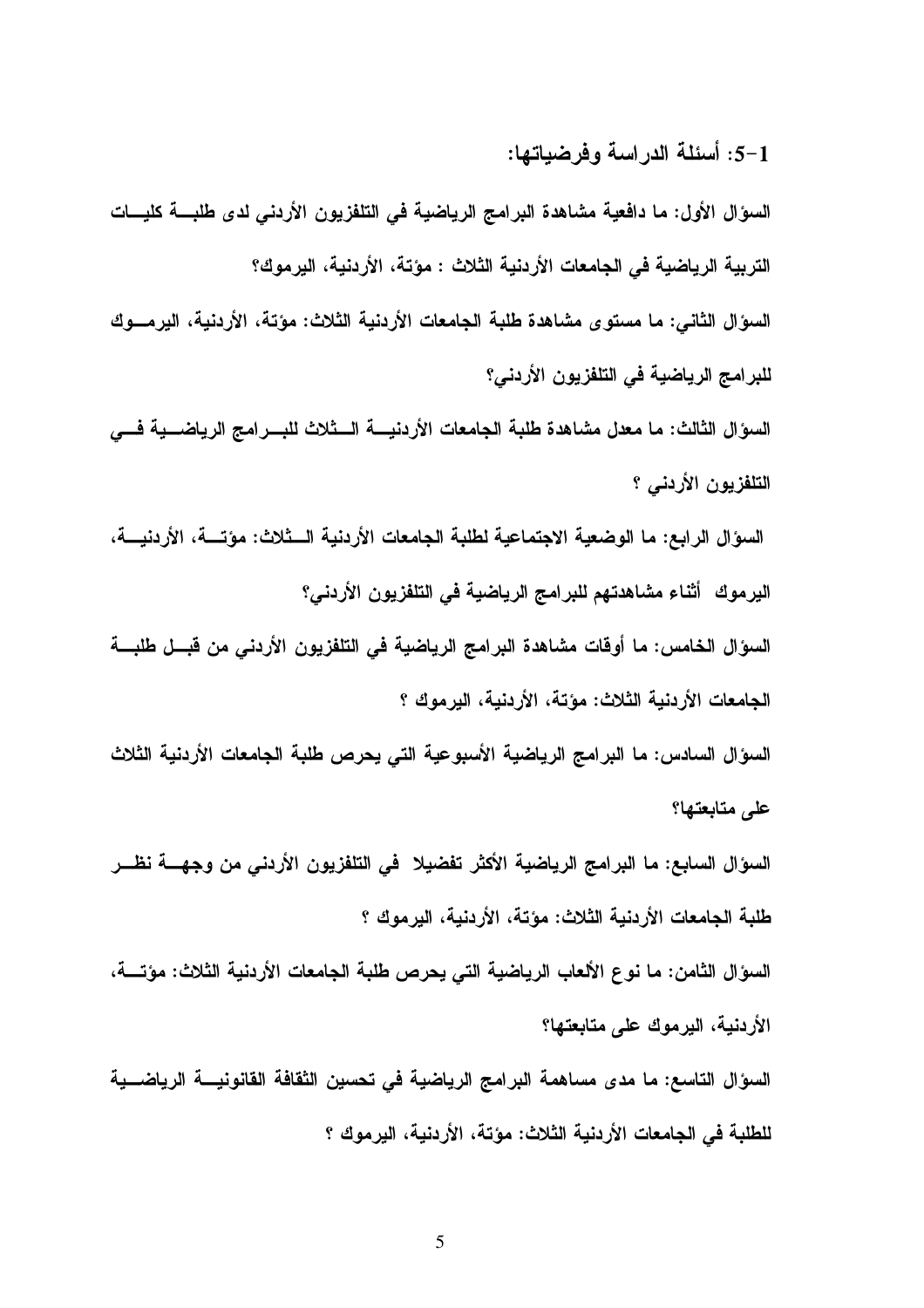### 1-5: أسئلة الدراسة وفرضياتها:

السؤال الأول: ما دافعية مشاهدة البرامج الرياضية في التلفزيون الأردني لدى طلبة كليات التربية الرياضية في الجامعات الأردنية الثلاث : مؤتة، الأردنية، اليرموك؟

السؤال الثاني: ما مستوى مشاهدة طلبة الجامعات الأردنية الثلاث: مؤتة، الأردنية، اليرموك للبرامج الرياضية في التلفزيون الأردني؟

السؤال الثالث: ما معدل مشاهدة طلبة الجامعات الأردنية الثلاث للبرامج الرياضية في التلفزيون الأردني ؟

السؤال الرابع: ما الوضعية الاجتماعية لطلبة الجامعات الأردنية الثلاث: مؤتة، الأردنية، اليرموك أثناء مشاهدتهم للبرامج الرياضية في التلفزيون الأردني؟

السؤال الخامس: ما أوقات مشاهدة البرامج الرياضية في التلفزيون الأردني من قبل طلبة الجامعات الأردنية الثلاث: مؤتة، الأردنية، اليرموك ؟

السؤال السادس: ما البرامج الرياضية الأسبوعية التي يحرص طلبة الجامعات الأردنية الثلاث على متابعتها؟

السؤال السابع: ما البرامج الرياضية الأكثر تفضيلا في التلفزيون الأردني من وجهة نظر طلبة الجامعات الأردنية الثلاث: مؤتة، الأردنية، اليرموك ؟

السؤال الثامن: ما نوع الألعاب الرياضية التي يحرص طلبة الجامعات الأردنية الثلاث: مؤتة، الأردنية، اليرموك على متابعتها؟

السؤال التاسع: ما مدى مساهمة البرامج الرياضية في تحسين الثقافة القانونية الرياضية للطلبة في الجامعات الأردنية الثلاث: مؤتة، الأردنية، اليرموك ؟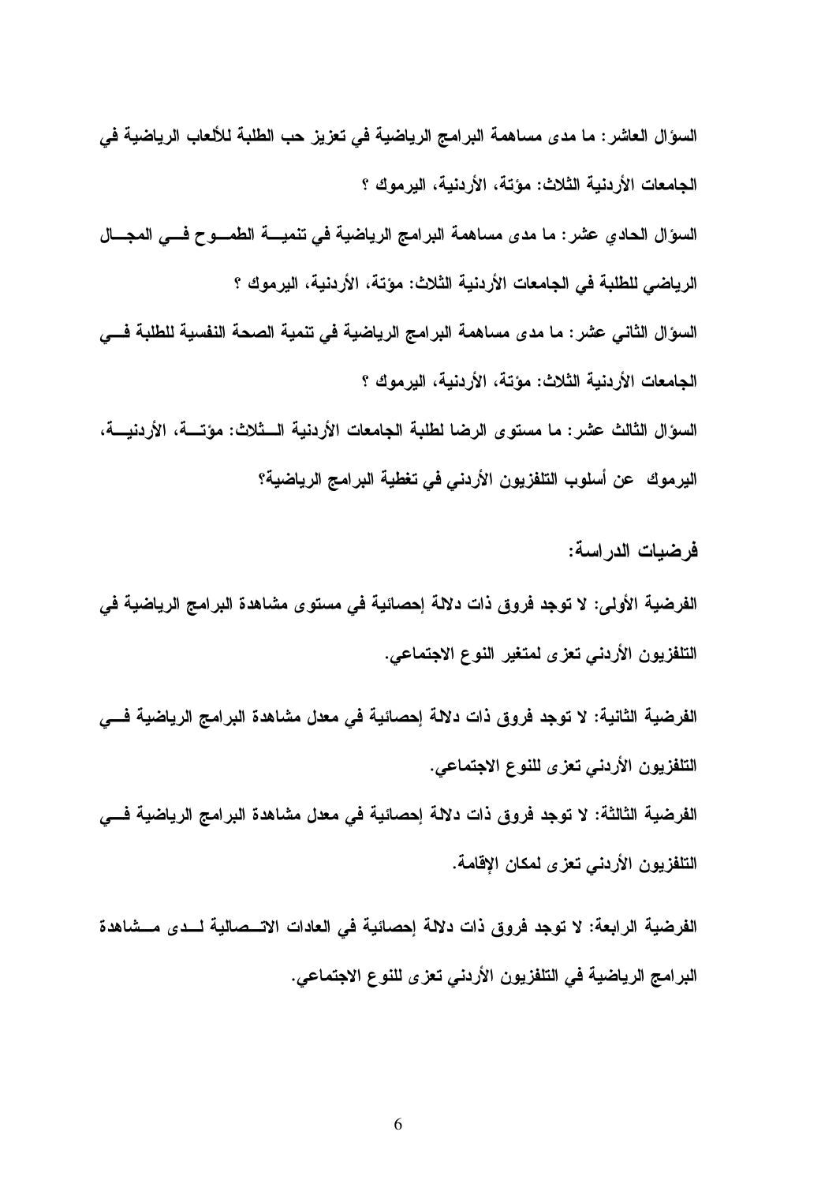**السؤال العاشر: ما مدى مساهمة البرامج الرياضية في تعزيز حب الطلبة للألعاب الرياضية في الجامعات الأردنية الثلاث: مؤتة، الأردنية، اليرموك ؟**

**السؤال الحادي عشر: ما مدى مساهمة البرامج الرياضية في تنمية الطموح في المجال الرياضي للطلبة في الجامعات الأردنية الثلاث: مؤتة، الأردنية، اليرموك ؟**

**السؤال الثاني عشر: ما مدى مساهمة البرامج الرياضية في تنمية الصحة النفسية للطلبة في الجامعات الأردنية الثلاث: مؤتة، الأردنية، اليرموك ؟**

**السؤال الثالث عشر: ما مستوى الرضا لطلبة الجامعات الأردنية الثلاث: مؤتة، الأردنية، اليرموك عن أسلوب التلفزيون الأردني في تغطية البرامج الرياضية؟**

**فرضيات الدراسة:**

**الفرضية الأولى: لا توجد فروق ذات دلالة إحصائية في مستوى مشاهدة البرامج الرياضية في التلفزيون الأردني تعزى لمتغير النوع الاجتماعي.**

**الفرضية الثانية: لا توجد فروق ذات دلالة إحصائية في معدل مشاهدة البرامج الرياضية في التلفزيون الأردني تعزى للنوع الاجتماعي.**

**الفرضية الثالثة: لا توجد فروق ذات دلالة إحصائية في معدل مشاهدة البرامج الرياضية في التلفزيون الأردني تعزى لمكان الإقامة.**

**الفرضية الرابعة: لا توجد فروق ذات دلالة إحصائية في العادات الاتصالية لدى مشاهدة البرامج الرياضية في التلفزيون الأردني تعزى للنوع الاجتماعي.**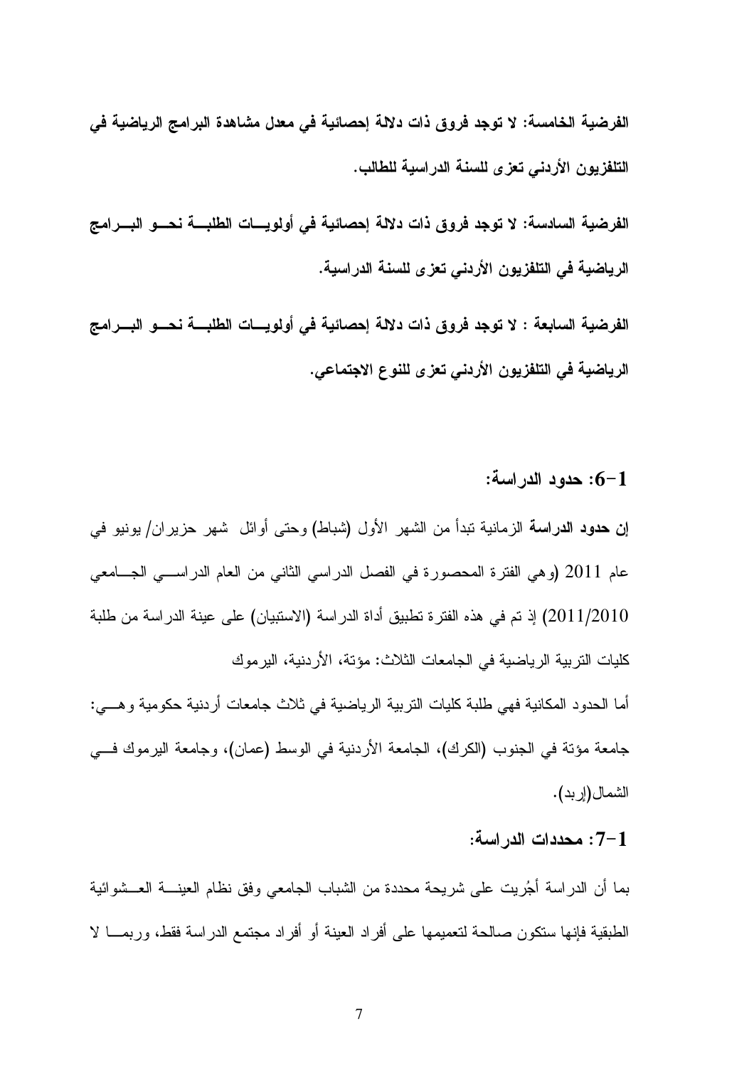**الفرضية الخامسة: لا توجد فروق ذات دلالة إحصائية في معدل مشاهدة البرامج الرياضية في التلفزيون الأردني تعزى للسنة الدراسية للطالب.**

**الفرضية السادسة: لا توجد فروق ذات دلالة إحصائية في أولويات الطلبة نحو البرامج الرياضية في التلفزيون الأردني تعزى للسنة الدراسية.**

**الفرضية السابعة : لا توجد فروق ذات دلالة إحصائية في أولويات الطلبة نحو البرامج الرياضية في التلفزيون الأردني تعزى للنوع الاجتماعي.**

### 1-6: حدود الدراسة:

**إن حدود الدراسة** الزمانية تبدأ من الشهر الأول (شباط) وحتى أوائل شهر حزيران/ يونيو في عام 2011 (وهي الفترة المحصورة في الفصل الدراسي الثاني من العام الدراسي الجامعي 2011/2010) إذ تم في هذه الفترة تطبيق أداة الدراسة (الاستبيان) على عينة الدراسة من طلبة كليات التربية الرياضية في الجامعات الثلاث: مؤتة، الأردنية، اليرموك

أما الحدود المكانية فهي طلبة كليات التربية الرياضية في ثلاث جامعات أردنية حكومية وهي: جامعة مؤتة في الجنوب (الكرك)، الجامعة الأردنية في الوسط (عمان)، وجامعة اليرموك في الشمال(إربد).

### 1-7: محددات الدراسة:

بما أن الدراسة أجُريت على شريحة محددة من الشباب الجامعي وفق نظام العينة العشوائية الطبقية فإنها ستكون صالحة لتعميمها على أفراد العينة أو أفراد مجتمع الدراسة فقط، وربما لا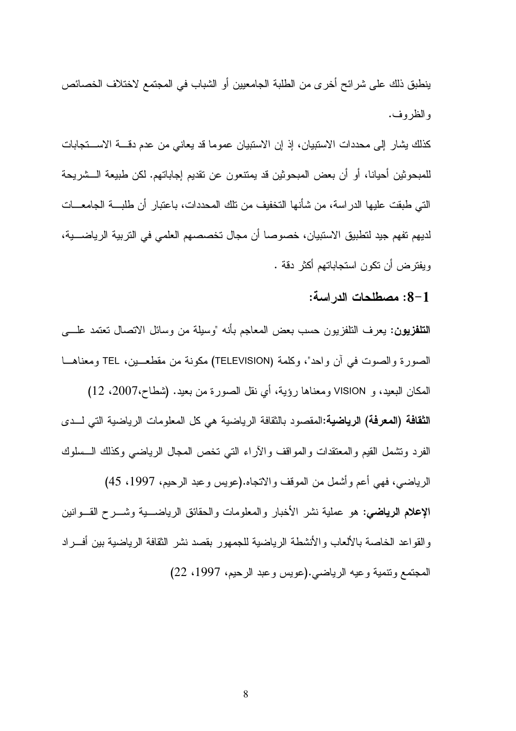ينطبق ذلك على شرائح أخرى من الطلبة الجامعيين أو الشباب في المجتمع لاختلاف الخصائص والظروف.

كذلك يشار إلى محددات الاستبيان، إذ إن الاستبيان عموما قد يعاني من عدم دقة الاستجابات للمبحوثين أحيانا، أو أن بعض المبحوثين قد يمتنعون عن تقديم إجاباتهم. لكن طبيعة الشريحة التي طبقت عليها الدراسة، من شأنها التخفيف من تلك المحددات، باعتبار أن طلبة الجامعات لديهم تفهم جيد لتطبيق الاستبيان، خصوصا أن مجال تخصصهم العلمي في التربية الرياضية، ويفترض أن تكون استجاباتهم أكثر دقة .

### 1-8: مصطلحات الدراسة:

**التلفزيون:** يعرف التلفزيون حسب بعض المعاجم بأنه "وسيلة من وسائل الاتصال تعتمد على الصورة والصوت في آن واحد"، وكلمة (TELEVISION) مكونة من مقطعين، TEL ومعناها المكان البعيد، و VISION ومعناها رؤية، أي نقل الصورة من بعيد. (شطاح،2007، 12)

**الثقافة (المعرفة) الرياضية:**المقصود بالثقافة الرياضية هي كل المعلومات الرياضية التي لدى الفرد وتشمل القيم والمعتقدات والمواقف والآراء التي تخص المجال الرياضي وكذلك السلوك الرياضي، فهي أعم وأشمل من الموقف والاتجاه.(عويس وعبد الرحيم، 1997، 45)

**الإعلام الرياضي:** هو عملية نشر الأخبار والمعلومات والحقائق الرياضية وشرح القوانين والقواعد الخاصة بالألعاب والأنشطة الرياضية للجمهور بقصد نشر الثقافة الرياضية بين أفراد المجتمع وتنمية وعيه الرياضي.(عويس وعبد الرحيم، 1997، 22)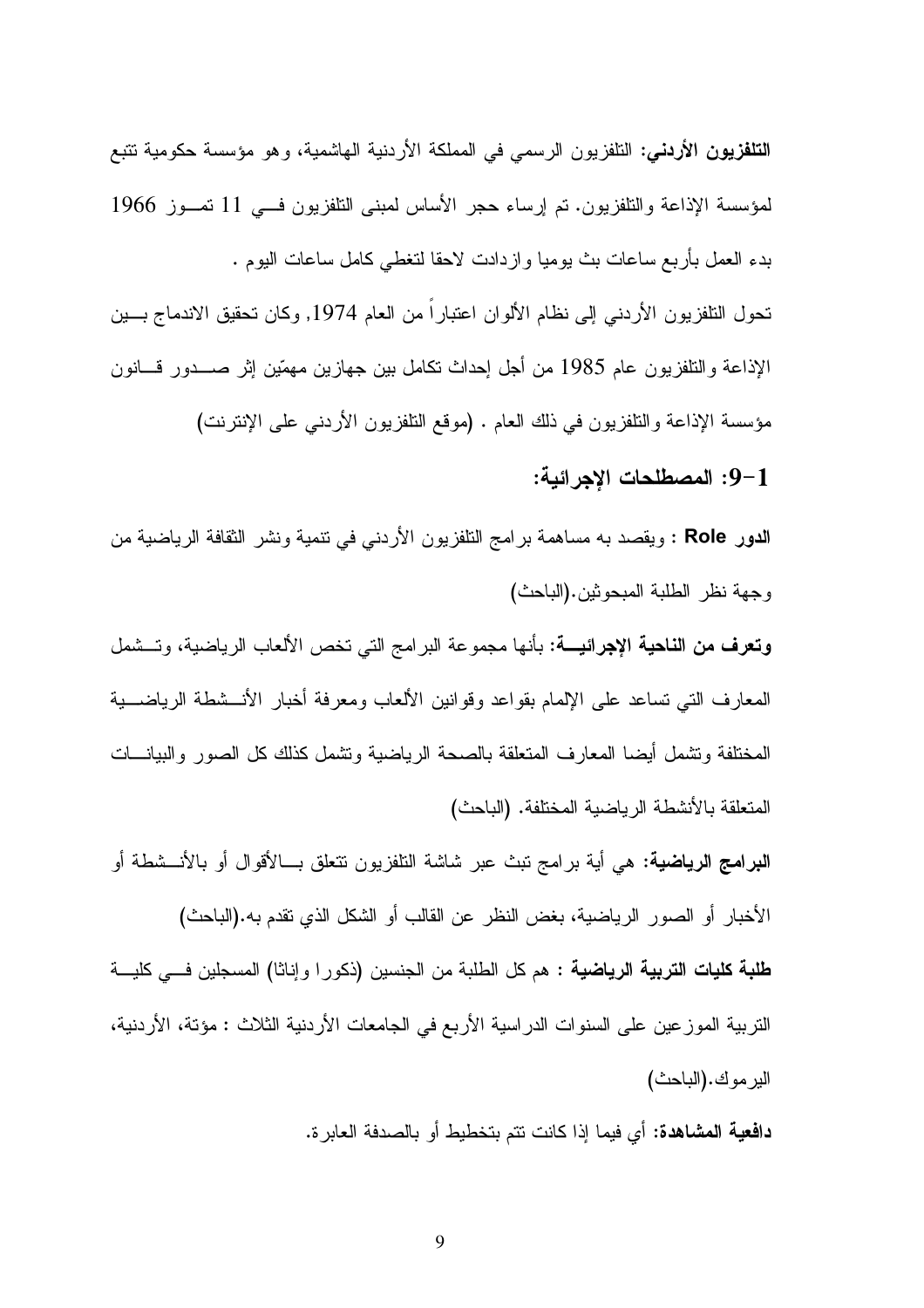**التلفزيون الأردني:** التلفزيون الرسمي في المملكة الأردنية الهاشمية، وهو مؤسسة حكومية تتبع لمؤسسة الإذاعة والتلفزيون. تم إرساء حجر الأساس لمبنى التلفزيون في 11 تموز 1966 بدء العمل بأربع ساعات بث يوميا وازدادت لاحقا لتغطي كامل ساعات اليوم .

تحول التلفزيون الأردني إلى نظام الألوان اعتباراً من العام 1974, وكان تحقيق الاندماج بين الإذاعة والتلفزيون عام 1985 من أجل إحداث تكامل بين جهازين مهمّين إثر صدور قانون مؤسسة الإذاعة والتلفزيون في ذلك العام . (موقع التلفزيون الأردني على الإنترنت)

## 1-9: المصطلحات الإجرائية:

**الدور Role** : ويقصد به مساهمة برامج التلفزيون الأردني في تنمية ونشر الثقافة الرياضية من وجهة نظر الطلبة المبحوثين.(الباحث)

**وتعرف من الناحية الإجرائية**: بأنها مجموعة البرامج التي تخص الألعاب الرياضية، وتشمل المعارف التي تساعد على الإلمام بقواعد وقوانين الألعاب ومعرفة أخبار الأنشطة الرياضية المختلفة وتشمل أيضا المعارف المتعلقة بالصحة الرياضية وتشمل كذلك كل الصور والبيانات المتعلقة بالأنشطة الرياضية المختلفة. (الباحث)

**البرامج الرياضية:** هي أية برامج تبث عبر شاشة التلفزيون تتعلق بالأقوال أو بالأنشطة أو الأخبار أو الصور الرياضية، بغض النظر عن القالب أو الشكل الذي تقدم به.(الباحث)

**طلبة كليات التربية الرياضية** : هم كل الطلبة من الجنسين (ذكورا وإناثا) المسجلين في كلية التربية الموزعين على السنوات الدراسية الأربع في الجامعات الأردنية الثلاث : مؤتة، الأردنية، اليرموك.(الباحث)

**دافعية المشاهدة:** أي فيما إذا كانت تتم بتخطيط أو بالصدفة العابرة.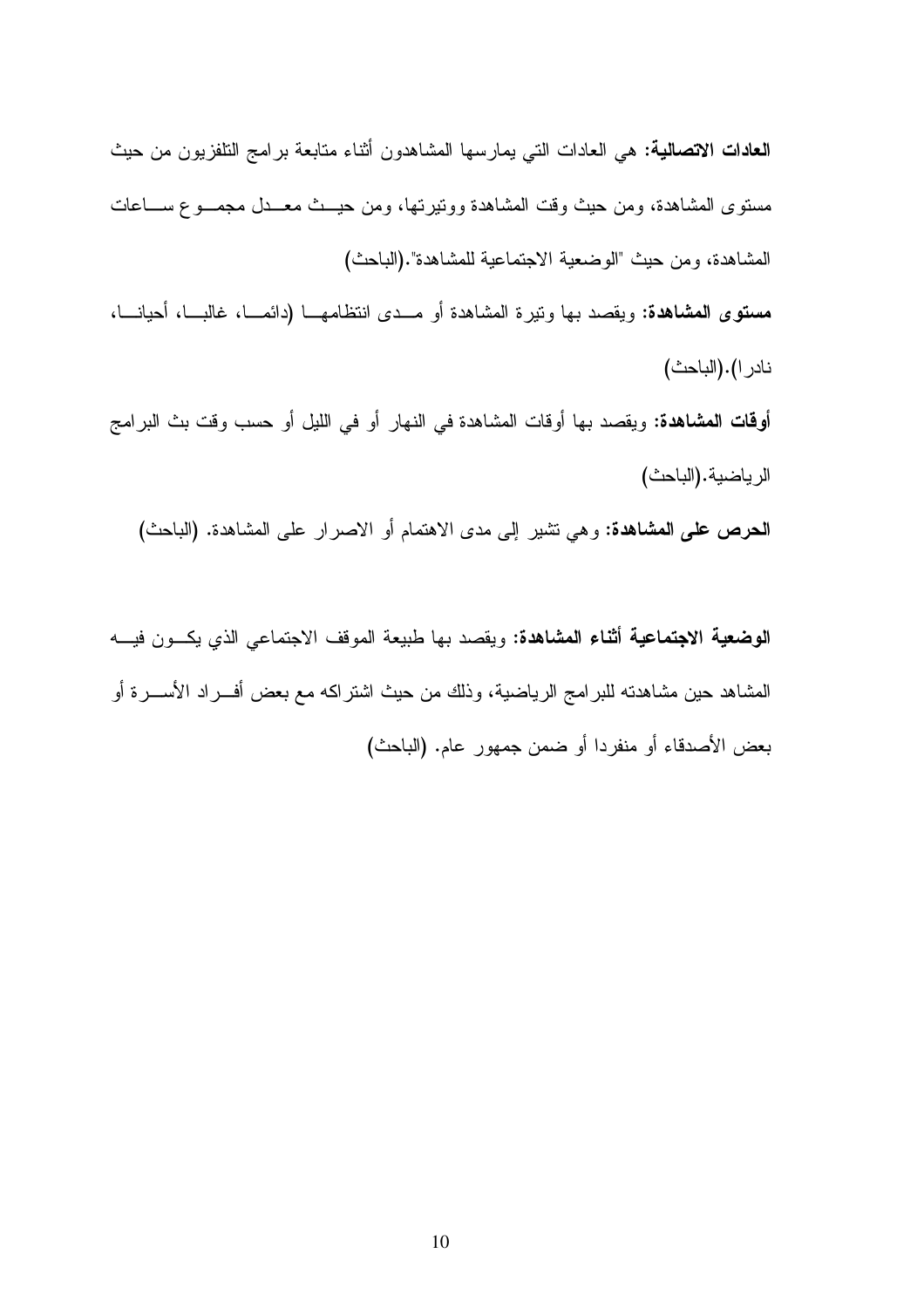**العادات الاتصالية:** هي العادات التي يمارسها المشاهدون أثناء متابعة برامج التلفزيون من حيث مستوى المشاهدة، ومن حيث وقت المشاهدة ووتيرتها، ومن حيث معدل مجموع ساعات المشاهدة، ومن حيث "الوضعية الاجتماعية للمشاهدة".(الباحث)

**مستوى المشاهدة:** ويقصد بها وتيرة المشاهدة أو مدى انتظامها (دائما، غالبا، أحيانا، نادرا).(الباحث)

**أوقات المشاهدة:** ويقصد بها أوقات المشاهدة في النهار أو في الليل أو حسب وقت بث البرامج الرياضية.(الباحث)

**الحرص على المشاهدة:** وهي تشير إلى مدى الاهتمام أو الاصرار على المشاهدة. (الباحث)

**الوضعية الاجتماعية أثناء المشاهدة:** ويقصد بها طبيعة الموقف الاجتماعي الذي يكون فيه المشاهد حين مشاهدته للبرامج الرياضية، وذلك من حيث اشتراكه مع بعض أفراد الأسرة أو بعض الأصدقاء أو منفردا أو ضمن جمهور عام. (الباحث)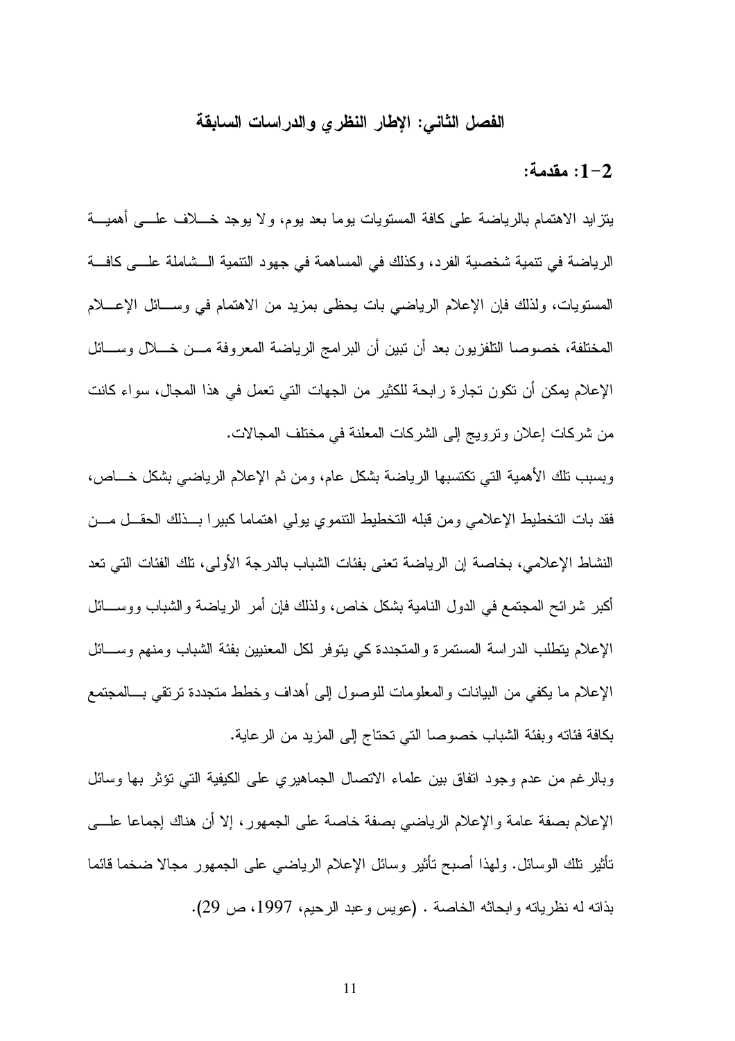## الفصل الثاني: الإطار النظري والدراسات السابقة

### 2-1: مقدمة:

يتزايد الاهتمام بالرياضة على كافة المستويات يوما بعد يوم، ولا يوجد خلاف على أهمية الرياضة في تنمية شخصية الفرد، وكذلك في المساهمة في جهود التنمية الشاملة على كافة المستويات، ولذلك فإن الإعلام الرياضي بات يحظى بمزيد من الاهتمام في وسائل الإعلام المختلفة، خصوصا التلفزيون بعد أن تبين أن البرامج الرياضة المعروفة من خلال وسائل الإعلام يمكن أن تكون تجارة رابحة للكثير من الجهات التي تعمل في هذا المجال، سواء كانت من شركات إعلان وترويج إلى الشركات المعلنة في مختلف المجالات.

وبسبب تلك الأهمية التي تكتسبها الرياضة بشكل عام، ومن ثم الإعلام الرياضي بشكل خاص، فقد بات التخطيط الإعلامي ومن قبله التخطيط التنموي يولي اهتماما كبيرا بذلك الحقل من النشاط الإعلامي، بخاصة إن الرياضة تعنى بفئات الشباب بالدرجة الأولى، تلك الفئات التي تعد أكبر شرائح المجتمع في الدول النامية بشكل خاص، ولذلك فإن أمر الرياضة والشباب ووسائل الإعلام يتطلب الدراسة المستمرة والمتجددة كي يتوفر لكل المعنيين بفئة الشباب ومنهم وسائل الإعلام ما يكفي من البيانات والمعلومات للوصول إلى أهداف وخطط متجددة ترتقي بالمجتمع بكافة فئاته وبفئة الشباب خصوصا التي تحتاج إلى المزيد من الرعاية.

وبالرغم من عدم وجود اتفاق بين علماء الاتصال الجماهيري على الكيفية التي تؤثر بها وسائل الإعلام بصفة عامة والإعلام الرياضي بصفة خاصة على الجمهور، إلا أن هناك إجماعا على تأثير تلك الوسائل. ولهذا أصبح تأثير وسائل الإعلام الرياضي على الجمهور مجالا ضخما قائما بذاته له نظرياته وابحاثه الخاصة . (عويس وعبد الرحيم، 1997، ص 29).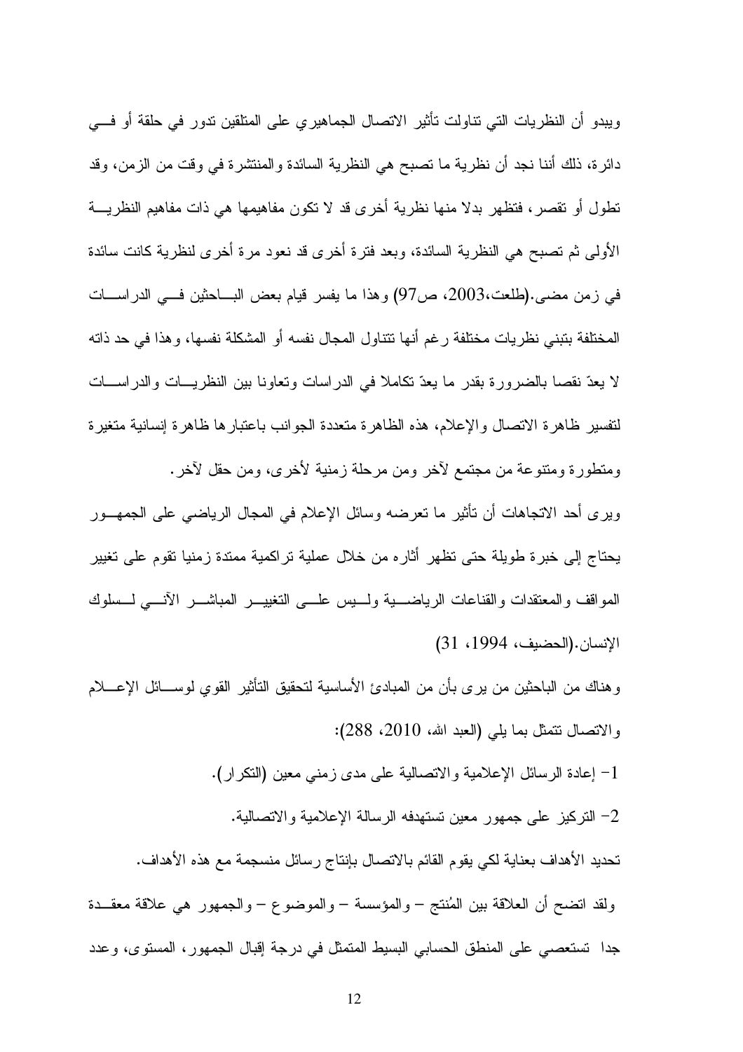ويبدو أن النظريات التي تناولت تأثير الاتصال الجماهيري على المتلقين تدور في حلقة أو في دائرة، ذلك أننا نجد أن نظرية ما تصبح هي النظرية السائدة والمنتشرة في وقت من الزمن، وقد تطول أو تقصر، فتظهر بدلا منها نظرية أخرى قد لا تكون مفاهيمها هي ذات مفاهيم النظرية الأولى ثم تصبح هي النظرية السائدة، وبعد فترة أخرى قد نعود مرة أخرى لنظرية كانت سائدة في زمن مضى.(طلعت،2003، ص97) وهذا ما يفسر قيام بعض الباحثين في الدراسات المختلفة بتبني نظريات مختلفة رغم أنها تتناول المجال نفسه أو المشكلة نفسها، وهذا في حد ذاته لا يعدّ نقصا بالضرورة بقدر ما يعدّ تكاملا في الدراسات وتعاونا بين النظريات والدراسات لتفسير ظاهرة الاتصال والإعلام، هذه الظاهرة متعددة الجوانب باعتبارها ظاهرة إنسانية متغيرة ومتطورة ومتنوعة من مجتمع لآخر ومن مرحلة زمنية لأخرى، ومن حقل لآخر.

ويرى أحد الاتجاهات أن تأثير ما تعرضه وسائل الإعلام في المجال الرياضي على الجمهور يحتاج إلى خبرة طويلة حتى تظهر آثاره من خلال عملية تراكمية ممتدة زمنيا تقوم على تغيير المواقف والمعتقدات والقناعات الرياضية وليس على التغيير المباشر الآني لسلوك الإنسان.(الحضيف، 1994، 31)

وهناك من الباحثين من يرى بأن من المبادئ الأساسية لتحقيق التأثير القوي لوسائل الإعلام والاتصال تتمثل بما يلي (العبد الله، 2010، 288):

1- إعادة الرسائل الإعلامية والاتصالية على مدى زمني معين (التكرار).

2- التركيز على جمهور معين تستهدفه الرسالة الإعلامية والاتصالية.

تحديد الأهداف بعناية لكي يقوم القائم بالاتصال بإنتاج رسائل منسجمة مع هذه الأهداف.

ولقد اتضح أن العلاقة بين المُنتج – والمؤسسة – والموضوع – والجمهور هي علاقة معقدة جدا تستعصي على المنطق الحسابي البسيط المتمثل في درجة إقبال الجمهور، المستوى، وعدد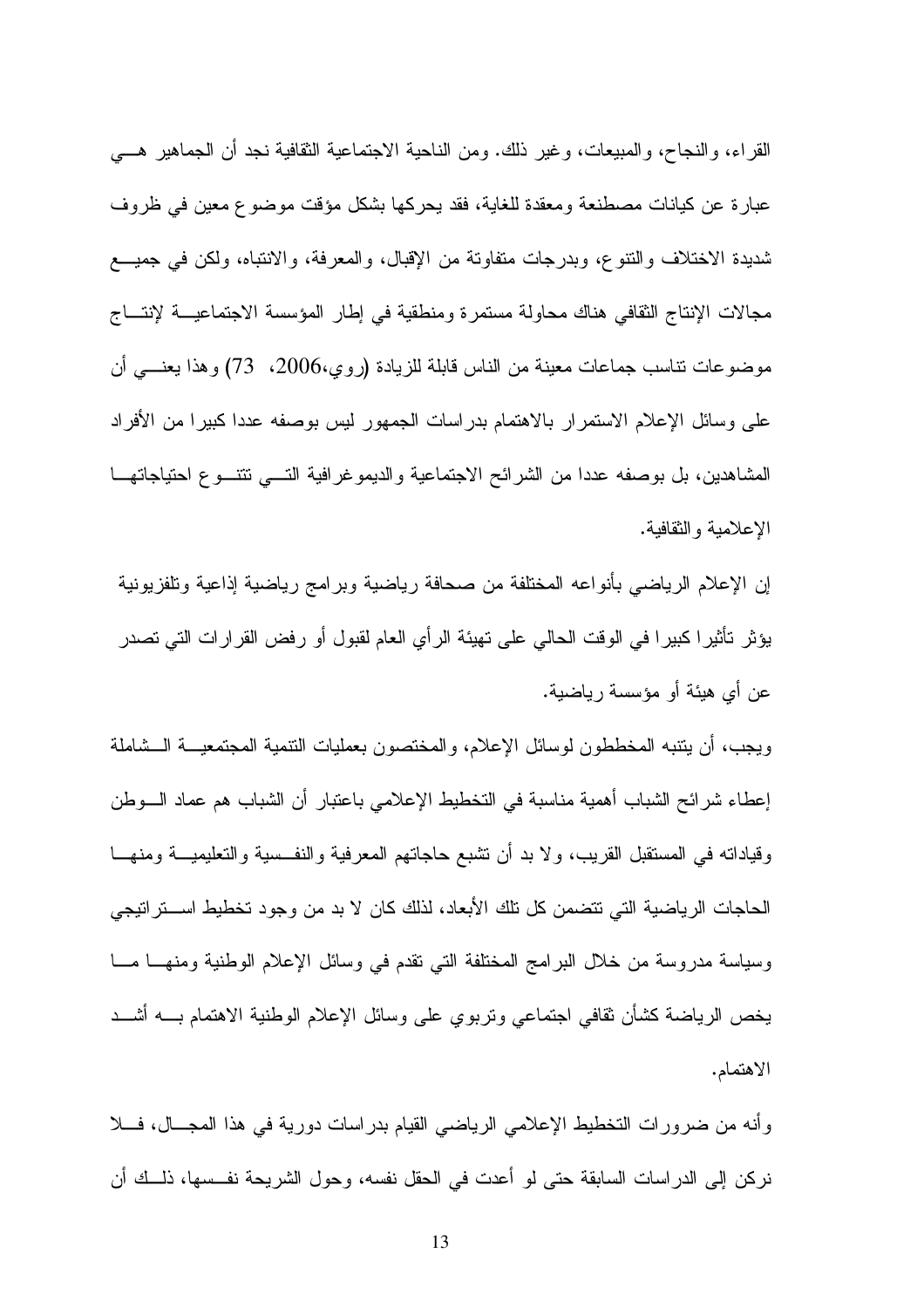القراء، والنجاح، والمبيعات، وغير ذلك. ومن الناحية الاجتماعية الثقافية نجد أن الجماهير هي عبارة عن كيانات مصطنعة ومعقدة للغاية، فقد يحركها بشكل مؤقت موضوع معين في ظروف شديدة الاختلاف والتنوع، وبدرجات متفاوتة من الإقبال، والمعرفة، والانتباه، ولكن في جميع مجالات الإنتاج الثقافي هناك محاولة مستمرة ومنطقية في إطار المؤسسة الاجتماعية لإنتاج موضوعات تناسب جماعات معينة من الناس قابلة للزيادة (روي،2006، 73) وهذا يعني أن على وسائل الإعلام الاستمرار بالاهتمام بدراسات الجمهور ليس بوصفه عددا كبيرا من الأفراد المشاهدين، بل بوصفه عددا من الشرائح الاجتماعية والديموغرافية التي تتنوع احتياجاتها الإعلامية والثقافية.

إن الإعلام الرياضي بأنواعه المختلفة من صحافة رياضية وبرامج رياضية إذاعية وتلفزيونية يؤثر تأثيرا كبيرا في الوقت الحالي على تهيئة الرأي العام لقبول أو رفض القرارات التي تصدر عن أي هيئة أو مؤسسة رياضية.

ويجب، أن يتنبه المخططون لوسائل الإعلام، والمختصون بعمليات التنمية المجتمعية الشاملة إعطاء شرائح الشباب أهمية مناسبة في التخطيط الإعلامي باعتبار أن الشباب هم عماد الوطن وقياداته في المستقبل القريب، ولا بد أن تشبع حاجاتهم المعرفية والنفسية والتعليمية ومنها الحاجات الرياضية التي تتضمن كل تلك الأبعاد، لذلك كان لا بد من وجود تخطيط استراتيجي وسياسة مدروسة من خلال البرامج المختلفة التي تقدم في وسائل الإعلام الوطنية ومنها ما يخص الرياضة كشأن ثقافي اجتماعي وتربوي على وسائل الإعلام الوطنية الاهتمام به أشد الاهتمام.

وأنه من ضرورات التخطيط الإعلامي الرياضي القيام بدراسات دورية في هذا المجال، فلا نركن إلى الدراسات السابقة حتى لو أعدت في الحقل نفسه، وحول الشريحة نفسها، ذلك أن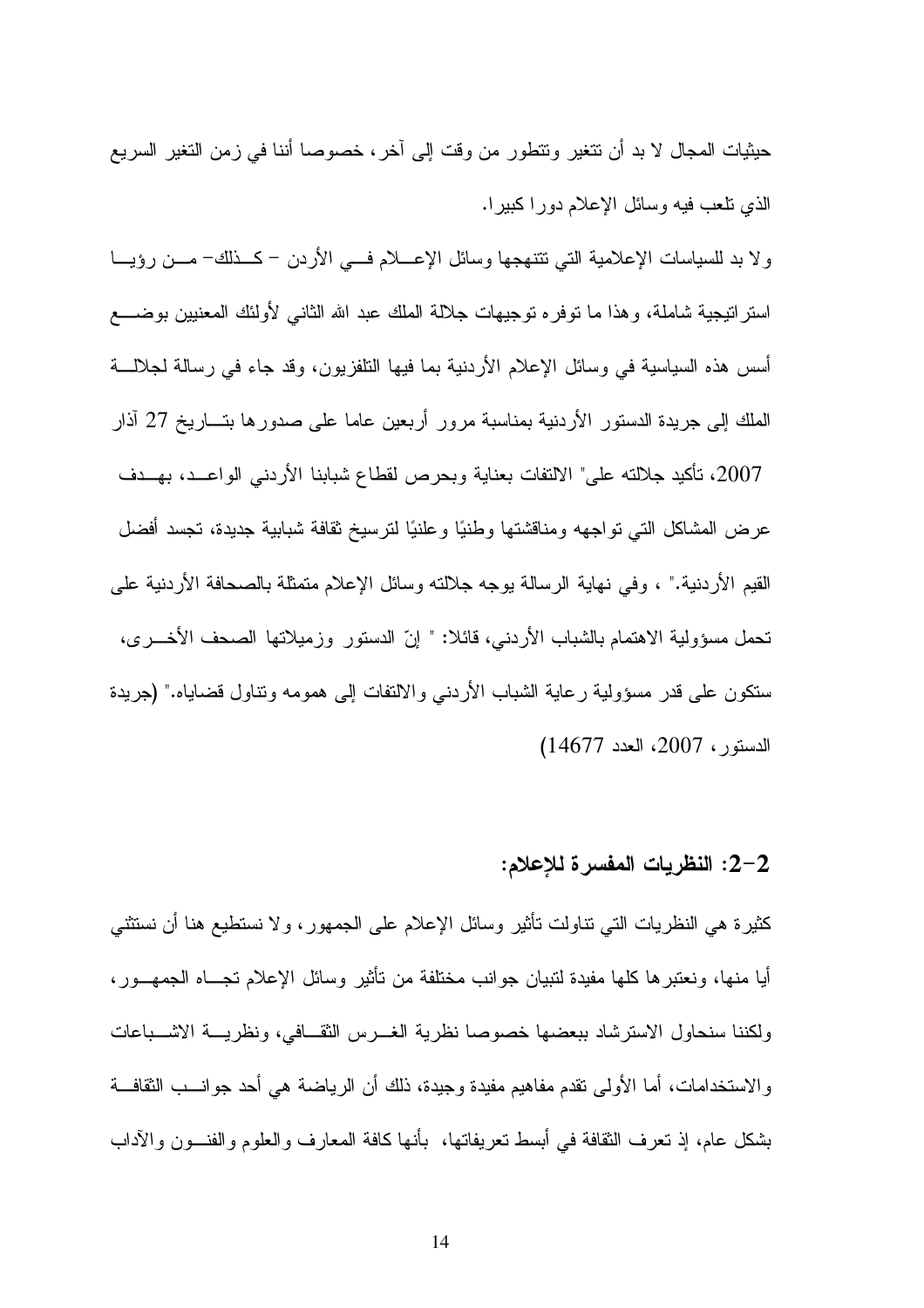حيثيات المجال لا بد أن تتغير وتتطور من وقت إلى آخر، خصوصا أننا في زمن التغير السريع الذي تلعب فيه وسائل الإعلام دورا كبيرا.

ولا بد للسياسات الإعلامية التي تنتهجها وسائل الإعلام في الأردن - كذلك- من رؤيا استراتيجية شاملة، وهذا ما توفره توجيهات جلالة الملك عبد الله الثاني لأولئك المعنيين بوضع أسس هذه السياسية في وسائل الإعلام الأردنية بما فيها التلفزيون، وقد جاء في رسالة لجلالة الملك إلى جريدة الدستور الأردنية بمناسبة مرور أربعين عاما على صدورها بتاريخ 27 آذار 2007، تأكيد جلالته على" الالتفات بعناية وبحرص لقطاع شبابنا الأردني الواعد، بهدف عرض المشاكل التي تواجهه ومناقشتها وطنيًا وعلنيًا لترسيخ ثقافة شبابية جديدة، تجسد أفضل القيم الأردنية." ، وفي نهاية الرسالة يوجه جلالته وسائل الإعلام متمثلة بالصحافة الأردنية على تحمل مسؤولية الاهتمام بالشباب الأردني، قائلا: " إنّ الدستور وزميلاتها الصحف الأخرى، ستكون على قدر مسؤولية رعاية الشباب الأردني والالتفات إلى همومه وتناول قضاياه." (جريدة الدستور، 2007، العدد 14677)

## 2-2: النظريات المفسرة للإعلام:

كثيرة هي النظريات التي تناولت تأثير وسائل الإعلام على الجمهور، ولا نستطيع هنا أن نستثني أيا منها، ونعتبرها كلها مفيدة لتبيان جوانب مختلفة من تأثير وسائل الإعلام تجاه الجمهور، ولكننا سنحاول الاسترشاد ببعضها خصوصا نظرية الغرس الثقافي، ونظرية الاشباعات والاستخدامات، أما الأولى تقدم مفاهيم مفيدة وجيدة، ذلك أن الرياضة هي أحد جوانب الثقافة بشكل عام، إذ تعرف الثقافة في أبسط تعريفاتها، بأنها كافة المعارف والعلوم والفنون والآداب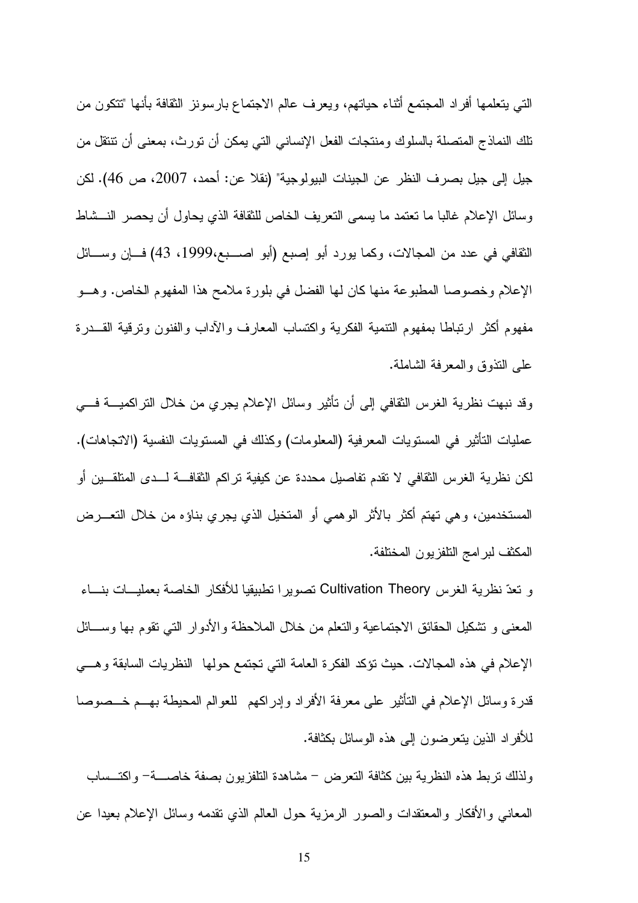التي يتعلمها أفراد المجتمع أثناء حياتهم، ويعرف عالم الاجتماع بارسونز الثقافة بأنها "تتكون من تلك النماذج المتصلة بالسلوك ومنتجات الفعل الإنساني التي يمكن أن تورث، بمعنى أن تنتقل من جيل إلى جيل بصرف النظر عن الجينات البيولوجية" (نقلا عن: أحمد، 2007، ص 46). لكن وسائل الإعلام غالبا ما تعتمد ما يسمى التعريف الخاص للثقافة الذي يحاول أن يحصر النشاط الثقافي في عدد من المجالات، وكما يورد أبو إصبع (أبو اصبع،1999، 43) فإن وسائل الإعلام وخصوصا المطبوعة منها كان لها الفضل في بلورة ملامح هذا المفهوم الخاص. وهو مفهوم أكثر ارتباطا بمفهوم التنمية الفكرية واكتساب المعارف والآداب والفنون وترقية القدرة على التذوق والمعرفة الشاملة.

وقد نبهت نظرية الغرس الثقافي إلى أن تأثير وسائل الإعلام يجري من خلال التراكمية في عمليات التأثير في المستويات المعرفية (المعلومات) وكذلك في المستويات النفسية (الاتجاهات). لكن نظرية الغرس الثقافي لا تقدم تفاصيل محددة عن كيفية تراكم الثقافة لدى المتلقين أو المستخدمين، وهي تهتم أكثر بالأثر الوهمي أو المتخيل الذي يجري بناؤه من خلال التعرض المكثف لبرامج التلفزيون المختلفة.

و تعدّ نظرية الغرس Cultivation Theory تصويرا تطبيقيا للأفكار الخاصة بعمليات بناء المعنى و تشكيل الحقائق الاجتماعية والتعلم من خلال الملاحظة والأدوار التي تقوم بها وسائل الإعلام في هذه المجالات. حيث تؤكد الفكرة العامة التي تجتمع حولها النظريات السابقة وهي قدرة وسائل الإعلام في التأثير على معرفة الأفراد وإدراكهم للعوالم المحيطة بهم خصوصا للأفراد الذين يتعرضون إلى هذه الوسائل بكثافة.

ولذلك تربط هذه النظرية بين كثافة التعرض – مشاهدة التلفزيون بصفة خاصة– واكتساب المعاني والأفكار والمعتقدات والصور الرمزية حول العالم الذي تقدمه وسائل الإعلام بعيدا عن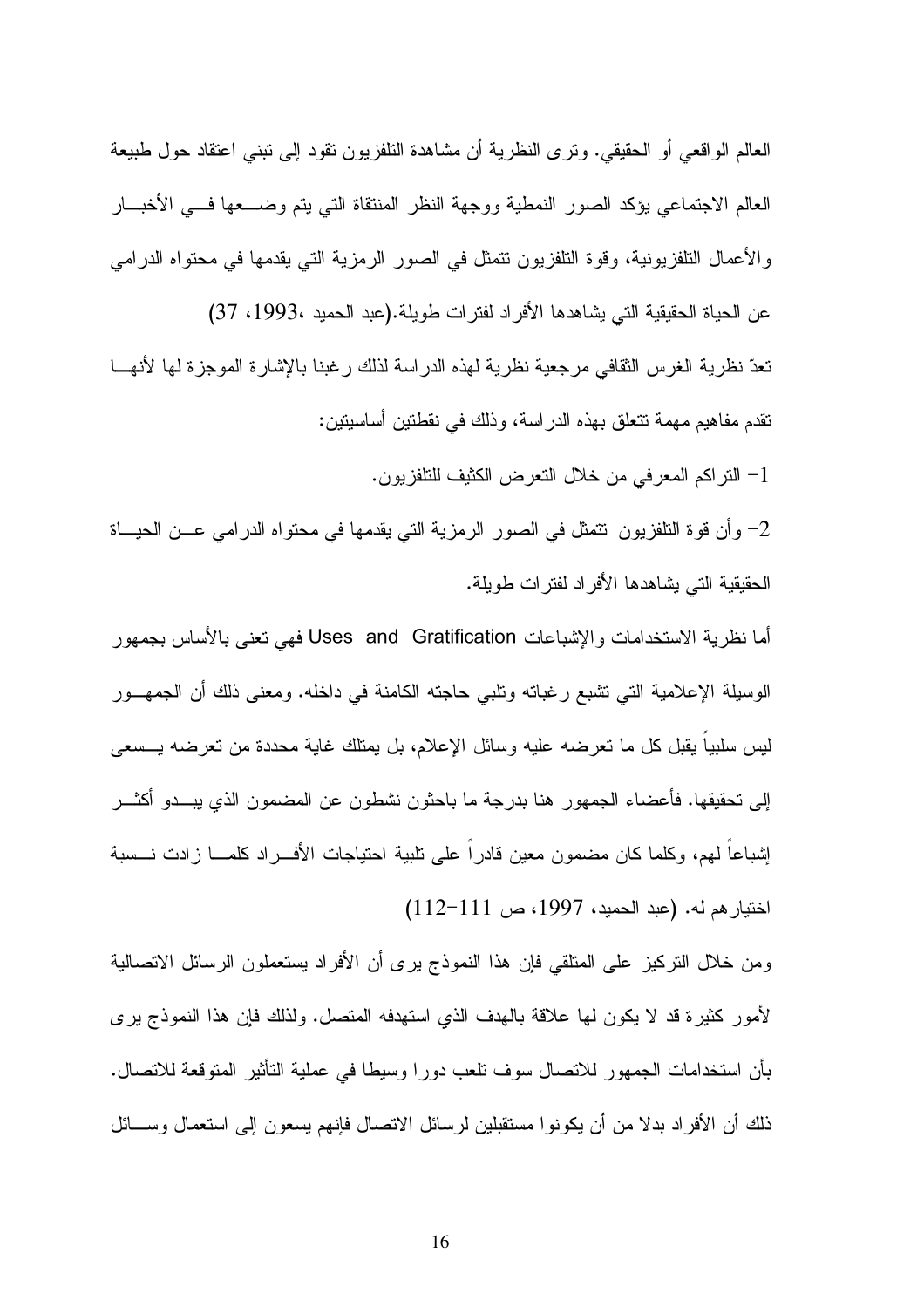العالم الواقعي أو الحقيقي. وترى النظرية أن مشاهدة التلفزيون تقود إلى تبني اعتقاد حول طبيعة العالم الاجتماعي يؤكد الصور النمطية ووجهة النظر المنتقاة التي يتم وضعها في الأخبار والأعمال التلفزيونية، وقوة التلفزيون تتمثل في الصور الرمزية التي يقدمها في محتواه الدرامي عن الحياة الحقيقية التي يشاهدها الأفراد لفترات طويلة.(عبد الحميد ،1993، 37)

تعدّ نظرية الغرس الثقافي مرجعية نظرية لهذه الدراسة لذلك رغبنا بالإشارة الموجزة لها لأنها تقدم مفاهيم مهمة تتعلق بهذه الدراسة، وذلك في نقطتين أساسيتين:

1- التراكم المعرفي من خلال التعرض الكثيف للتلفزيون.

2- وأن قوة التلفزيون تتمثل في الصور الرمزية التي يقدمها في محتواه الدرامي عن الحياة الحقيقية التي يشاهدها الأفراد لفترات طويلة.

أما نظرية الاستخدامات والإشباعات Uses and Gratification فهي تعنى بالأساس بجمهور الوسيلة الإعلامية التي تشبع رغباته وتلبي حاجته الكامنة في داخله. ومعنى ذلك أن الجمهور ليس سلبياً يقبل كل ما تعرضه عليه وسائل الإعلام، بل يمتلك غاية محددة من تعرضه يسعى إلى تحقيقها. فأعضاء الجمهور هنا بدرجة ما باحثون نشطون عن المضمون الذي يبدو أكثر إشباعاً لهم، وكلما كان مضمون معين قادراً على تلبية احتياجات الأفراد كلما زادت نسبة اختيارهم له. (عبد الحميد، 1997، ص 111-112)

ومن خلال التركيز على المتلقي فإن هذا النموذج يرى أن الأفراد يستعملون الرسائل الاتصالية لأمور كثيرة قد لا يكون لها علاقة بالهدف الذي استهدفه المتصل. ولذلك فإن هذا النموذج يرى بأن استخدامات الجمهور للاتصال سوف تلعب دورا وسيطا في عملية التأثير المتوقعة للاتصال. ذلك أن الأفراد بدلا من أن يكونوا مستقبلين لرسائل الاتصال فإنهم يسعون إلى استعمال وسائل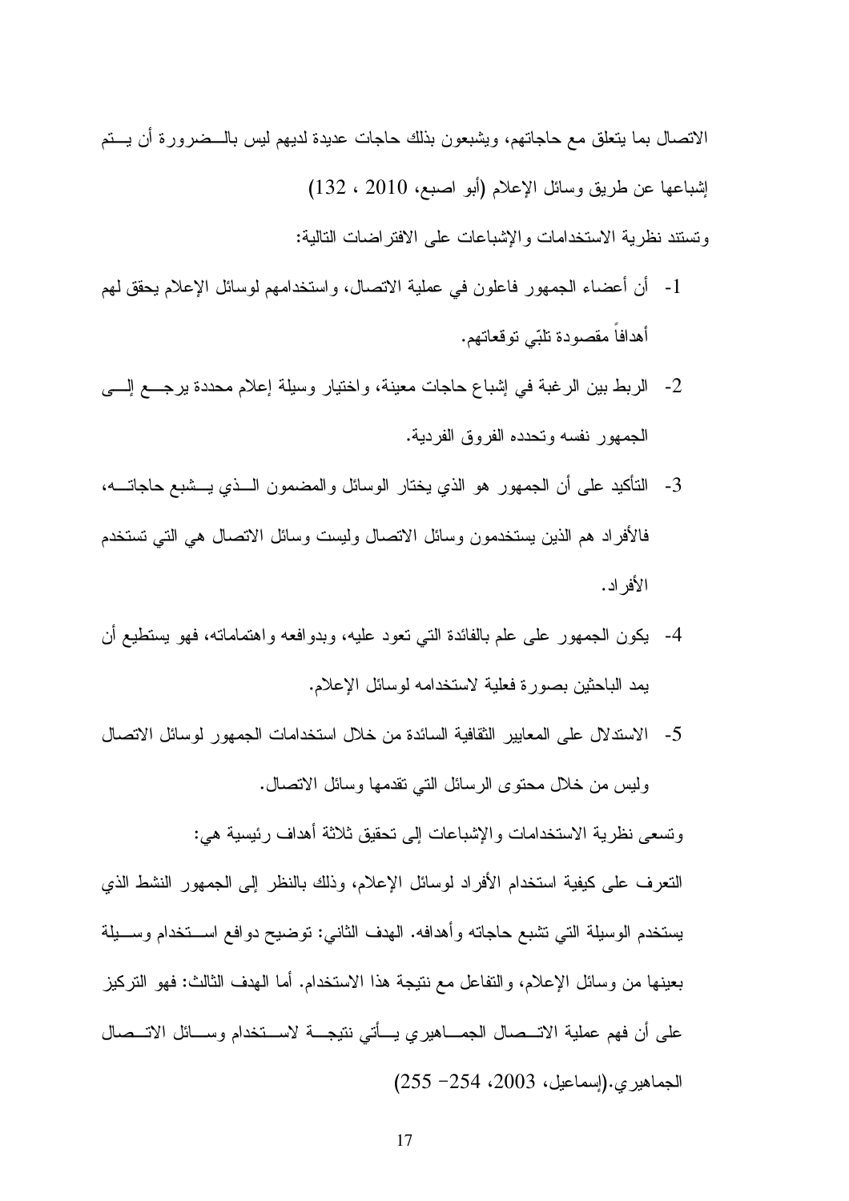الاتصال بما يتعلق مع حاجاتهم، ويشبعون بذلك حاجات عديدة لديهم ليس بالضرورة أن يتم إشباعها عن طريق وسائل الإعلام (أبو اصبع، 2010 ، 132)

وتستند نظرية الاستخدامات والإشباعات على الافتراضات التالية:

1- أن أعضاء الجمهور فاعلون في عملية الاتصال، واستخدامهم لوسائل الإعلام يحقق لهم أهدافاً مقصودة تلبّي توقعاتهم.
2- الربط بين الرغبة في إشباع حاجات معينة، واختيار وسيلة إعلام محددة يرجع إلى الجمهور نفسه وتحدده الفروق الفردية.
3- التأكيد على أن الجمهور هو الذي يختار الوسائل والمضمون الذي يشبع حاجاته، فالأفراد هم الذين يستخدمون وسائل الاتصال وليست وسائل الاتصال هي التي تستخدم الأفراد.
4- يكون الجمهور على علم بالفائدة التي تعود عليه، وبدوافعه واهتماماته، فهو يستطيع أن يمد الباحثين بصورة فعلية لاستخدامه لوسائل الإعلام.
5- الاستدلال على المعايير الثقافية السائدة من خلال استخدامات الجمهور لوسائل الاتصال وليس من خلال محتوى الرسائل التي تقدمها وسائل الاتصال.

وتسعى نظرية الاستخدامات والإشباعات إلى تحقيق ثلاثة أهداف رئيسية هي:

التعرف على كيفية استخدام الأفراد لوسائل الإعلام، وذلك بالنظر إلى الجمهور النشط الذي يستخدم الوسيلة التي تشبع حاجاته وأهدافه. الهدف الثاني: توضيح دوافع استخدام وسيلة بعينها من وسائل الإعلام، والتفاعل مع نتيجة هذا الاستخدام. أما الهدف الثالث: فهو التركيز على أن فهم عملية الاتصال الجماهيري يأتي نتيجة لاستخدام وسائل الاتصال الجماهيري.(إسماعيل، 2003، 254- 255)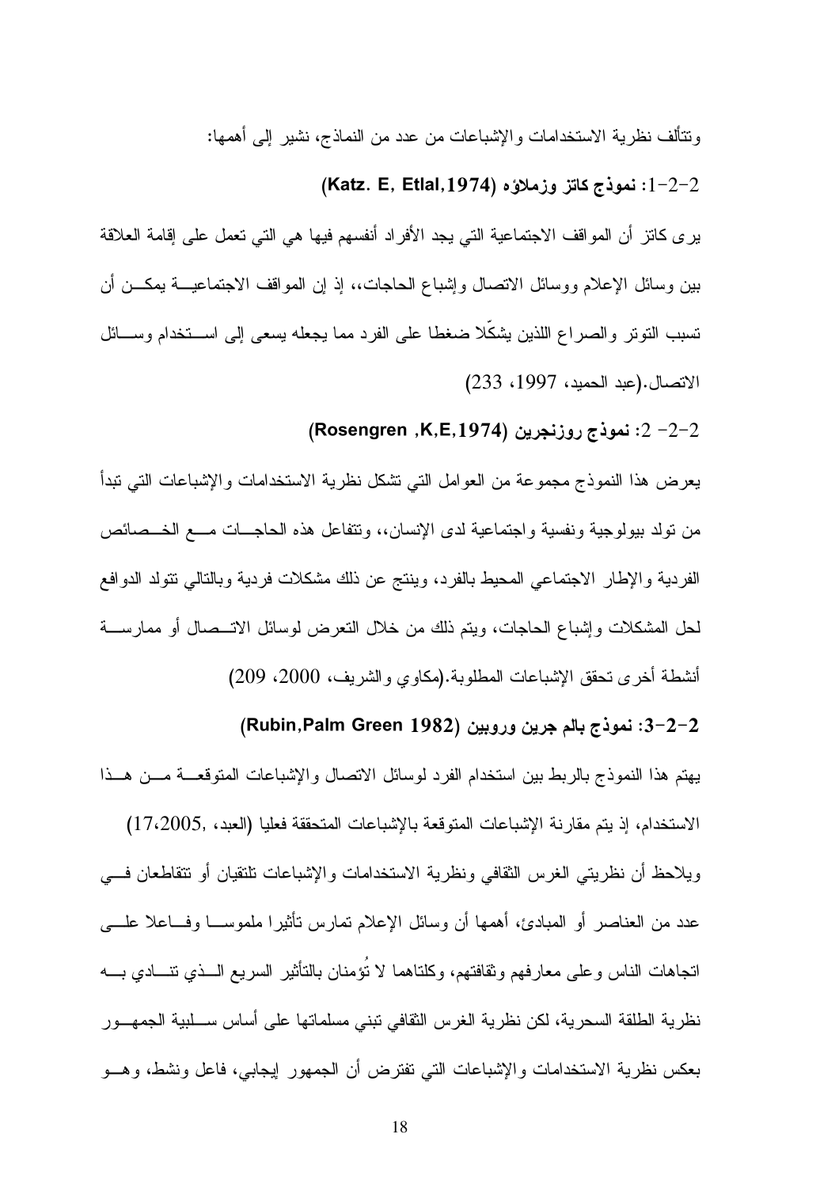وتتألف نظرية الاستخدامات والإشباعات من عدد من النماذج، نشير إلى أهمها:

**2-2-1: نموذج كاتز وزملاؤه (Katz. E, Etlal,1974)**

يرى كاتز أن المواقف الاجتماعية التي يجد الأفراد أنفسهم فيها هي التي تعمل على إقامة العلاقة بين وسائل الإعلام ووسائل الاتصال وإشباع الحاجات،، إذ إن المواقف الاجتماعية يمكن أن تسبب التوتر والصراع اللذين يشكّلا ضغطا على الفرد مما يجعله يسعى إلى استخدام وسائل الاتصال.(عبد الحميد، 1997، 233)

**2-2- 2: نموذج روزنجرين (Rosengren ,K,E,1974)**

يعرض هذا النموذج مجموعة من العوامل التي تشكل نظرية الاستخدامات والإشباعات التي تبدأ من تولد بيولوجية ونفسية واجتماعية لدى الإنسان،، وتتفاعل هذه الحاجات مع الخصائص الفردية والإطار الاجتماعي المحيط بالفرد، وينتج عن ذلك مشكلات فردية وبالتالي تتولد الدوافع لحل المشكلات وإشباع الحاجات، ويتم ذلك من خلال التعرض لوسائل الاتصال أو ممارسة أنشطة أخرى تحقق الإشباعات المطلوبة.(مكاوي والشريف، 2000، 209)

**2-2-3: نموذج بالم جرين وروبين (Rubin,Palm Green 1982)**

يهتم هذا النموذج بالربط بين استخدام الفرد لوسائل الاتصال والإشباعات المتوقعة من هذا الاستخدام، إذ يتم مقارنة الإشباعات المتوقعة بالإشباعات المتحققة فعليا (العبد، 17،2005,)

ويلاحظ أن نظريتي الغرس الثقافي ونظرية الاستخدامات والإشباعات تلتقيان أو تتقاطعان في عدد من العناصر أو المبادئ، أهمها أن وسائل الإعلام تمارس تأثيرا ملموسا وفاعلا على اتجاهات الناس وعلى معارفهم وثقافتهم، وكلتاهما لا تُؤمنان بالتأثير السريع الذي تنادي به نظرية الطلقة السحرية، لكن نظرية الغرس الثقافي تبني مسلماتها على أساس سلبية الجمهور بعكس نظرية الاستخدامات والإشباعات التي تفترض أن الجمهور إيجابي، فاعل ونشط، وهو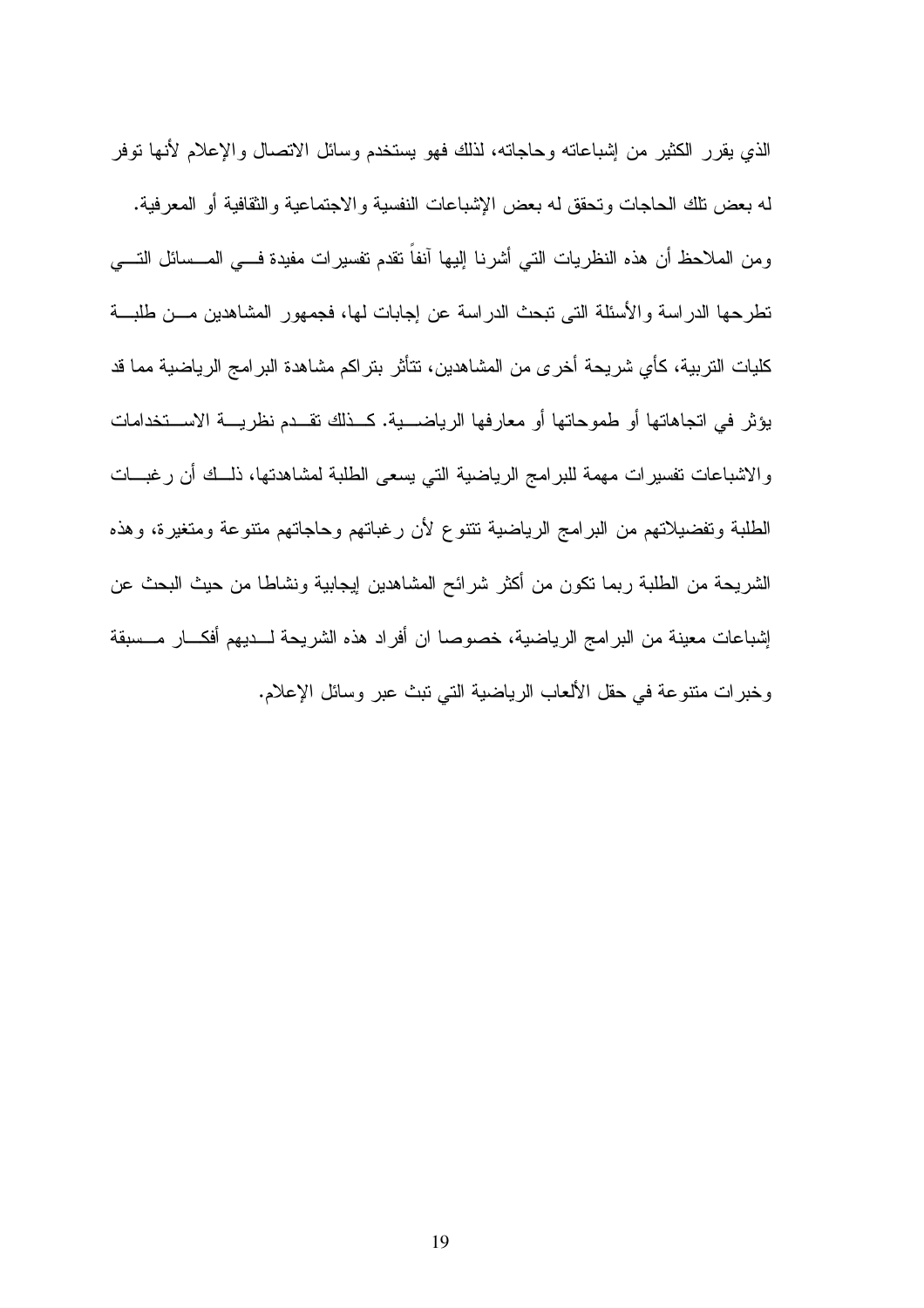الذي يقرر الكثير من إشباعاته وحاجاته، لذلك فهو يستخدم وسائل الاتصال والإعلام لأنها توفر له بعض تلك الحاجات وتحقق له بعض الإشباعات النفسية والاجتماعية والثقافية أو المعرفية.

ومن الملاحظ أن هذه النظريات التي أشرنا إليها آنفاً تقدم تفسيرات مفيدة في المسائل التي تطرحها الدراسة والأسئلة التى تبحث الدراسة عن إجابات لها، فجمهور المشاهدين من طلبة كليات التربية، كأي شريحة أخرى من المشاهدين، تتأثر بتراكم مشاهدة البرامج الرياضية مما قد يؤثر في اتجاهاتها أو طموحاتها أو معارفها الرياضية. كذلك تقدم نظرية الاستخدامات والاشباعات تفسيرات مهمة للبرامج الرياضية التي يسعى الطلبة لمشاهدتها، ذلك أن رغبات الطلبة وتفضيلاتهم من البرامج الرياضية تتنوع لأن رغباتهم وحاجاتهم متنوعة ومتغيرة، وهذه الشريحة من الطلبة ربما تكون من أكثر شرائح المشاهدين إيجابية ونشاطا من حيث البحث عن إشباعات معينة من البرامج الرياضية، خصوصا ان أفراد هذه الشريحة لديهم أفكار مسبقة وخبرات متنوعة في حقل الألعاب الرياضية التي تبث عبر وسائل الإعلام.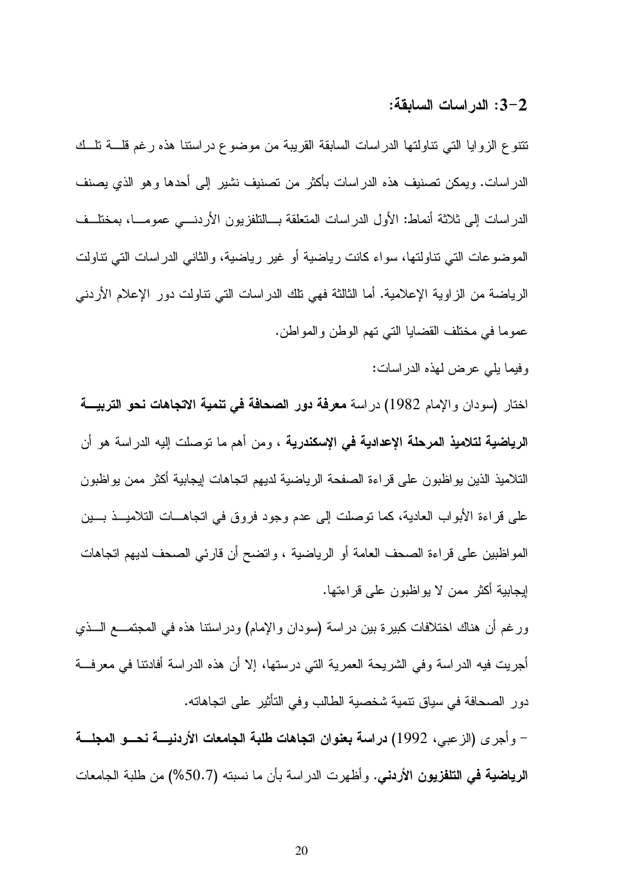### 2-3: الدراسات السابقة:

تتنوع الزوايا التي تناولتها الدراسات السابقة القريبة من موضوع دراستنا هذه رغم قلة تلك الدراسات. ويمكن تصنيف هذه الدراسات بأكثر من تصنيف نشير إلى أحدها وهو الذي يصنف الدراسات إلى ثلاثة أنماط: الأول الدراسات المتعلقة بالتلفزيون الأردني عموما، بمختلف الموضوعات التي تناولتها، سواء كانت رياضية أو غير رياضية، والثاني الدراسات التي تناولت الرياضة من الزاوية الإعلامية. أما الثالثة فهي تلك الدراسات التي تناولت دور الإعلام الأردني عموما في مختلف القضايا التي تهم الوطن والمواطن.

وفيما يلي عرض لهذه الدراسات:

اختار (سودان والإمام 1982) دراسة **معرفة دور الصحافة في تنمية الاتجاهات نحو التربية الرياضية لتلاميذ المرحلة الإعدادية في الإسكندرية** ، ومن أهم ما توصلت إليه الدراسة هو أن التلاميذ الذين يواظبون على قراءة الصفحة الرياضية لديهم اتجاهات إيجابية أكثر ممن يواظبون على قراءة الأبواب العادية، كما توصلت إلى عدم وجود فروق في اتجاهات التلاميذ بين المواظبين على قراءة الصحف العامة أو الرياضية ، واتضح أن قارئي الصحف لديهم اتجاهات إيجابية أكثر ممن لا يواظبون على قراءتها.

ورغم أن هناك اختلافات كبيرة بين دراسة (سودان والإمام) ودراستنا هذه في المجتمع الذي أجريت فيه الدراسة وفي الشريحة العمرية التي درستها، إلا أن هذه الدراسة أفادتنا في معرفة دور الصحافة في سياق تنمية شخصية الطالب وفي التأثير على اتجاهاته.

- وأجرى (الزعبي، 1992) **دراسة بعنوان اتجاهات طلبة الجامعات الأردنية نحو المجلة الرياضية في التلفزيون الأردني**. وأظهرت الدراسة بأن ما نسبته (50.7%) من طلبة الجامعات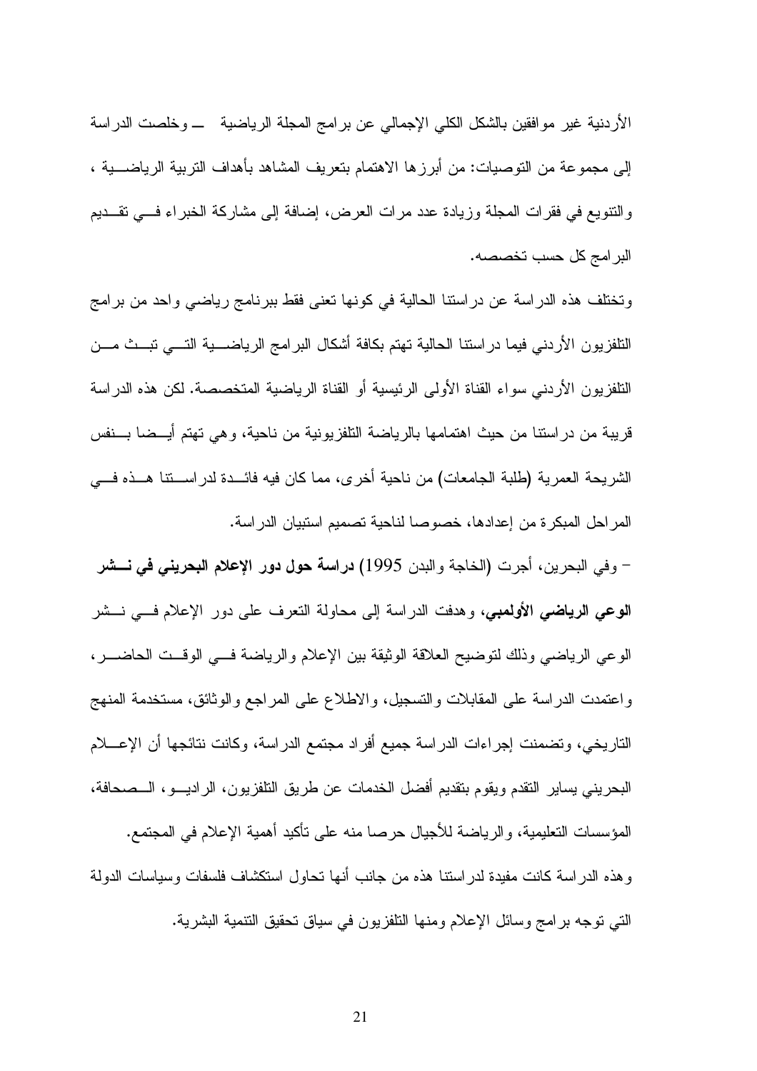الأردنية غير موافقين بالشكل الكلي الإجمالي عن برامج المجلة الرياضية ـــ وخلصت الدراسة إلى مجموعة من التوصيات: من أبرزها الاهتمام بتعريف المشاهد بأهداف التربية الرياضية ، والتنويع في فقرات المجلة وزيادة عدد مرات العرض، إضافة إلى مشاركة الخبراء في تقديم البرامج كل حسب تخصصه.

وتختلف هذه الدراسة عن دراستنا الحالية في كونها تعنى فقط ببرنامج رياضي واحد من برامج التلفزيون الأردني فيما دراستنا الحالية تهتم بكافة أشكال البرامج الرياضية التي تبث من التلفزيون الأردني سواء القناة الأولى الرئيسية أو القناة الرياضية المتخصصة. لكن هذه الدراسة قريبة من دراستنا من حيث اهتمامها بالرياضة التلفزيونية من ناحية، وهي تهتم أيضا بنفس الشريحة العمرية (طلبة الجامعات) من ناحية أخرى، مما كان فيه فائدة لدراستنا هذه في المراحل المبكرة من إعدادها، خصوصا لناحية تصميم استبيان الدراسة.

- وفي البحرين، أجرت (الخاجة والبدن 1995) **دراسة حول دور الإعلام البحريني في نشر الوعي الرياضي الأولمبي**، وهدفت الدراسة إلى محاولة التعرف على دور الإعلام في نشر الوعي الرياضي وذلك لتوضيح العلاقة الوثيقة بين الإعلام والرياضة في الوقت الحاضر، واعتمدت الدراسة على المقابلات والتسجيل، والاطلاع على المراجع والوثائق، مستخدمة المنهج التاريخي، وتضمنت إجراءات الدراسة جميع أفراد مجتمع الدراسة، وكانت نتائجها أن الإعلام البحريني يساير التقدم ويقوم بتقديم أفضل الخدمات عن طريق التلفزيون، الراديو، الصحافة، المؤسسات التعليمية، والرياضة للأجيال حرصا منه على تأكيد أهمية الإعلام في المجتمع.

وهذه الدراسة كانت مفيدة لدراستنا هذه من جانب أنها تحاول استكشاف فلسفات وسياسات الدولة التي توجه برامج وسائل الإعلام ومنها التلفزيون في سياق تحقيق التنمية البشرية.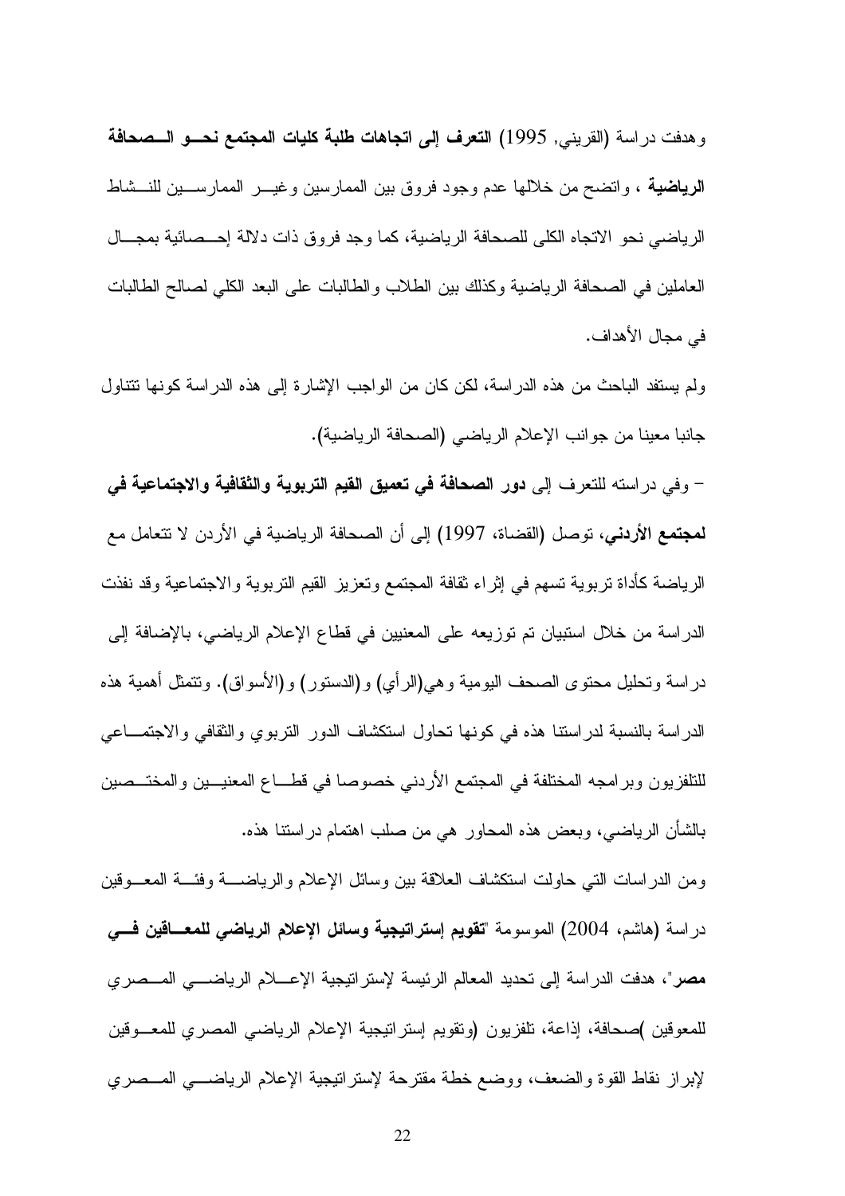وهدفت دراسة (القريني, 1995) **التعرف إلى اتجاهات طلبة كليات المجتمع نحو الصحافة الرياضية** ، واتضح من خلالها عدم وجود فروق بين الممارسين وغير الممارسين للنشاط الرياضي نحو الاتجاه الكلى للصحافة الرياضية، كما وجد فروق ذات دلالة إحصائية بمجال العاملين في الصحافة الرياضية وكذلك بين الطلاب والطالبات على البعد الكلي لصالح الطالبات في مجال الأهداف.

ولم يستفد الباحث من هذه الدراسة، لكن كان من الواجب الإشارة إلى هذه الدراسة كونها تتناول جانبا معينا من جوانب الإعلام الرياضي (الصحافة الرياضية).

- وفي دراسته للتعرف إلى **دور الصحافة في تعميق القيم التربوية والثقافية والاجتماعية في لمجتمع الأردني**، توصل (القضاة، 1997) إلى أن الصحافة الرياضية في الأردن لا تتعامل مع الرياضة كأداة تربوية تسهم في إثراء ثقافة المجتمع وتعزيز القيم التربوية والاجتماعية وقد نفذت الدراسة من خلال استبيان تم توزيعه على المعنيين في قطاع الإعلام الرياضي، بالإضافة إلى دراسة وتحليل محتوى الصحف اليومية وهي(الرأي) و(الدستور) و(الأسواق). وتتمثل أهمية هذه الدراسة بالنسبة لدراستنا هذه في كونها تحاول استكشاف الدور التربوي والثقافي والاجتماعي للتلفزيون وبرامجه المختلفة في المجتمع الأردني خصوصا في قطاع المعنيين والمختصين بالشأن الرياضي، وبعض هذه المحاور هي من صلب اهتمام دراستنا هذه.

ومن الدراسات التي حاولت استكشاف العلاقة بين وسائل الإعلام والرياضة وفئة المعوقين دراسة (هاشم، 2004) الموسومة "**تقويم إستراتيجية وسائل الإعلام الرياضي للمعاقين في مصر**"، هدفت الدراسة إلى تحديد المعالم الرئيسة لإستراتيجية الإعلام الرياضي المصري للمعوقين )صحافة، إذاعة، تلفزيون (وتقويم إستراتيجية الإعلام الرياضي المصري للمعوقين لإبراز نقاط القوة والضعف، ووضع خطة مقترحة لإستراتيجية الإعلام الرياضي المصري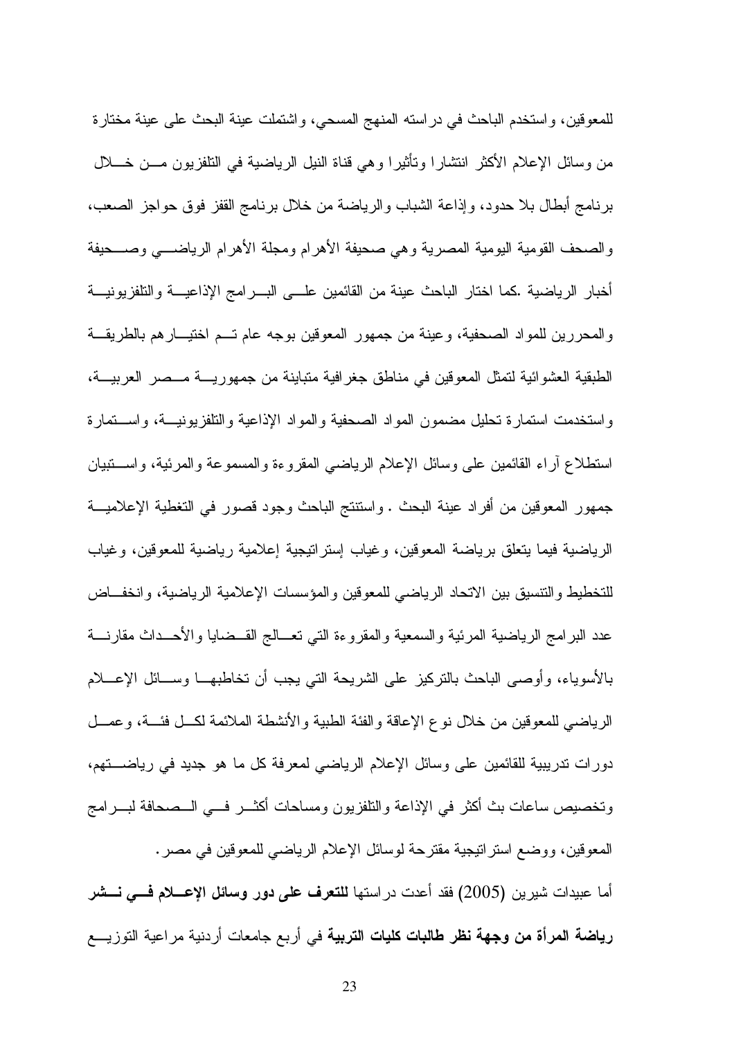للمعوقين، واستخدم الباحث في دراسته المنهج المسحي، واشتملت عينة البحث على عينة مختارة من وسائل الإعلام الأكثر انتشارا وتأثيرا وهي قناة النيل الرياضية في التلفزيون من خلال برنامج أبطال بلا حدود، وإذاعة الشباب والرياضة من خلال برنامج القفز فوق حواجز الصعب، والصحف القومية اليومية المصرية وهي صحيفة الأهرام ومجلة الأهرام الرياضي وصحيفة أخبار الرياضية .كما اختار الباحث عينة من القائمين على البرامج الإذاعية والتلفزيونية والمحررين للمواد الصحفية، وعينة من جمهور المعوقين بوجه عام تم اختيارهم بالطريقة الطبقية العشوائية لتمثل المعوقين في مناطق جغرافية متباينة من جمهورية مصر العربية، واستخدمت استمارة تحليل مضمون المواد الصحفية والمواد الإذاعية والتلفزيونية، واستمارة استطلاع آراء القائمين على وسائل الإعلام الرياضي المقروءة والمسموعة والمرئية، واستبيان جمهور المعوقين من أفراد عينة البحث . واستنتج الباحث وجود قصور في التغطية الإعلامية الرياضية فيما يتعلق برياضة المعوقين، وغياب إستراتيجية إعلامية رياضية للمعوقين، وغياب للتخطيط والتنسيق بين الاتحاد الرياضي للمعوقين والمؤسسات الإعلامية الرياضية، وانخفاض عدد البرامج الرياضية المرئية والسمعية والمقروءة التي تعالج القضايا والأحداث مقارنة بالأسوياء، وأوصى الباحث بالتركيز على الشريحة التي يجب أن تخاطبها وسائل الإعلام الرياضي للمعوقين من خلال نوع الإعاقة والفئة الطبية والأنشطة الملائمة لكل فئة، وعمل دورات تدريبية للقائمين على وسائل الإعلام الرياضي لمعرفة كل ما هو جديد في رياضتهم، وتخصيص ساعات بث أكثر في الإذاعة والتلفزيون ومساحات أكثر في الصحافة لبرامج المعوقين، ووضع استراتيجية مقترحة لوسائل الإعلام الرياضي للمعوقين في مصر.

أما عبيدات شيرين (2005) فقد أعدت دراستها **للتعرف على دور وسائل الإعلام في نشر رياضة المرأة من وجهة نظر طالبات كليات التربية** في أربع جامعات أردنية مراعية التوزيع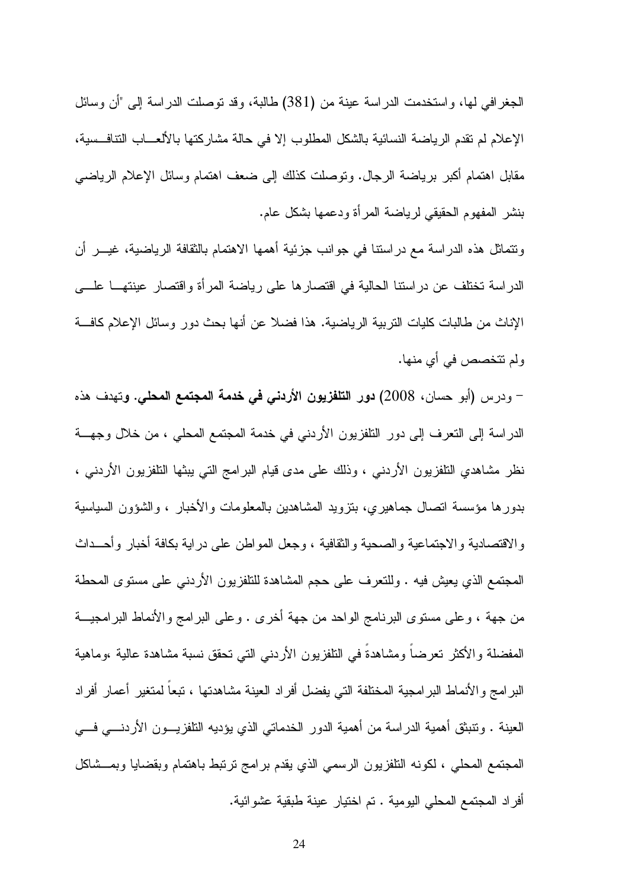الجغرافي لها، واستخدمت الدراسة عينة من (381) طالبة، وقد توصلت الدراسة إلى "أن وسائل الإعلام لم تقدم الرياضة النسائية بالشكل المطلوب إلا في حالة مشاركتها بالألعاب التنافسية، مقابل اهتمام أكبر برياضة الرجال. وتوصلت كذلك إلى ضعف اهتمام وسائل الإعلام الرياضي بنشر المفهوم الحقيقي لرياضة المرأة ودعمها بشكل عام.

وتتماثل هذه الدراسة مع دراستنا في جوانب جزئية أهمها الاهتمام بالثقافة الرياضية، غير أن الدراسة تختلف عن دراستنا الحالية في اقتصارها على رياضة المرأة واقتصار عينتها على الإناث من طالبات كليات التربية الرياضية. هذا فضلا عن أنها بحث دور وسائل الإعلام كافة ولم تتخصص في أي منها.

- ودرس (أبو حسان، 2008) **دور التلفزيون الأردني في خدمة المجتمع المحلي.** وتهدف هذه الدراسة إلى التعرف إلى دور التلفزيون الأردني في خدمة المجتمع المحلي ، من خلال وجهة نظر مشاهدي التلفزيون الأردني ، وذلك على مدى قيام البرامج التي يبثها التلفزيون الأردني ، بدورها مؤسسة اتصال جماهيري، بتزويد المشاهدين بالمعلومات والأخبار ، والشؤون السياسية والاقتصادية والاجتماعية والصحية والثقافية ، وجعل المواطن على دراية بكافة أخبار وأحداث المجتمع الذي يعيش فيه . وللتعرف على حجم المشاهدة للتلفزيون الأردني على مستوى المحطة من جهة ، وعلى مستوى البرنامج الواحد من جهة أخرى . وعلى البرامج والأنماط البرامجية المفضلة والأكثر تعرضاً ومشاهدةً في التلفزيون الأردني التي تحقق نسبة مشاهدة عالية ،وماهية البرامج والأنماط البرامجية المختلفة التي يفضل أفراد العينة مشاهدتها ، تبعاً لمتغير أعمار أفراد العينة . وتنبثق أهمية الدراسة من أهمية الدور الخدماتي الذي يؤديه التلفزيون الأردني في المجتمع المحلي ، لكونه التلفزيون الرسمي الذي يقدم برامج ترتبط باهتمام وبقضايا وبمشاكل أفراد المجتمع المحلي اليومية . تم اختيار عينة طبقية عشوائية.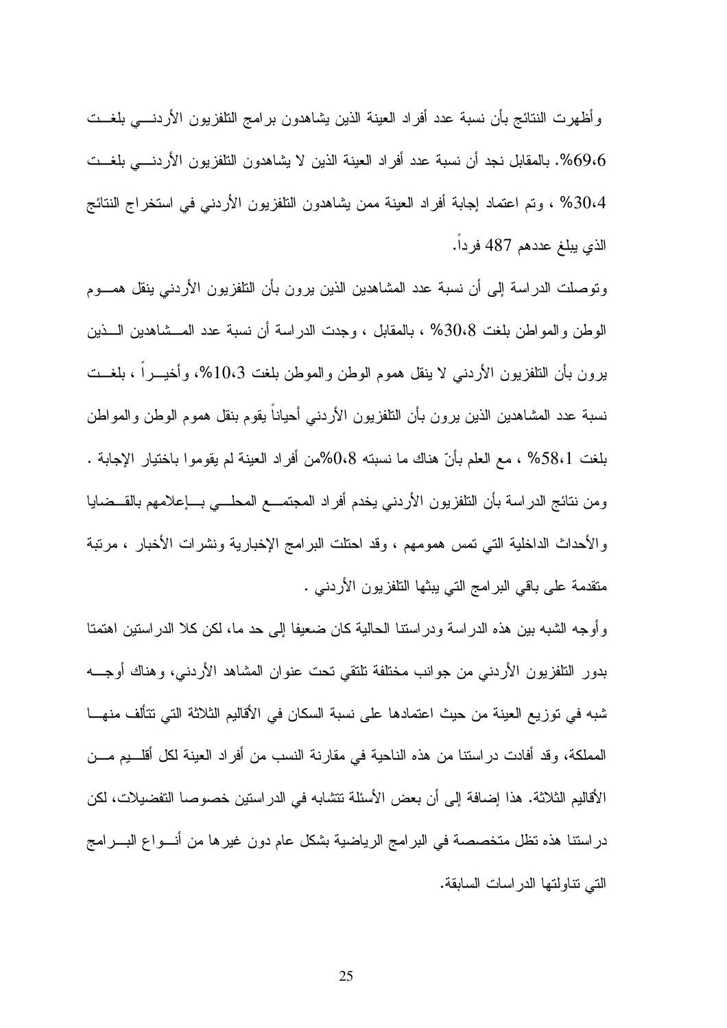وأظهرت النتائج بأن نسبة عدد أفراد العينة الذين يشاهدون برامج التلفزيون الأردني بلغت 69،6%. بالمقابل نجد أن نسبة عدد أفراد العينة الذين لا يشاهدون التلفزيون الأردني بلغت 30،4% ، وتم اعتماد إجابة أفراد العينة ممن يشاهدون التلفزيون الأردني في استخراج النتائج الذي يبلغ عددهم 487 فرداً.

وتوصلت الدراسة إلى أن نسبة عدد المشاهدين الذين يرون بأن التلفزيون الأردني ينقل هموم الوطن والمواطن بلغت 30،8% ، بالمقابل ، وجدت الدراسة أن نسبة عدد المشاهدين الذين يرون بأن التلفزيون الأردني لا ينقل هموم الوطن والموطن بلغت 10،3%، وأخيراً ، بلغت نسبة عدد المشاهدين الذين يرون بأن التلفزيون الأردني أحياناً يقوم بنقل هموم الوطن والمواطن بلغت 58،1% ، مع العلم بأنّ هناك ما نسبته 0،8%من أفراد العينة لم يقوموا باختيار الإجابة . ومن نتائج الدراسة بأن التلفزيون الأردني يخدم أفراد المجتمع المحلي بإعلامهم بالقضايا والأحداث الداخلية التي تمس همومهم ، وقد احتلت البرامج الإخبارية ونشرات الأخبار ، مرتبة متقدمة على باقي البرامج التي يبثها التلفزيون الأردني .

وأوجه الشبه بين هذه الدراسة ودراستنا الحالية كان ضعيفا إلى حد ما، لكن كلا الدراستين اهتمتا بدور التلفزيون الأردني من جوانب مختلفة تلتقي تحت عنوان المشاهد الأردني، وهناك أوجه شبه في توزيع العينة من حيث اعتمادها على نسبة السكان في الأقاليم الثلاثة التي تتألف منها المملكة، وقد أفادت دراستنا من هذه الناحية في مقارنة النسب من أفراد العينة لكل أقليم من الأقاليم الثلاثة. هذا إضافة إلى أن بعض الأسئلة تتشابه في الدراستين خصوصا التفضيلات، لكن دراستنا هذه تظل متخصصة في البرامج الرياضية بشكل عام دون غيرها من أنواع البرامج التي تناولتها الدراسات السابقة.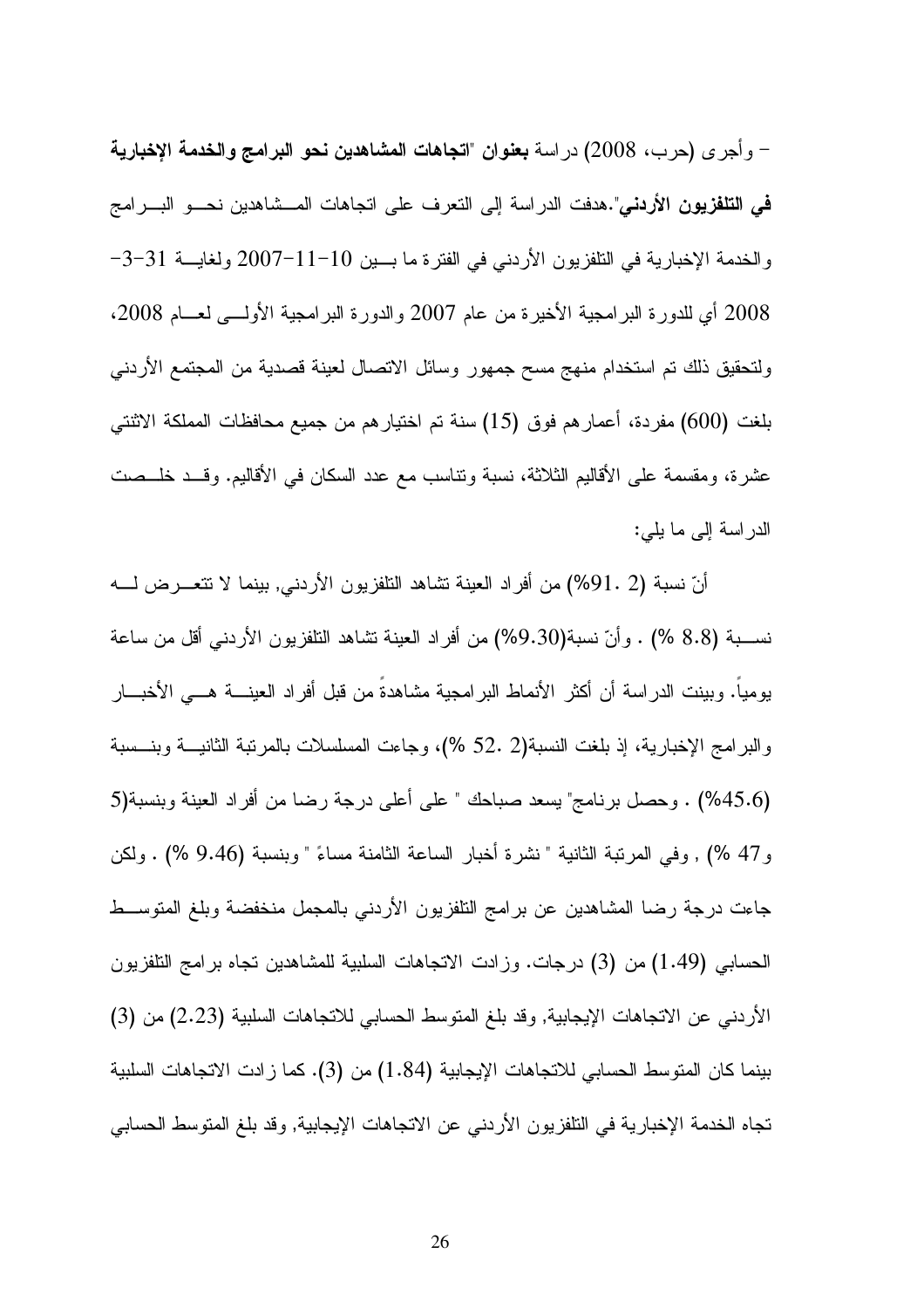- وأجرى (حرب، 2008) دراسة **بعنوان "اتجاهات المشاهدين نحو البرامج والخدمة الإخبارية في التلفزيون الأردني"**.هدفت الدراسة إلى التعرف على اتجاهات المشاهدين نحو البرامج والخدمة الإخبارية في التلفزيون الأردني في الفترة ما بين 10-11-2007 ولغاية 31-3-2008 أي للدورة البرامجية الأخيرة من عام 2007 والدورة البرامجية الأولى لعام 2008، ولتحقيق ذلك تم استخدام منهج مسح جمهور وسائل الاتصال لعينة قصدية من المجتمع الأردني بلغت (600) مفردة، أعمارهم فوق (15) سنة تم اختيارهم من جميع محافظات المملكة الاثنتي عشرة، ومقسمة على الأقاليم الثلاثة، نسبة وتناسب مع عدد السكان في الأقاليم. وقد خلصت الدراسة إلى ما يلي:

أنّ نسبة (2 .91%) من أفراد العينة تشاهد التلفزيون الأردني, بينما لا تتعرض له نسبة (8.8 %) . وأنّ نسبة(9.30%) من أفراد العينة تشاهد التلفزيون الأردني أقل من ساعة يومياً. وبينت الدراسة أن أكثر الأنماط البرامجية مشاهدةً من قبل أفراد العينة هي الأخبار والبرامج الإخبارية، إذ بلغت النسبة(2 .52 %)، وجاءت المسلسلات بالمرتبة الثانية وبنسبة (45.6%) . وحصل برنامج" يسعد صباحك " على أعلى درجة رضا من أفراد العينة وبنسبة(5 و47 %) , وفي المرتبة الثانية " نشرة أخبار الساعة الثامنة مساءً " وبنسبة (9.46 %) . ولكن جاءت درجة رضا المشاهدين عن برامج التلفزيون الأردني بالمجمل منخفضة وبلغ المتوسط الحسابي (1.49) من (3) درجات. وزادت الاتجاهات السلبية للمشاهدين تجاه برامج التلفزيون الأردني عن الاتجاهات الإيجابية, وقد بلغ المتوسط الحسابي للاتجاهات السلبية (2.23) من (3) بينما كان المتوسط الحسابي للاتجاهات الإيجابية (1.84) من (3). كما زادت الاتجاهات السلبية تجاه الخدمة الإخبارية في التلفزيون الأردني عن الاتجاهات الإيجابية, وقد بلغ المتوسط الحسابي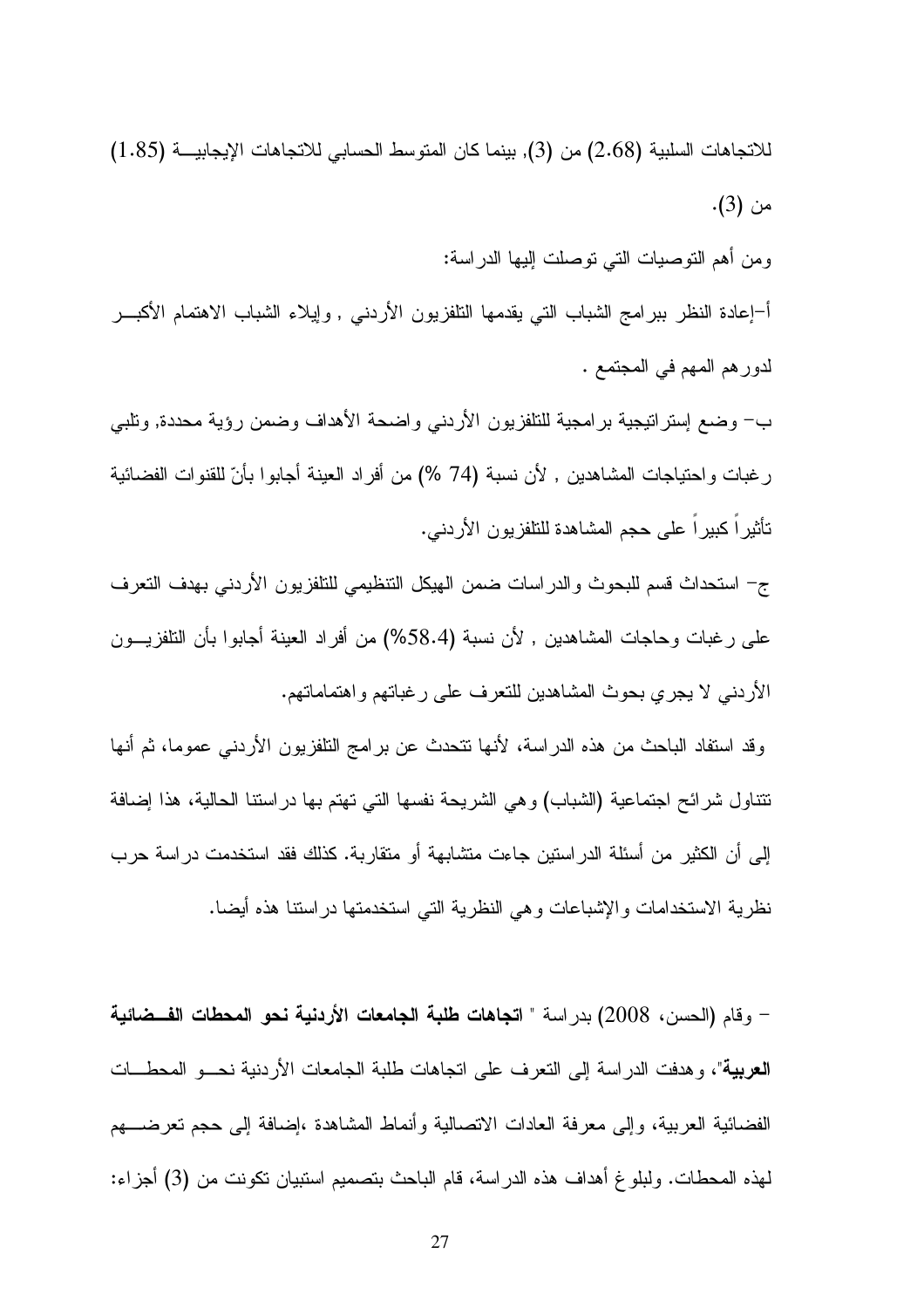للاتجاهات السلبية (2.68) من (3), بينما كان المتوسط الحسابي للاتجاهات الإيجابية (1.85) من (3).

ومن أهم التوصيات التي توصلت إليها الدراسة:

أ-إعادة النظر ببرامج الشباب التي يقدمها التلفزيون الأردني , وإيلاء الشباب الاهتمام الأكبر لدورهم المهم في المجتمع .

ب- وضع إستراتيجية برامجية للتلفزيون الأردني واضحة الأهداف وضمن رؤية محددة, وتلبي رغبات واحتياجات المشاهدين , لأن نسبة (74 %) من أفراد العينة أجابوا بأنّ للقنوات الفضائية تأثيراً كبيراً على حجم المشاهدة للتلفزيون الأردني.

ج- استحداث قسم للبحوث والدراسات ضمن الهيكل التنظيمي للتلفزيون الأردني بهدف التعرف على رغبات وحاجات المشاهدين , لأن نسبة (58.4%) من أفراد العينة أجابوا بأن التلفزيون الأردني لا يجري بحوث المشاهدين للتعرف على رغباتهم واهتماماتهم.

وقد استفاد الباحث من هذه الدراسة، لأنها تتحدث عن برامج التلفزيون الأردني عموما، ثم أنها تتناول شرائح اجتماعية (الشباب) وهي الشريحة نفسها التي تهتم بها دراستنا الحالية، هذا إضافة إلى أن الكثير من أسئلة الدراستين جاءت متشابهة أو متقاربة. كذلك فقد استخدمت دراسة حرب نظرية الاستخدامات والإشباعات وهي النظرية التي استخدمتها دراستنا هذه أيضا.

- وقام (الحسن، 2008) بدراسة " **اتجاهات طلبة الجامعات الأردنية نحو المحطات الفضائية العربية**"، وهدفت الدراسة إلى التعرف على اتجاهات طلبة الجامعات الأردنية نحو المحطات الفضائية العربية، وإلى معرفة العادات الاتصالية وأنماط المشاهدة ،إضافة إلى حجم تعرضهم لهذه المحطات. ولبلوغ أهداف هذه الدراسة، قام الباحث بتصميم استبيان تكونت من (3) أجزاء: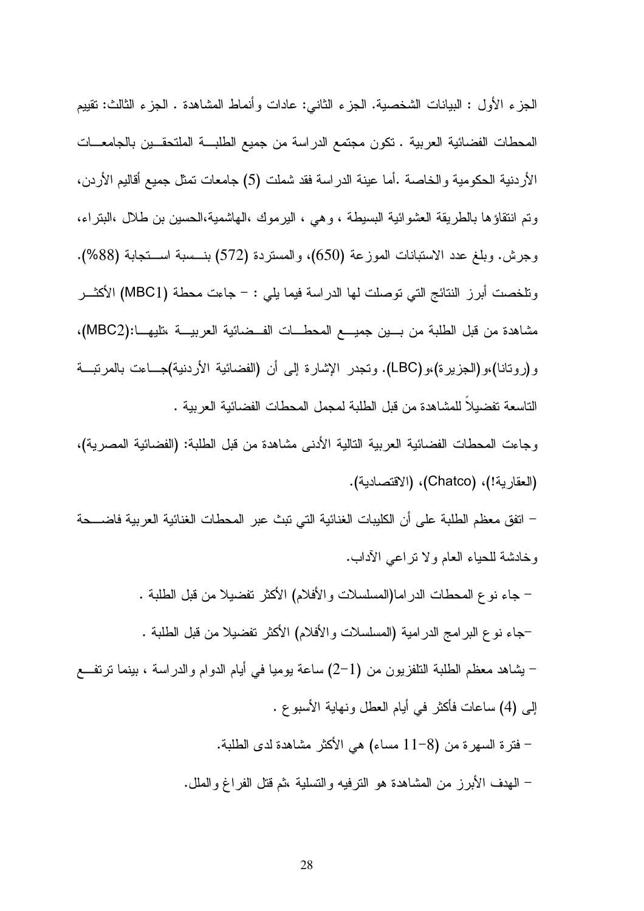الجزء الأول : البيانات الشخصية. الجزء الثاني: عادات وأنماط المشاهدة . الجزء الثالث: تقييم المحطات الفضائية العربية . تكون مجتمع الدراسة من جميع الطلبة الملتحقين بالجامعات الأردنية الحكومية والخاصة .أما عينة الدراسة فقد شملت (5) جامعات تمثل جميع أقاليم الأردن، وتم انتقاؤها بالطريقة العشوائية البسيطة ، وهي ، اليرموك ،الهاشمية،الحسين بن طلال ،البتراء، وجرش. وبلغ عدد الاستبانات الموزعة (650)، والمستردة (572) بنسبة استجابة (88%). وتلخصت أبرز النتائج التي توصلت لها الدراسة فيما يلي : – جاءت محطة (MBC1) الأكثر مشاهدة من قبل الطلبة من بين جميع المحطات الفضائية العربية ،تليها:(MBC2)، و(روتانا)،و(الجزيرة)،و(LBC). وتجدر الإشارة إلى أن (الفضائية الأردنية)جاءت بالمرتبة التاسعة تفضيلاً للمشاهدة من قبل الطلبة لمجمل المحطات الفضائية العربية .

وجاءت المحطات الفضائية العربية التالية الأدنى مشاهدة من قبل الطلبة: (الفضائية المصرية)، (العقارية!)، (Chatco)، (الاقتصادية).

– اتفق معظم الطلبة على أن الكليبات الغنائية التي تبث عبر المحطات الغنائية العربية فاضحة وخادشة للحياء العام ولا تراعي الآداب.

– جاء نوع المحطات الدراما(المسلسلات والأفلام) الأكثر تفضيلا من قبل الطلبة .

–جاء نوع البرامج الدرامية (المسلسلات والأفلام) الأكثر تفضيلا من قبل الطلبة .

– يشاهد معظم الطلبة التلفزيون من (1–2) ساعة يوميا في أيام الدوام والدراسة ، بينما ترتفع إلى (4) ساعات فأكثر في أيام العطل ونهاية الأسبوع .

– فترة السهرة من (8–11 مساء) هي الأكثر مشاهدة لدى الطلبة.

– الهدف الأبرز من المشاهدة هو الترفيه والتسلية ،ثم قتل الفراغ والملل.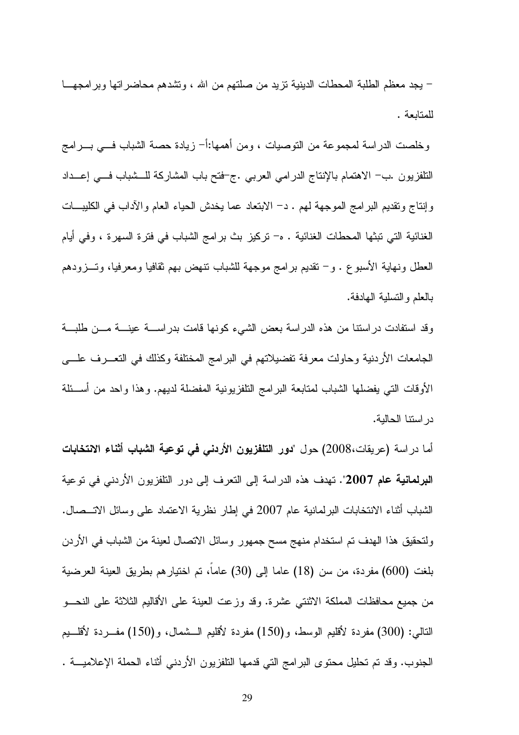– يجد معظم الطلبة المحطات الدينية تزيد من صلتهم من الله ، وتشدهم محاضراتها وبرامجها للمتابعة .

وخلصت الدراسة لمجموعة من التوصيات ، ومن أهمها:أ– زيادة حصة الشباب في برامج التلفزيون .ب– الاهتمام بالإنتاج الدرامي العربي .ج–فتح باب المشاركة للشباب في إعداد وإنتاج وتقديم البرامج الموجهة لهم . د– الابتعاد عما يخدش الحياء العام والآداب في الكليبات الغنائية التي تبثها المحطات الغنائية . ه– تركيز بث برامج الشباب في فترة السهرة ، وفي أيام العطل ونهاية الأسبوع . و– تقديم برامج موجهة للشباب تنهض بهم ثقافيا ومعرفيا، وتزودهم بالعلم والتسلية الهادفة.

وقد استفادت دراستنا من هذه الدراسة بعض الشيء كونها قامت بدراسة عينة من طلبة الجامعات الأردنية وحاولت معرفة تفضيلاتهم في البرامج المختلفة وكذلك في التعرف على الأوقات التي يفضلها الشباب لمتابعة البرامج التلفزيونية المفضلة لديهم. وهذا واحد من أسئلة دراستنا الحالية.

أما دراسة (عريقات،2008) حول "**دور التلفزيون الأردني في توعية الشباب أثناء الانتخابات البرلمانية عام 2007**". تهدف هذه الدراسة إلى التعرف إلى دور التلفزيون الأردني في توعية الشباب أثناء الانتخابات البرلمانية عام 2007 في إطار نظرية الاعتماد على وسائل الاتصال. ولتحقيق هذا الهدف تم استخدام منهج مسح جمهور وسائل الاتصال لعينة من الشباب في الأردن بلغت (600) مفردة، من سن (18) عاما إلى (30) عاماً، تم اختيارهم بطريق العينة العرضية من جميع محافظات المملكة الاثنتي عشرة. وقد وزعت العينة على الأقاليم الثلاثة على النحو التالي: (300) مفردة لأقليم الوسط، و(150) مفردة لأقليم الشمال، و(150) مفردة لأقليم الجنوب. وقد تم تحليل محتوى البرامج التي قدمها التلفزيون الأردني أثناء الحملة الإعلامية .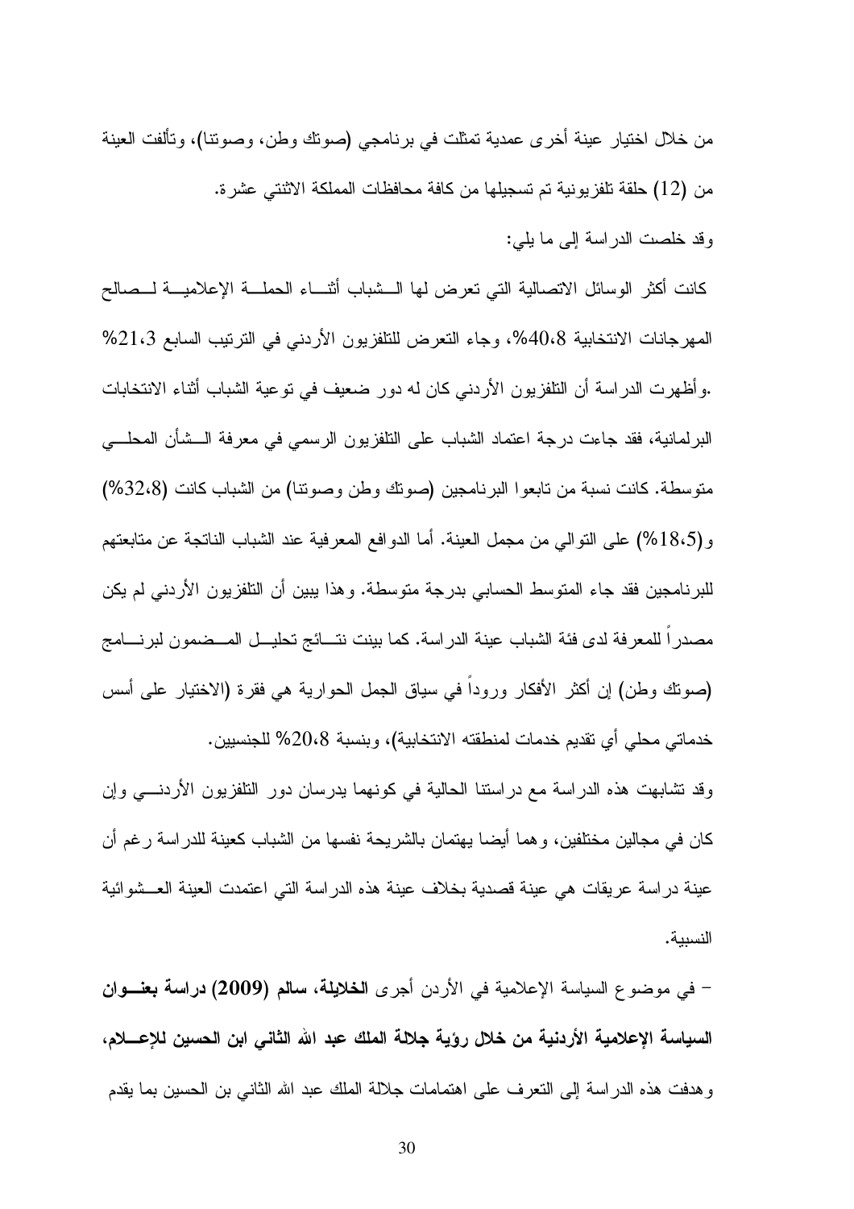من خلال اختيار عينة أخرى عمدية تمثلت في برنامجي (صوتك وطن، وصوتنا)، وتألفت العينة من (12) حلقة تلفزيونية تم تسجيلها من كافة محافظات المملكة الاثنتي عشرة.

وقد خلصت الدراسة إلى ما يلي:

كانت أكثر الوسائل الاتصالية التي تعرض لها الشباب أثناء الحملة الإعلامية لصالح المهرجانات الانتخابية 40،8%، وجاء التعرض للتلفزيون الأردني في الترتيب السابع 21،3% .وأظهرت الدراسة أن التلفزيون الأردني كان له دور ضعيف في توعية الشباب أثناء الانتخابات البرلمانية، فقد جاءت درجة اعتماد الشباب على التلفزيون الرسمي في معرفة الشأن المحلي متوسطة. كانت نسبة من تابعوا البرنامجين (صوتك وطن وصوتنا) من الشباب كانت (32،8%) و(18،5%) على التوالي من مجمل العينة. أما الدوافع المعرفية عند الشباب الناتجة عن متابعتهم للبرنامجين فقد جاء المتوسط الحسابي بدرجة متوسطة. وهذا يبين أن التلفزيون الأردني لم يكن مصدراً للمعرفة لدى فئة الشباب عينة الدراسة. كما بينت نتائج تحليل المضمون لبرنامج (صوتك وطن) إن أكثر الأفكار وروداً في سياق الجمل الحوارية هي فقرة (الاختيار على أسس خدماتي محلي أي تقديم خدمات لمنطقته الانتخابية)، وبنسبة 20،8% للجنسيين.

وقد تشابهت هذه الدراسة مع دراستنا الحالية في كونهما يدرسان دور التلفزيون الأردني وإن كان في مجالين مختلفين، وهما أيضا يهتمان بالشريحة نفسها من الشباب كعينة للدراسة رغم أن عينة دراسة عريقات هي عينة قصدية بخلاف عينة هذه الدراسة التي اعتمدت العينة العشوائية النسبية.

- في موضوع السياسة الإعلامية في الأردن أجرى **الخلايلة، سالم (2009) دراسة بعنوان السياسة الإعلامية الأردنية من خلال رؤية جلالة الملك عبد الله الثاني ابن الحسين للإعلام،** وهدفت هذه الدراسة إلى التعرف على اهتمامات جلالة الملك عبد الله الثاني بن الحسين بما يقدم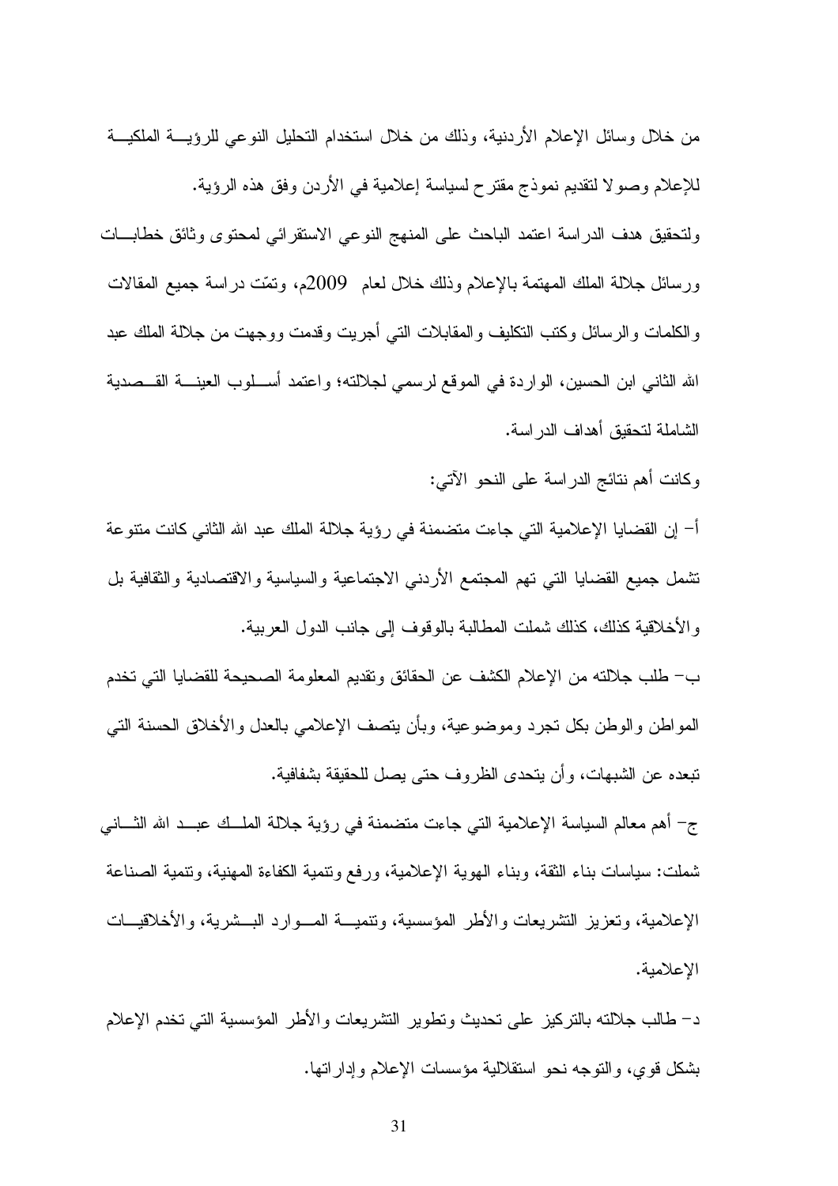من خلال وسائل الإعلام الأردنية، وذلك من خلال استخدام التحليل النوعي للرؤيـة الملكيـة للإعلام وصولا لتقديم نموذج مقترح لسياسة إعلامية في الأردن وفق هذه الرؤية.

ولتحقيق هدف الدراسة اعتمد الباحث على المنهج النوعي الاستقرائي لمحتوى وثائق خطابـات ورسائل جلالة الملك المهتمة بالإعلام وذلك خلال لعام 2009م، وتمّت دراسة جميع المقالات والكلمات والرسائل وكتب التكليف والمقابلات التي أجريت وقدمت ووجهت من جلالة الملك عبد الله الثاني ابن الحسين، الواردة في الموقع لرسمي لجلالته؛ واعتمد أسـلوب العينـة القـصدية الشاملة لتحقيق أهداف الدراسة.

وكانت أهم نتائج الدراسة على النحو الآتي:

أ- إن القضايا الإعلامية التي جاءت متضمنة في رؤية جلالة الملك عبد الله الثاني كانت متنوعة تشمل جميع القضايا التي تهم المجتمع الأردني الاجتماعية والسياسية والاقتصادية والثقافية بل والأخلاقية كذلك، كذلك شملت المطالبة بالوقوف إلى جانب الدول العربية.

ب- طلب جلالته من الإعلام الكشف عن الحقائق وتقديم المعلومة الصحيحة للقضايا التي تخدم المواطن والوطن بكل تجرد وموضوعية، وبأن يتصف الإعلامي بالعدل والأخلاق الحسنة التي تبعده عن الشبهات، وأن يتحدى الظروف حتى يصل للحقيقة بشفافية.

ج- أهم معالم السياسة الإعلامية التي جاءت متضمنة في رؤية جلالة الملـك عبـد الله الثـاني شملت: سياسات بناء الثقة، وبناء الهوية الإعلامية، ورفع وتنمية الكفاءة المهنية، وتنمية الصناعة الإعلامية، وتعزيز التشريعات والأطر المؤسسية، وتنميـة المـوارد البـشرية، والأخلاقيـات الإعلامية.

د- طالب جلالته بالتركيز على تحديث وتطوير التشريعات والأطر المؤسسية التي تخدم الإعلام بشكل قوي، والتوجه نحو استقلالية مؤسسات الإعلام وإداراتها.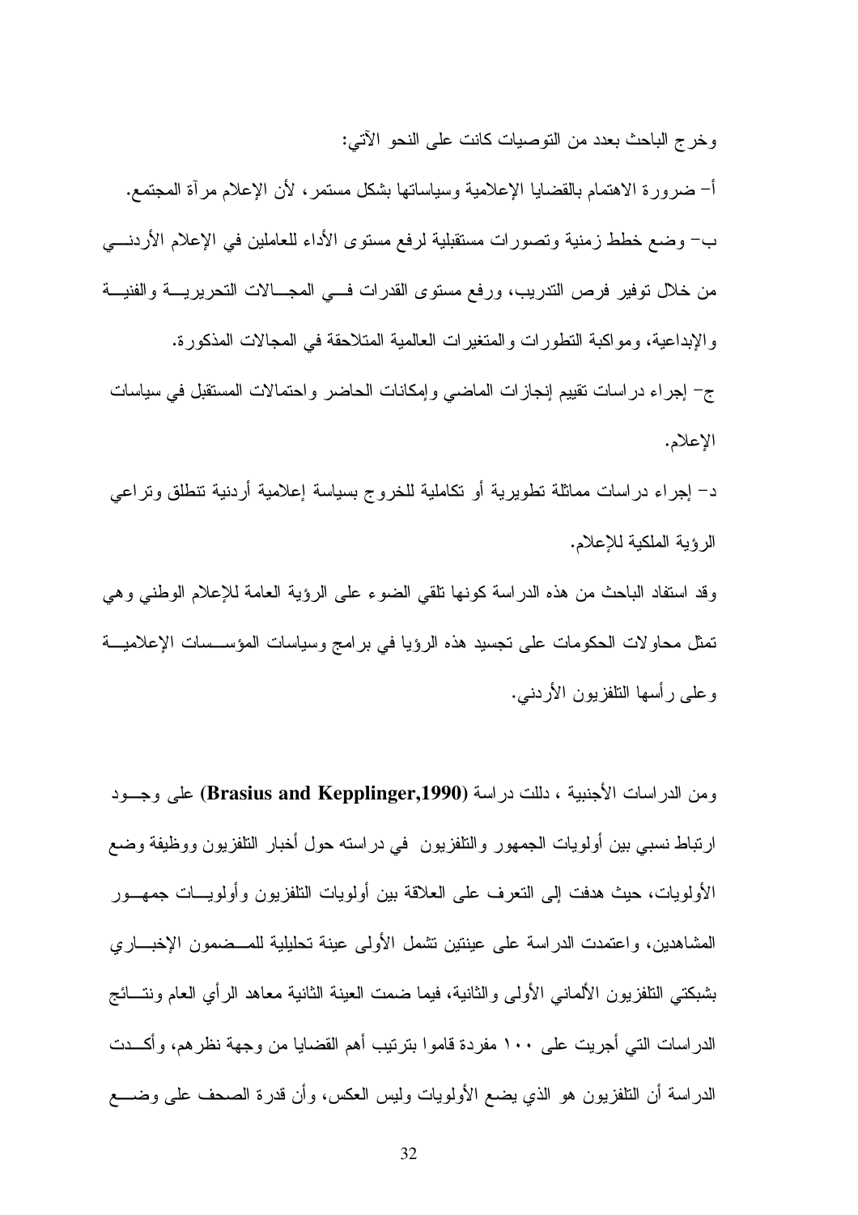وخرج الباحث بعدد من التوصيات كانت على النحو الآتي:

أ- ضرورة الاهتمام بالقضايا الإعلامية وسياساتها بشكل مستمر، لأن الإعلام مرآة المجتمع.

ب- وضع خطط زمنية وتصورات مستقبلية لرفع مستوى الأداء للعاملين في الإعلام الأردني من خلال توفير فرص التدريب، ورفع مستوى القدرات في المجالات التحريرية والفنية والإبداعية، ومواكبة التطورات والمتغيرات العالمية المتلاحقة في المجالات المذكورة.

ج- إجراء دراسات تقييم إنجازات الماضي وإمكانات الحاضر واحتمالات المستقبل في سياسات الإعلام.

د- إجراء دراسات مماثلة تطويرية أو تكاملية للخروج بسياسة إعلامية أردنية تنطلق وتراعي الرؤية الملكية للإعلام.

وقد استفاد الباحث من هذه الدراسة كونها تلقي الضوء على الرؤية العامة للإعلام الوطني وهي تمثل محاولات الحكومات على تجسيد هذه الرؤيا في برامج وسياسات المؤسسات الإعلامية وعلى رأسها التلفزيون الأردني.

ومن الدراسات الأجنبية ، دللت دراسة **(Brasius and Kepplinger,1990)** على وجود ارتباط نسبي بين أولويات الجمهور والتلفزيون في دراسته حول أخبار التلفزيون ووظيفة وضع الأولويات، حيث هدفت إلى التعرف على العلاقة بين أولويات التلفزيون وأولويات جمهور المشاهدين، واعتمدت الدراسة على عينتين تشمل الأولى عينة تحليلية للمضمون الإخباري بشبكتي التلفزيون الألماني الأولى والثانية، فيما ضمت العينة الثانية معاهد الرأي العام ونتائج الدراسات التي أجريت على ١٠٠ مفردة قاموا بترتيب أهم القضايا من وجهة نظرهم، وأكدت الدراسة أن التلفزيون هو الذي يضع الأولويات وليس العكس، وأن قدرة الصحف على وضع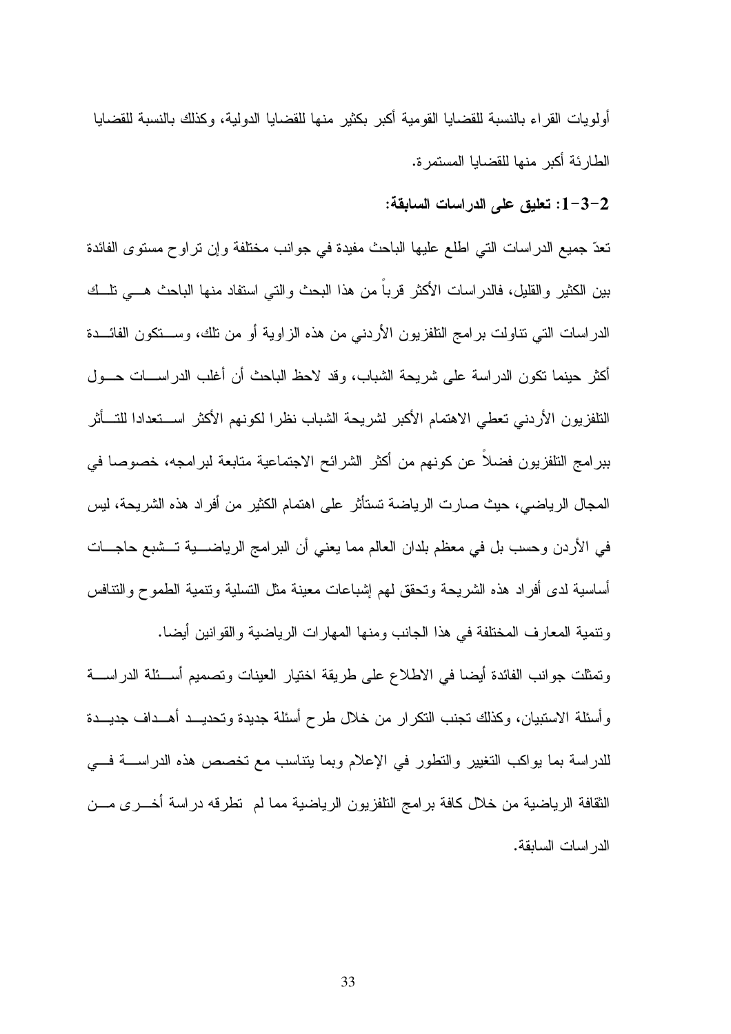أولويات القراء بالنسبة للقضايا القومية أكبر بكثير منها للقضايا الدولية، وكذلك بالنسبة للقضايا الطارئة أكبر منها للقضايا المستمرة.

### 2-3-1: تعليق على الدراسات السابقة:

تعدّ جميع الدراسات التي اطلع عليها الباحث مفيدة في جوانب مختلفة وإن تراوح مستوى الفائدة بين الكثير والقليل، فالدراسات الأكثر قرباً من هذا البحث والتي استفاد منها الباحث هي تلك الدراسات التي تناولت برامج التلفزيون الأردني من هذه الزاوية أو من تلك، وستكون الفائدة أكثر حينما تكون الدراسة على شريحة الشباب، وقد لاحظ الباحث أن أغلب الدراسات حول التلفزيون الأردني تعطي الاهتمام الأكبر لشريحة الشباب نظرا لكونهم الأكثر استعدادا للتأثر ببرامج التلفزيون فضلاً عن كونهم من أكثر الشرائح الاجتماعية متابعة لبرامجه، خصوصا في المجال الرياضي، حيث صارت الرياضة تستأثر على اهتمام الكثير من أفراد هذه الشريحة، ليس في الأردن وحسب بل في معظم بلدان العالم مما يعني أن البرامج الرياضية تشبع حاجات أساسية لدى أفراد هذه الشريحة وتحقق لهم إشباعات معينة مثل التسلية وتنمية الطموح والتنافس وتنمية المعارف المختلفة في هذا الجانب ومنها المهارات الرياضية والقوانين أيضا.

وتمثلت جوانب الفائدة أيضا في الاطلاع على طريقة اختيار العينات وتصميم أسئلة الدراسة وأسئلة الاستبيان، وكذلك تجنب التكرار من خلال طرح أسئلة جديدة وتحديد أهداف جديدة للدراسة بما يواكب التغيير والتطور في الإعلام وبما يتناسب مع تخصص هذه الدراسة في الثقافة الرياضية من خلال كافة برامج التلفزيون الرياضية مما لم تطرقه دراسة أخرى من الدراسات السابقة.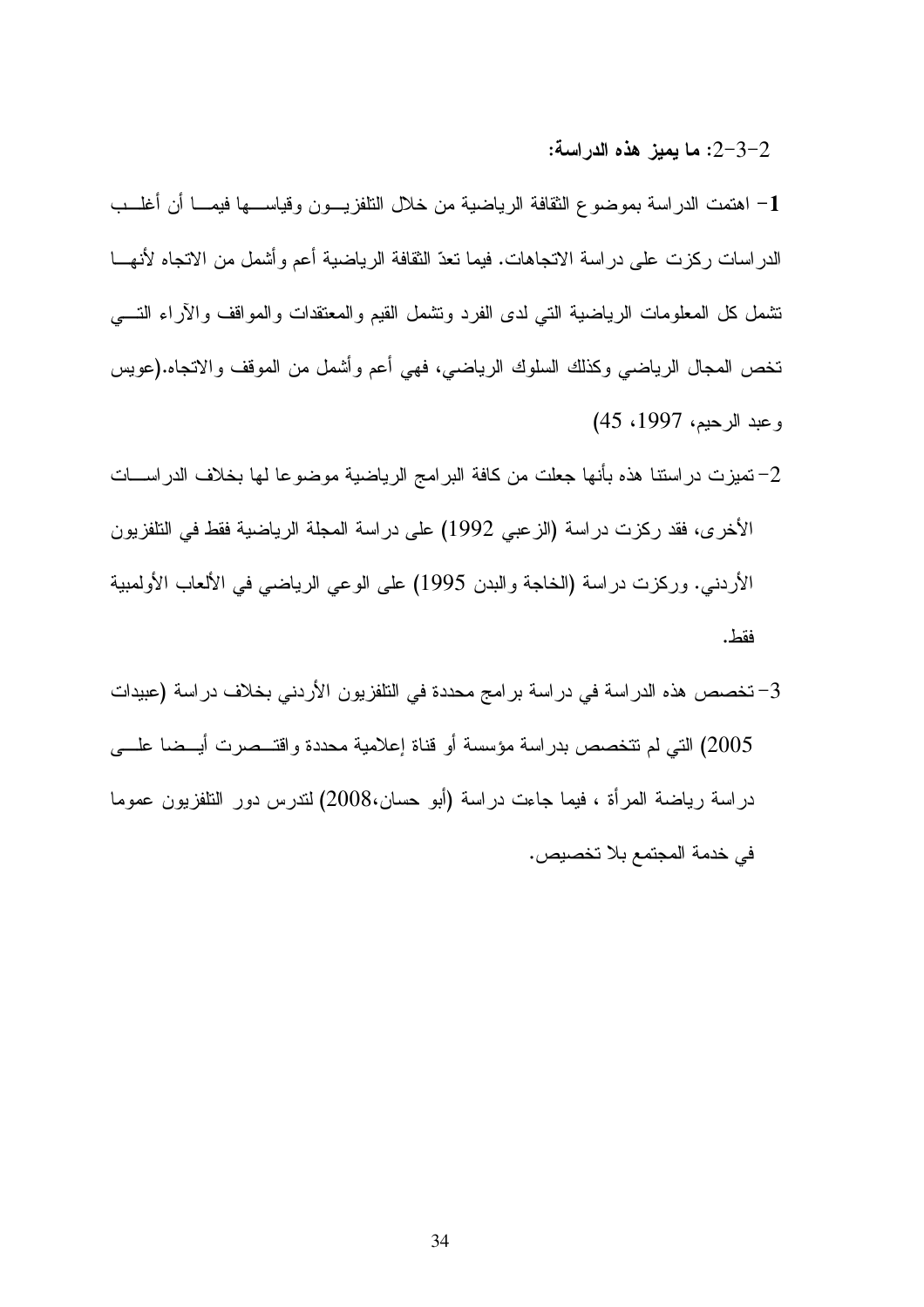### 2-3-2: ما يميز هذه الدراسة:

**1**- اهتمت الدراسة بموضوع الثقافة الرياضية من خلال التلفزيون وقياسها فيما أن أغلب الدراسات ركزت على دراسة الاتجاهات. فيما تعدّ الثقافة الرياضية أعم وأشمل من الاتجاه لأنها تشمل كل المعلومات الرياضية التي لدى الفرد وتشمل القيم والمعتقدات والمواقف والآراء التي تخص المجال الرياضي وكذلك السلوك الرياضي، فهي أعم وأشمل من الموقف والاتجاه.(عويس وعبد الرحيم، 1997، 45)

2- تميزت دراستنا هذه بأنها جعلت من كافة البرامج الرياضية موضوعا لها بخلاف الدراسات الأخرى، فقد ركزت دراسة (الزعبي 1992) على دراسة المجلة الرياضية فقط في التلفزيون الأردني. وركزت دراسة (الخاجة والبدن 1995) على الوعي الرياضي في الألعاب الأولمبية فقط.

3- تخصص هذه الدراسة في دراسة برامج محددة في التلفزيون الأردني بخلاف دراسة (عبيدات 2005) التي لم تتخصص بدراسة مؤسسة أو قناة إعلامية محددة واقتصرت أيضا على دراسة رياضة المرأة ، فيما جاءت دراسة (أبو حسان،2008) لتدرس دور التلفزيون عموما في خدمة المجتمع بلا تخصيص.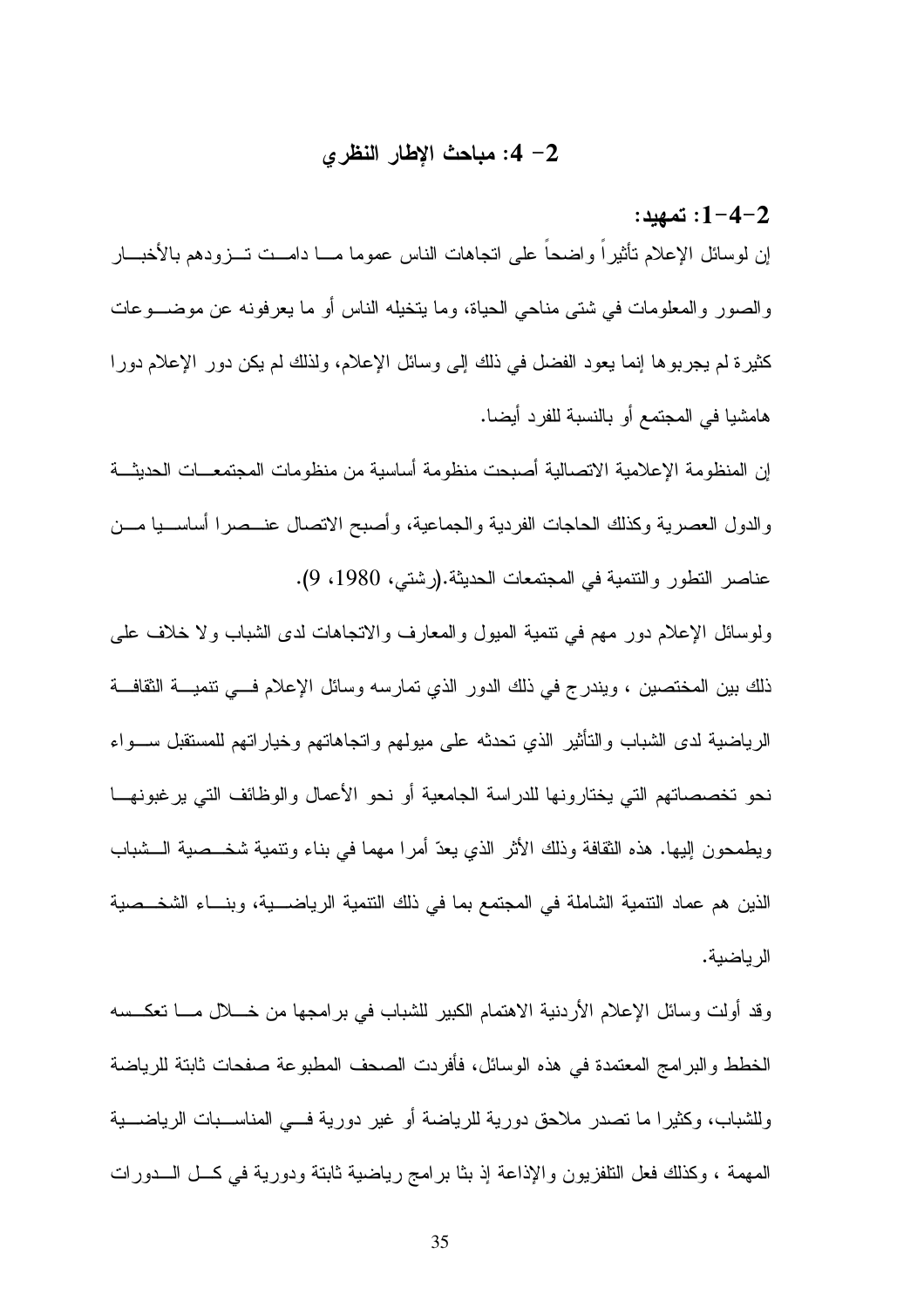## 2- 4: مباحث الإطار النظري

### 2-4-1: تمهيد:

إن لوسائل الإعلام تأثيراً واضحاً على اتجاهات الناس عموما ما دامت تزودهم بالأخبار والصور والمعلومات في شتى مناحي الحياة، وما يتخيله الناس أو ما يعرفونه عن موضوعات كثيرة لم يجربوها إنما يعود الفضل في ذلك إلى وسائل الإعلام، ولذلك لم يكن دور الإعلام دورا هامشيا في المجتمع أو بالنسبة للفرد أيضا.

إن المنظومة الإعلامية الاتصالية أصبحت منظومة أساسية من منظومات المجتمعات الحديثة والدول العصرية وكذلك الحاجات الفردية والجماعية، وأصبح الاتصال عنصرا أساسيا من عناصر التطور والتنمية في المجتمعات الحديثة.(رشتي، 1980، 9).

ولوسائل الإعلام دور مهم في تنمية الميول والمعارف والاتجاهات لدى الشباب ولا خلاف على ذلك بين المختصين ، ويندرج في ذلك الدور الذي تمارسه وسائل الإعلام في تنمية الثقافة الرياضية لدى الشباب والتأثير الذي تحدثه على ميولهم واتجاهاتهم وخياراتهم للمستقبل سواء نحو تخصصاتهم التي يختارونها للدراسة الجامعية أو نحو الأعمال والوظائف التي يرغبونها ويطمحون إليها. هذه الثقافة وذلك الأثر الذي يعدّ أمرا مهما في بناء وتنمية شخصية الشباب الذين هم عماد التنمية الشاملة في المجتمع بما في ذلك التنمية الرياضية، وبناء الشخصية الرياضية.

وقد أولت وسائل الإعلام الأردنية الاهتمام الكبير للشباب في برامجها من خلال ما تعكسه الخطط والبرامج المعتمدة في هذه الوسائل، فأفردت الصحف المطبوعة صفحات ثابتة للرياضة وللشباب، وكثيرا ما تصدر ملاحق دورية للرياضة أو غير دورية في المناسبات الرياضية المهمة ، وكذلك فعل التلفزيون والإذاعة إذ بثا برامج رياضية ثابتة ودورية في كل الدورات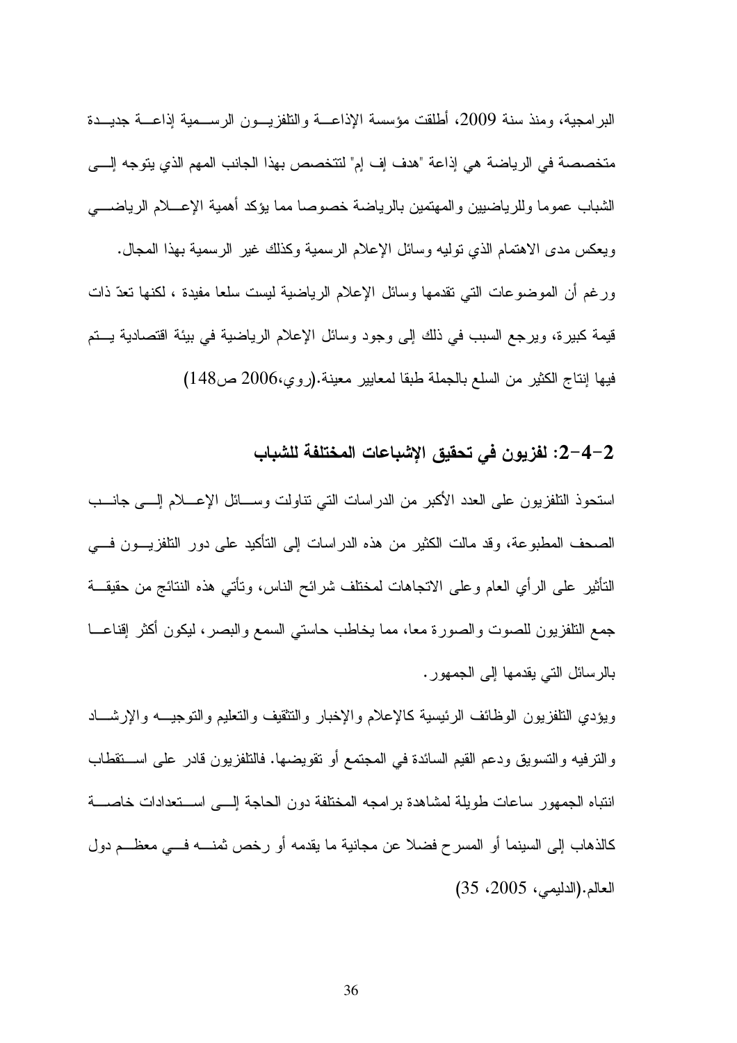البرامجية، ومنذ سنة 2009، أطلقت مؤسسة الإذاعة والتلفزيون الرسمية إذاعة جديدة متخصصة في الرياضة هي إذاعة "هدف إف إم" لتتخصص بهذا الجانب المهم الذي يتوجه إلى الشباب عموما وللرياضيين والمهتمين بالرياضة خصوصا مما يؤكد أهمية الإعلام الرياضي ويعكس مدى الاهتمام الذي توليه وسائل الإعلام الرسمية وكذلك غير الرسمية بهذا المجال.

ورغم أن الموضوعات التي تقدمها وسائل الإعلام الرياضية ليست سلعا مفيدة ، لكنها تعدّ ذات قيمة كبيرة، ويرجع السبب في ذلك إلى وجود وسائل الإعلام الرياضية في بيئة اقتصادية يتم فيها إنتاج الكثير من السلع بالجملة طبقا لمعايير معينة.(روي،2006 ص148)

## 2-4-2: لفزيون في تحقيق الإشباعات المختلفة للشباب

استحوذ التلفزيون على العدد الأكبر من الدراسات التي تناولت وسائل الإعلام إلى جانب الصحف المطبوعة، وقد مالت الكثير من هذه الدراسات إلى التأكيد على دور التلفزيون في التأثير على الرأي العام وعلى الاتجاهات لمختلف شرائح الناس، وتأتي هذه النتائج من حقيقة جمع التلفزيون للصوت والصورة معا، مما يخاطب حاستي السمع والبصر، ليكون أكثر إقناعا بالرسائل التي يقدمها إلى الجمهور.

ويؤدي التلفزيون الوظائف الرئيسية كالإعلام والإخبار والتثقيف والتعليم والتوجيه والإرشاد والترفيه والتسويق ودعم القيم السائدة في المجتمع أو تقويضها. فالتلفزيون قادر على استقطاب انتباه الجمهور ساعات طويلة لمشاهدة برامجه المختلفة دون الحاجة إلى استعدادات خاصة كالذهاب إلى السينما أو المسرح فضلا عن مجانية ما يقدمه أو رخص ثمنه في معظم دول العالم.(الدليمي، 2005، 35)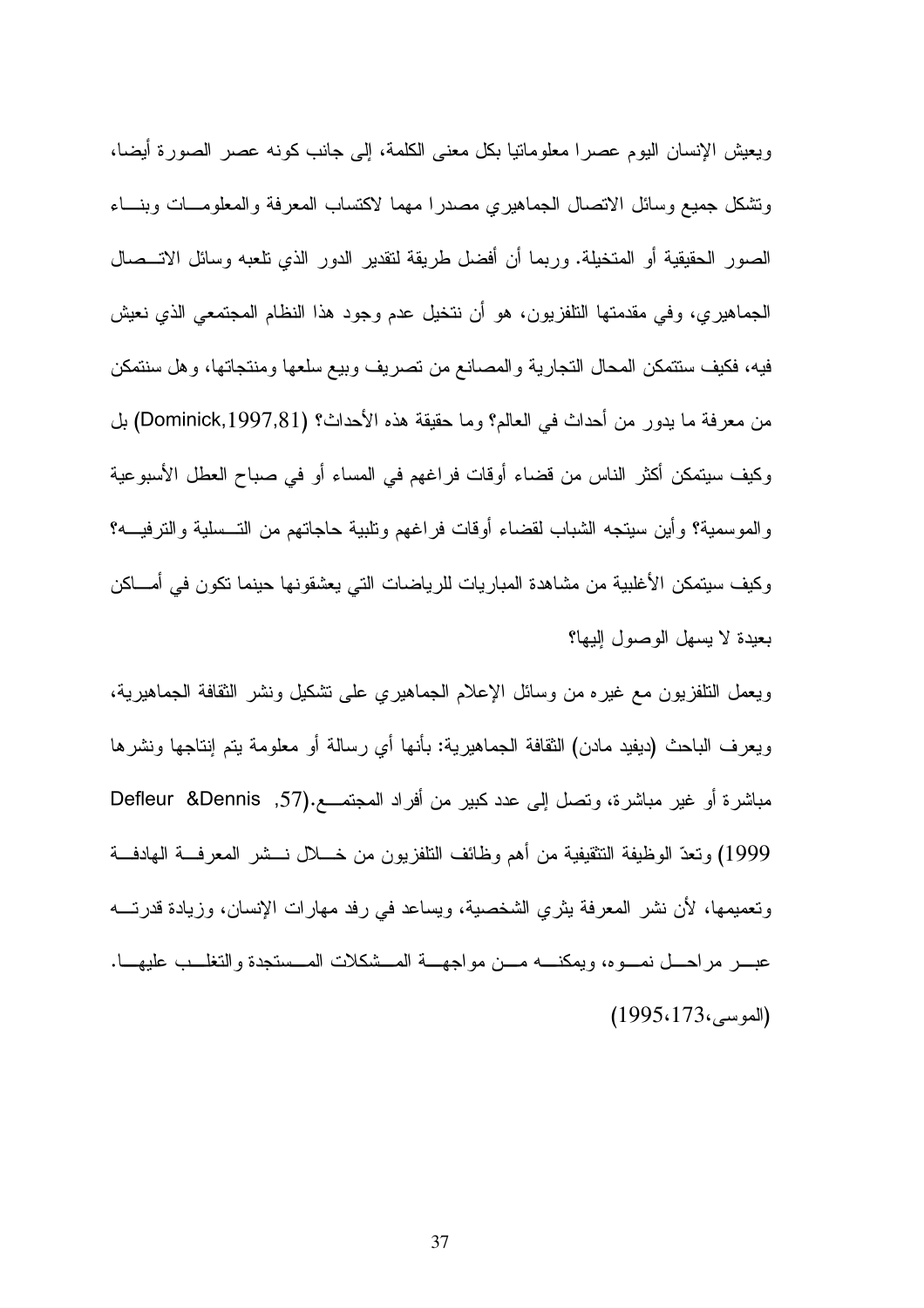ويعيش الإنسان اليوم عصرا معلوماتيا بكل معنى الكلمة، إلى جانب كونه عصر الصورة أيضا، وتشكل جميع وسائل الاتصال الجماهيري مصدرا مهما لاكتساب المعرفة والمعلومات وبناء الصور الحقيقية أو المتخيلة. وربما أن أفضل طريقة لتقدير الدور الذي تلعبه وسائل الاتصال الجماهيري، وفي مقدمتها التلفزيون، هو أن نتخيل عدم وجود هذا النظام المجتمعي الذي نعيش فيه، فكيف ستتمكن المحال التجارية والمصانع من تصريف وبيع سلعها ومنتجاتها، وهل سنتمكن من معرفة ما يدور من أحداث في العالم؟ وما حقيقة هذه الأحداث؟ (Dominick,1997,81) بل وكيف سيتمكن أكثر الناس من قضاء أوقات فراغهم في المساء أو في صباح العطل الأسبوعية والموسمية؟ وأين سيتجه الشباب لقضاء أوقات فراغهم وتلبية حاجاتهم من التسلية والترفيه؟ وكيف سيتمكن الأغلبية من مشاهدة المباريات للرياضات التي يعشقونها حينما تكون في أماكن بعيدة لا يسهل الوصول إليها؟

ويعمل التلفزيون مع غيره من وسائل الإعلام الجماهيري على تشكيل ونشر الثقافة الجماهيرية، ويعرف الباحث (ديفيد مادن) الثقافة الجماهيرية: بأنها أي رسالة أو معلومة يتم إنتاجها ونشرها مباشرة أو غير مباشرة، وتصل إلى عدد كبير من أفراد المجتمع.(Defleur &Dennis ,57, 1999) وتعدّ الوظيفة التثقيفية من أهم وظائف التلفزيون من خلال نشر المعرفة الهادفة وتعميمها، لأن نشر المعرفة يثري الشخصية، ويساعد في رفد مهارات الإنسان، وزيادة قدرته عبر مراحل نموه، ويمكنه من مواجهة المشكلات المستجدة والتغلب عليها. (الموسى،173،1995)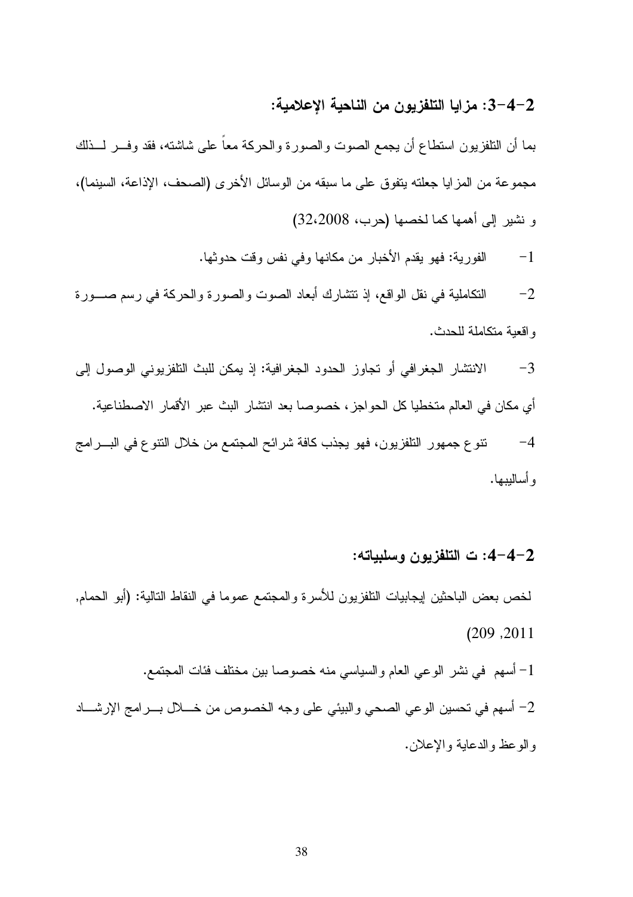### 2-4-3: مزايا التلفزيون من الناحية الإعلامية:

بما أن التلفزيون استطاع أن يجمع الصوت والصورة والحركة معاً على شاشته، فقد وفر لذلك مجموعة من المزايا جعلته يتفوق على ما سبقه من الوسائل الأخرى (الصحف، الإذاعة، السينما)، و نشير إلى أهمها كما لخصها (حرب، 2008،32)

1- الفورية: فهو يقدم الأخبار من مكانها وفي نفس وقت حدوثها.

2- التكاملية في نقل الواقع، إذ تتشارك أبعاد الصوت والصورة والحركة في رسم صورة واقعية متكاملة للحدث.

3- الانتشار الجغرافي أو تجاوز الحدود الجغرافية: إذ يمكن للبث التلفزيوني الوصول إلى أي مكان في العالم متخطيا كل الحواجز، خصوصا بعد انتشار البث عبر الأقمار الاصطناعية.

4- تنوع جمهور التلفزيون، فهو يجذب كافة شرائح المجتمع من خلال التنوع في البرامج وأساليبها.

### 2-4-4: ت التلفزيون وسلبياته:

لخص بعض الباحثين إيجابيات التلفزيون للأسرة والمجتمع عموما في النقاط التالية: (أبو الحمام, 2011, 209)

1- أسهم في نشر الوعي العام والسياسي منه خصوصا بين مختلف فئات المجتمع.

2- أسهم في تحسين الوعي الصحي والبيئي على وجه الخصوص من خلال برامج الإرشاد والوعظ والدعاية والإعلان.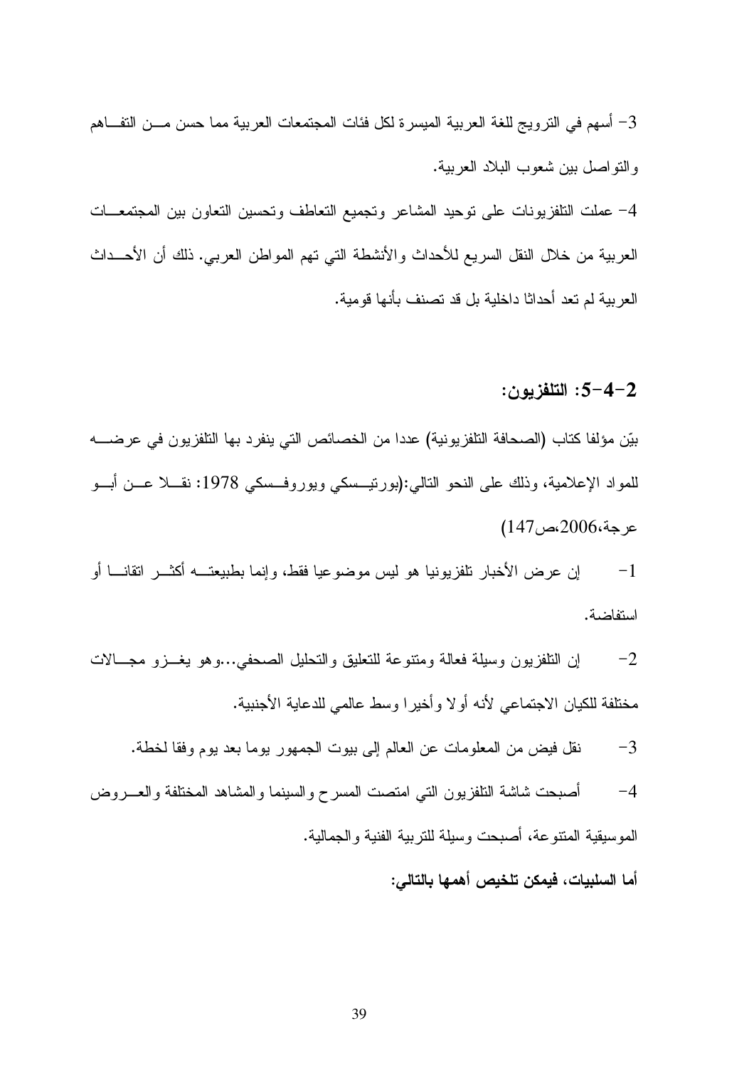3- أسهم في الترويج للغة العربية الميسرة لكل فئات المجتمعات العربية مما حسن من التفاهم والتواصل بين شعوب البلاد العربية.

4- عملت التلفزيونات على توحيد المشاعر وتجميع التعاطف وتحسين التعاون بين المجتمعات العربية من خلال النقل السريع للأحداث والأنشطة التي تهم المواطن العربي. ذلك أن الأحداث العربية لم تعد أحداثا داخلية بل قد تصنف بأنها قومية.

### 2-4-5: التلفزيون:

بيّن مؤلفا كتاب (الصحافة التلفزيونية) عددا من الخصائص التي ينفرد بها التلفزيون في عرضه للمواد الإعلامية، وذلك على النحو التالي:(بورتيسكي ويوروفسكي 1978: نقلا عن أبو عرجة،2006،ص147)

1- إن عرض الأخبار تلفزيونيا هو ليس موضوعيا فقط، وإنما بطبيعته أكثر اتقانا أو استفاضة.

2- إن التلفزيون وسيلة فعالة ومتنوعة للتعليق والتحليل الصحفي...وهو يغزو مجالات مختلفة للكيان الاجتماعي لأنه أولا وأخيرا وسط عالمي للدعاية الأجنبية.

3- نقل فيض من المعلومات عن العالم إلى بيوت الجمهور يوما بعد يوم وفقا لخطة.

4- أصبحت شاشة التلفزيون التي امتصت المسرح والسينما والمشاهد المختلفة والعروض الموسيقية المتنوعة، أصبحت وسيلة للتربية الفنية والجمالية.

**أما السلبيات، فيمكن تلخيص أهمها بالتالي:**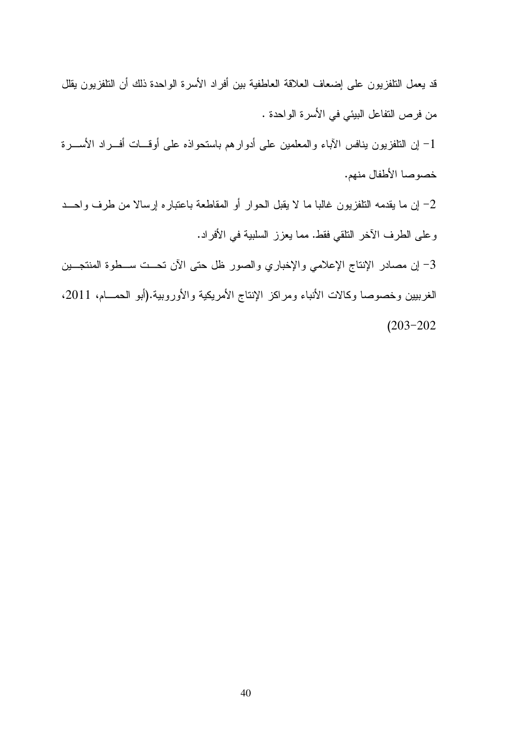قد يعمل التلفزيون على إضعاف العلاقة العاطفية بين أفراد الأسرة الواحدة ذلك أن التلفزيون يقلل من فرص التفاعل البيئي في الأسرة الواحدة .

1- إن التلفزيون ينافس الآباء والمعلمين على أدوارهم باستحواذه على أوقات أفراد الأسرة خصوصا الأطفال منهم.

2- إن ما يقدمه التلفزيون غالبا ما لا يقبل الحوار أو المقاطعة باعتباره إرسالا من طرف واحد وعلى الطرف الآخر التلقي فقط. مما يعزز السلبية في الأفراد.

3- إن مصادر الإنتاج الإعلامي والإخباري والصور ظل حتى الآن تحت سطوة المنتجين الغربيين وخصوصا وكالات الأنباء ومراكز الإنتاج الأمريكية والأوروبية.(أبو الحمام، 2011، 203-202)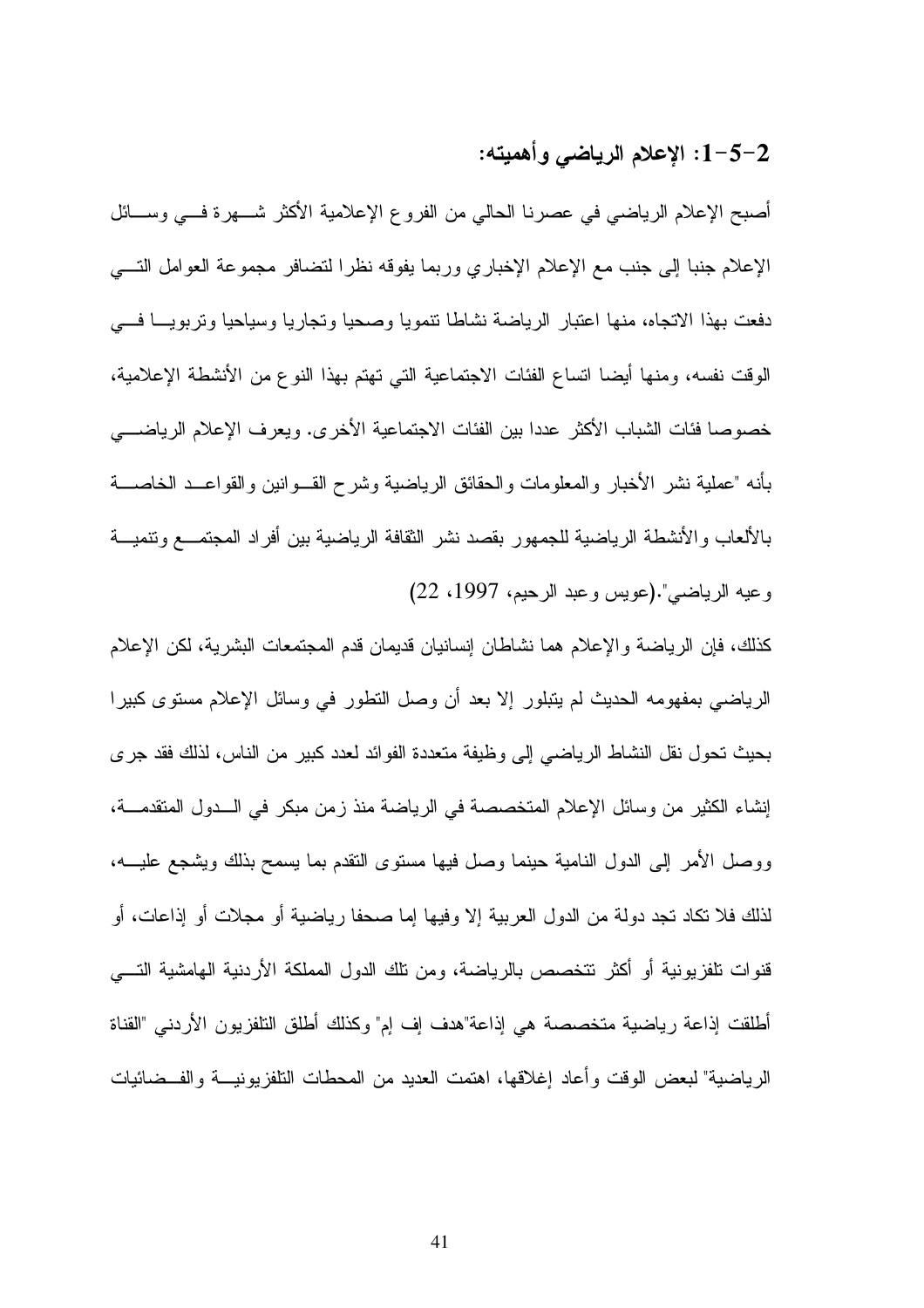### 2-5-1: الإعلام الرياضي وأهميته:

أصبح الإعلام الرياضي في عصرنا الحالي من الفروع الإعلامية الأكثر شهرة في وسائل الإعلام جنبا إلى جنب مع الإعلام الإخباري وربما يفوقه نظرا لتضافر مجموعة العوامل التي دفعت بهذا الاتجاه، منها اعتبار الرياضة نشاطا تنمويا وصحيا وتجاريا وسياحيا وتربويا في الوقت نفسه، ومنها أيضا اتساع الفئات الاجتماعية التي تهتم بهذا النوع من الأنشطة الإعلامية، خصوصا فئات الشباب الأكثر عددا بين الفئات الاجتماعية الأخرى. ويعرف الإعلام الرياضي بأنه "عملية نشر الأخبار والمعلومات والحقائق الرياضية وشرح القوانين والقواعد الخاصة بالألعاب والأنشطة الرياضية للجمهور بقصد نشر الثقافة الرياضية بين أفراد المجتمع وتنمية وعيه الرياضي".(عويس وعبد الرحيم، 1997، 22)

كذلك، فإن الرياضة والإعلام هما نشاطان إنسانيان قديمان قدم المجتمعات البشرية، لكن الإعلام الرياضي بمفهومه الحديث لم يتبلور إلا بعد أن وصل التطور في وسائل الإعلام مستوى كبيرا بحيث تحول نقل النشاط الرياضي إلى وظيفة متعددة الفوائد لعدد كبير من الناس، لذلك فقد جرى إنشاء الكثير من وسائل الإعلام المتخصصة في الرياضة منذ زمن مبكر في الدول المتقدمة، ووصل الأمر إلى الدول النامية حينما وصل فيها مستوى التقدم بما يسمح بذلك ويشجع عليه، لذلك فلا تكاد تجد دولة من الدول العربية إلا وفيها إما صحفا رياضية أو مجلات أو إذاعات، أو قنوات تلفزيونية أو أكثر تتخصص بالرياضة، ومن تلك الدول المملكة الأردنية الهاشمية التي أطلقت إذاعة رياضية متخصصة هي إذاعة"هدف إف إم" وكذلك أطلق التلفزيون الأردني "القناة الرياضية" لبعض الوقت وأعاد إغلاقها، اهتمت العديد من المحطات التلفزيونية والفضائيات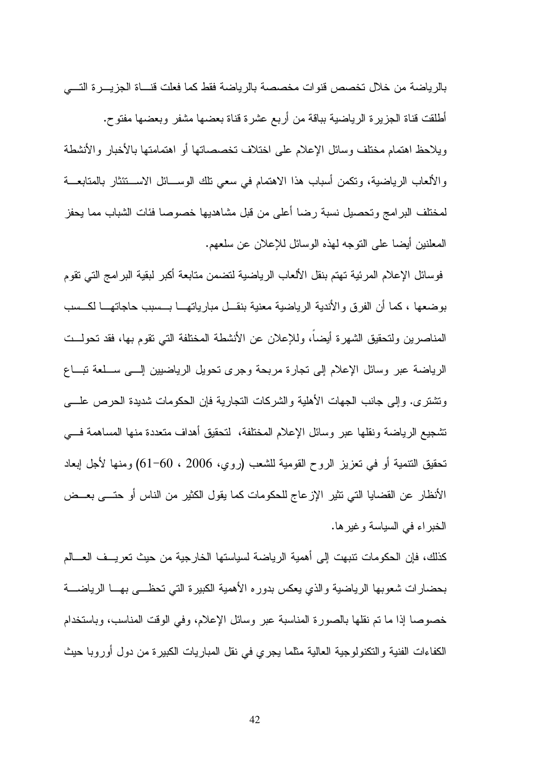بالرياضة من خلال تخصص قنوات مخصصة بالرياضة فقط كما فعلت قناة الجزيرة التي أطلقت قناة الجزيرة الرياضية بباقة من أربع عشرة قناة بعضها مشفر وبعضها مفتوح.

ويلاحظ اهتمام مختلف وسائل الإعلام على اختلاف تخصصاتها أو اهتمامتها بالأخبار والأنشطة والألعاب الرياضية، وتكمن أسباب هذا الاهتمام في سعي تلك الوسائل الاستئثار بالمتابعة لمختلف البرامج وتحصيل نسبة رضا أعلى من قبل مشاهديها خصوصا فئات الشباب مما يحفز المعلنين أيضا على التوجه لهذه الوسائل للإعلان عن سلعهم.

فوسائل الإعلام المرئية تهتم بنقل الألعاب الرياضية لتضمن متابعة أكبر لبقية البرامج التي تقوم بوضعها ، كما أن الفرق والأندية الرياضية معنية بنقل مبارياتها بسبب حاجاتها لكسب المناصرين ولتحقيق الشهرة أيضاً، وللإعلان عن الأنشطة المختلفة التي تقوم بها، فقد تحولت الرياضة عبر وسائل الإعلام إلى تجارة مربحة وجرى تحويل الرياضيين إلى سلعة تباع وتشترى. وإلى جانب الجهات الأهلية والشركات التجارية فإن الحكومات شديدة الحرص على تشجيع الرياضة ونقلها عبر وسائل الإعلام المختلفة، لتحقيق أهداف متعددة منها المساهمة في تحقيق التنمية أو في تعزيز الروح القومية للشعب (روي، 2006 ، 60-61) ومنها لأجل إبعاد الأنظار عن القضايا التي تثير الإزعاج للحكومات كما يقول الكثير من الناس أو حتى بعض الخبراء في السياسة وغيرها.

كذلك، فإن الحكومات تنبهت إلى أهمية الرياضة لسياستها الخارجية من حيث تعريف العالم بحضارات شعوبها الرياضية والذي يعكس بدوره الأهمية الكبيرة التي تحظى بها الرياضة خصوصا إذا ما تم نقلها بالصورة المناسبة عبر وسائل الإعلام، وفي الوقت المناسب، وباستخدام الكفاءات الفنية والتكنولوجية العالية مثلما يجري في نقل المباريات الكبيرة من دول أوروبا حيث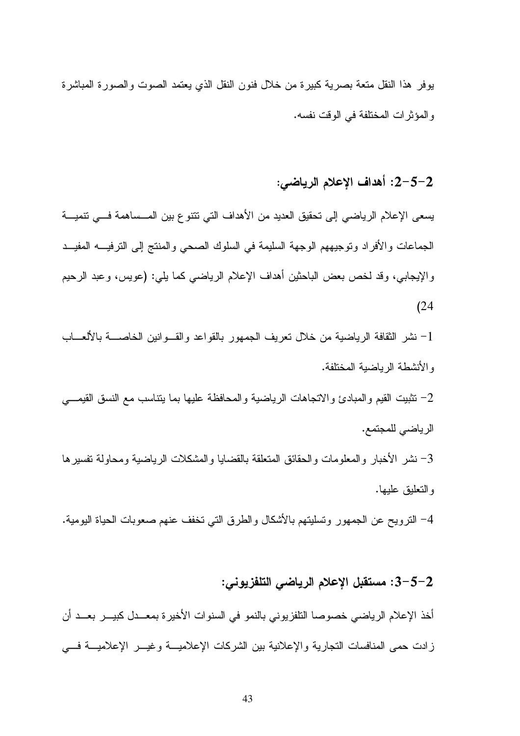يوفر هذا النقل متعة بصرية كبيرة من خلال فنون النقل الذي يعتمد الصوت والصورة المباشرة والمؤثرات المختلفة في الوقت نفسه.

### 2-5-2: أهداف الإعلام الرياضي:

يسعى الإعلام الرياضي إلى تحقيق العديد من الأهداف التي تتنوع بين المساهمة في تنمية الجماعات والأفراد وتوجيههم الوجهة السليمة في السلوك الصحي والمنتج إلى الترفيه المفيد والإيجابي، وقد لخص بعض الباحثين أهداف الإعلام الرياضي كما يلي: (عويس، وعبد الرحيم 24)

1- نشر الثقافة الرياضية من خلال تعريف الجمهور بالقواعد والقوانين الخاصة بالألعاب والأنشطة الرياضية المختلفة.

2- تثبيت القيم والمبادئ والاتجاهات الرياضية والمحافظة عليها بما يتناسب مع النسق القيمي الرياضي للمجتمع.

3- نشر الأخبار والمعلومات والحقائق المتعلقة بالقضايا والمشكلات الرياضية ومحاولة تفسيرها والتعليق عليها.

4- الترويح عن الجمهور وتسليتهم بالأشكال والطرق التي تخفف عنهم صعوبات الحياة اليومية.

### 2-5-3: مستقبل الإعلام الرياضي التلفزيوني:

أخذ الإعلام الرياضي خصوصا التلفزيوني بالنمو في السنوات الأخيرة بمعدل كبير بعد أن زادت حمى المنافسات التجارية والإعلانية بين الشركات الإعلامية وغير الإعلامية في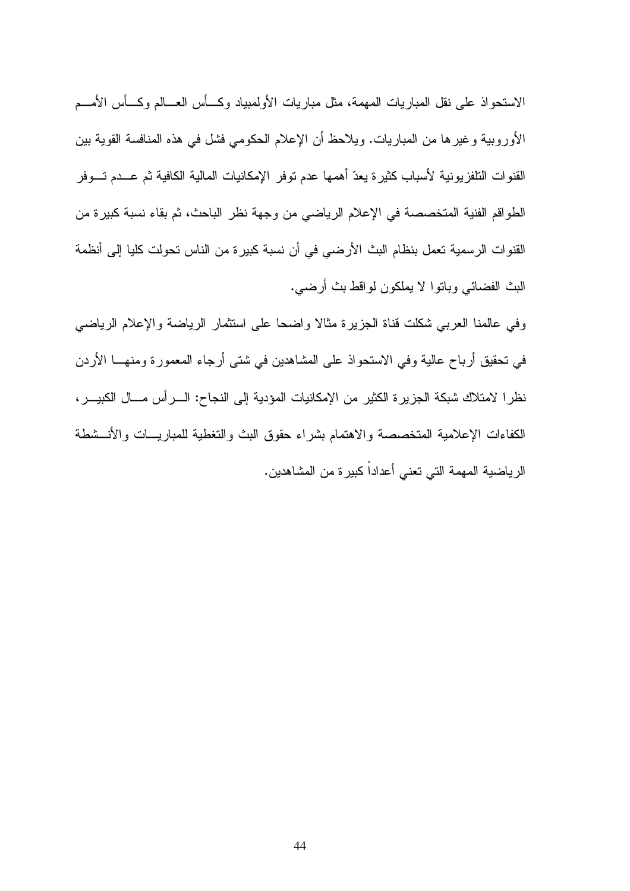الاستحواذ على نقل المباريات المهمة، مثل مباريات الأولمبياد وكـأس العـالم وكـأس الأمـم الأوروبية وغيرها من المباريات. ويلاحظ أن الإعلام الحكومي فشل في هذه المنافسة القوية بين القنوات التلفزيونية لأسباب كثيرة يعدّ أهمها عدم توفر الإمكانيات المالية الكافية ثم عـدم تـوفر الطواقم الفنية المتخصصة في الإعلام الرياضي من وجهة نظر الباحث، ثم بقاء نسبة كبيرة من القنوات الرسمية تعمل بنظام البث الأرضي في أن نسبة كبيرة من الناس تحولت كليا إلى أنظمة البث الفضائي وباتوا لا يملكون لواقط بث أرضي.

وفي عالمنا العربي شكلت قناة الجزيرة مثالا واضحا على استثمار الرياضة والإعلام الرياضي في تحقيق أرباح عالية وفي الاستحواذ على المشاهدين في شتى أرجاء المعمورة ومنهـا الأردن نظرا لامتلاك شبكة الجزيرة الكثير من الإمكانيات المؤدية إلى النجاح: الـرأس مـال الكبيـر، الكفاءات الإعلامية المتخصصة والاهتمام بشراء حقوق البث والتغطية للمباريـات والأنـشطة الرياضية المهمة التي تعني أعداداً كبيرة من المشاهدين.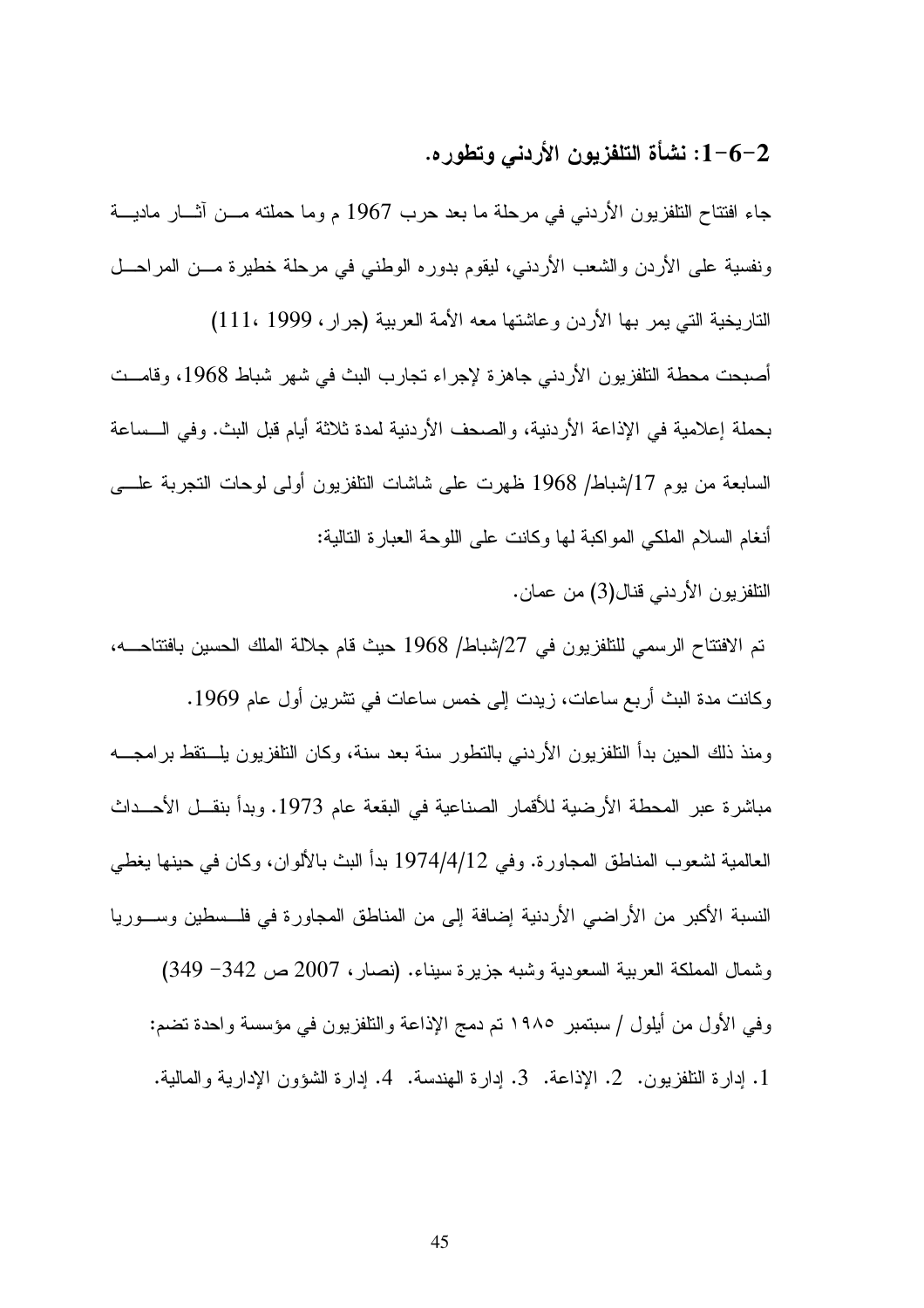### 2-6-1: نشأة التلفزيون الأردني وتطوره.

جاء افتتاح التلفزيون الأردني في مرحلة ما بعد حرب 1967 م وما حملته من آثار مادية ونفسية على الأردن والشعب الأردني، ليقوم بدوره الوطني في مرحلة خطيرة من المراحل التاريخية التي يمر بها الأردن وعاشتها معه الأمة العربية (جرار، 1999، 111)

أصبحت محطة التلفزيون الأردني جاهزة لإجراء تجارب البث في شهر شباط 1968، وقامت بحملة إعلامية في الإذاعة الأردنية، والصحف الأردنية لمدة ثلاثة أيام قبل البث. وفي الساعة السابعة من يوم 17/شباط/ 1968 ظهرت على شاشات التلفزيون أولى لوحات التجربة على أنغام السلام الملكي المواكبة لها وكانت على اللوحة العبارة التالية:

التلفزيون الأردني قنال(3) من عمان.

تم الافتتاح الرسمي للتلفزيون في 27/شباط/ 1968 حيث قام جلالة الملك الحسين بافتتاحه، وكانت مدة البث أربع ساعات، زيدت إلى خمس ساعات في تشرين أول عام 1969.

ومنذ ذلك الحين بدأ التلفزيون الأردني بالتطور سنة بعد سنة، وكان التلفزيون يلتقط برامجه مباشرة عبر المحطة الأرضية للأقمار الصناعية في البقعة عام 1973. وبدأ بنقل الأحداث العالمية لشعوب المناطق المجاورة. وفي 1974/4/12 بدأ البث بالألوان، وكان في حينها يغطي النسبة الأكبر من الأراضي الأردنية إضافة إلى من المناطق المجاورة في فلسطين وسوريا وشمال المملكة العربية السعودية وشبه جزيرة سيناء. (نصار، 2007 ص 342- 349)

وفي الأول من أيلول / سبتمبر ١٩٨٥ تم دمج الإذاعة والتلفزيون في مؤسسة واحدة تضم:

1. إدارة التلفزيون. 2. الإذاعة. 3. إدارة الهندسة. 4. إدارة الشؤون الإدارية والمالية.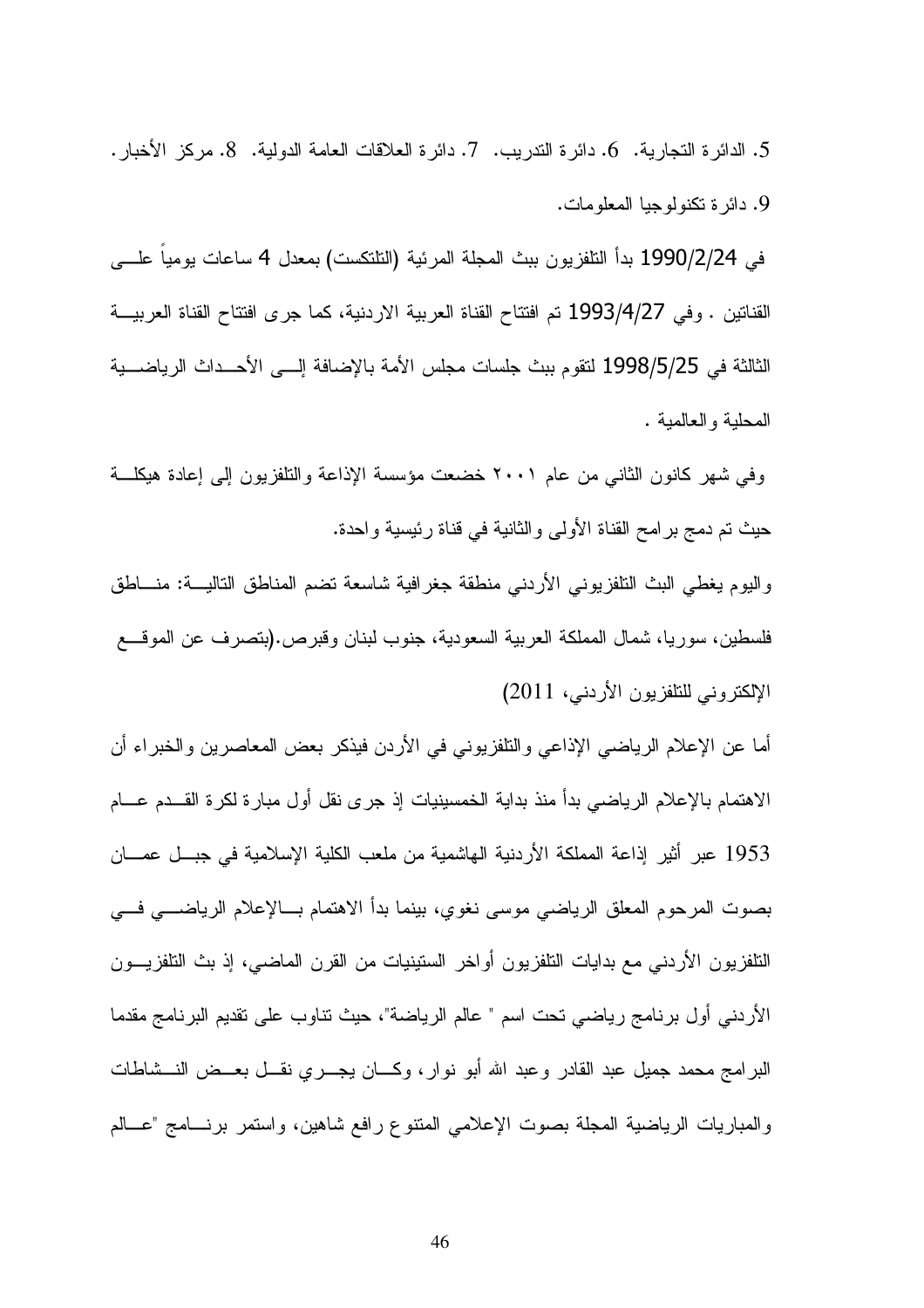5. الدائرة التجارية. 6. دائرة التدريب. 7. دائرة العلاقات العامة الدولية. 8. مركز الأخبار. 9. دائرة تكنولوجيا المعلومات.

في 1990/2/24 بدأ التلفزيون ببث المجلة المرئية (التلتكست) بمعدل 4 ساعات يومياً على القناتين . وفي 1993/4/27 تم افتتاح القناة العربية الاردنية، كما جرى افتتاح القناة العربية الثالثة في 1998/5/25 لتقوم ببث جلسات مجلس الأمة بالإضافة إلى الأحداث الرياضية المحلية والعالمية .

وفي شهر كانون الثاني من عام ٢٠٠١ خضعت مؤسسة الإذاعة والتلفزيون إلى إعادة هيكلة حيث تم دمج برامج القناة الأولى والثانية في قناة رئيسية واحدة.

واليوم يغطي البث التلفزيوني الأردني منطقة جغرافية شاسعة تضم المناطق التالية: مناطق فلسطين، سوريا، شمال المملكة العربية السعودية، جنوب لبنان وقبرص.(بتصرف عن الموقع الإلكتروني للتلفزيون الأردني، 2011)

أما عن الإعلام الرياضي الإذاعي والتلفزيوني في الأردن فيذكر بعض المعاصرين والخبراء أن الاهتمام بالإعلام الرياضي بدأ منذ بداية الخمسينيات إذ جرى نقل أول مبارة لكرة القدم عام 1953 عبر أثير إذاعة المملكة الأردنية الهاشمية من ملعب الكلية الإسلامية في جبل عمان بصوت المرحوم المعلق الرياضي موسى نغوي، بينما بدأ الاهتمام بالإعلام الرياضي في التلفزيون الأردني مع بدايات التلفزيون أواخر الستينيات من القرن الماضي، إذ بث التلفزيون الأردني أول برنامج رياضي تحت اسم " عالم الرياضة"، حيث تناوب على تقديم البرنامج مقدما البرامج محمد جميل عبد القادر وعبد الله أبو نوار، وكان يجري نقل بعض النشاطات والمباريات الرياضية المجلة بصوت الإعلامي المتنوع رافع شاهين، واستمر برنامج "عالم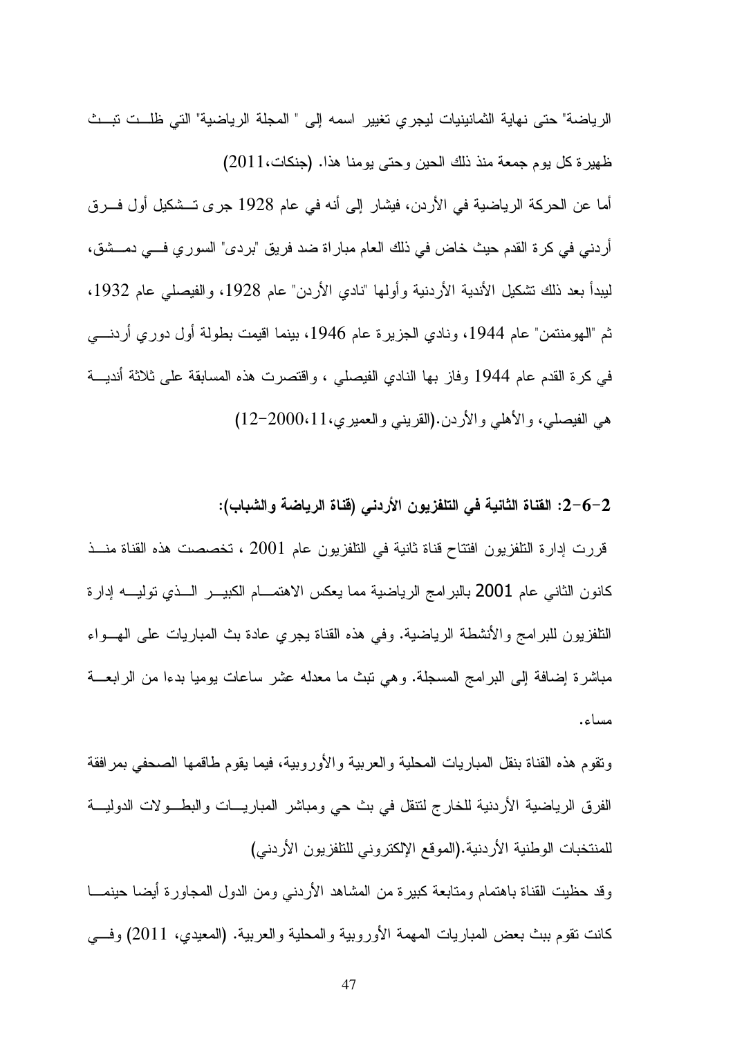الرياضة" حتى نهاية الثمانينيات ليجري تغيير اسمه إلى " المجلة الرياضية" التي ظلت تبث ظهيرة كل يوم جمعة منذ ذلك الحين وحتى يومنا هذا. (جنكات،2011)

أما عن الحركة الرياضية في الأردن، فيشار إلى أنه في عام 1928 جرى تشكيل أول فرق أردني في كرة القدم حيث خاض في ذلك العام مباراة ضد فريق "بردى" السوري في دمشق، ليبدأ بعد ذلك تشكيل الأندية الأردنية وأولها "نادي الأردن" عام 1928، والفيصلي عام 1932، ثم "الهومنتمن" عام 1944، ونادي الجزيرة عام 1946، بينما اقيمت بطولة أول دوري أردني في كرة القدم عام 1944 وفاز بها النادي الفيصلي ، واقتصرت هذه المسابقة على ثلاثة أندية هي الفيصلي، والأهلي والأردن.(القريني والعميري،11،2000-12)

### 2-6-2: القناة الثانية في التلفزيون الأردني (قناة الرياضة والشباب):

قررت إدارة التلفزيون افتتاح قناة ثانية في التلفزيون عام 2001 ، تخصصت هذه القناة منذ كانون الثاني عام 2001 بالبرامج الرياضية مما يعكس الاهتمام الكبير الذي توليه إدارة التلفزيون للبرامج والأنشطة الرياضية. وفي هذه القناة يجري عادة بث المباريات على الهواء مباشرة إضافة إلى البرامج المسجلة. وهي تبث ما معدله عشر ساعات يوميا بدءا من الرابعة مساء.

وتقوم هذه القناة بنقل المباريات المحلية والعربية والأوروبية، فيما يقوم طاقمها الصحفي بمرافقة الفرق الرياضية الأردنية للخارج لتنقل في بث حي ومباشر المباريات والبطولات الدولية للمنتخبات الوطنية الأردنية.(الموقع الإلكتروني للتلفزيون الأردني)

وقد حظيت القناة باهتمام ومتابعة كبيرة من المشاهد الأردني ومن الدول المجاورة أيضا حينما كانت تقوم ببث بعض المباريات المهمة الأوروبية والمحلية والعربية. (المعيدي، 2011) وفي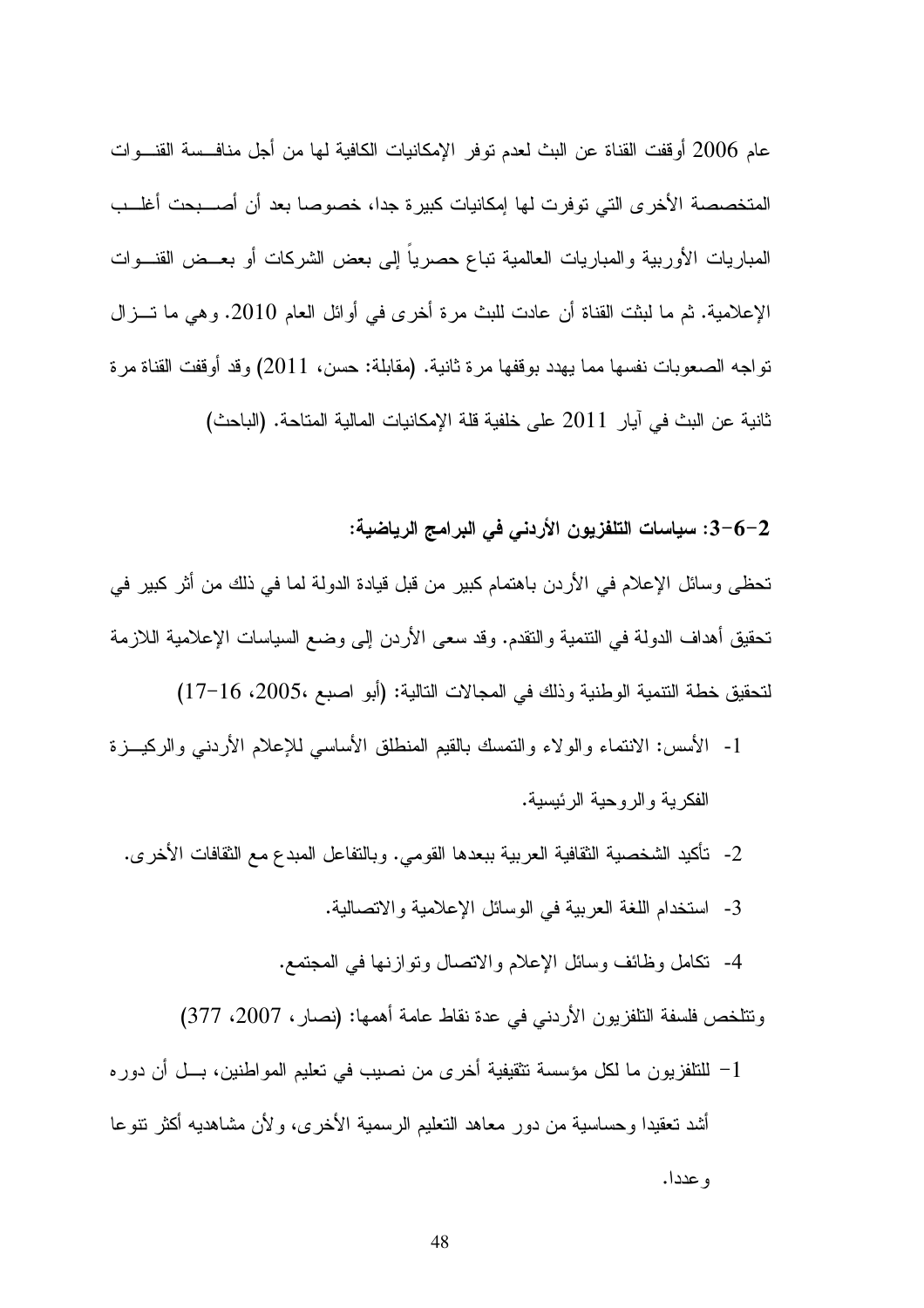عام 2006 أوقفت القناة عن البث لعدم توفر الإمكانيات الكافية لها من أجل منافسة القنوات المتخصصة الأخرى التي توفرت لها إمكانيات كبيرة جدا، خصوصا بعد أن أصبحت أغلب المباريات الأوربية والمباريات العالمية تباع حصرياً إلى بعض الشركات أو بعض القنوات الإعلامية. ثم ما لبثت القناة أن عادت للبث مرة أخرى في أوائل العام 2010. وهي ما تزال تواجه الصعوبات نفسها مما يهدد بوقفها مرة ثانية. (مقابلة: حسن، 2011) وقد أوقفت القناة مرة ثانية عن البث في آيار 2011 على خلفية قلة الإمكانيات المالية المتاحة. (الباحث)

### 2-6-3: سياسات التلفزيون الأردني في البرامج الرياضية:

تحظى وسائل الإعلام في الأردن باهتمام كبير من قبل قيادة الدولة لما في ذلك من أثر كبير في تحقيق أهداف الدولة في التنمية والتقدم. وقد سعى الأردن إلى وضع السياسات الإعلامية اللازمة لتحقيق خطة التنمية الوطنية وذلك في المجالات التالية: (أبو اصبع ،2005، 16-17)

1- الأسس: الانتماء والولاء والتمسك بالقيم المنطلق الأساسي للإعلام الأردني والركيزة الفكرية والروحية الرئيسية.

2- تأكيد الشخصية الثقافية العربية ببعدها القومي. وبالتفاعل المبدع مع الثقافات الأخرى.

3- استخدام اللغة العربية في الوسائل الإعلامية والاتصالية.

4- تكامل وظائف وسائل الإعلام والاتصال وتوازنها في المجتمع.

وتتلخص فلسفة التلفزيون الأردني في عدة نقاط عامة أهمها: (نصار، 2007، 377)

1- للتلفزيون ما لكل مؤسسة تثقيفية أخرى من نصيب في تعليم المواطنين، بل أن دوره أشد تعقيدا وحساسية من دور معاهد التعليم الرسمية الأخرى، ولأن مشاهديه أكثر تنوعا وعددا.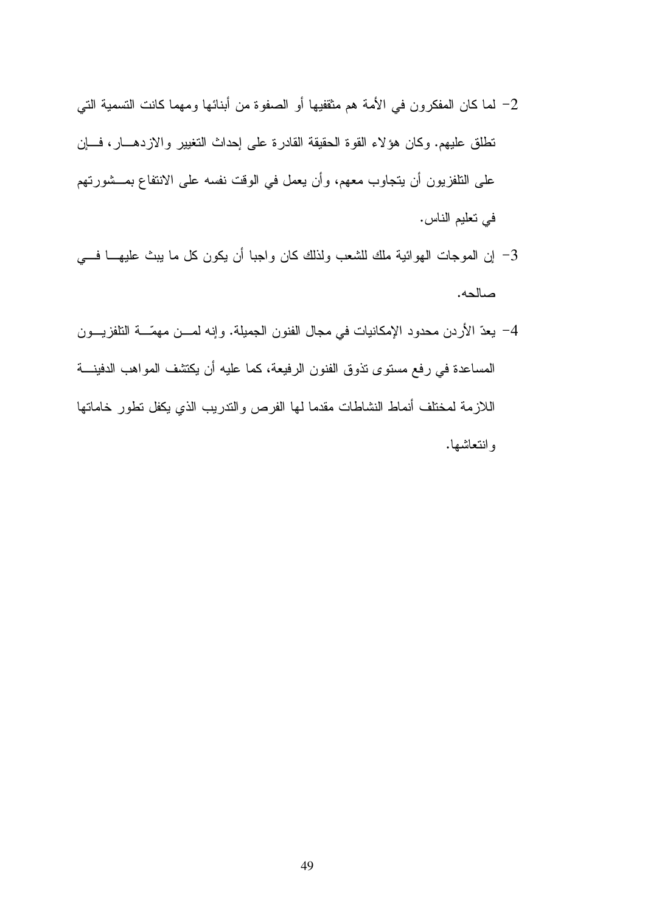2- لما كان المفكرون في الأمة هم مثقفيها أو الصفوة من أبنائها ومهما كانت التسمية التي تطلق عليهم. وكان هؤلاء القوة الحقيقة القادرة على إحداث التغيير والازدهار، فإن على التلفزيون أن يتجاوب معهم، وأن يعمل في الوقت نفسه على الانتفاع بمشورتهم في تعليم الناس.

3- إن الموجات الهوائية ملك للشعب ولذلك كان واجبا أن يكون كل ما يبث عليها في صالحه.

4- يعدّ الأردن محدود الإمكانيات في مجال الفنون الجميلة. وإنه لمن مهمّة التلفزيون المساعدة في رفع مستوى تذوق الفنون الرفيعة، كما عليه أن يكتشف المواهب الدفينة اللازمة لمختلف أنماط النشاطات مقدما لها الفرص والتدريب الذي يكفل تطور خاماتها وانتعاشها.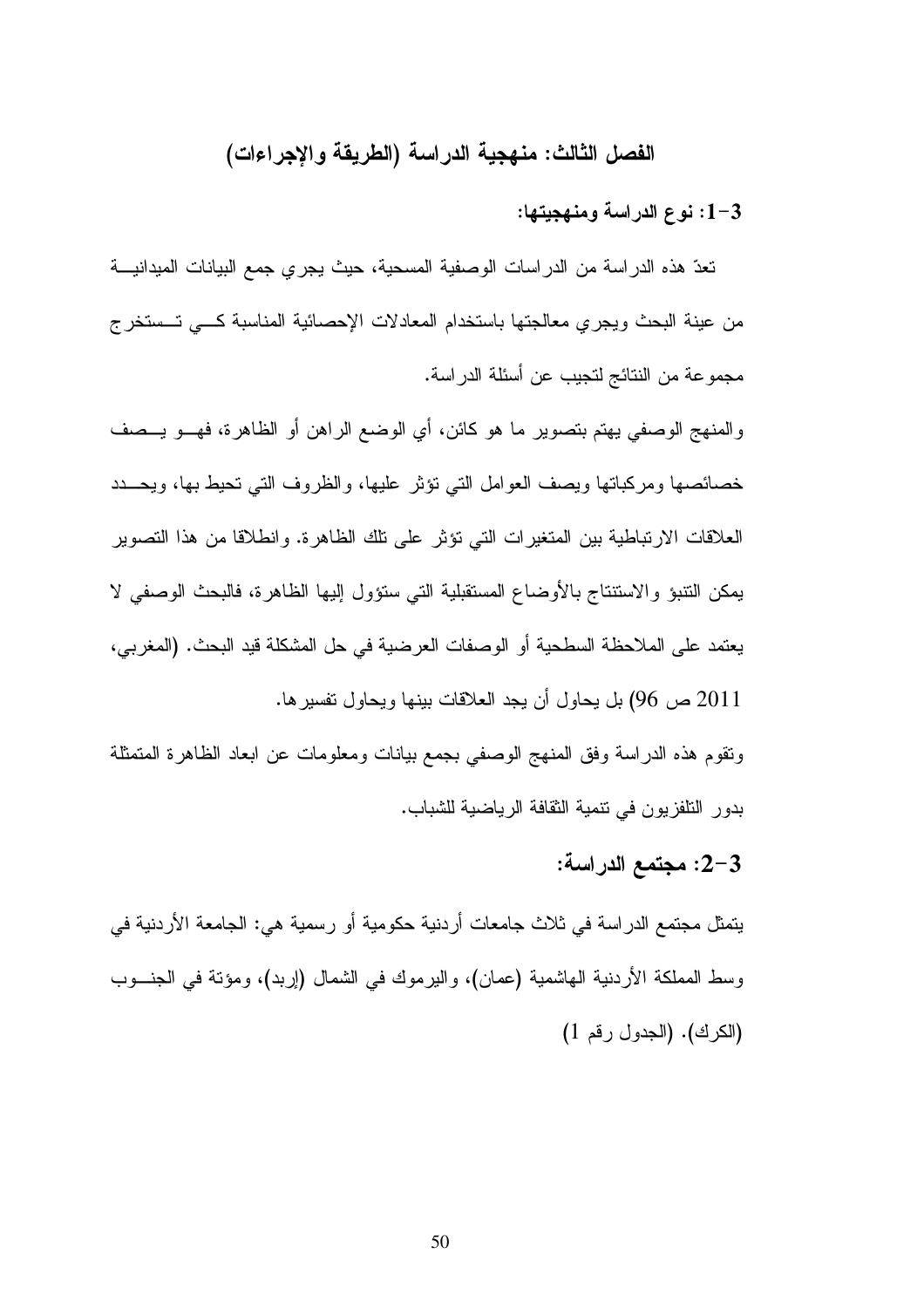## الفصل الثالث: منهجية الدراسة (الطريقة والإجراءات)

### 3-1: نوع الدراسة ومنهجيتها:

تعدّ هذه الدراسة من الدراسات الوصفية المسحية، حيث يجري جمع البيانات الميدانية من عينة البحث ويجري معالجتها باستخدام المعادلات الإحصائية المناسبة كي تستخرج مجموعة من النتائج لتجيب عن أسئلة الدراسة.

والمنهج الوصفي يهتم بتصوير ما هو كائن، أي الوضع الراهن أو الظاهرة، فهو يصف خصائصها ومركباتها ويصف العوامل التي تؤثر عليها، والظروف التي تحيط بها، ويحدد العلاقات الارتباطية بين المتغيرات التي تؤثر على تلك الظاهرة. وانطلاقا من هذا التصوير يمكن التنبؤ والاستنتاج بالأوضاع المستقبلية التي ستؤول إليها الظاهرة، فالبحث الوصفي لا يعتمد على الملاحظة السطحية أو الوصفات العرضية في حل المشكلة قيد البحث. (المغربي، 2011 ص 96) بل يحاول أن يجد العلاقات بينها ويحاول تفسيرها.

وتقوم هذه الدراسة وفق المنهج الوصفي بجمع بيانات ومعلومات عن ابعاد الظاهرة المتمثلة بدور التلفزيون في تنمية الثقافة الرياضية للشباب.

### 3-2: مجتمع الدراسة:

يتمثل مجتمع الدراسة في ثلاث جامعات أردنية حكومية أو رسمية هي: الجامعة الأردنية في وسط المملكة الأردنية الهاشمية (عمان)، واليرموك في الشمال (إربد)، ومؤتة في الجنوب (الكرك). (الجدول رقم 1)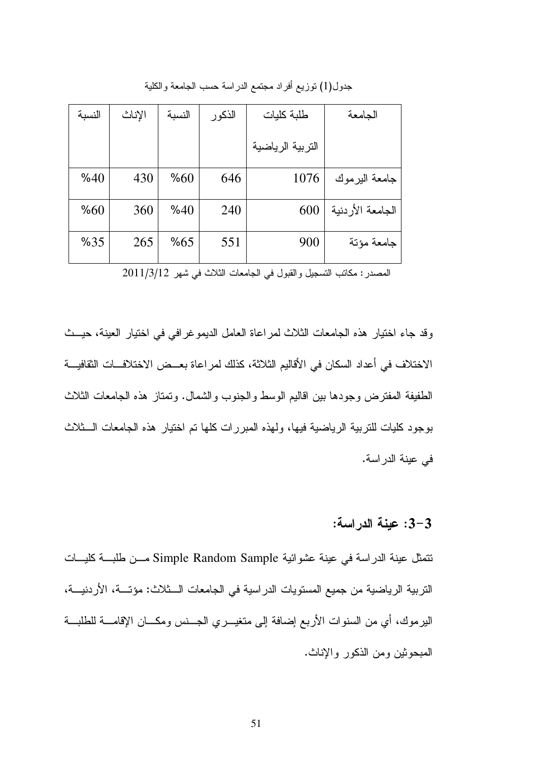جدول(1) توزيع أفراد مجتمع الدراسة حسب الجامعة والكلية

| الجامعة | طلبة كليات التربية الرياضية | الذكور | النسبة | الإناث | النسبة |
|---|---|---|---|---|---|
| جامعة اليرموك | 1076 | 646 | %60 | 430 | %40 |
| الجامعة الأردنية | 600 | 240 | %40 | 360 | %60 |
| جامعة مؤتة | 900 | 551 | %65 | 265 | %35 |

المصدر: مكاتب التسجيل والقبول في الجامعات الثلاث في شهر 2011/3/12

وقد جاء اختيار هذه الجامعات الثلاث لمراعاة العامل الديموغرافي في اختيار العينة، حيث الاختلاف في أعداد السكان في الأقاليم الثلاثة، كذلك لمراعاة بعض الاختلافات الثقافية الطفيفة المفترض وجودها بين اقاليم الوسط والجنوب والشمال. وتمتاز هذه الجامعات الثلاث بوجود كليات للتربية الرياضية فيها، ولهذه المبررات كلها تم اختيار هذه الجامعات الثلاث في عينة الدراسة.

### 3-3: عينة الدراسة:

تتمثل عينة الدراسة في عينة عشوائية Simple Random Sample من طلبة كليات التربية الرياضية من جميع المستويات الدراسية في الجامعات الثلاث: مؤتة، الأردنية، اليرموك، أي من السنوات الأربع إضافة إلى متغيري الجنس ومكان الإقامة للطلبة المبحوثين ومن الذكور والإناث.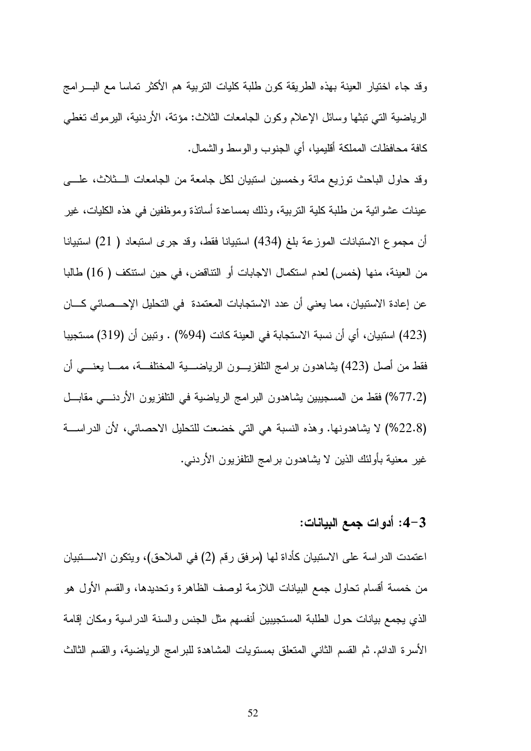وقد جاء اختيار العينة بهذه الطريقة كون طلبة كليات التربية هم الأكثر تماسا مع البرامج الرياضية التي تبثها وسائل الإعلام وكون الجامعات الثلاث: مؤتة، الأردنية، اليرموك تغطي كافة محافظات المملكة أقليميا، أي الجنوب والوسط والشمال.

وقد حاول الباحث توزيع مائة وخمسين استبيان لكل جامعة من الجامعات الثلاث، على عينات عشوائية من طلبة كلية التربية، وذلك بمساعدة أساتذة وموظفين في هذه الكليات، غير أن مجموع الاستبانات الموزعة بلغ (434) استبيانا فقط، وقد جرى استبعاد ( 21) استبيانا من العينة، منها (خمس) لعدم استكمال الاجابات أو التناقض، في حين استنكف ( 16) طالبا عن إعادة الاستبيان، مما يعني أن عدد الاستجابات المعتمدة في التحليل الإحصائي كان (423) استبيان، أي أن نسبة الاستجابة في العينة كانت (94%) . وتبين أن (319) مستجيبا فقط من أصل (423) يشاهدون برامج التلفزيون الرياضية المختلفة، مما يعني أن (77.2%) فقط من المسجيبين يشاهدون البرامج الرياضية في التلفزيون الأردني مقابل (22.8%) لا يشاهدونها. وهذه النسبة هي التي خضعت للتحليل الاحصائي، لأن الدراسة غير معنية بأولئك الذين لا يشاهدون برامج التلفزيون الأردني.

## 3-4: أدوات جمع البيانات:

اعتمدت الدراسة على الاستبيان كأداة لها (مرفق رقم (2) في الملاحق)، ويتكون الاستبيان من خمسة أقسام تحاول جمع البيانات اللازمة لوصف الظاهرة وتحديدها، والقسم الأول هو الذي يجمع بيانات حول الطلبة المستجيبين أنفسهم مثل الجنس والسنة الدراسية ومكان إقامة الأسرة الدائم. ثم القسم الثاني المتعلق بمستويات المشاهدة للبرامج الرياضية، والقسم الثالث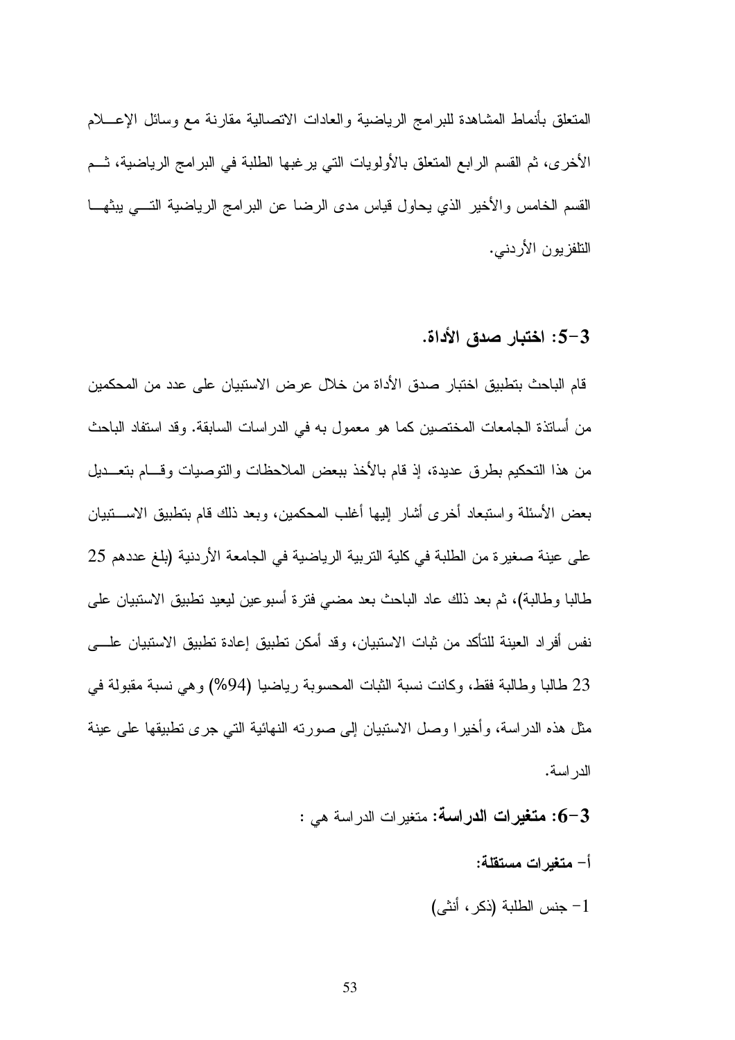المتعلق بأنماط المشاهدة للبرامج الرياضية والعادات الاتصالية مقارنة مع وسائل الإعلام الأخرى، ثم القسم الرابع المتعلق بالأولويات التي يرغبها الطلبة في البرامج الرياضية، ثم القسم الخامس والأخير الذي يحاول قياس مدى الرضا عن البرامج الرياضية التي يبثها التلفزيون الأردني.

### 3-5: اختبار صدق الأداة.

قام الباحث بتطبيق اختبار صدق الأداة من خلال عرض الاستبيان على عدد من المحكمين من أساتذة الجامعات المختصين كما هو معمول به في الدراسات السابقة. وقد استفاد الباحث من هذا التحكيم بطرق عديدة، إذ قام بالأخذ ببعض الملاحظات والتوصيات وقام بتعديل بعض الأسئلة واستبعاد أخرى أشار إليها أغلب المحكمين، وبعد ذلك قام بتطبيق الاستبيان على عينة صغيرة من الطلبة في كلية التربية الرياضية في الجامعة الأردنية (بلغ عددهم 25 طالبا وطالبة)، ثم بعد ذلك عاد الباحث بعد مضي فترة أسبوعين ليعيد تطبيق الاستبيان على نفس أفراد العينة للتأكد من ثبات الاستبيان، وقد أمكن تطبيق إعادة تطبيق الاستبيان على 23 طالبا وطالبة فقط، وكانت نسبة الثبات المحسوبة رياضيا (94%) وهي نسبة مقبولة في مثل هذه الدراسة، وأخيرا وصل الاستبيان إلى صورته النهائية التي جرى تطبيقها على عينة الدراسة.

**3-6: متغيرات الدراسة:** متغيرات الدراسة هي :

**أ- متغيرات مستقلة:**

1- جنس الطلبة (ذكر، أنثى)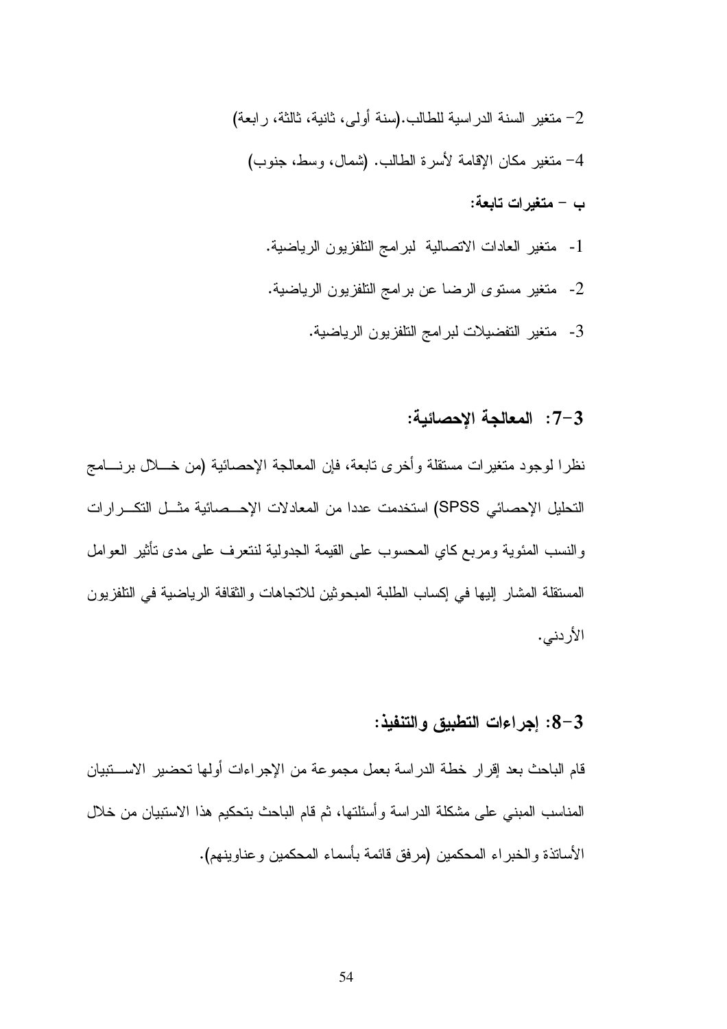2- متغير السنة الدراسية للطالب.(سنة أولى، ثانية، ثالثة، رابعة)

4- متغير مكان الإقامة لأسرة الطالب. (شمال، وسط، جنوب)

**ب – متغيرات تابعة:**

1- متغير العادات الاتصالية لبرامج التلفزيون الرياضية.

2- متغير مستوى الرضا عن برامج التلفزيون الرياضية.

3- متغير التفضيلات لبرامج التلفزيون الرياضية.

### 3-7: المعالجة الإحصائية:

نظرا لوجود متغيرات مستقلة وأخرى تابعة، فإن المعالجة الإحصائية (من خلال برنامج التحليل الإحصائي SPSS) استخدمت عددا من المعادلات الإحصائية مثل التكرارات والنسب المئوية ومربع كاي المحسوب على القيمة الجدولية لنتعرف على مدى تأثير العوامل المستقلة المشار إليها في إكساب الطلبة المبحوثين للاتجاهات والثقافة الرياضية في التلفزيون الأردني.

### 3-8: إجراءات التطبيق والتنفيذ:

قام الباحث بعد إقرار خطة الدراسة بعمل مجموعة من الإجراءات أولها تحضير الاستبيان المناسب المبني على مشكلة الدراسة وأسئلتها، ثم قام الباحث بتحكيم هذا الاستبيان من خلال الأساتذة والخبراء المحكمين (مرفق قائمة بأسماء المحكمين وعناوينهم).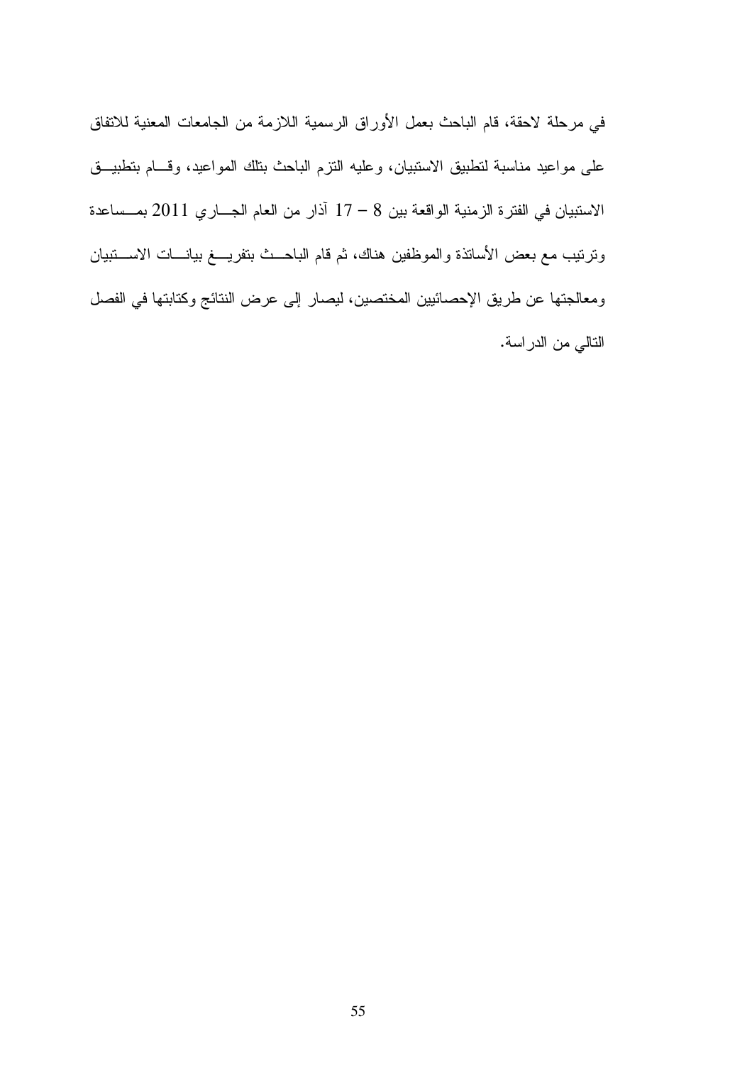في مرحلة لاحقة، قام الباحث بعمل الأوراق الرسمية اللازمة من الجامعات المعنية للاتفاق على مواعيد مناسبة لتطبيق الاستبيان، وعليه التزم الباحث بتلك المواعيد، وقام بتطبيق الاستبيان في الفترة الزمنية الواقعة بين 8 – 17 آذار من العام الجاري 2011 بمساعدة وترتيب مع بعض الأساتذة والموظفين هناك، ثم قام الباحث بتفريغ بيانات الاستبيان ومعالجتها عن طريق الإحصائيين المختصين، ليصار إلى عرض النتائج وكتابتها في الفصل التالي من الدراسة.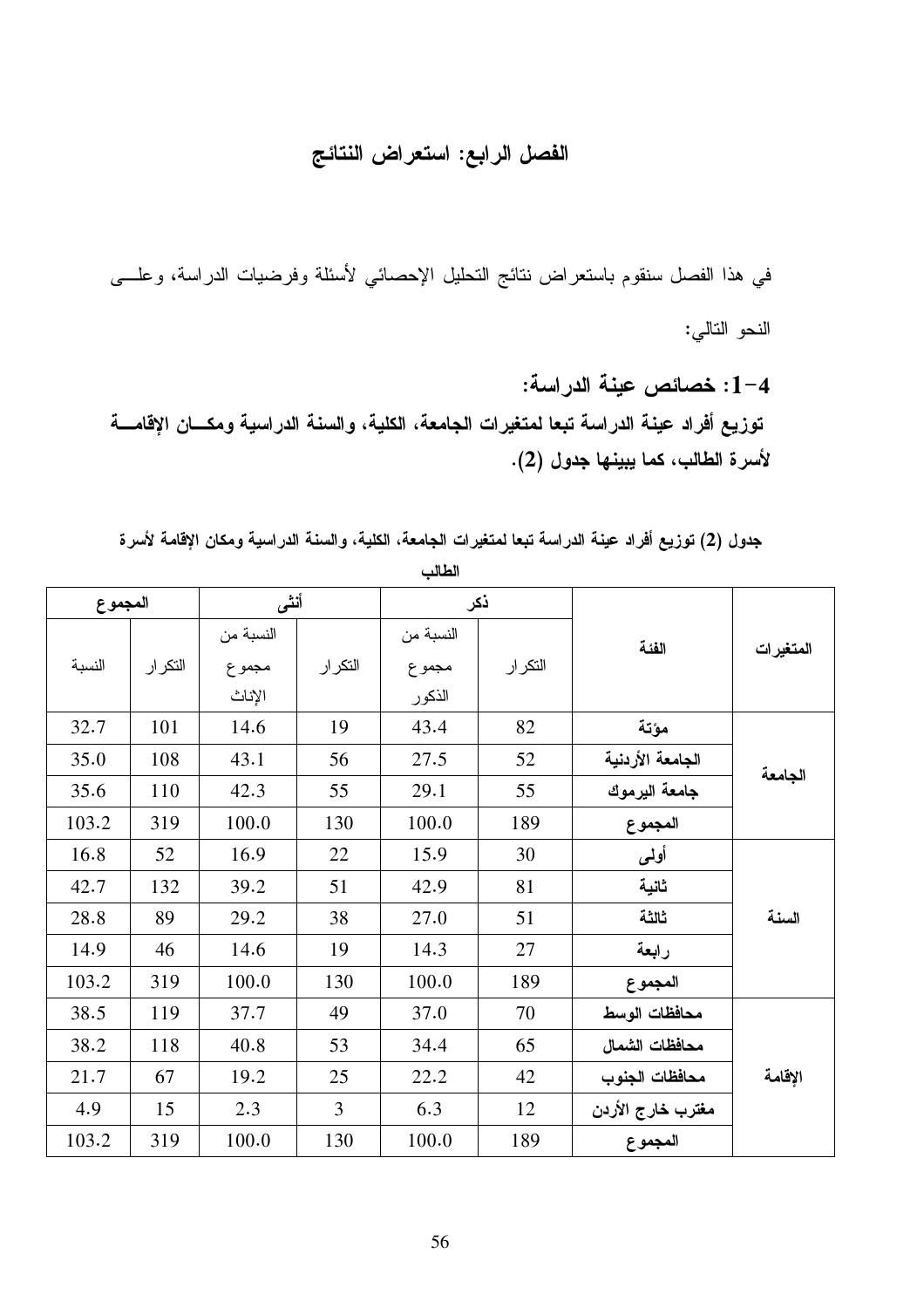# الفصل الرابع: استعراض النتائج

في هذا الفصل سنقوم باستعراض نتائج التحليل الإحصائي لأسئلة وفرضيات الدراسة، وعلى النحو التالي:

## 4-1: خصائص عينة الدراسة:

**توزيع أفراد عينة الدراسة تبعا لمتغيرات الجامعة، الكلية، والسنة الدراسية ومكان الإقامة لأسرة الطالب، كما يبينها جدول (2).**

**جدول (2) توزيع أفراد عينة الدراسة تبعا لمتغيرات الجامعة، الكلية، والسنة الدراسية ومكان الإقامة لأسرة الطالب**

| المتغيرات | الفئة | ذكر | | أنثى | | المجموع | |
|---|---|---|---|---|---|---|---|
| | | التكرار | النسبة من مجموع الذكور | التكرار | النسبة من مجموع الإناث | التكرار | النسبة |
| الجامعة | مؤتة | 82 | 43.4 | 19 | 14.6 | 101 | 32.7 |
| | الجامعة الأردنية | 52 | 27.5 | 56 | 43.1 | 108 | 35.0 |
| | جامعة اليرموك | 55 | 29.1 | 55 | 42.3 | 110 | 35.6 |
| | المجموع | 189 | 100.0 | 130 | 100.0 | 319 | 103.2 |
| السنة | أولى | 30 | 15.9 | 22 | 16.9 | 52 | 16.8 |
| | ثانية | 81 | 42.9 | 51 | 39.2 | 132 | 42.7 |
| | ثالثة | 51 | 27.0 | 38 | 29.2 | 89 | 28.8 |
| | رابعة | 27 | 14.3 | 19 | 14.6 | 46 | 14.9 |
| | المجموع | 189 | 100.0 | 130 | 100.0 | 319 | 103.2 |
| الإقامة | محافظات الوسط | 70 | 37.0 | 49 | 37.7 | 119 | 38.5 |
| | محافظات الشمال | 65 | 34.4 | 53 | 40.8 | 118 | 38.2 |
| | محافظات الجنوب | 42 | 22.2 | 25 | 19.2 | 67 | 21.7 |
| | مغترب خارج الأردن | 12 | 6.3 | 3 | 2.3 | 15 | 4.9 |
| | المجموع | 189 | 100.0 | 130 | 100.0 | 319 | 103.2 |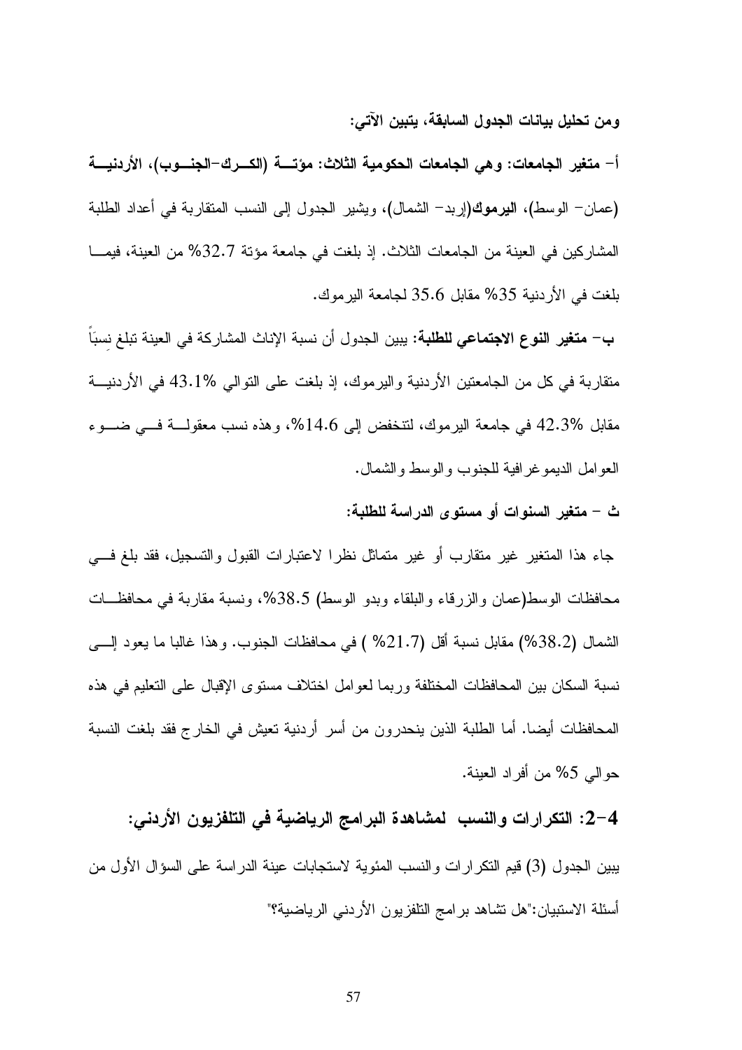**ومن تحليل بيانات الجدول السابقة، يتبين الآتي:**

**أ- متغير الجامعات: وهي الجامعات الحكومية الثلاث: مؤتة (الكرك-الجنوب)، الأردنية** (عمان- الوسط)، **اليرموك**(إربد- الشمال)، ويشير الجدول إلى النسب المتقاربة في أعداد الطلبة المشاركين في العينة من الجامعات الثلاث. إذ بلغت في جامعة مؤتة 32.7% من العينة، فيما بلغت في الأردنية 35% مقابل 35.6 لجامعة اليرموك.

**ب- متغير النوع الاجتماعي للطلبة:** يبين الجدول أن نسبة الإناث المشاركة في العينة تبلغ نِسباً متقاربة في كل من الجامعتين الأردنية واليرموك، إذ بلغت على التوالي 43.1% في الأردنية مقابل 42.3% في جامعة اليرموك، لتنخفض إلى 14.6%، وهذه نسب معقولة في ضوء العوامل الديموغرافية للجنوب والوسط والشمال.

**ث - متغير السنوات أو مستوى الدراسة للطلبة:**

جاء هذا المتغير غير متقارب أو غير متماثل نظرا لاعتبارات القبول والتسجيل، فقد بلغ في محافظات الوسط(عمان والزرقاء والبلقاء وبدو الوسط) 38.5%، ونسبة مقاربة في محافظات الشمال (38.2%) مقابل نسبة أقل (21.7% ) في محافظات الجنوب. وهذا غالبا ما يعود إلى نسبة السكان بين المحافظات المختلفة وربما لعوامل اختلاف مستوى الإقبال على التعليم في هذه المحافظات أيضا. أما الطلبة الذين ينحدرون من أسر أردنية تعيش في الخارج فقد بلغت النسبة حوالي 5% من أفراد العينة.

## 4-2: التكرارات والنسب لمشاهدة البرامج الرياضية في التلفزيون الأردني:

يبين الجدول (3) قيم التكرارات والنسب المئوية لاستجابات عينة الدراسة على السؤال الأول من أسئلة الاستبيان:"هل تشاهد برامج التلفزيون الأردني الرياضية؟"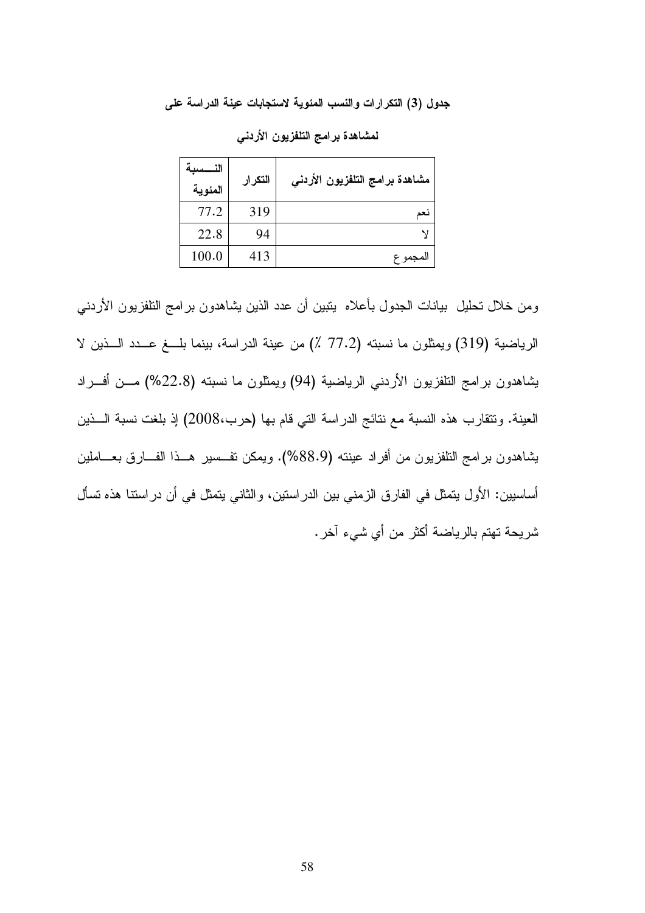**جدول (3) التكرارات والنسب المئوية لاستجابات عينة الدراسة على لمشاهدة برامج التلفزيون الأردني**

| مشاهدة برامج التلفزيون الأردني | التكرار | النسبة المئوية |
|---|---|---|
| نعم | 319 | 77.2 |
| لا | 94 | 22.8 |
| المجموع | 413 | 100.0 |

ومن خلال تحليل بيانات الجدول بأعلاه يتبين أن عدد الذين يشاهدون برامج التلفزيون الأردني الرياضية (319) ويمثلون ما نسبته (77.2 ٪) من عينة الدراسة، بينما بلغ عدد الذين لا يشاهدون برامج التلفزيون الأردني الرياضية (94) ويمثلون ما نسبته (22.8%) من أفراد العينة. وتتقارب هذه النسبة مع نتائج الدراسة التي قام بها (حرب،2008) إذ بلغت نسبة الذين يشاهدون برامج التلفزيون من أفراد عينته (88.9%). ويمكن تفسير هذا الفارق بعاملين أساسيين: الأول يتمثل في الفارق الزمني بين الدراستين، والثاني يتمثل في أن دراستنا هذه تسأل شريحة تهتم بالرياضة أكثر من أي شيء آخر.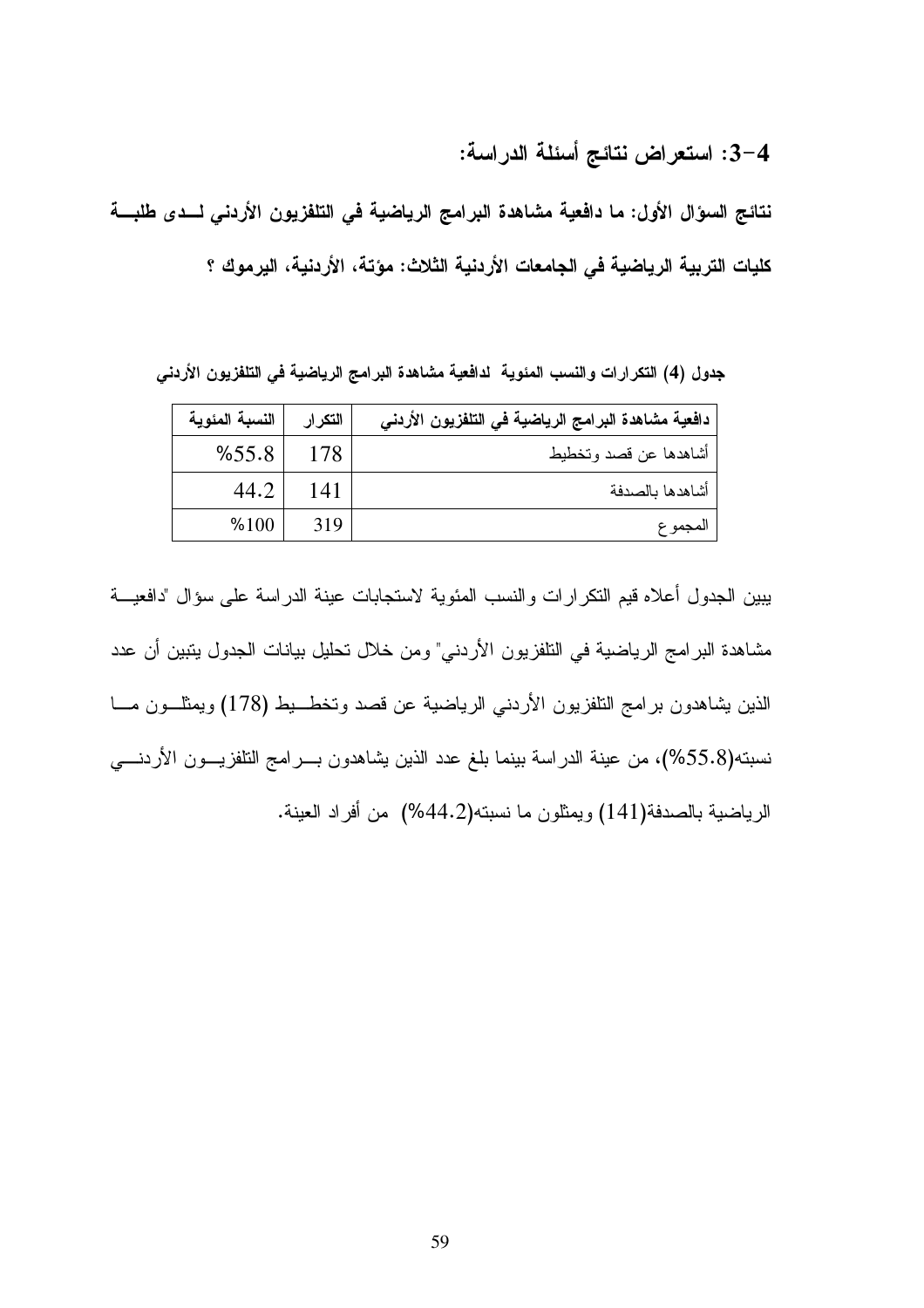## 4-3: استعراض نتائج أسئلة الدراسة:

**نتائج السؤال الأول: ما دافعية مشاهدة البرامج الرياضية في التلفزيون الأردني لدى طلبة كليات التربية الرياضية في الجامعات الأردنية الثلاث: مؤتة، الأردنية، اليرموك ؟**

**جدول (4) التكرارات والنسب المئوية لدافعية مشاهدة البرامج الرياضية في التلفزيون الأردني**

| دافعية مشاهدة البرامج الرياضية في التلفزيون الأردني | التكرار | النسبة المئوية |
|---|---|---|
| أشاهدها عن قصد وتخطيط | 178 | %55.8 |
| أشاهدها بالصدفة | 141 | 44.2 |
| المجموع | 319 | %100 |

يبين الجدول أعلاه قيم التكرارات والنسب المئوية لاستجابات عينة الدراسة على سؤال "دافعية مشاهدة البرامج الرياضية في التلفزيون الأردني" ومن خلال تحليل بيانات الجدول يتبين أن عدد الذين يشاهدون برامج التلفزيون الأردني الرياضية عن قصد وتخطيط (178) ويمثلون ما نسبته(55.8%)، من عينة الدراسة بينما بلغ عدد الذين يشاهدون برامج التلفزيون الأردني الرياضية بالصدفة(141) ويمثلون ما نسبته(44.2%) من أفراد العينة.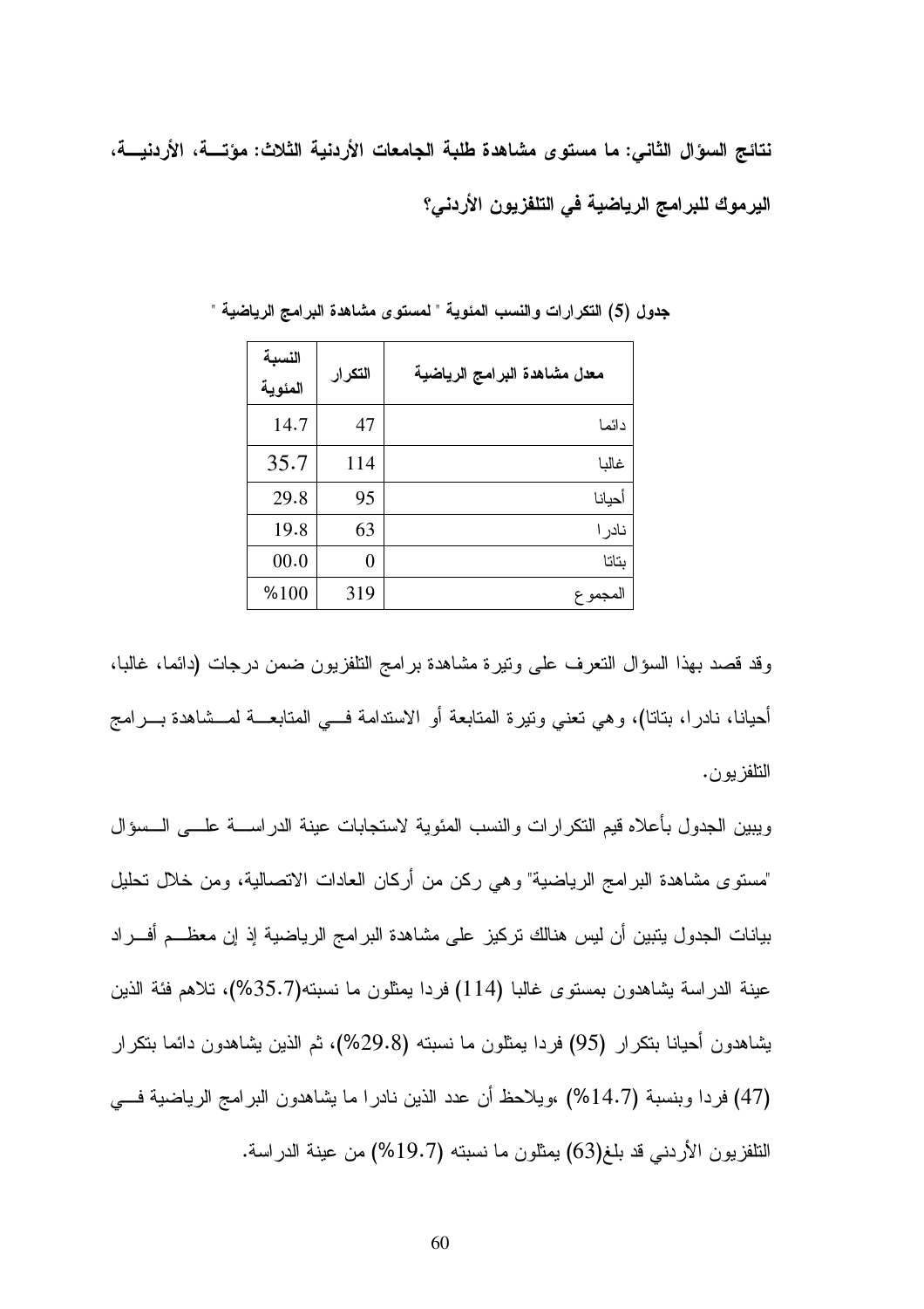**نتائج السؤال الثاني: ما مستوى مشاهدة طلبة الجامعات الأردنية الثلاث: مؤتة، الأردنية، اليرموك للبرامج الرياضية في التلفزيون الأردني؟**

**جدول (5) التكرارات والنسب المئوية " لمستوى مشاهدة البرامج الرياضية "**

| معدل مشاهدة البرامج الرياضية | التكرار | النسبة المئوية |
|---|---|---|
| دائما | 47 | 14.7 |
| غالبا | 114 | 35.7 |
| أحيانا | 95 | 29.8 |
| نادرا | 63 | 19.8 |
| بتاتا | 0 | 00.0 |
| المجموع | 319 | %100 |

وقد قصد بهذا السؤال التعرف على وتيرة مشاهدة برامج التلفزيون ضمن درجات (دائما، غالبا، أحيانا، نادرا، بتاتا)، وهي تعني وتيرة المتابعة أو الاستدامة في المتابعة لمشاهدة برامج التلفزيون.

ويبين الجدول بأعلاه قيم التكرارات والنسب المئوية لاستجابات عينة الدراسة على السؤال "مستوى مشاهدة البرامج الرياضية" وهي ركن من أركان العادات الاتصالية، ومن خلال تحليل بيانات الجدول يتبين أن ليس هنالك تركيز على مشاهدة البرامج الرياضية إذ إن معظم أفراد عينة الدراسة يشاهدون بمستوى غالبا (114) فردا يمثلون ما نسبته(35.7%)، تلاهم فئة الذين يشاهدون أحيانا بتكرار (95) فردا يمثلون ما نسبته (29.8%)، ثم الذين يشاهدون دائما بتكرار (47) فردا وبنسبة (14.7%) ،ويلاحظ أن عدد الذين نادرا ما يشاهدون البرامج الرياضية في التلفزيون الأردني قد بلغ(63) يمثلون ما نسبته (19.7%) من عينة الدراسة.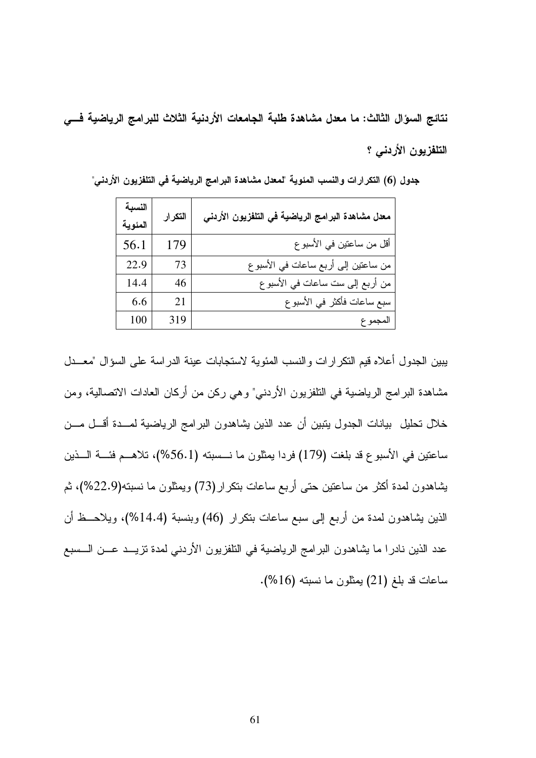**نتائج السؤال الثالث: ما معدل مشاهدة طلبة الجامعات الأردنية الثلاث للبرامج الرياضية في التلفزيون الأردني ؟**

**جدول (6) التكرارات والنسب المئوية "لمعدل مشاهدة البرامج الرياضية في التلفزيون الأردني"**

| معدل مشاهدة البرامج الرياضية في التلفزيون الأردني | التكرار | النسبة المئوية |
|---|---|---|
| أقل من ساعتين في الأسبوع | 179 | 56.1 |
| من ساعتين إلى أربع ساعات في الأسبوع | 73 | 22.9 |
| من أربع إلى ست ساعات في الأسبوع | 46 | 14.4 |
| سبع ساعات فأكثر في الأسبوع | 21 | 6.6 |
| المجموع | 319 | 100 |

يبين الجدول أعلاه قيم التكرارات والنسب المئوية لاستجابات عينة الدراسة على السؤال "معدل مشاهدة البرامج الرياضية في التلفزيون الأردني" وهي ركن من أركان العادات الاتصالية، ومن خلال تحليل بيانات الجدول يتبين أن عدد الذين يشاهدون البرامج الرياضية لمدة أقل من ساعتين في الأسبوع قد بلغت (179) فردا يمثلون ما نسبته (56.1%)، تلاهم فئة الذين يشاهدون لمدة أكثر من ساعتين حتى أربع ساعات بتكرار(73) ويمثلون ما نسبته(22.9%)، ثم الذين يشاهدون لمدة من أربع إلى سبع ساعات بتكرار (46) وبنسبة (14.4%)، ويلاحظ أن عدد الذين نادرا ما يشاهدون البرامج الرياضية في التلفزيون الأردني لمدة تزيد عن السبع ساعات قد بلغ (21) يمثلون ما نسبته (16%).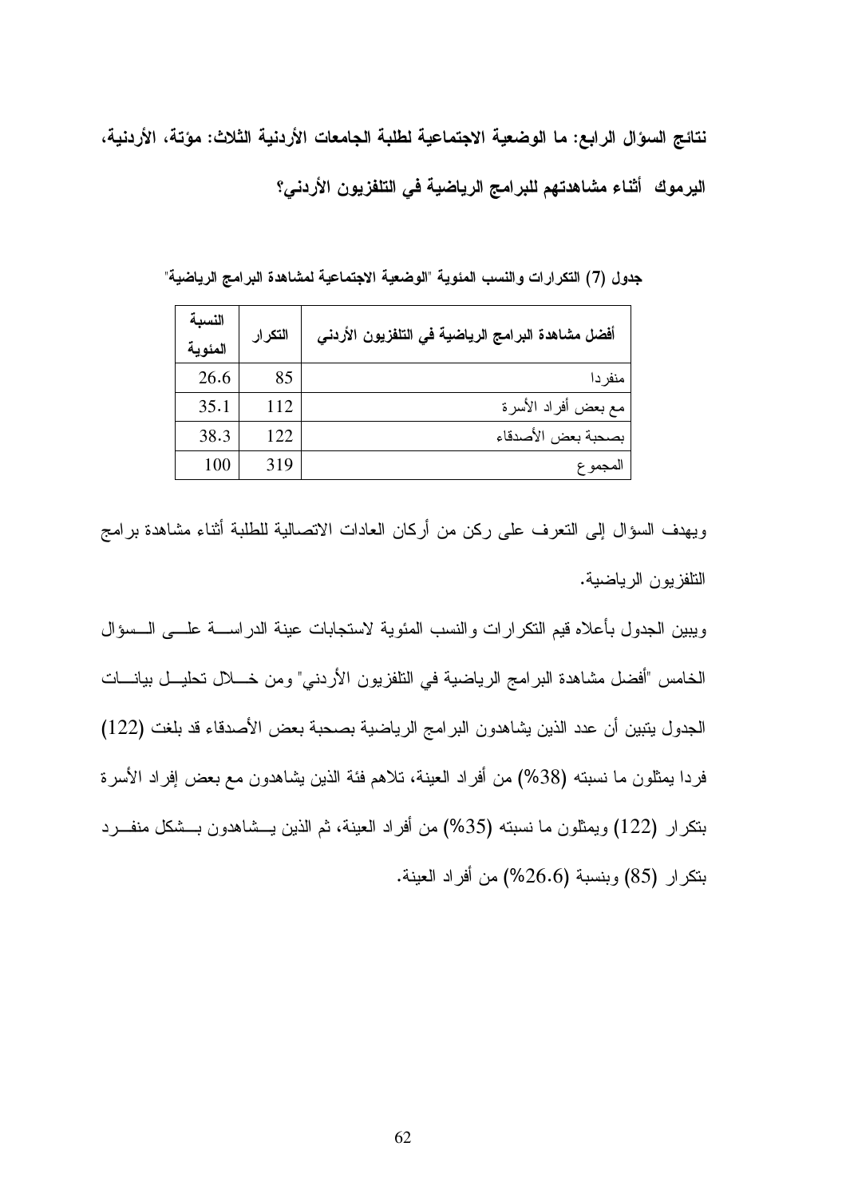**نتائج السؤال الرابع: ما الوضعية الاجتماعية لطلبة الجامعات الأردنية الثلاث: مؤتة، الأردنية، اليرموك أثناء مشاهدتهم للبرامج الرياضية في التلفزيون الأردني؟**

**جدول (7) التكرارات والنسب المئوية "الوضعية الاجتماعية لمشاهدة البرامج الرياضية"**

| أفضل مشاهدة البرامج الرياضية في التلفزيون الأردني | التكرار | النسبة المئوية |
|---|---|---|
| منفردا | 85 | 26.6 |
| مع بعض أفراد الأسرة | 112 | 35.1 |
| بصحبة بعض الأصدقاء | 122 | 38.3 |
| المجموع | 319 | 100 |

ويهدف السؤال إلى التعرف على ركن من أركان العادات الاتصالية للطلبة أثناء مشاهدة برامج التلفزيون الرياضية.

ويبين الجدول بأعلاه قيم التكرارات والنسب المئوية لاستجابات عينة الدراسة على السؤال الخامس "أفضل مشاهدة البرامج الرياضية في التلفزيون الأردني" ومن خلال تحليل بيانات الجدول يتبين أن عدد الذين يشاهدون البرامج الرياضية بصحبة بعض الأصدقاء قد بلغت (122) فردا يمثلون ما نسبته (38%) من أفراد العينة، تلاهم فئة الذين يشاهدون مع بعض إفراد الأسرة بتكرار (122) ويمثلون ما نسبته (35%) من أفراد العينة، ثم الذين يشاهدون بشكل منفرد بتكرار (85) وبنسبة (26.6%) من أفراد العينة.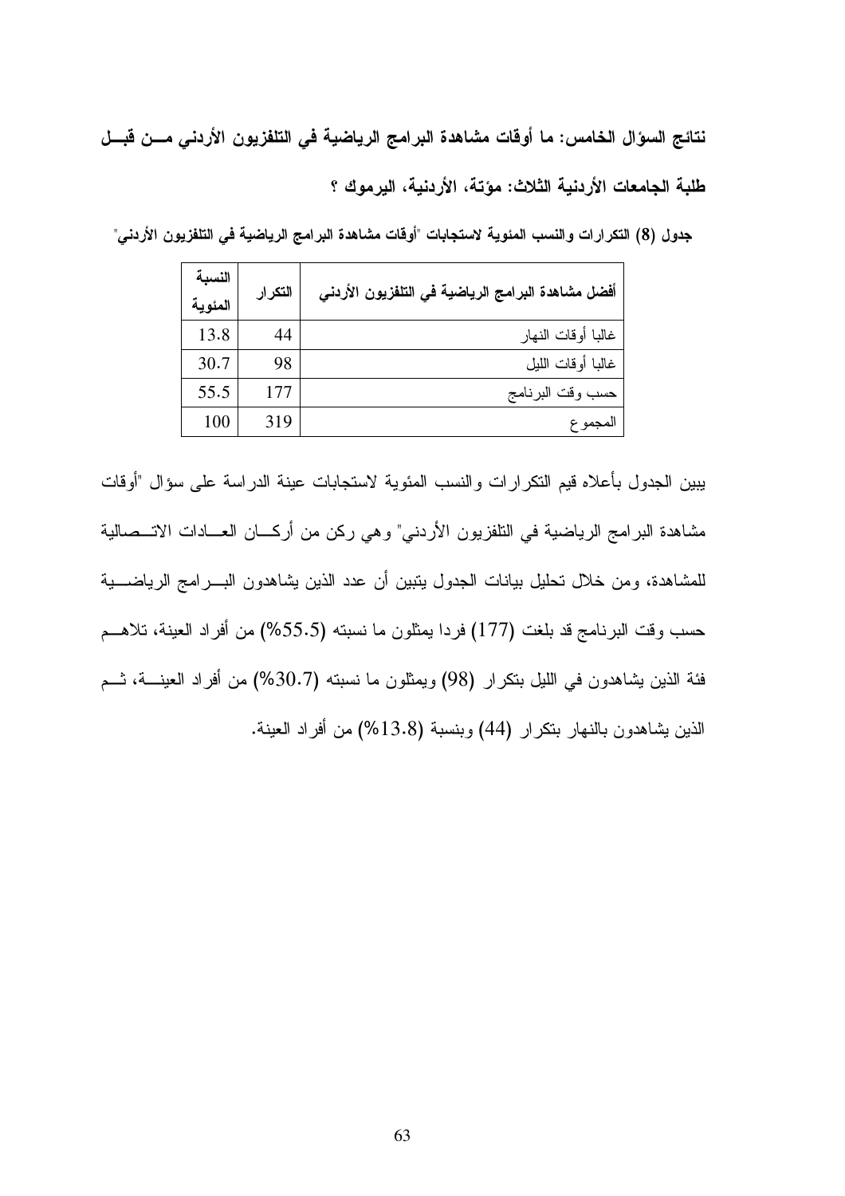**نتائج السؤال الخامس: ما أوقات مشاهدة البرامج الرياضية في التلفزيون الأردني من قبل طلبة الجامعات الأردنية الثلاث: مؤتة، الأردنية، اليرموك ؟**

**جدول (8) التكرارات والنسب المئوية لاستجابات "أوقات مشاهدة البرامج الرياضية في التلفزيون الأردني"**

| أفضل مشاهدة البرامج الرياضية في التلفزيون الأردني | التكرار | النسبة المئوية |
|---|---|---|
| غالبا أوقات النهار | 44 | 13.8 |
| غالبا أوقات الليل | 98 | 30.7 |
| حسب وقت البرنامج | 177 | 55.5 |
| المجموع | 319 | 100 |

يبين الجدول بأعلاه قيم التكرارات والنسب المئوية لاستجابات عينة الدراسة على سؤال "أوقات مشاهدة البرامج الرياضية في التلفزيون الأردني" وهي ركن من أركان العادات الاتصالية للمشاهدة، ومن خلال تحليل بيانات الجدول يتبين أن عدد الذين يشاهدون البرامج الرياضية حسب وقت البرنامج قد بلغت (177) فردا يمثلون ما نسبته (55.5%) من أفراد العينة، تلاهم فئة الذين يشاهدون في الليل بتكرار (98) ويمثلون ما نسبته (30.7%) من أفراد العينة، ثم الذين يشاهدون بالنهار بتكرار (44) وبنسبة (13.8%) من أفراد العينة.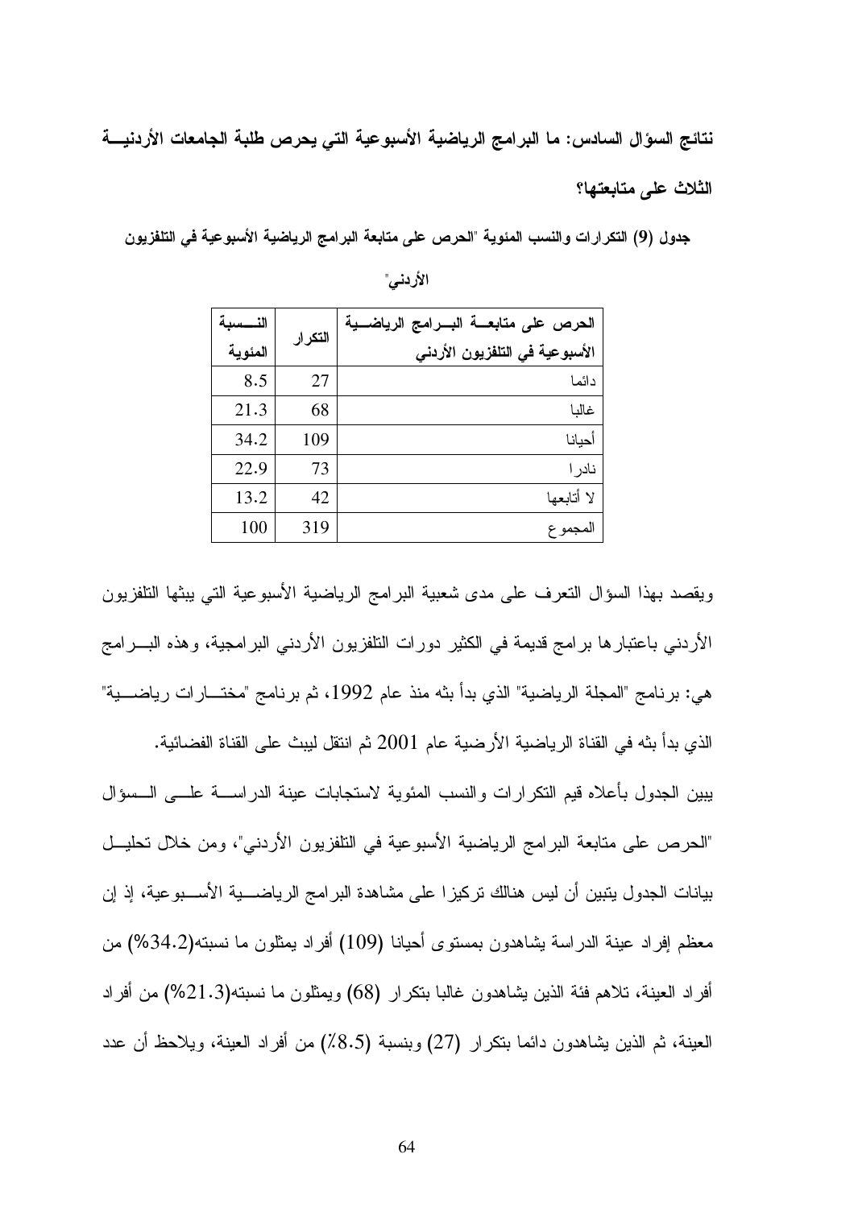**نتائج السؤال السادس: ما البرامج الرياضية الأسبوعية التي يحرص طلبة الجامعات الأردنية الثلاث على متابعتها؟**

**جدول (9) التكرارات والنسب المئوية "الحرص على متابعة البرامج الرياضية الأسبوعية في التلفزيون الأردني"**

| الحرص على متابعة البرامج الرياضية الأسبوعية في التلفزيون الأردني | التكرار | النسبة المئوية |
|---|---|---|
| دائما | 27 | 8.5 |
| غالبا | 68 | 21.3 |
| أحيانا | 109 | 34.2 |
| نادرا | 73 | 22.9 |
| لا أتابعها | 42 | 13.2 |
| المجموع | 319 | 100 |

ويقصد بهذا السؤال التعرف على مدى شعبية البرامج الرياضية الأسبوعية التي يبثها التلفزيون الأردني باعتبارها برامج قديمة في الكثير دورات التلفزيون الأردني البرامجية، وهذه البرامج هي: برنامج "المجلة الرياضية" الذي بدأ بثه منذ عام 1992، ثم برنامج "مختارات رياضية" الذي بدأ بثه في القناة الرياضية الأرضية عام 2001 ثم انتقل ليبث على القناة الفضائية.

يبين الجدول بأعلاه قيم التكرارات والنسب المئوية لاستجابات عينة الدراسة على السؤال "الحرص على متابعة البرامج الرياضية الأسبوعية في التلفزيون الأردني"، ومن خلال تحليل بيانات الجدول يتبين أن ليس هنالك تركيزا على مشاهدة البرامج الرياضية الأسبوعية، إذ إن معظم إفراد عينة الدراسة يشاهدون بمستوى أحيانا (109) أفراد يمثلون ما نسبته(34.2%) من أفراد العينة، تلاهم فئة الذين يشاهدون غالبا بتكرار (68) ويمثلون ما نسبته(21.3%) من أفراد العينة، ثم الذين يشاهدون دائما بتكرار (27) وبنسبة (8.5٪) من أفراد العينة، ويلاحظ أن عدد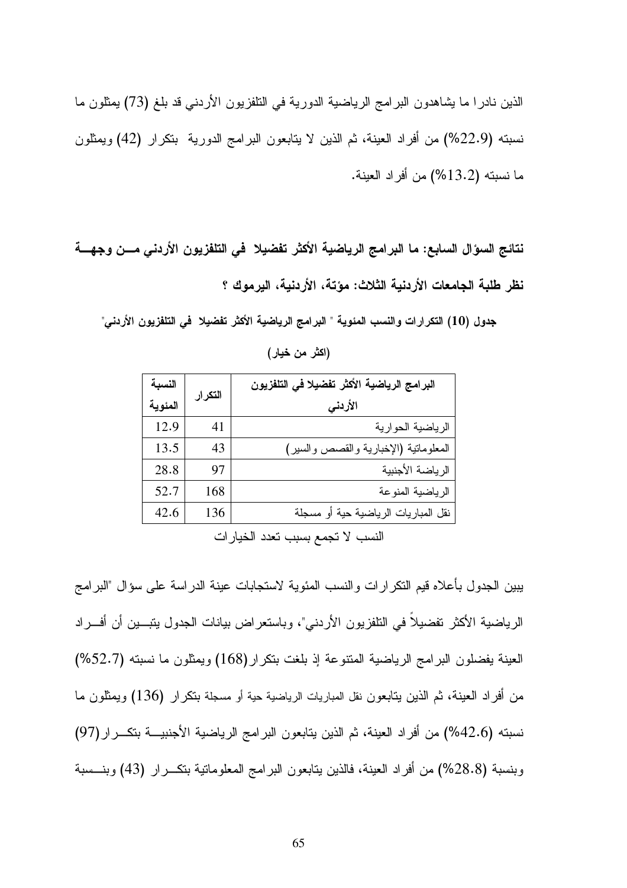الذين نادرا ما يشاهدون البرامج الرياضية الدورية في التلفزيون الأردني قد بلغ (73) يمثلون ما نسبته (22.9%) من أفراد العينة، ثم الذين لا يتابعون البرامج الدورية بتكرار (42) ويمثلون ما نسبته (13.2%) من أفراد العينة.

**نتائج السؤال السابع: ما البرامج الرياضية الأكثر تفضيلا في التلفزيون الأردني من وجهة نظر طلبة الجامعات الأردنية الثلاث: مؤتة، الأردنية، اليرموك ؟**

**جدول (10) التكرارات والنسب المئوية " البرامج الرياضية الأكثر تفضيلا في التلفزيون الأردني"**

**(اكثر من خيار)**

| البرامج الرياضية الأكثر تفضيلا في التلفزيون الأردني | التكرار | النسبة المئوية |
|---|---|---|
| الرياضية الحوارية | 41 | 12.9 |
| المعلوماتية (الإخبارية والقصص والسير) | 43 | 13.5 |
| الرياضة الأجنبية | 97 | 28.8 |
| الرياضية المنوعة | 168 | 52.7 |
| نقل المباريات الرياضية حية أو مسجلة | 136 | 42.6 |

النسب لا تجمع بسبب تعدد الخيارات

يبين الجدول بأعلاه قيم التكرارات والنسب المئوية لاستجابات عينة الدراسة على سؤال "البرامج الرياضية الأكثر تفضيلاً في التلفزيون الأردني"، وباستعراض بيانات الجدول يتبين أن أفراد العينة يفضلون البرامج الرياضية المتنوعة إذ بلغت بتكرار(168) ويمثلون ما نسبته (52.7%) من أفراد العينة، ثم الذين يتابعون نقل المباريات الرياضية حية أو مسجلة بتكرار (136) ويمثلون ما نسبته (42.6%) من أفراد العينة، ثم الذين يتابعون البرامج الرياضية الأجنبية بتكرار(97) وبنسبة (28.8%) من أفراد العينة، فالذين يتابعون البرامج المعلوماتية بتكرار (43) وبنسبة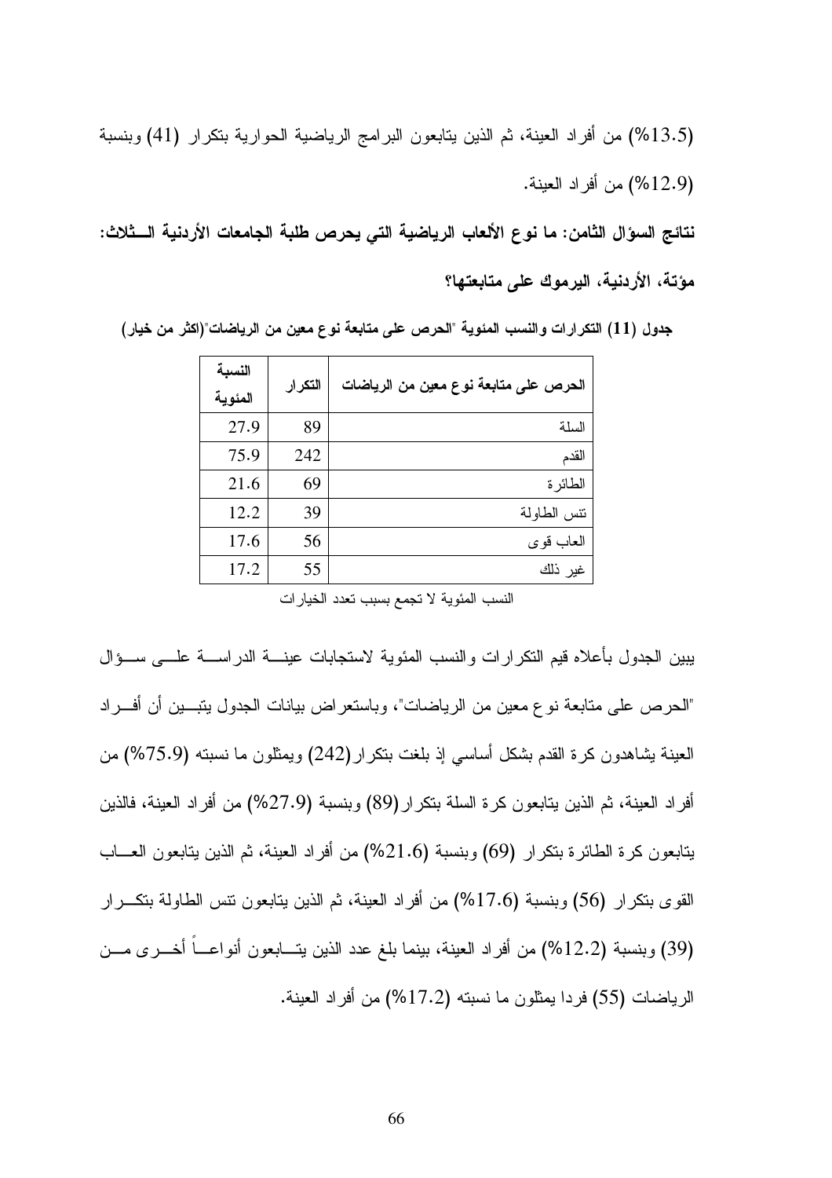(13.5%) من أفراد العينة، ثم الذين يتابعون البرامج الرياضية الحوارية بتكرار (41) وبنسبة (12.9%) من أفراد العينة.

**نتائج السؤال الثامن: ما نوع الألعاب الرياضية التي يحرص طلبة الجامعات الأردنية الــثلاث: مؤتة، الأردنية، اليرموك على متابعتها؟**

**جدول (11) التكرارات والنسب المئوية "الحرص على متابعة نوع معين من الرياضات"(اكثر من خيار)**

| الحرص على متابعة نوع معين من الرياضات | التكرار | النسبة المئوية |
|---|---|---|
| السلة | 89 | 27.9 |
| القدم | 242 | 75.9 |
| الطائرة | 69 | 21.6 |
| تنس الطاولة | 39 | 12.2 |
| العاب قوى | 56 | 17.6 |
| غير ذلك | 55 | 17.2 |

النسب المئوية لا تجمع بسبب تعدد الخيارات

يبين الجدول بأعلاه قيم التكرارات والنسب المئوية لاستجابات عينــة الدراســة علــى ســؤال "الحرص على متابعة نوع معين من الرياضات"، وباستعراض بيانات الجدول يتبــين أن أفــراد العينة يشاهدون كرة القدم بشكل أساسي إذ بلغت بتكرار(242) ويمثلون ما نسبته (75.9%) من أفراد العينة، ثم الذين يتابعون كرة السلة بتكرار(89) وبنسبة (27.9%) من أفراد العينة، فالذين يتابعون كرة الطائرة بتكرار (69) وبنسبة (21.6%) من أفراد العينة، ثم الذين يتابعون العــاب القوى بتكرار (56) وبنسبة (17.6%) من أفراد العينة، ثم الذين يتابعون تنس الطاولة بتكــرار (39) وبنسبة (12.2%) من أفراد العينة، بينما بلغ عدد الذين يتــابعون أنواعــاً أخــرى مــن الرياضات (55) فردا يمثلون ما نسبته (17.2%) من أفراد العينة.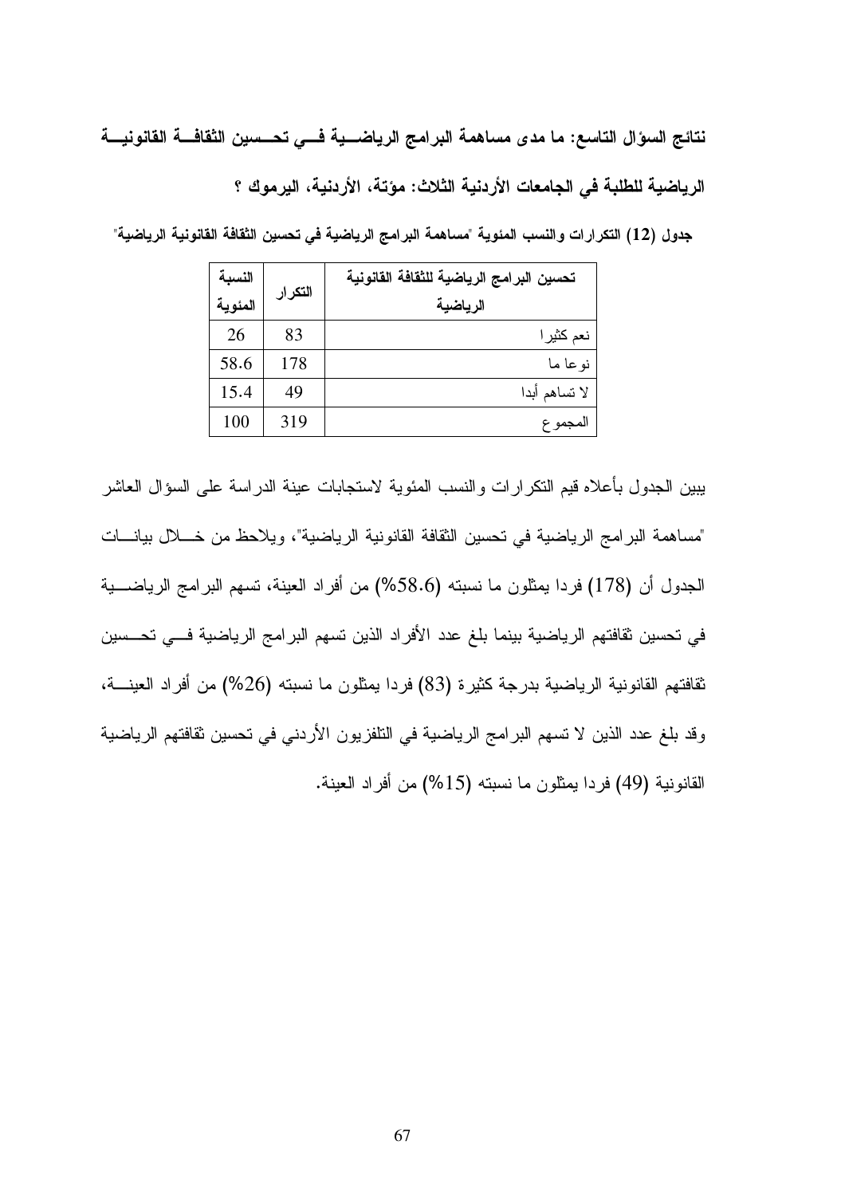**نتائج السؤال التاسع: ما مدى مساهمة البرامج الرياضية في تحسين الثقافة القانونية الرياضية للطلبة في الجامعات الأردنية الثلاث: مؤتة، الأردنية، اليرموك ؟**

**جدول (12) التكرارات والنسب المئوية "مساهمة البرامج الرياضية في تحسين الثقافة القانونية الرياضية"**

| تحسين البرامج الرياضية للثقافة القانونية الرياضية | التكرار | النسبة المئوية |
|---|---|---|
| نعم كثيرا | 83 | 26 |
| نوعا ما | 178 | 58.6 |
| لا تساهم أبدا | 49 | 15.4 |
| المجموع | 319 | 100 |

يبين الجدول بأعلاه قيم التكرارات والنسب المئوية لاستجابات عينة الدراسة على السؤال العاشر "مساهمة البرامج الرياضية في تحسين الثقافة القانونية الرياضية"، ويلاحظ من خلال بيانات الجدول أن (178) فردا يمثلون ما نسبته (58.6%) من أفراد العينة، تسهم البرامج الرياضية في تحسين ثقافتهم الرياضية بينما بلغ عدد الأفراد الذين تسهم البرامج الرياضية في تحسين ثقافتهم القانونية الرياضية بدرجة كثيرة (83) فردا يمثلون ما نسبته (26%) من أفراد العينة، وقد بلغ عدد الذين لا تسهم البرامج الرياضية في التلفزيون الأردني في تحسين ثقافتهم الرياضية القانونية (49) فردا يمثلون ما نسبته (15%) من أفراد العينة.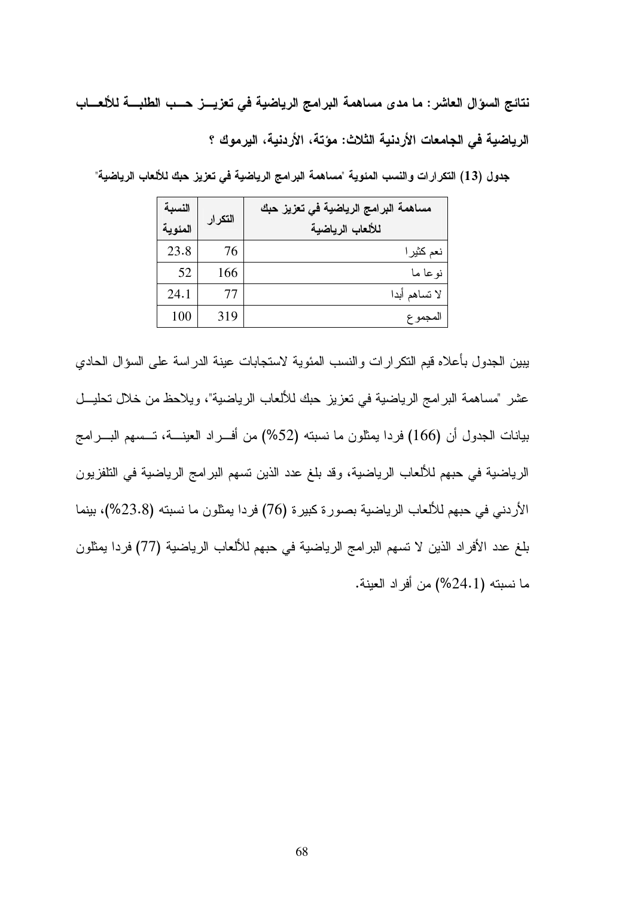**نتائج السؤال العاشر: ما مدى مساهمة البرامج الرياضية في تعزيز حب الطلبة للألعاب الرياضية في الجامعات الأردنية الثلاث: مؤتة، الأردنية، اليرموك ؟**

**جدول (13) التكرارات والنسب المئوية "مساهمة البرامج الرياضية في تعزيز حبك للألعاب الرياضية"**

| مساهمة البرامج الرياضية في تعزيز حبك للألعاب الرياضية | التكرار | النسبة المئوية |
|---|---|---|
| نعم كثيرا | 76 | 23.8 |
| نوعا ما | 166 | 52 |
| لا تساهم أبدا | 77 | 24.1 |
| المجموع | 319 | 100 |

يبين الجدول بأعلاه قيم التكرارات والنسب المئوية لاستجابات عينة الدراسة على السؤال الحادي عشر "مساهمة البرامج الرياضية في تعزيز حبك للألعاب الرياضية"، ويلاحظ من خلال تحليل بيانات الجدول أن (166) فردا يمثلون ما نسبته (52%) من أفراد العينة، تسهم البرامج الرياضية في حبهم للألعاب الرياضية، وقد بلغ عدد الذين تسهم البرامج الرياضية في التلفزيون الأردني في حبهم للألعاب الرياضية بصورة كبيرة (76) فردا يمثلون ما نسبته (23.8%)، بينما بلغ عدد الأفراد الذين لا تسهم البرامج الرياضية في حبهم للألعاب الرياضية (77) فردا يمثلون ما نسبته (24.1%) من أفراد العينة.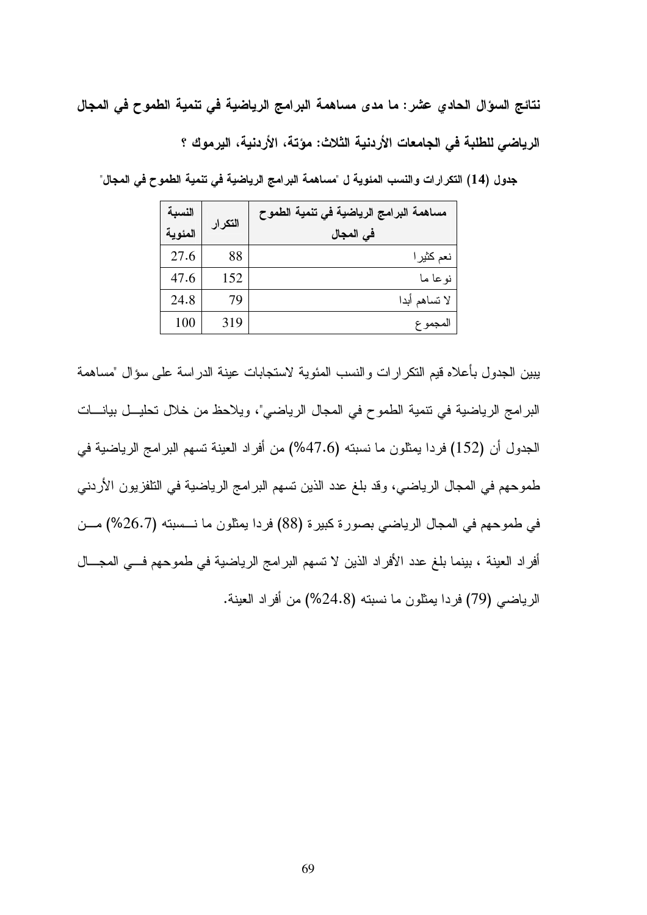**نتائج السؤال الحادي عشر: ما مدى مساهمة البرامج الرياضية في تنمية الطموح في المجال الرياضي للطلبة في الجامعات الأردنية الثلاث: مؤتة، الأردنية، اليرموك ؟**

**جدول (14) التكرارات والنسب المئوية ل "مساهمة البرامج الرياضية في تنمية الطموح في المجال"**

| مساهمة البرامج الرياضية في تنمية الطموح في المجال | التكرار | النسبة المئوية |
| --- | --- | --- |
| نعم كثيرا | 88 | 27.6 |
| نوعا ما | 152 | 47.6 |
| لا تساهم أبدا | 79 | 24.8 |
| المجموع | 319 | 100 |

يبين الجدول بأعلاه قيم التكرارات والنسب المئوية لاستجابات عينة الدراسة على سؤال "مساهمة البرامج الرياضية في تنمية الطموح في المجال الرياضي"، ويلاحظ من خلال تحليل بيانات الجدول أن (152) فردا يمثلون ما نسبته (47.6%) من أفراد العينة تسهم البرامج الرياضية في طموحهم في المجال الرياضي، وقد بلغ عدد الذين تسهم البرامج الرياضية في التلفزيون الأردني في طموحهم في المجال الرياضي بصورة كبيرة (88) فردا يمثلون ما نسبته (26.7%) من أفراد العينة ، بينما بلغ عدد الأفراد الذين لا تسهم البرامج الرياضية في طموحهم في المجال الرياضي (79) فردا يمثلون ما نسبته (24.8%) من أفراد العينة.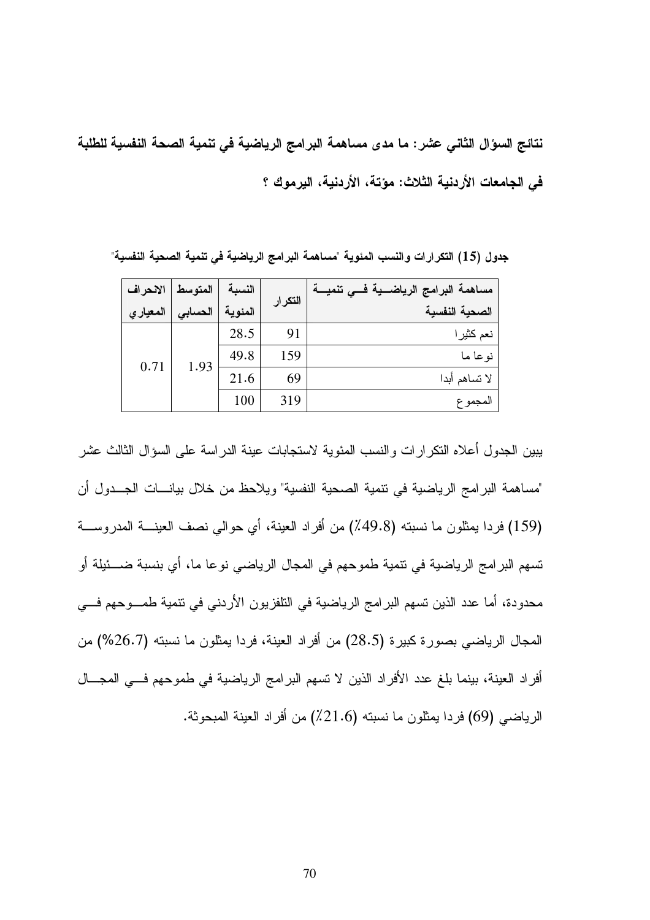**نتائج السؤال الثاني عشر: ما مدى مساهمة البرامج الرياضية في تنمية الصحة النفسية للطلبة في الجامعات الأردنية الثلاث: مؤتة، الأردنية، اليرموك ؟**

**جدول (15) التكرارات والنسب المئوية "مساهمة البرامج الرياضية في تنمية الصحية النفسية"**

| مساهمة البرامج الرياضية في تنمية الصحية النفسية | التكرار | النسبة المئوية | المتوسط الحسابي | الانحراف المعياري |
|---|---|---|---|---|
| نعم كثيرا | 91 | 28.5 | 1.93 | 0.71 |
| نوعا ما | 159 | 49.8 | | |
| لا تساهم أبدا | 69 | 21.6 | | |
| المجموع | 319 | 100 | | |

يبين الجدول أعلاه التكرارات والنسب المئوية لاستجابات عينة الدراسة على السؤال الثالث عشر "مساهمة البرامج الرياضية في تنمية الصحية النفسية" ويلاحظ من خلال بيانات الجدول أن (159) فردا يمثلون ما نسبته (49.8٪) من أفراد العينة، أي حوالي نصف العينة المدروسة تسهم البرامج الرياضية في تنمية طموحهم في المجال الرياضي نوعا ما، أي بنسبة ضئيلة أو محدودة، أما عدد الذين تسهم البرامج الرياضية في التلفزيون الأردني في تنمية طموحهم في المجال الرياضي بصورة كبيرة (28.5) من أفراد العينة، فردا يمثلون ما نسبته (26.7%) من أفراد العينة، بينما بلغ عدد الأفراد الذين لا تسهم البرامج الرياضية في طموحهم في المجال الرياضي (69) فردا يمثلون ما نسبته (21.6٪) من أفراد العينة المبحوثة.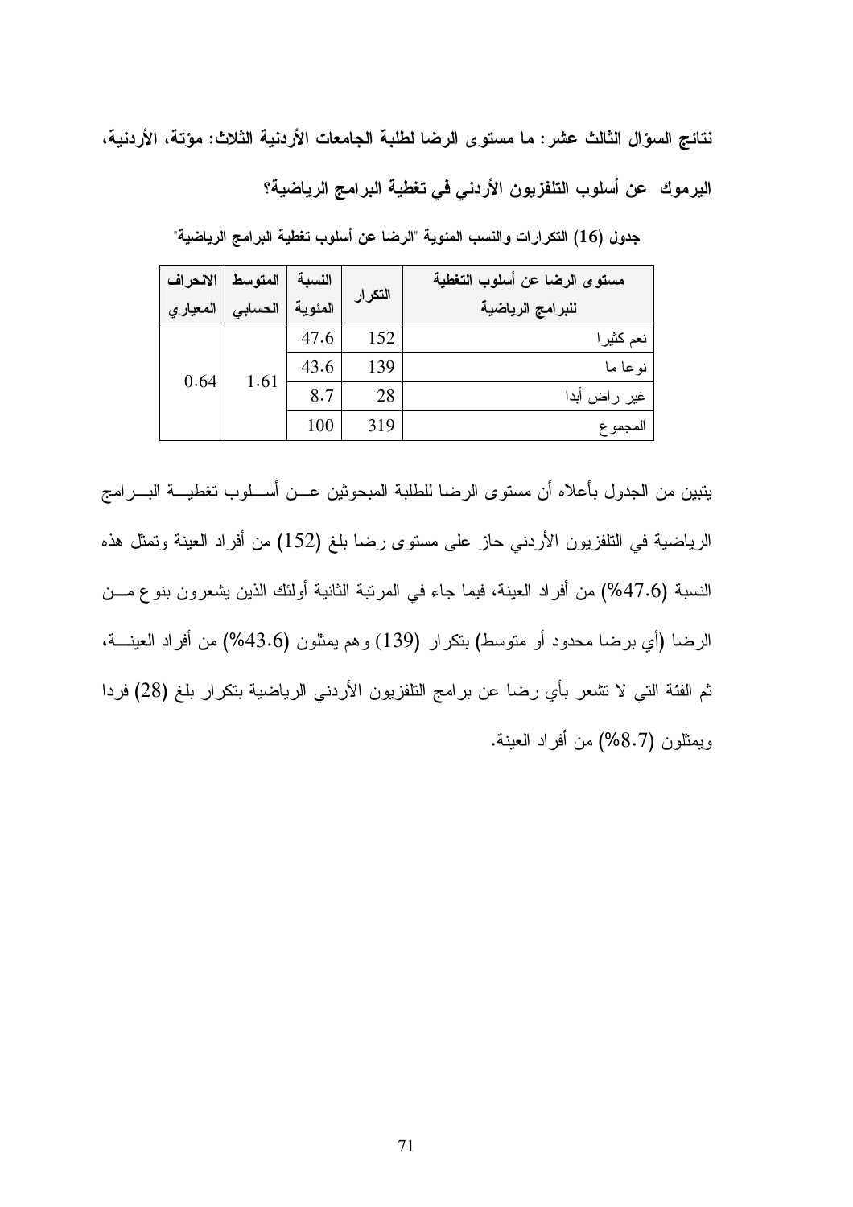**نتائج السؤال الثالث عشر: ما مستوى الرضا لطلبة الجامعات الأردنية الثلاث: مؤتة، الأردنية، اليرموك عن أسلوب التلفزيون الأردني في تغطية البرامج الرياضية؟**

**جدول (16) التكرارات والنسب المئوية "الرضا عن أسلوب تغطية البرامج الرياضية"**

| مستوى الرضا عن أسلوب التغطية للبرامج الرياضية | التكرار | النسبة المئوية | المتوسط الحسابي | الانحراف المعياري |
|---|---|---|---|---|
| نعم كثيرا | 152 | 47.6 | 1.61 | 0.64 |
| نوعا ما | 139 | 43.6 | | |
| غير راض أبدا | 28 | 8.7 | | |
| المجموع | 319 | 100 | | |

يتبين من الجدول بأعلاه أن مستوى الرضا للطلبة المبحوثين عن أسلوب تغطية البرامج الرياضية في التلفزيون الأردني حاز على مستوى رضا بلغ (152) من أفراد العينة وتمثل هذه النسبة (47.6%) من أفراد العينة، فيما جاء في المرتبة الثانية أولئك الذين يشعرون بنوع من الرضا (أي برضا محدود أو متوسط) بتكرار (139) وهم يمثلون (43.6%) من أفراد العينة، ثم الفئة التي لا تشعر بأي رضا عن برامج التلفزيون الأردني الرياضية بتكرار بلغ (28) فردا ويمثلون (8.7%) من أفراد العينة.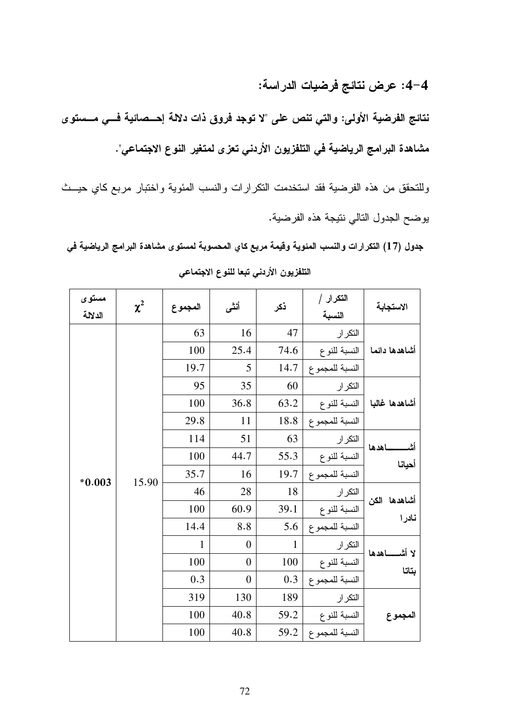## 4-4: عرض نتائج فرضيات الدراسة:

**نتائج الفرضية الأولى: والتي تنص على "لا توجد فروق ذات دلالة إحصائية في مستوى مشاهدة البرامج الرياضية في التلفزيون الأردني تعزى لمتغير النوع الاجتماعي".**

وللتحقق من هذه الفرضية فقد استخدمت التكرارات والنسب المئوية واختبار مربع كاي حيث يوضح الجدول التالي نتيجة هذه الفرضية.

**جدول (17) التكرارات والنسب المئوية وقيمة مربع كاي المحسوبة لمستوى مشاهدة البرامج الرياضية في التلفزيون الأردني تبعا للنوع الاجتماعي**

| الاستجابة | التكرار / النسبة | ذكر | أنثى | المجموع | $\chi^2$ | مستوى الدلالة |
|---|---|---|---|---|---|---|
| أشاهدها دائما | التكرار | 47 | 16 | 63 | 15.90 | *0.003 |
| | النسبة للنوع | 74.6 | 25.4 | 100 | | |
| | النسبة للمجموع | 14.7 | 5 | 19.7 | | |
| أشاهدها غالبا | التكرار | 60 | 35 | 95 | | |
| | النسبة للنوع | 63.2 | 36.8 | 100 | | |
| | النسبة للمجموع | 18.8 | 11 | 29.8 | | |
| أشاهدها أحيانا | التكرار | 63 | 51 | 114 | | |
| | النسبة للنوع | 55.3 | 44.7 | 100 | | |
| | النسبة للمجموع | 19.7 | 16 | 35.7 | | |
| أشاهدها الكن نادرا | التكرار | 18 | 28 | 46 | | |
| | النسبة للنوع | 39.1 | 60.9 | 100 | | |
| | النسبة للمجموع | 5.6 | 8.8 | 14.4 | | |
| لا أشاهدها بتاتا | التكرار | 1 | 0 | 1 | | |
| | النسبة للنوع | 100 | 0 | 100 | | |
| | النسبة للمجموع | 0.3 | 0 | 0.3 | | |
| المجموع | التكرار | 189 | 130 | 319 | | |
| | النسبة للنوع | 59.2 | 40.8 | 100 | | |
| | النسبة للمجموع | 59.2 | 40.8 | 100 | | |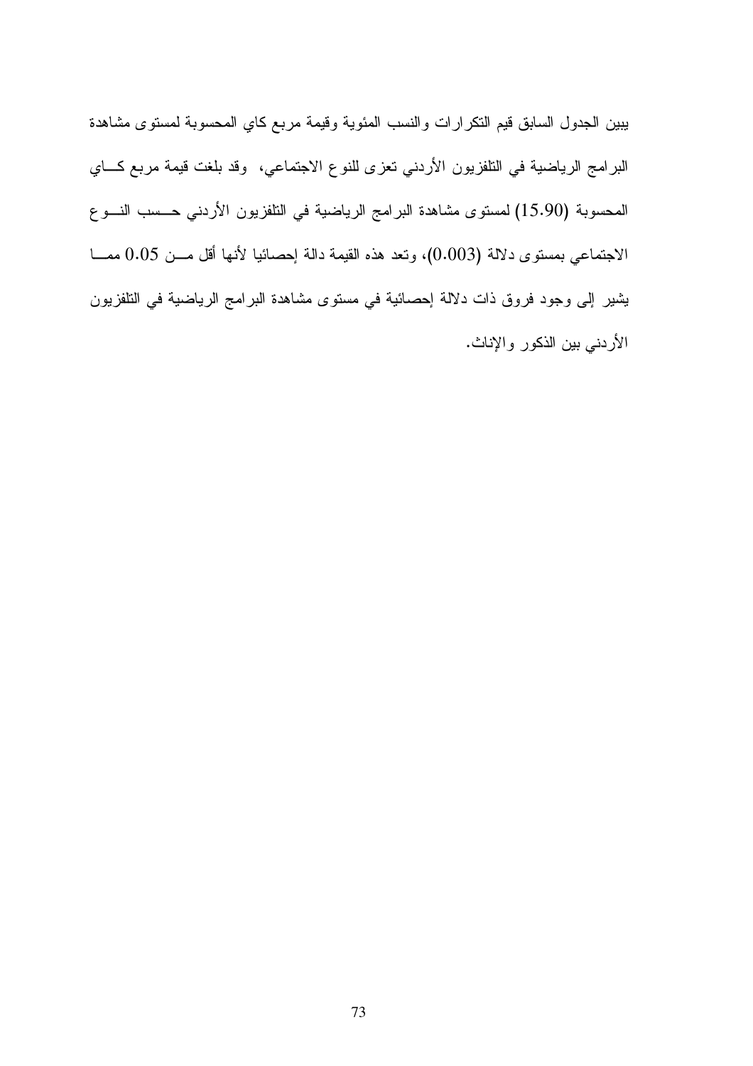يبين الجدول السابق قيم التكرارات والنسب المئوية وقيمة مربع كاي المحسوبة لمستوى مشاهدة البرامج الرياضية في التلفزيون الأردني تعزى للنوع الاجتماعي، وقد بلغت قيمة مربع كاي المحسوبة (15.90) لمستوى مشاهدة البرامج الرياضية في التلفزيون الأردني حسب النوع الاجتماعي بمستوى دلالة (0.003)، وتعد هذه القيمة دالة إحصائيا لأنها أقل من 0.05 مما يشير إلى وجود فروق ذات دلالة إحصائية في مستوى مشاهدة البرامج الرياضية في التلفزيون الأردني بين الذكور والإناث.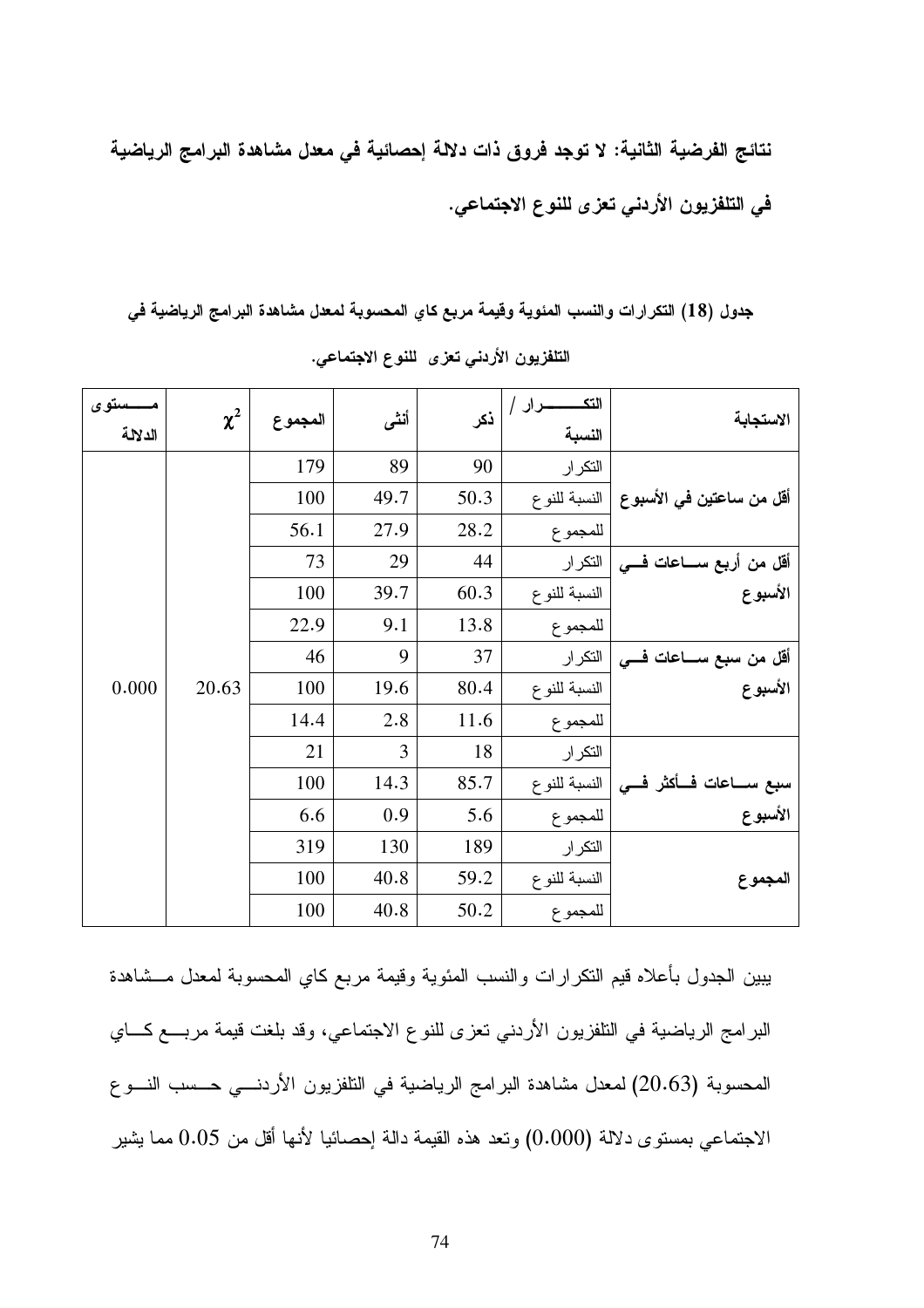**نتائج الفرضية الثانية: لا توجد فروق ذات دلالة إحصائية في معدل مشاهدة البرامج الرياضية في التلفزيون الأردني تعزى للنوع الاجتماعي.**

**جدول (18) التكرارات والنسب المئوية وقيمة مربع كاي المحسوبة لمعدل مشاهدة البرامج الرياضية في التلفزيون الأردني تعزى للنوع الاجتماعي.**

| الاستجابة | التكرار / النسبة | ذكر | أنثى | المجموع | $\chi^2$ | مستوى الدلالة |
|---|---|---|---|---|---|---|
| أقل من ساعتين في الأسبوع | التكرار | 90 | 89 | 179 | 20.63 | 0.000 |
| | النسبة للنوع | 50.3 | 49.7 | 100 | | |
| | للمجموع | 28.2 | 27.9 | 56.1 | | |
| أقل من أربع ساعات في الأسبوع | التكرار | 44 | 29 | 73 | | |
| | النسبة للنوع | 60.3 | 39.7 | 100 | | |
| | للمجموع | 13.8 | 9.1 | 22.9 | | |
| أقل من سبع ساعات في الأسبوع | التكرار | 37 | 9 | 46 | | |
| | النسبة للنوع | 80.4 | 19.6 | 100 | | |
| | للمجموع | 11.6 | 2.8 | 14.4 | | |
| سبع ساعات فأكثر في الأسبوع | التكرار | 18 | 3 | 21 | | |
| | النسبة للنوع | 85.7 | 14.3 | 100 | | |
| | للمجموع | 5.6 | 0.9 | 6.6 | | |
| المجموع | التكرار | 189 | 130 | 319 | | |
| | النسبة للنوع | 59.2 | 40.8 | 100 | | |
| | للمجموع | 50.2 | 40.8 | 100 | | |

يبين الجدول بأعلاه قيم التكرارات والنسب المئوية وقيمة مربع كاي المحسوبة لمعدل مشاهدة البرامج الرياضية في التلفزيون الأردني تعزى للنوع الاجتماعي، وقد بلغت قيمة مربع كاي المحسوبة (20.63) لمعدل مشاهدة البرامج الرياضية في التلفزيون الأردني حسب النوع الاجتماعي بمستوى دلالة (0.000) وتعد هذه القيمة دالة إحصائيا لأنها أقل من 0.05 مما يشير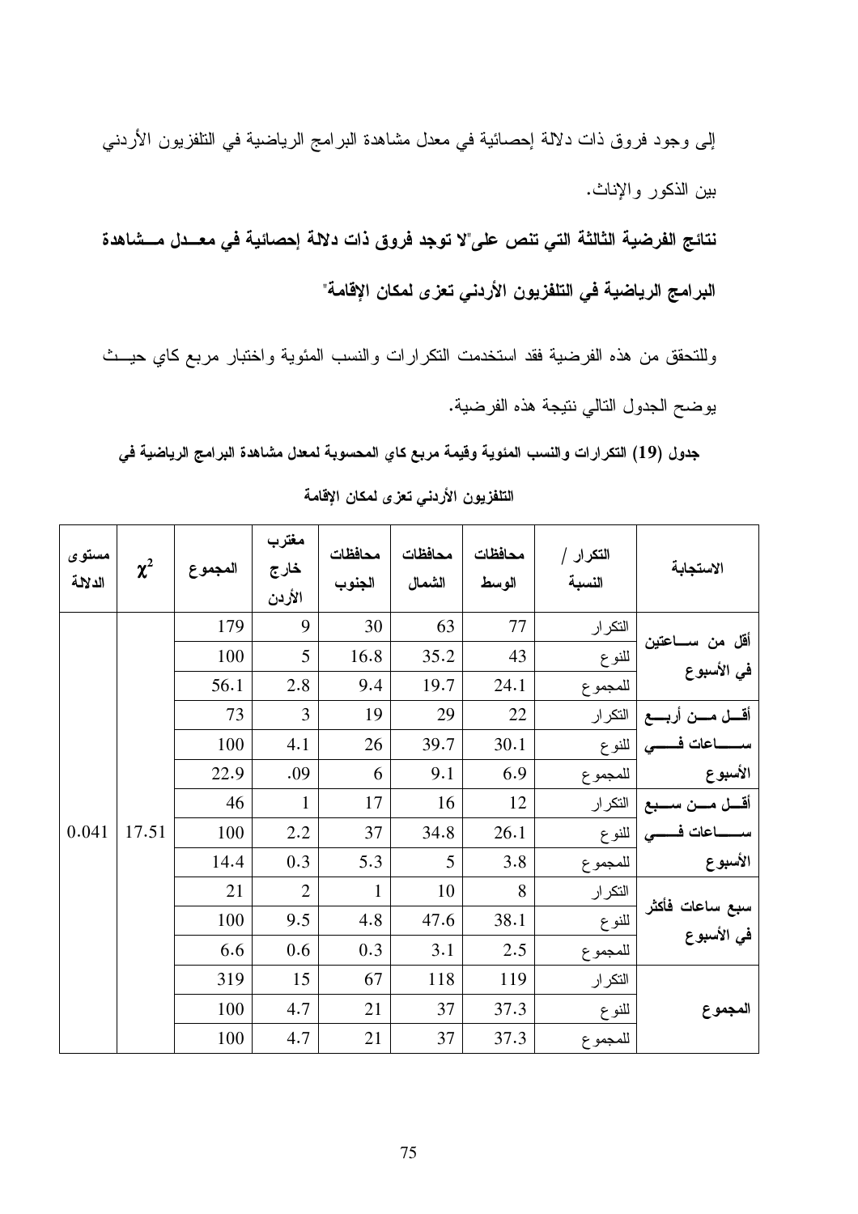إلى وجود فروق ذات دلالة إحصائية في معدل مشاهدة البرامج الرياضية في التلفزيون الأردني بين الذكور والإناث.

**نتائج الفرضية الثالثة التي تنص على"لا توجد فروق ذات دلالة إحصائية في معدل مشاهدة البرامج الرياضية في التلفزيون الأردني تعزى لمكان الإقامة"**

وللتحقق من هذه الفرضية فقد استخدمت التكرارات والنسب المئوية واختبار مربع كاي حيث يوضح الجدول التالي نتيجة هذه الفرضية.

**جدول (19) التكرارات والنسب المئوية وقيمة مربع كاي المحسوبة لمعدل مشاهدة البرامج الرياضية في التلفزيون الأردني تعزى لمكان الإقامة**

| الاستجابة | التكرار / النسبة | محافظات الوسط | محافظات الشمال | محافظات الجنوب | مغترب خارج الأردن | المجموع | $\chi^2$ | مستوى الدلالة |
|---|---|---|---|---|---|---|---|---|
| أقل من ساعتين في الأسبوع | التكرار | 77 | 63 | 30 | 9 | 179 | 17.51 | 0.041 |
| | للنوع | 43 | 35.2 | 16.8 | 5 | 100 | | |
| | للمجموع | 24.1 | 19.7 | 9.4 | 2.8 | 56.1 | | |
| أقل من أربع ساعات في الأسبوع | التكرار | 22 | 29 | 19 | 3 | 73 | | |
| | للنوع | 30.1 | 39.7 | 26 | 4.1 | 100 | | |
| | للمجموع | 6.9 | 9.1 | 6 | .09 | 22.9 | | |
| أقل من سبع ساعات في الأسبوع | التكرار | 12 | 16 | 17 | 1 | 46 | | |
| | للنوع | 26.1 | 34.8 | 37 | 2.2 | 100 | | |
| | للمجموع | 3.8 | 5 | 5.3 | 0.3 | 14.4 | | |
| سبع ساعات فأكثر في الأسبوع | التكرار | 8 | 10 | 1 | 2 | 21 | | |
| | للنوع | 38.1 | 47.6 | 4.8 | 9.5 | 100 | | |
| | للمجموع | 2.5 | 3.1 | 0.3 | 0.6 | 6.6 | | |
| المجموع | التكرار | 119 | 118 | 67 | 15 | 319 | | |
| | للنوع | 37.3 | 37 | 21 | 4.7 | 100 | | |
| | للمجموع | 37.3 | 37 | 21 | 4.7 | 100 | | |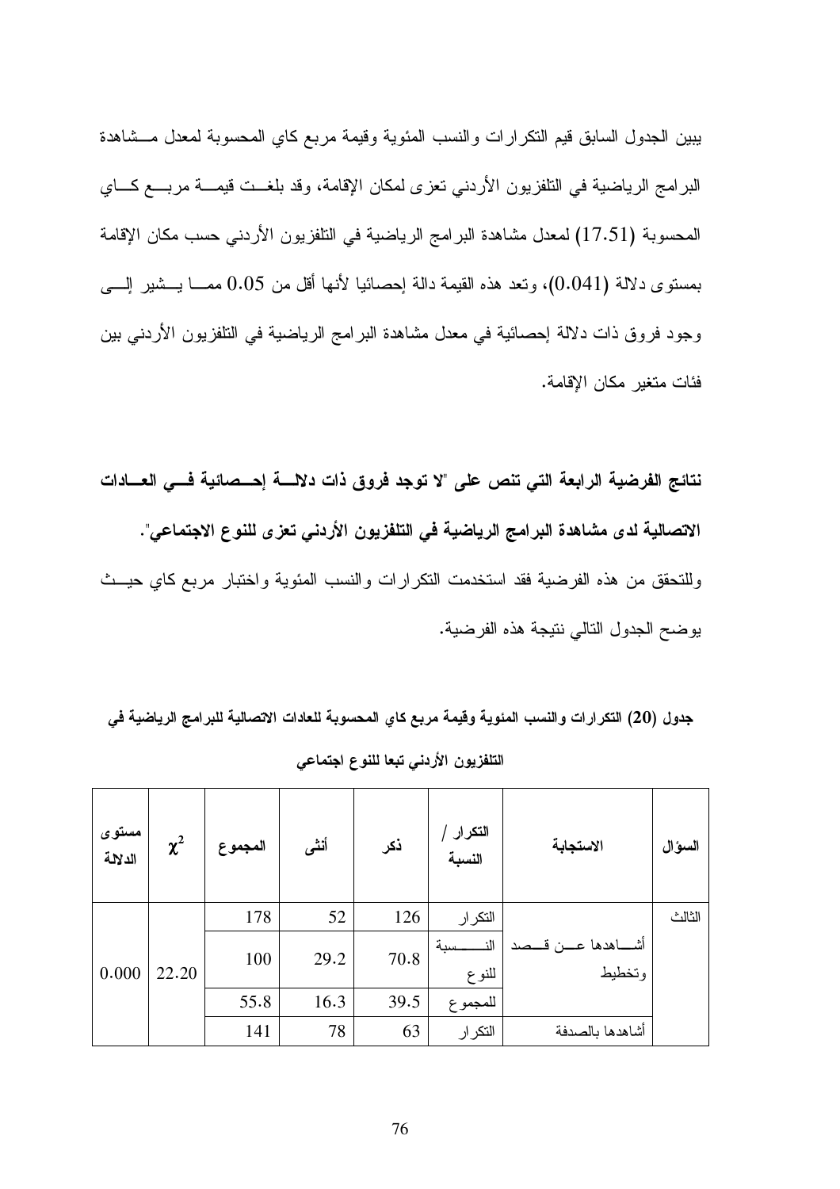يبين الجدول السابق قيم التكرارات والنسب المئوية وقيمة مربع كاي المحسوبة لمعدل مشاهدة البرامج الرياضية في التلفزيون الأردني تعزى لمكان الإقامة، وقد بلغت قيمة مربع كاي المحسوبة (17.51) لمعدل مشاهدة البرامج الرياضية في التلفزيون الأردني حسب مكان الإقامة بمستوى دلالة (0.041)، وتعد هذه القيمة دالة إحصائيا لأنها أقل من 0.05 مما يشير إلى وجود فروق ذات دلالة إحصائية في معدل مشاهدة البرامج الرياضية في التلفزيون الأردني بين فئات متغير مكان الإقامة.

**نتائج الفرضية الرابعة التي تنص على "لا توجد فروق ذات دلالة إحصائية في العادات الاتصالية لدى مشاهدة البرامج الرياضية في التلفزيون الأردني تعزى للنوع الاجتماعي".**

وللتحقق من هذه الفرضية فقد استخدمت التكرارات والنسب المئوية واختبار مربع كاي حيث يوضح الجدول التالي نتيجة هذه الفرضية.

**جدول (20) التكرارات والنسب المئوية وقيمة مربع كاي المحسوبة للعادات الاتصالية للبرامج الرياضية في التلفزيون الأردني تبعا للنوع اجتماعي**

| السؤال | الاستجابة | التكرار / النسبة | ذكر | أنثى | المجموع | $\chi^2$ | مستوى الدلالة |
|---|---|---|---|---|---|---|---|
| الثالث | أشاهدها عن قصد وتخطيط | التكرار | 126 | 52 | 178 | 22.20 | 0.000 |
| | | النسبة للنوع | 70.8 | 29.2 | 100 | | |
| | | للمجموع | 39.5 | 16.3 | 55.8 | | |
| | أشاهدها بالصدفة | التكرار | 63 | 78 | 141 | | |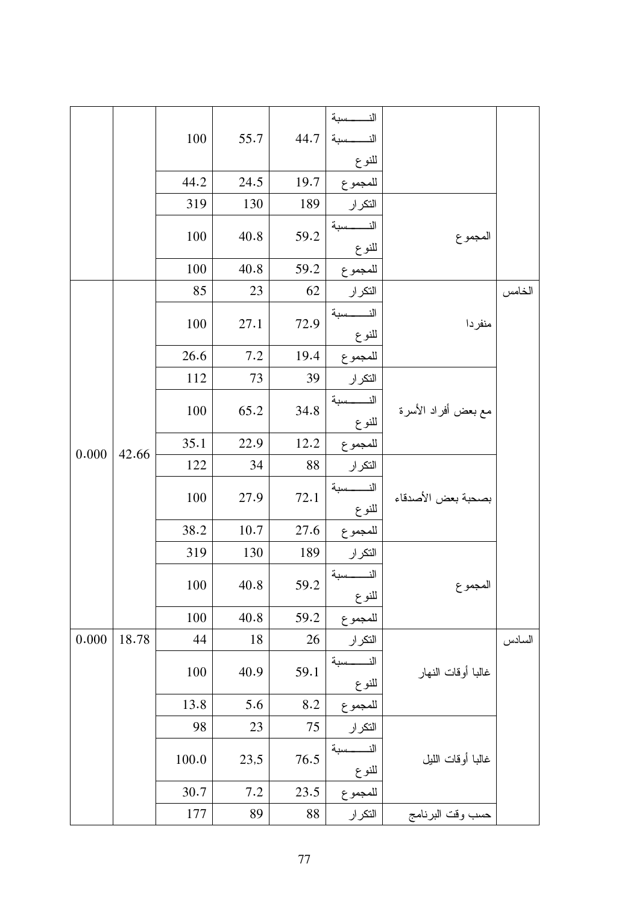| | | | | | | | |
|---|---|---|---|---|---|---|---|
| | | | | النسبة | | | |
| | | | النسبة للنوع | 44.7 | 55.7 | 100 | | |
| | | | للمجموع | 19.7 | 24.5 | 44.2 | | |
| | المجموع | التكرار | 189 | 130 | 319 | | |
| | | النسبة للنوع | 59.2 | 40.8 | 100 | | |
| | | للمجموع | 59.2 | 40.8 | 100 | | |
| الخامس | منفردا | التكرار | 62 | 23 | 85 | 42.66 | 0.000 |
| | | النسبة للنوع | 72.9 | 27.1 | 100 | | |
| | | للمجموع | 19.4 | 7.2 | 26.6 | | |
| | مع بعض أفراد الأسرة | التكرار | 39 | 73 | 112 | | |
| | | النسبة للنوع | 34.8 | 65.2 | 100 | | |
| | | للمجموع | 12.2 | 22.9 | 35.1 | | |
| | بصحبة بعض الأصدقاء | التكرار | 88 | 34 | 122 | | |
| | | النسبة للنوع | 72.1 | 27.9 | 100 | | |
| | | للمجموع | 27.6 | 10.7 | 38.2 | | |
| | المجموع | التكرار | 189 | 130 | 319 | | |
| | | النسبة للنوع | 59.2 | 40.8 | 100 | | |
| | | للمجموع | 59.2 | 40.8 | 100 | | |
| السادس | غالبا أوقات النهار | التكرار | 26 | 18 | 44 | 18.78 | 0.000 |
| | | النسبة للنوع | 59.1 | 40.9 | 100 | | |
| | | للمجموع | 8.2 | 5.6 | 13.8 | | |
| | غالبا أوقات الليل | التكرار | 75 | 23 | 98 | | |
| | | النسبة للنوع | 76.5 | 23,5 | 100.0 | | |
| | | للمجموع | 23.5 | 7.2 | 30.7 | | |
| | حسب وقت البرنامج | التكرار | 88 | 89 | 177 | | |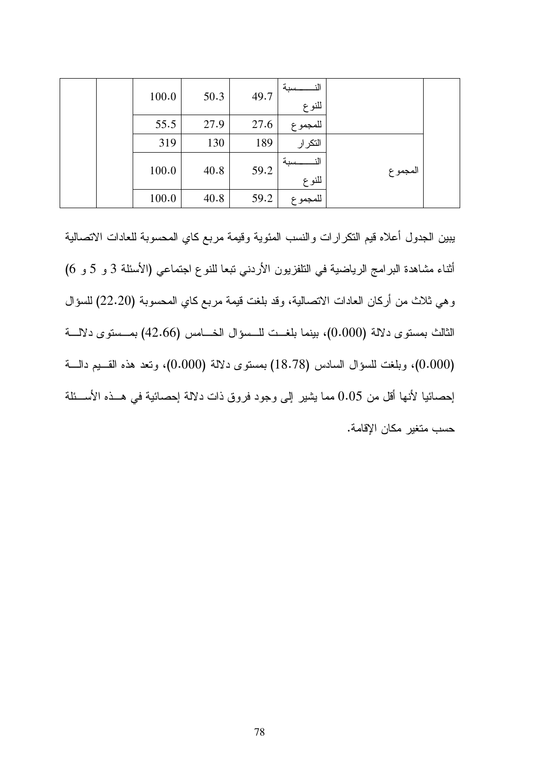| | | 100.0 | 50.3 | 49.7 | النسبة للنوع | | |
|---|---|---|---|---|---|---|---|
| | | 55.5 | 27.9 | 27.6 | للمجموع | | |
| | | 319 | 130 | 189 | التكرار | المجموع | |
| | | 100.0 | 40.8 | 59.2 | النسبة للنوع | | |
| | | 100.0 | 40.8 | 59.2 | للمجموع | | |

يبين الجدول أعلاه قيم التكرارات والنسب المئوية وقيمة مربع كاي المحسوبة للعادات الاتصالية أثناء مشاهدة البرامج الرياضية في التلفزيون الأردني تبعا للنوع اجتماعي (الأسئلة 3 و 5 و 6) وهي ثلاث من أركان العادات الاتصالية، وقد بلغت قيمة مربع كاي المحسوبة (22.20) للسؤال الثالث بمستوى دلالة (0.000)، بينما بلغت للسؤال الخامس (42.66) بمستوى دلالة (0.000)، وبلغت للسؤال السادس (18.78) بمستوى دلالة (0.000)، وتعد هذه القيم دالة إحصائيا لأنها أقل من 0.05 مما يشير إلى وجود فروق ذات دلالة إحصائية في هذه الأسئلة حسب متغير مكان الإقامة.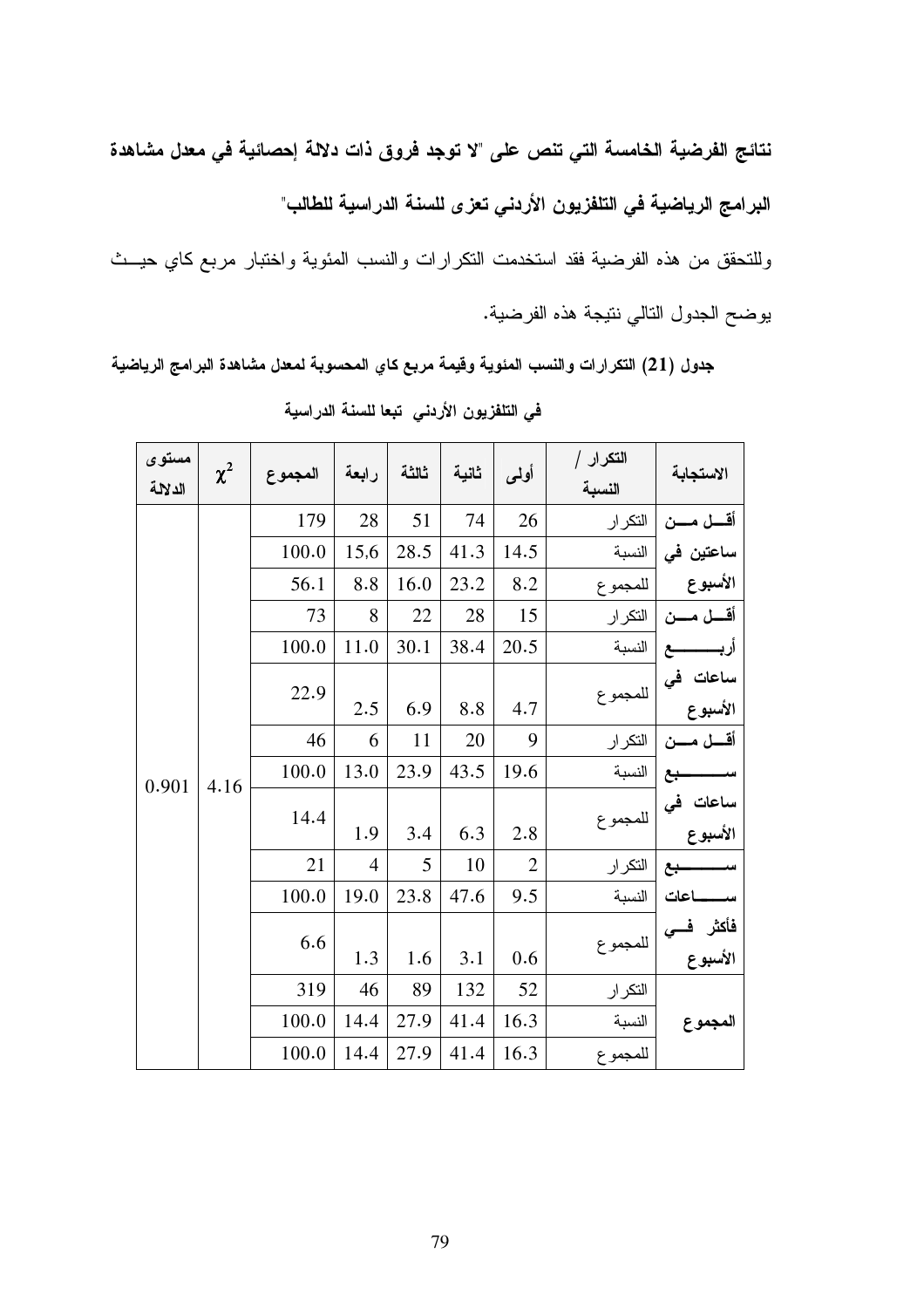**نتائج الفرضية الخامسة التي تنص على "لا توجد فروق ذات دلالة إحصائية في معدل مشاهدة البرامج الرياضية في التلفزيون الأردني تعزى للسنة الدراسية للطالب"**

وللتحقق من هذه الفرضية فقد استخدمت التكرارات والنسب المئوية واختبار مربع كاي حيث يوضح الجدول التالي نتيجة هذه الفرضية.

**جدول (21) التكرارات والنسب المئوية وقيمة مربع كاي المحسوبة لمعدل مشاهدة البرامج الرياضية في التلفزيون الأردني تبعا للسنة الدراسية**

| الاستجابة | التكرار / النسبة | أولى | ثانية | ثالثة | رابعة | المجموع | $\chi^2$ | مستوى الدلالة |
|---|---|---|---|---|---|---|---|---|
| أقل من ساعتين في الأسبوع | التكرار | 26 | 74 | 51 | 28 | 179 | 4.16 | 0.901 |
| | النسبة | 14.5 | 41.3 | 28.5 | 15.6 | 100.0 | | |
| | للمجموع | 8.2 | 23.2 | 16.0 | 8.8 | 56.1 | | |
| أقل من أربع ساعات في الأسبوع | التكرار | 15 | 28 | 22 | 8 | 73 | | |
| | النسبة | 20.5 | 38.4 | 30.1 | 11.0 | 100.0 | | |
| | للمجموع | 4.7 | 8.8 | 6.9 | 2.5 | 22.9 | | |
| أقل من سبع ساعات في الأسبوع | التكرار | 9 | 20 | 11 | 6 | 46 | | |
| | النسبة | 19.6 | 43.5 | 23.9 | 13.0 | 100.0 | | |
| | للمجموع | 2.8 | 6.3 | 3.4 | 1.9 | 14.4 | | |
| سبع ساعات فأكثر في الأسبوع | التكرار | 2 | 10 | 5 | 4 | 21 | | |
| | النسبة | 9.5 | 47.6 | 23.8 | 19.0 | 100.0 | | |
| | للمجموع | 0.6 | 3.1 | 1.6 | 1.3 | 6.6 | | |
| المجموع | التكرار | 52 | 132 | 89 | 46 | 319 | | |
| | النسبة | 16.3 | 41.4 | 27.9 | 14.4 | 100.0 | | |
| | للمجموع | 16.3 | 41.4 | 27.9 | 14.4 | 100.0 | | |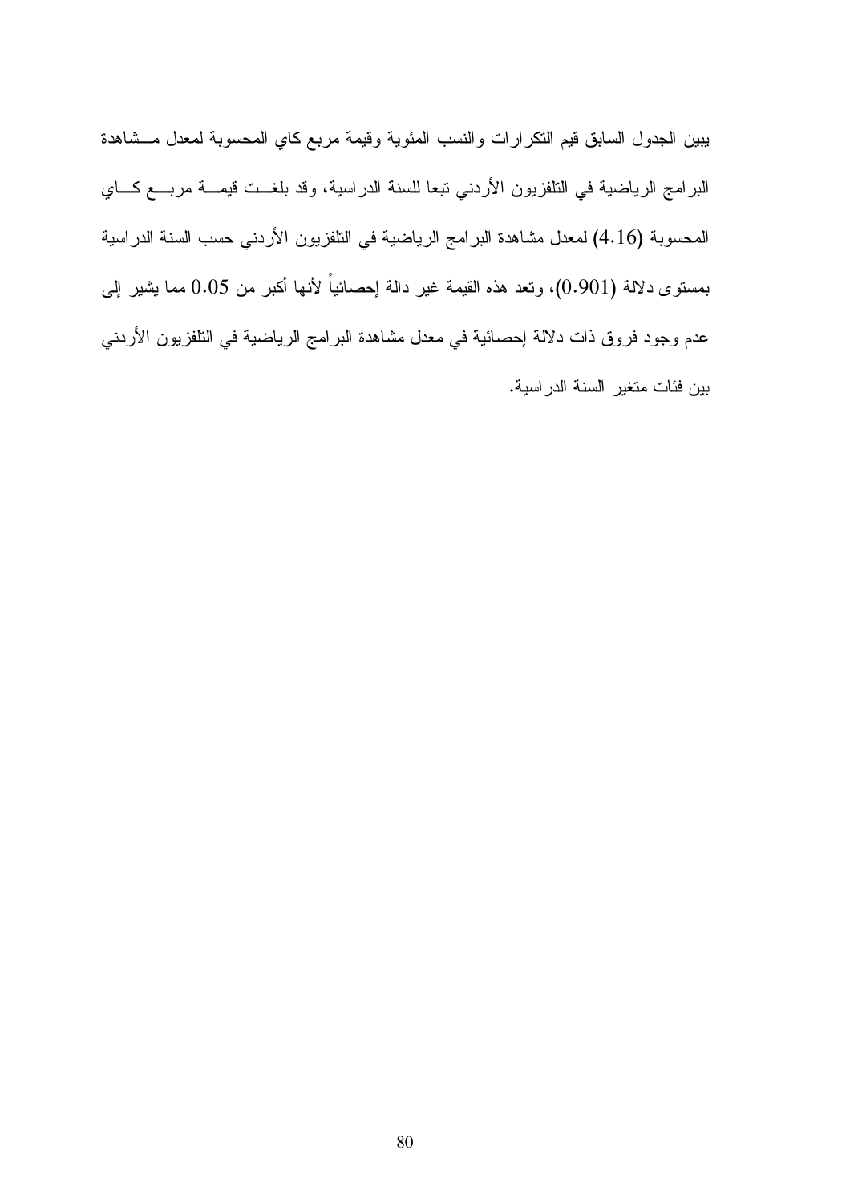يبين الجدول السابق قيم التكرارات والنسب المئوية وقيمة مربع كاي المحسوبة لمعدل مشاهدة البرامج الرياضية في التلفزيون الأردني تبعا للسنة الدراسية، وقد بلغت قيمة مربع كاي المحسوبة (4.16) لمعدل مشاهدة البرامج الرياضية في التلفزيون الأردني حسب السنة الدراسية بمستوى دلالة (0.901)، وتعد هذه القيمة غير دالة إحصائياً لأنها أكبر من 0.05 مما يشير إلى عدم وجود فروق ذات دلالة إحصائية في معدل مشاهدة البرامج الرياضية في التلفزيون الأردني بين فئات متغير السنة الدراسية.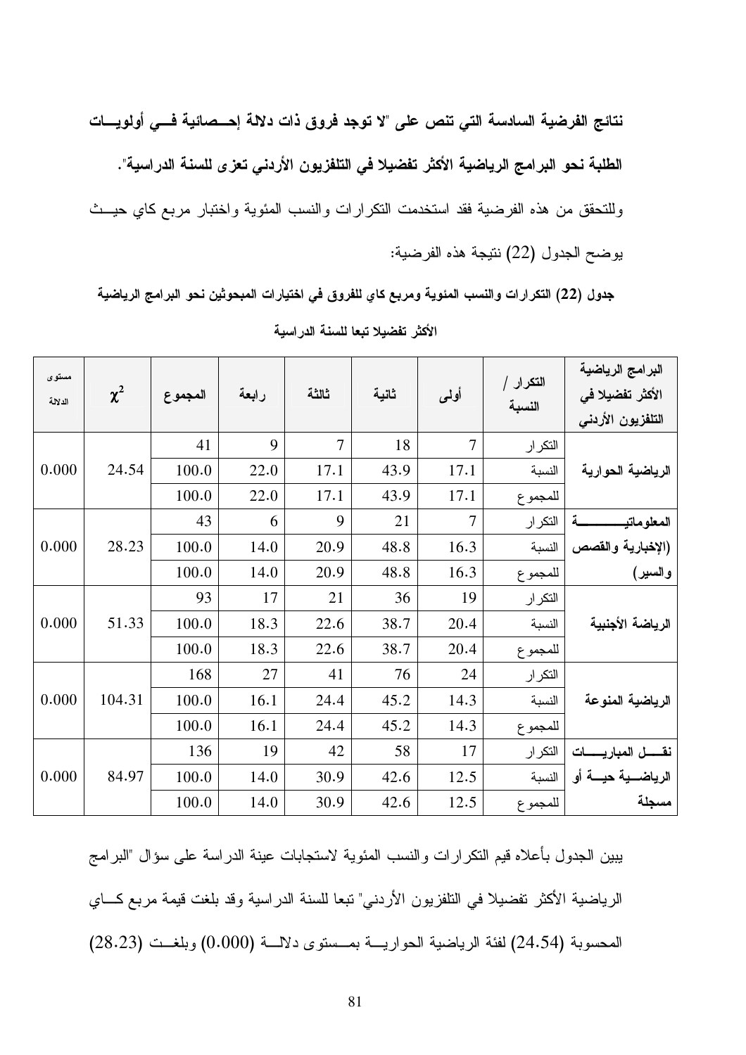**نتائج الفرضية السادسة التي تنص على "لا توجد فروق ذات دلالة إحصائية في أولويات الطلبة نحو البرامج الرياضية الأكثر تفضيلا في التلفزيون الأردني تعزى للسنة الدراسية".**

وللتحقق من هذه الفرضية فقد استخدمت التكرارات والنسب المئوية واختبار مربع كاي حيث يوضح الجدول (22) نتيجة هذه الفرضية:

**جدول (22) التكرارات والنسب المئوية ومربع كاي للفروق في اختيارات المبحوثين نحو البرامج الرياضية الأكثر تفضيلا تبعا للسنة الدراسية**

| البرامج الرياضية الأكثر تفضيلا في التلفزيون الأردني | التكرار / النسبة | أولى | ثانية | ثالثة | رابعة | المجموع | $\chi^2$ | مستوى الدلالة |
|---|---|---|---|---|---|---|---|---|
| الرياضية الحوارية | التكرار | 7 | 18 | 7 | 9 | 41 | 24.54 | 0.000 |
| | النسبة | 17.1 | 43.9 | 17.1 | 22.0 | 100.0 | | |
| | للمجموع | 17.1 | 43.9 | 17.1 | 22.0 | 100.0 | | |
| المعلوماتية (الإخبارية والقصص والسير) | التكرار | 7 | 21 | 9 | 6 | 43 | 28.23 | 0.000 |
| | النسبة | 16.3 | 48.8 | 20.9 | 14.0 | 100.0 | | |
| | للمجموع | 16.3 | 48.8 | 20.9 | 14.0 | 100.0 | | |
| الرياضة الأجنبية | التكرار | 19 | 36 | 21 | 17 | 93 | 51.33 | 0.000 |
| | النسبة | 20.4 | 38.7 | 22.6 | 18.3 | 100.0 | | |
| | للمجموع | 20.4 | 38.7 | 22.6 | 18.3 | 100.0 | | |
| الرياضية المنوعة | التكرار | 24 | 76 | 41 | 27 | 168 | 104.31 | 0.000 |
| | النسبة | 14.3 | 45.2 | 24.4 | 16.1 | 100.0 | | |
| | للمجموع | 14.3 | 45.2 | 24.4 | 16.1 | 100.0 | | |
| نقل المباريات الرياضية حية أو مسجلة | التكرار | 17 | 58 | 42 | 19 | 136 | 84.97 | 0.000 |
| | النسبة | 12.5 | 42.6 | 30.9 | 14.0 | 100.0 | | |
| | للمجموع | 12.5 | 42.6 | 30.9 | 14.0 | 100.0 | | |

يبين الجدول بأعلاه قيم التكرارات والنسب المئوية لاستجابات عينة الدراسة على سؤال "البرامج الرياضية الأكثر تفضيلا في التلفزيون الأردني" تبعا للسنة الدراسية وقد بلغت قيمة مربع كاي المحسوبة (24.54) لفئة الرياضية الحوارية بمستوى دلالة (0.000) وبلغت (28.23)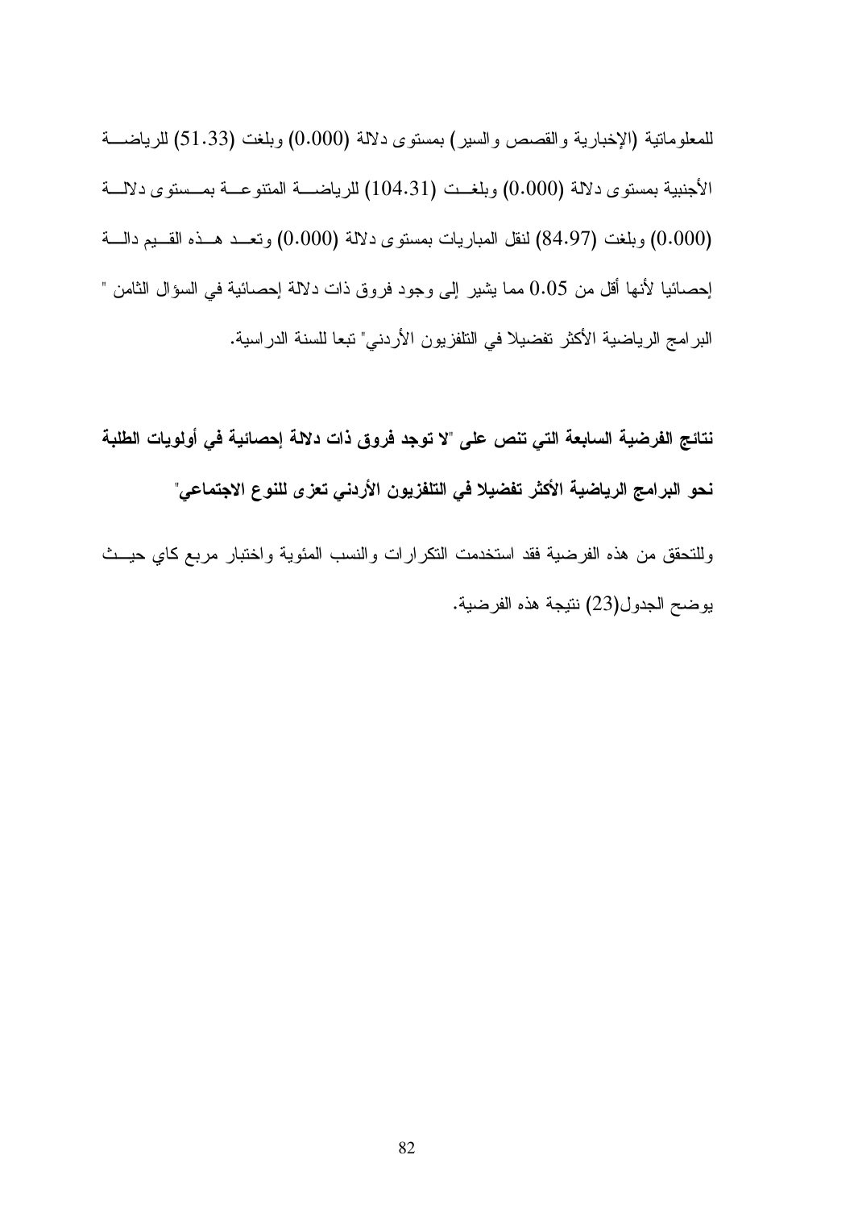للمعلوماتية (الإخبارية والقصص والسير) بمستوى دلالة (0.000) وبلغت (51.33) للرياضة الأجنبية بمستوى دلالة (0.000) وبلغت (104.31) للرياضة المتنوعة بمستوى دلالة (0.000) وبلغت (84.97) لنقل المباريات بمستوى دلالة (0.000) وتعد هذه القيم دالة إحصائيا لأنها أقل من 0.05 مما يشير إلى وجود فروق ذات دلالة إحصائية في السؤال الثامن " البرامج الرياضية الأكثر تفضيلا في التلفزيون الأردني" تبعا للسنة الدراسية.

**نتائج الفرضية السابعة التي تنص على "لا توجد فروق ذات دلالة إحصائية في أولويات الطلبة نحو البرامج الرياضية الأكثر تفضيلا في التلفزيون الأردني تعزى للنوع الاجتماعي"**

وللتحقق من هذه الفرضية فقد استخدمت التكرارات والنسب المئوية واختبار مربع كاي حيث يوضح الجدول(23) نتيجة هذه الفرضية.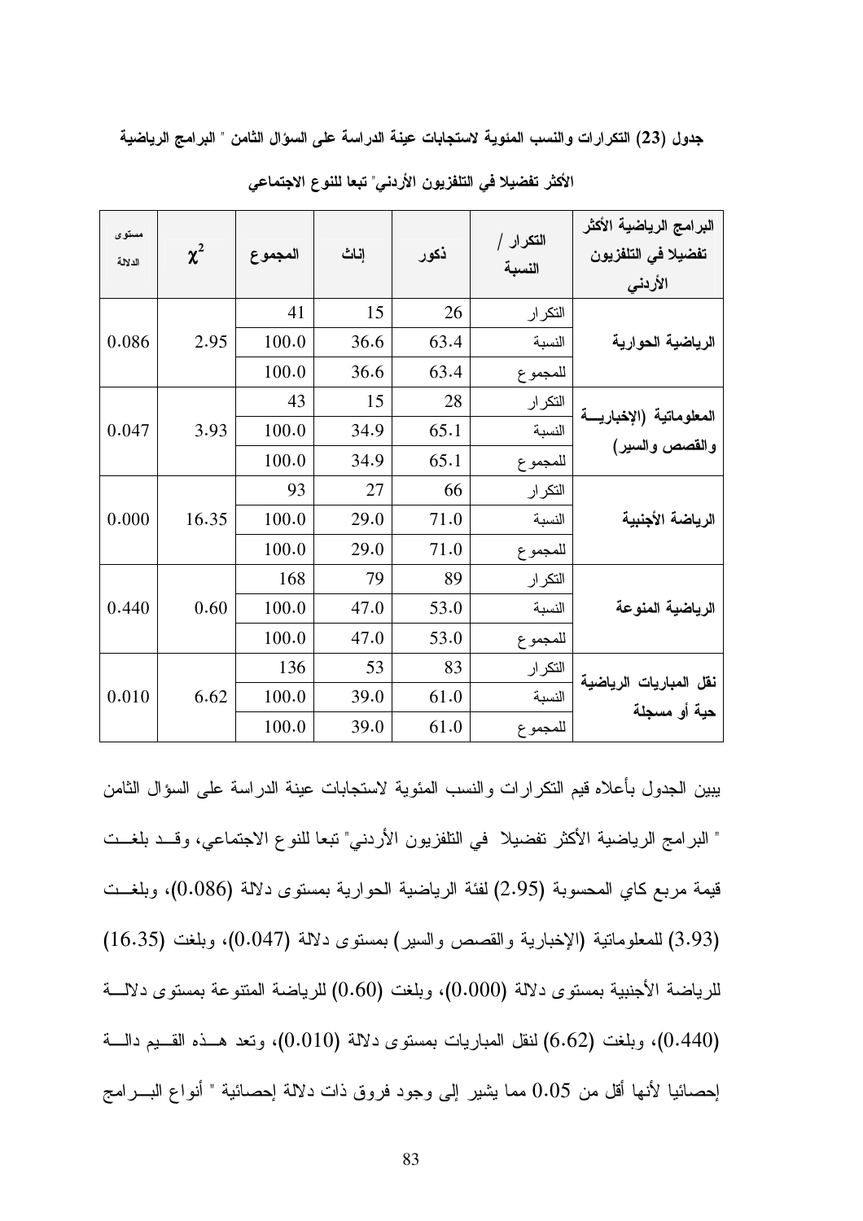**جدول (23) التكرارات والنسب المئوية لاستجابات عينة الدراسة على السؤال الثامن " البرامج الرياضية الأكثر تفضيلا في التلفزيون الأردني" تبعا للنوع الاجتماعي**

| البرامج الرياضية الأكثر تفضيلا في التلفزيون الأردني | التكرار / النسبة | ذكور | إناث | المجموع | $\chi^2$ | مستوى الدلالة |
|---|---|---|---|---|---|---|
| الرياضية الحوارية | التكرار | 26 | 15 | 41 | 2.95 | 0.086 |
| | النسبة | 63.4 | 36.6 | 100.0 | | |
| | للمجموع | 63.4 | 36.6 | 100.0 | | |
| المعلوماتية (الإخبارية والقصص والسير) | التكرار | 28 | 15 | 43 | 3.93 | 0.047 |
| | النسبة | 65.1 | 34.9 | 100.0 | | |
| | للمجموع | 65.1 | 34.9 | 100.0 | | |
| الرياضة الأجنبية | التكرار | 66 | 27 | 93 | 16.35 | 0.000 |
| | النسبة | 71.0 | 29.0 | 100.0 | | |
| | للمجموع | 71.0 | 29.0 | 100.0 | | |
| الرياضية المنوعة | التكرار | 89 | 79 | 168 | 0.60 | 0.440 |
| | النسبة | 53.0 | 47.0 | 100.0 | | |
| | للمجموع | 53.0 | 47.0 | 100.0 | | |
| نقل المباريات الرياضية حية أو مسجلة | التكرار | 83 | 53 | 136 | 6.62 | 0.010 |
| | النسبة | 61.0 | 39.0 | 100.0 | | |
| | للمجموع | 61.0 | 39.0 | 100.0 | | |

يبين الجدول بأعلاه قيم التكرارات والنسب المئوية لاستجابات عينة الدراسة على السؤال الثامن " البرامج الرياضية الأكثر تفضيلا في التلفزيون الأردني" تبعا للنوع الاجتماعي، وقد بلغت قيمة مربع كاي المحسوبة (2.95) لفئة الرياضية الحوارية بمستوى دلالة (0.086)، وبلغت (3.93) للمعلوماتية (الإخبارية والقصص والسير) بمستوى دلالة (0.047)، وبلغت (16.35) للرياضة الأجنبية بمستوى دلالة (0.000)، وبلغت (0.60) للرياضة المتنوعة بمستوى دلالة (0.440)، وبلغت (6.62) لنقل المباريات بمستوى دلالة (0.010)، وتعد هذه القيم دالة إحصائيا لأنها أقل من 0.05 مما يشير إلى وجود فروق ذات دلالة إحصائية " أنواع البرامج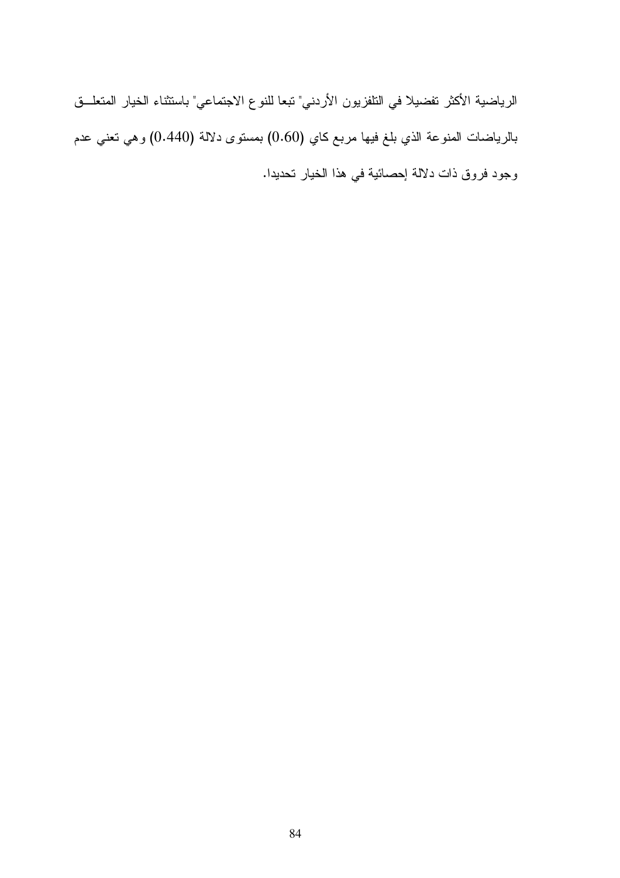الرياضية الأكثر تفضيلا في التلفزيون الأردني" تبعا للنوع الاجتماعي" باستثناء الخيار المتعلــق بالرياضات المنوعة الذي بلغ فيها مربع كاي (0.60) بمستوى دلالة (0.440) وهي تعني عدم وجود فروق ذات دلالة إحصائية في هذا الخيار تحديدا.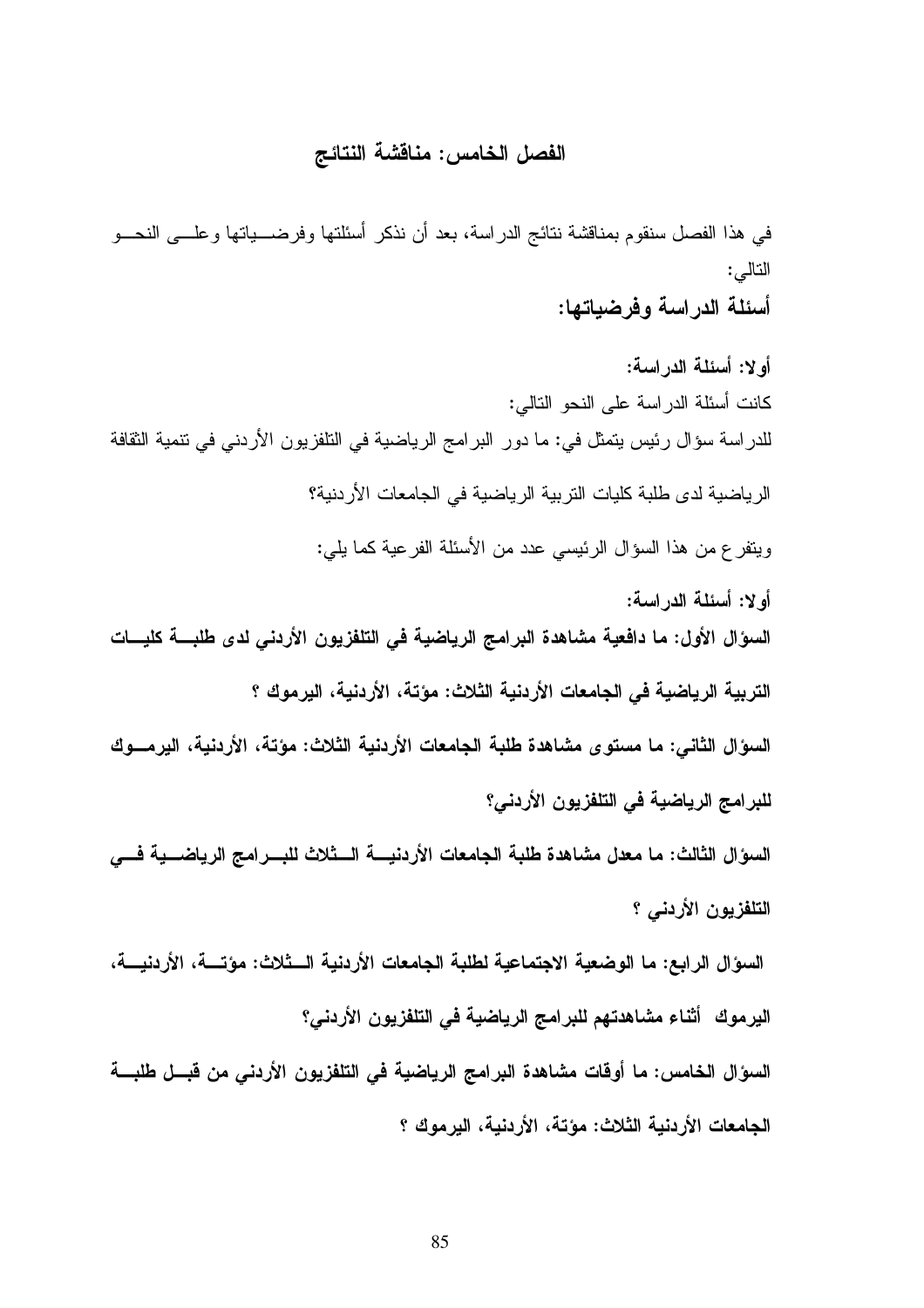## الفصل الخامس: مناقشة النتائج

في هذا الفصل سنقوم بمناقشة نتائج الدراسة، بعد أن نذكر أسئلتها وفرضياتها وعلى النحو التالي:

### أسئلة الدراسة وفرضياتها:

أولا: أسئلة الدراسة:

كانت أسئلة الدراسة على النحو التالي:

للدراسة سؤال رئيس يتمثل في: ما دور البرامج الرياضية في التلفزيون الأردني في تنمية الثقافة الرياضية لدى طلبة كليات التربية الرياضية في الجامعات الأردنية؟

ويتفرع من هذا السؤال الرئيسي عدد من الأسئلة الفرعية كما يلي:

أولا: أسئلة الدراسة:

**السؤال الأول: ما دافعية مشاهدة البرامج الرياضية في التلفزيون الأردني لدى طلبة كليات التربية الرياضية في الجامعات الأردنية الثلاث: مؤتة، الأردنية، اليرموك ؟**

**السؤال الثاني: ما مستوى مشاهدة طلبة الجامعات الأردنية الثلاث: مؤتة، الأردنية، اليرموك للبرامج الرياضية في التلفزيون الأردني؟**

**السؤال الثالث: ما معدل مشاهدة طلبة الجامعات الأردنية الثلاث للبرامج الرياضية في التلفزيون الأردني ؟**

**السؤال الرابع: ما الوضعية الاجتماعية لطلبة الجامعات الأردنية الثلاث: مؤتة، الأردنية، اليرموك أثناء مشاهدتهم للبرامج الرياضية في التلفزيون الأردني؟**

**السؤال الخامس: ما أوقات مشاهدة البرامج الرياضية في التلفزيون الأردني من قبل طلبة الجامعات الأردنية الثلاث: مؤتة، الأردنية، اليرموك ؟**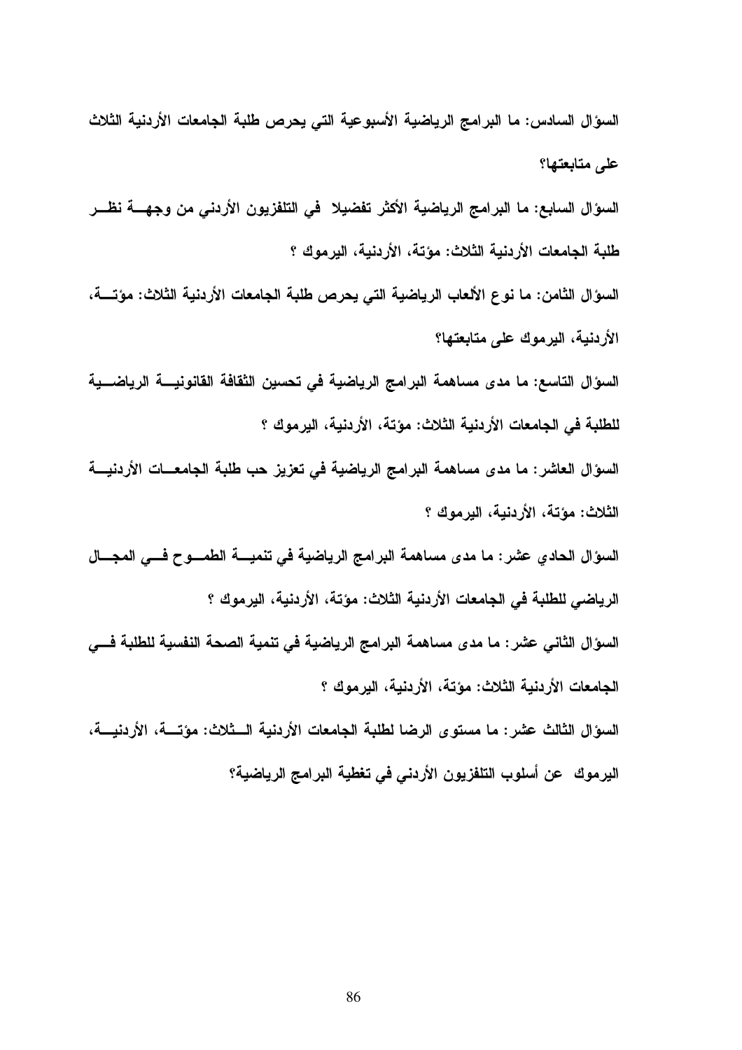**السؤال السادس: ما البرامج الرياضية الأسبوعية التي يحرص طلبة الجامعات الأردنية الثلاث على متابعتها؟**

**السؤال السابع: ما البرامج الرياضية الأكثر تفضيلا في التلفزيون الأردني من وجهة نظر طلبة الجامعات الأردنية الثلاث: مؤتة، الأردنية، اليرموك ؟**

**السؤال الثامن: ما نوع الألعاب الرياضية التي يحرص طلبة الجامعات الأردنية الثلاث: مؤتة، الأردنية، اليرموك على متابعتها؟**

**السؤال التاسع: ما مدى مساهمة البرامج الرياضية في تحسين الثقافة القانونية الرياضية للطلبة في الجامعات الأردنية الثلاث: مؤتة، الأردنية، اليرموك ؟**

**السؤال العاشر: ما مدى مساهمة البرامج الرياضية في تعزيز حب طلبة الجامعات الأردنية الثلاث: مؤتة، الأردنية، اليرموك ؟**

**السؤال الحادي عشر: ما مدى مساهمة البرامج الرياضية في تنمية الطموح في المجال الرياضي للطلبة في الجامعات الأردنية الثلاث: مؤتة، الأردنية، اليرموك ؟**

**السؤال الثاني عشر: ما مدى مساهمة البرامج الرياضية في تنمية الصحة النفسية للطلبة في الجامعات الأردنية الثلاث: مؤتة، الأردنية، اليرموك ؟**

**السؤال الثالث عشر: ما مستوى الرضا لطلبة الجامعات الأردنية الثلاث: مؤتة، الأردنية، اليرموك عن أسلوب التلفزيون الأردني في تغطية البرامج الرياضية؟**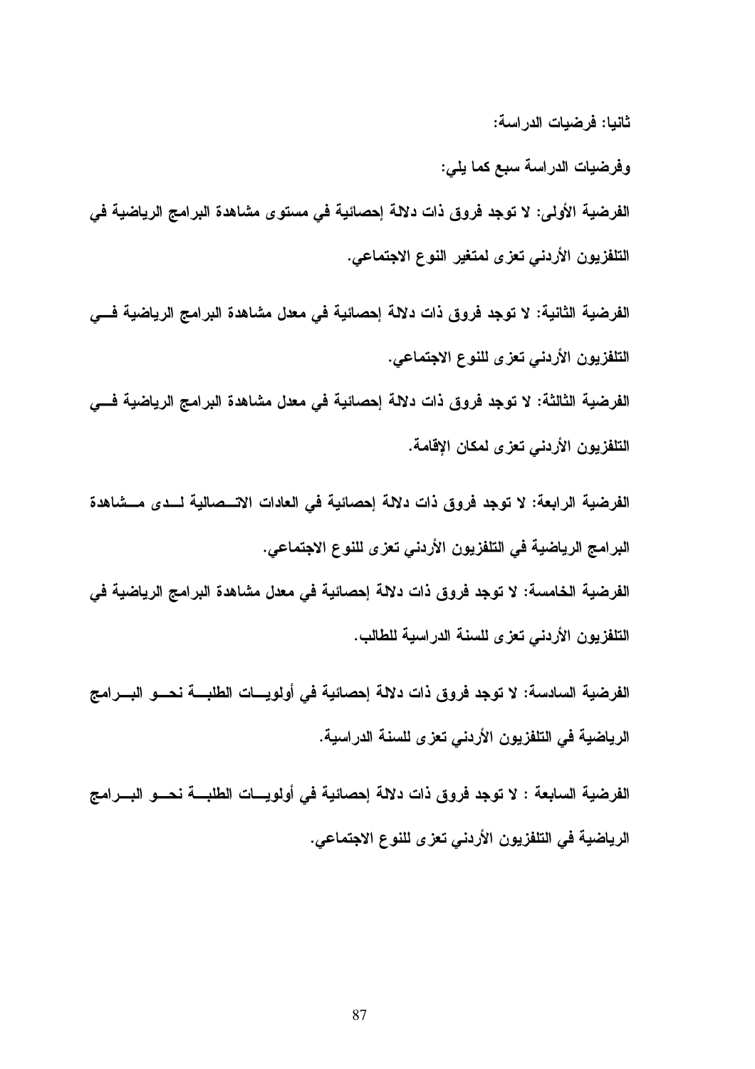**ثانيا: فرضيات الدراسة:**

**وفرضيات الدراسة سبع كما يلي:**

**الفرضية الأولى: لا توجد فروق ذات دلالة إحصائية في مستوى مشاهدة البرامج الرياضية في التلفزيون الأردني تعزى لمتغير النوع الاجتماعي.**

**الفرضية الثانية: لا توجد فروق ذات دلالة إحصائية في معدل مشاهدة البرامج الرياضية في التلفزيون الأردني تعزى للنوع الاجتماعي.**

**الفرضية الثالثة: لا توجد فروق ذات دلالة إحصائية في معدل مشاهدة البرامج الرياضية في التلفزيون الأردني تعزى لمكان الإقامة.**

**الفرضية الرابعة: لا توجد فروق ذات دلالة إحصائية في العادات الاتصالية لدى مشاهدة البرامج الرياضية في التلفزيون الأردني تعزى للنوع الاجتماعي.**

**الفرضية الخامسة: لا توجد فروق ذات دلالة إحصائية في معدل مشاهدة البرامج الرياضية في التلفزيون الأردني تعزى للسنة الدراسية للطالب.**

**الفرضية السادسة: لا توجد فروق ذات دلالة إحصائية في أولويات الطلبة نحو البرامج الرياضية في التلفزيون الأردني تعزى للسنة الدراسية.**

**الفرضية السابعة : لا توجد فروق ذات دلالة إحصائية في أولويات الطلبة نحو البرامج الرياضية في التلفزيون الأردني تعزى للنوع الاجتماعي.**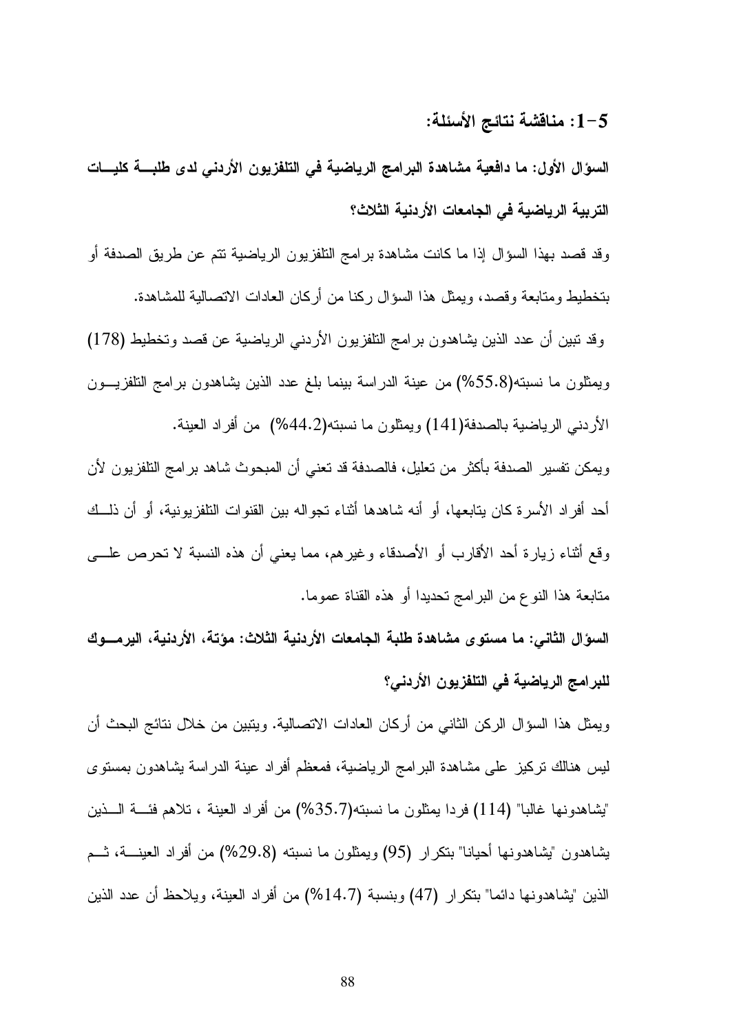## 5-1: مناقشة نتائج الأسئلة:

**السؤال الأول: ما دافعية مشاهدة البرامج الرياضية في التلفزيون الأردني لدى طلبة كليات التربية الرياضية في الجامعات الأردنية الثلاث؟**

وقد قصد بهذا السؤال إذا ما كانت مشاهدة برامج التلفزيون الرياضية تتم عن طريق الصدفة أو بتخطيط ومتابعة وقصد، ويمثل هذا السؤال ركنا من أركان العادات الاتصالية للمشاهدة.

وقد تبين أن عدد الذين يشاهدون برامج التلفزيون الأردني الرياضية عن قصد وتخطيط (178) ويمثلون ما نسبته(55.8%) من عينة الدراسة بينما بلغ عدد الذين يشاهدون برامج التلفزيون الأردني الرياضية بالصدفة(141) ويمثلون ما نسبته(44.2%) من أفراد العينة.

ويمكن تفسير الصدفة بأكثر من تعليل، فالصدفة قد تعني أن المبحوث شاهد برامج التلفزيون لأن أحد أفراد الأسرة كان يتابعها، أو أنه شاهدها أثناء تجواله بين القنوات التلفزيونية، أو أن ذلك وقع أثناء زيارة أحد الأقارب أو الأصدقاء وغيرهم، مما يعني أن هذه النسبة لا تحرص على متابعة هذا النوع من البرامج تحديدا أو هذه القناة عموما.

**السؤال الثاني: ما مستوى مشاهدة طلبة الجامعات الأردنية الثلاث: مؤتة، الأردنية، اليرموك للبرامج الرياضية في التلفزيون الأردني؟**

ويمثل هذا السؤال الركن الثاني من أركان العادات الاتصالية. ويتبين من خلال نتائج البحث أن ليس هنالك تركيز على مشاهدة البرامج الرياضية، فمعظم أفراد عينة الدراسة يشاهدون بمستوى "يشاهدونها غالبا" (114) فردا يمثلون ما نسبته(35.7%) من أفراد العينة ، تلاهم فئة الذين يشاهدون "يشاهدونها أحيانا" بتكرار (95) ويمثلون ما نسبته (29.8%) من أفراد العينة، ثم الذين "يشاهدونها دائما" بتكرار (47) وبنسبة (14.7%) من أفراد العينة، ويلاحظ أن عدد الذين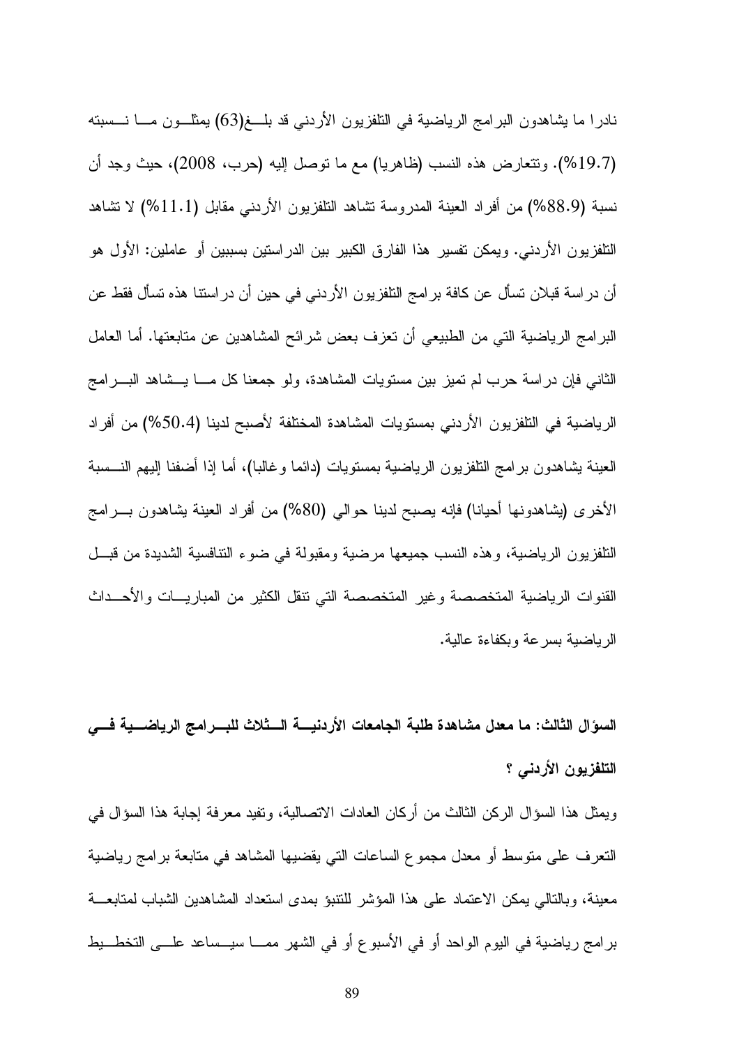نادرا ما يشاهدون البرامج الرياضية في التلفزيون الأردني قد بلـغ(63) يمثلـون مـا نـسبته (19.7%). وتتعارض هذه النسب (ظاهريا) مع ما توصل إليه (حرب، 2008)، حيث وجد أن نسبة (88.9%) من أفراد العينة المدروسة تشاهد التلفزيون الأردني مقابل (11.1%) لا تشاهد التلفزيون الأردني. ويمكن تفسير هذا الفارق الكبير بين الدراستين بسببين أو عاملين: الأول هو أن دراسة قبلان تسأل عن كافة برامج التلفزيون الأردني في حين أن دراستنا هذه تسأل فقط عن البرامج الرياضية التي من الطبيعي أن تعزف بعض شرائح المشاهدين عن متابعتها. أما العامل الثاني فإن دراسة حرب لم تميز بين مستويات المشاهدة، ولو جمعنا كل مـا يـشاهد البـرامج الرياضية في التلفزيون الأردني بمستويات المشاهدة المختلفة لأصبح لدينا (50.4%) من أفراد العينة يشاهدون برامج التلفزيون الرياضية بمستويات (دائما وغالبا)، أما إذا أضفنا إليهم النـسبة الأخرى (يشاهدونها أحيانا) فإنه يصبح لدينا حوالي (80%) من أفراد العينة يشاهدون بـرامج التلفزيون الرياضية، وهذه النسب جميعها مرضية ومقبولة في ضوء التنافسية الشديدة من قبـل القنوات الرياضية المتخصصة وغير المتخصصة التي تنقل الكثير من المباريـات والأحـداث الرياضية بسرعة وبكفاءة عالية.

**السؤال الثالث: ما معدل مشاهدة طلبة الجامعات الأردنيـة الـثلاث للبـرامج الرياضـية فـي التلفزيون الأردني ؟**

ويمثل هذا السؤال الركن الثالث من أركان العادات الاتصالية، وتفيد معرفة إجابة هذا السؤال في التعرف على متوسط أو معدل مجموع الساعات التي يقضيها المشاهد في متابعة برامج رياضية معينة، وبالتالي يمكن الاعتماد على هذا المؤشر للتنبؤ بمدى استعداد المشاهدين الشباب لمتابعـة برامج رياضية في اليوم الواحد أو في الأسبوع أو في الشهر ممـا سيـساعد علـى التخطـيط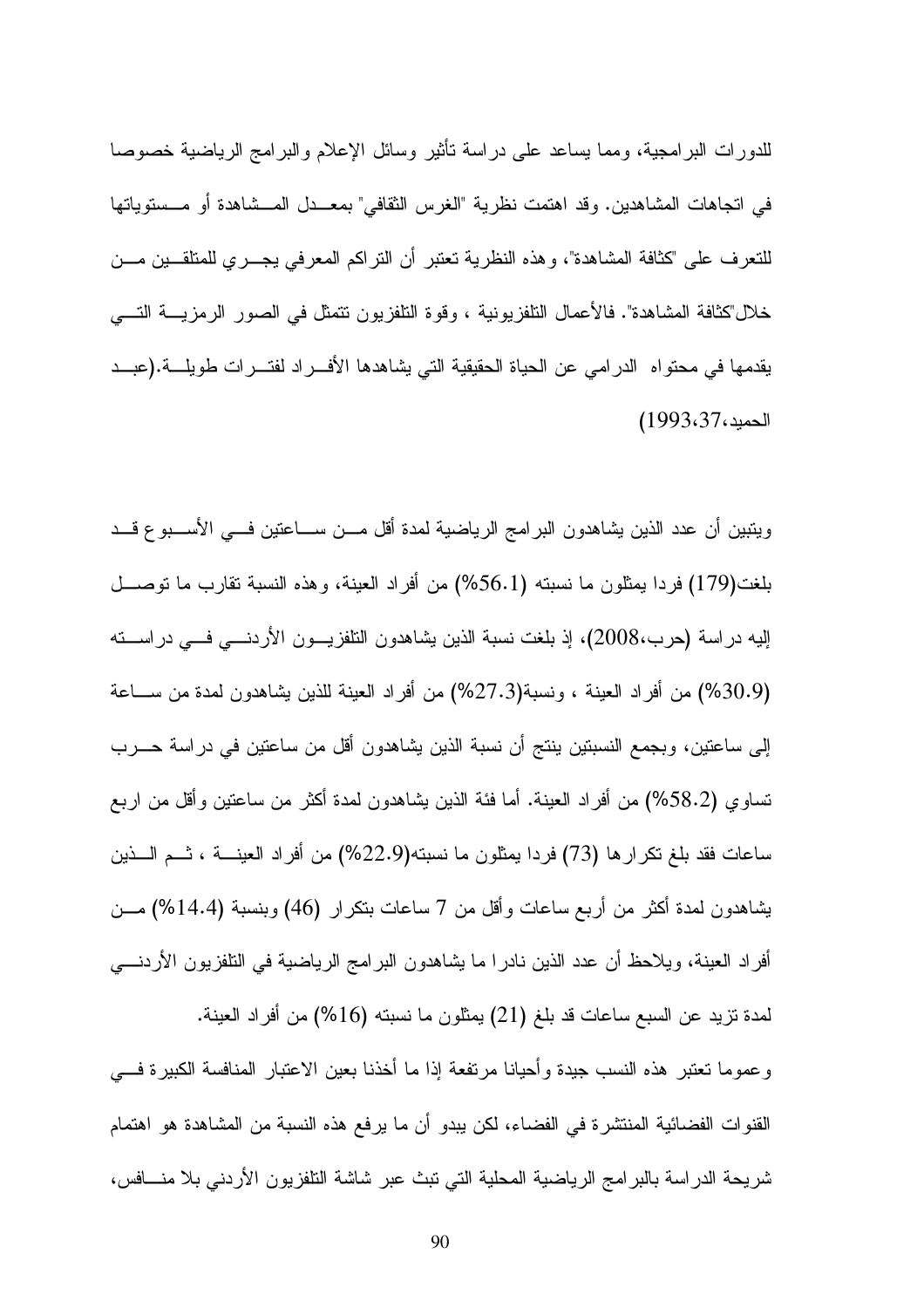للدورات البرامجية، ومما يساعد على دراسة تأثير وسائل الإعلام والبرامج الرياضية خصوصا في اتجاهات المشاهدين. وقد اهتمت نظرية "الغرس الثقافي" بمعدل المشاهدة أو مستوياتها للتعرف على "كثافة المشاهدة"، وهذه النظرية تعتبر أن التراكم المعرفي يجري للمتلقين من خلال"كثافة المشاهدة". فالأعمال التلفزيونية ، وقوة التلفزيون تتمثل في الصور الرمزية التي يقدمها في محتواه الدرامي عن الحياة الحقيقية التي يشاهدها الأفراد لفترات طويلة.(عبد الحميد،37،1993)

ويتبين أن عدد الذين يشاهدون البرامج الرياضية لمدة أقل من ساعتين في الأسبوع قد بلغت(179) فردا يمثلون ما نسبته (56.1%) من أفراد العينة، وهذه النسبة تقارب ما توصل إليه دراسة (حرب،2008)، إذ بلغت نسبة الذين يشاهدون التلفزيون الأردني في دراسته (30.9%) من أفراد العينة ، ونسبة(27.3%) من أفراد العينة للذين يشاهدون لمدة من ساعة إلى ساعتين، وبجمع النسبتين ينتج أن نسبة الذين يشاهدون أقل من ساعتين في دراسة حرب تساوي (58.2%) من أفراد العينة. أما فئة الذين يشاهدون لمدة أكثر من ساعتين وأقل من اربع ساعات فقد بلغ تكرارها (73) فردا يمثلون ما نسبته(22.9%) من أفراد العينة ، ثم الذين يشاهدون لمدة أكثر من أربع ساعات وأقل من 7 ساعات بتكرار (46) وبنسبة (14.4%) من أفراد العينة، ويلاحظ أن عدد الذين نادرا ما يشاهدون البرامج الرياضية في التلفزيون الأردني لمدة تزيد عن السبع ساعات قد بلغ (21) يمثلون ما نسبته (16%) من أفراد العينة.

وعموما تعتبر هذه النسب جيدة وأحيانا مرتفعة إذا ما أخذنا بعين الاعتبار المنافسة الكبيرة في القنوات الفضائية المنتشرة في الفضاء، لكن يبدو أن ما يرفع هذه النسبة من المشاهدة هو اهتمام شريحة الدراسة بالبرامج الرياضية المحلية التي تبث عبر شاشة التلفزيون الأردني بلا منافس،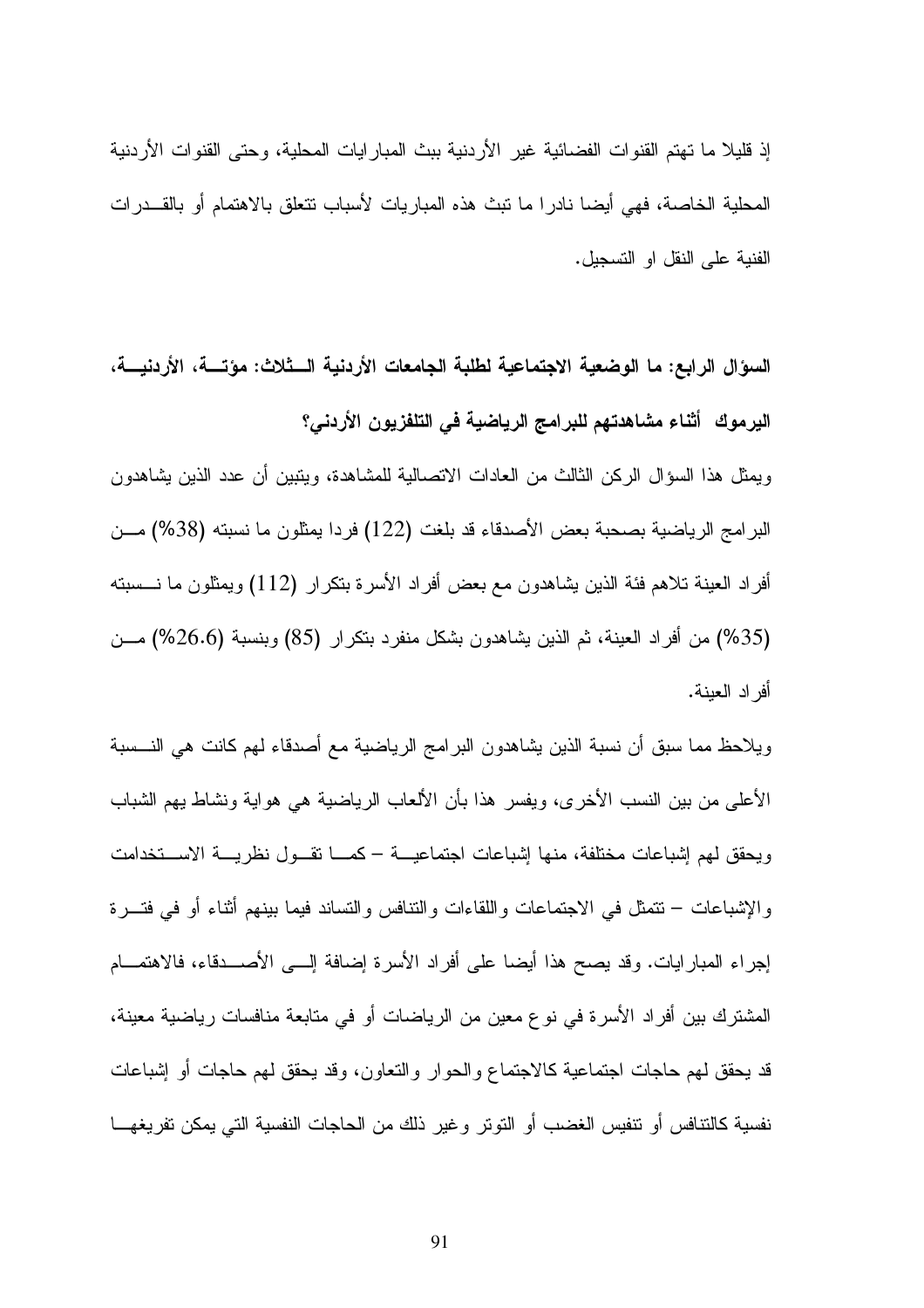إذ قليلا ما تهتم القنوات الفضائية غير الأردنية ببث المباريات المحلية، وحتى القنوات الأردنية المحلية الخاصة، فهي أيضا نادرا ما تبث هذه المباريات لأسباب تتعلق بالاهتمام أو بالقدرات الفنية على النقل او التسجيل.

**السؤال الرابع: ما الوضعية الاجتماعية لطلبة الجامعات الأردنية الثلاث: مؤتة، الأردنية، اليرموك أثناء مشاهدتهم للبرامج الرياضية في التلفزيون الأردني؟**

ويمثل هذا السؤال الركن الثالث من العادات الاتصالية للمشاهدة، ويتبين أن عدد الذين يشاهدون البرامج الرياضية بصحبة بعض الأصدقاء قد بلغت (122) فردا يمثلون ما نسبته (38%) من أفراد العينة تلاهم فئة الذين يشاهدون مع بعض أفراد الأسرة بتكرار (112) ويمثلون ما نسبته (35%) من أفراد العينة، ثم الذين يشاهدون بشكل منفرد بتكرار (85) وبنسبة (26.6%) من أفراد العينة.

ويلاحظ مما سبق أن نسبة الذين يشاهدون البرامج الرياضية مع أصدقاء لهم كانت هي النسبة الأعلى من بين النسب الأخرى، ويفسر هذا بأن الألعاب الرياضية هي هواية ونشاط يهم الشباب ويحقق لهم إشباعات مختلفة، منها إشباعات اجتماعية – كما تقول نظرية الاستخدامات والإشباعات – تتمثل في الاجتماعات واللقاءات والتنافس والتساند فيما بينهم أثناء أو في فترة إجراء المباريات. وقد يصح هذا أيضا على أفراد الأسرة إضافة إلى الأصدقاء، فالاهتمام المشترك بين أفراد الأسرة في نوع معين من الرياضات أو في متابعة منافسات رياضية معينة، قد يحقق لهم حاجات اجتماعية كالاجتماع والحوار والتعاون، وقد يحقق لهم حاجات أو إشباعات نفسية كالتنافس أو تنفيس الغضب أو التوتر وغير ذلك من الحاجات النفسية التي يمكن تفريغها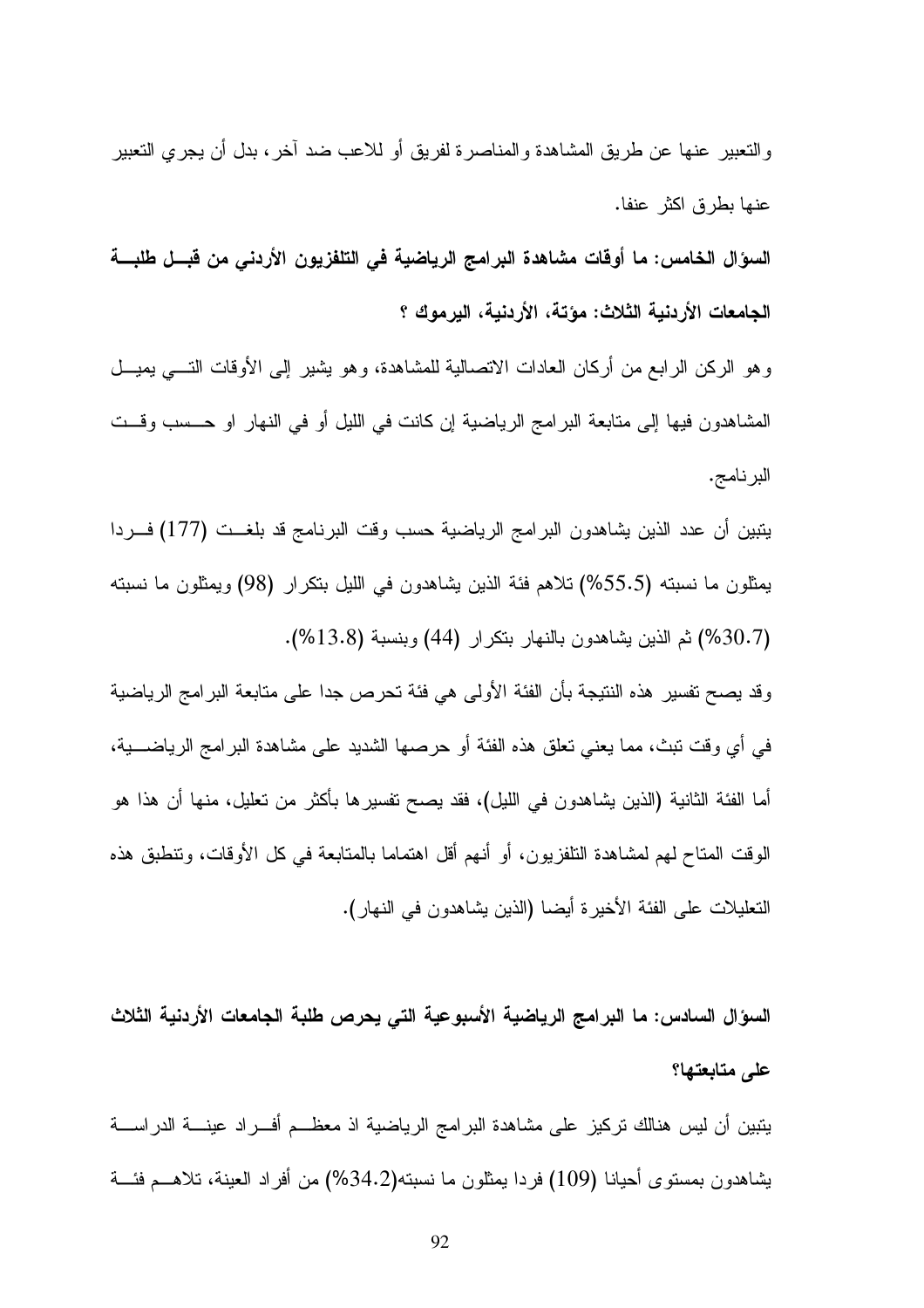والتعبير عنها عن طريق المشاهدة والمناصرة لفريق أو للاعب ضد آخر، بدل أن يجري التعبير عنها بطرق اكثر عنفا.

**السؤال الخامس: ما أوقات مشاهدة البرامج الرياضية في التلفزيون الأردني من قبل طلبة الجامعات الأردنية الثلاث: مؤتة، الأردنية، اليرموك ؟**

وهو الركن الرابع من أركان العادات الاتصالية للمشاهدة، وهو يشير إلى الأوقات التي يميل المشاهدون فيها إلى متابعة البرامج الرياضية إن كانت في الليل أو في النهار او حسب وقت البرنامج.

يتبين أن عدد الذين يشاهدون البرامج الرياضية حسب وقت البرنامج قد بلغت (177) فردا يمثلون ما نسبته (55.5%) تلاهم فئة الذين يشاهدون في الليل بتكرار (98) ويمثلون ما نسبته (30.7%) ثم الذين يشاهدون بالنهار بتكرار (44) وبنسبة (13.8%).

وقد يصح تفسير هذه النتيجة بأن الفئة الأولى هي فئة تحرص جدا على متابعة البرامج الرياضية في أي وقت تبث، مما يعني تعلق هذه الفئة أو حرصها الشديد على مشاهدة البرامج الرياضية، أما الفئة الثانية (الذين يشاهدون في الليل)، فقد يصح تفسيرها بأكثر من تعليل، منها أن هذا هو الوقت المتاح لهم لمشاهدة التلفزيون، أو أنهم أقل اهتماما بالمتابعة في كل الأوقات، وتنطبق هذه التعليلات على الفئة الأخيرة أيضا (الذين يشاهدون في النهار).

**السؤال السادس: ما البرامج الرياضية الأسبوعية التي يحرص طلبة الجامعات الأردنية الثلاث على متابعتها؟**

يتبين أن ليس هنالك تركيز على مشاهدة البرامج الرياضية اذ معظم أفراد عينة الدراسة يشاهدون بمستوى أحيانا (109) فردا يمثلون ما نسبته(34.2%) من أفراد العينة، تلاهم فئة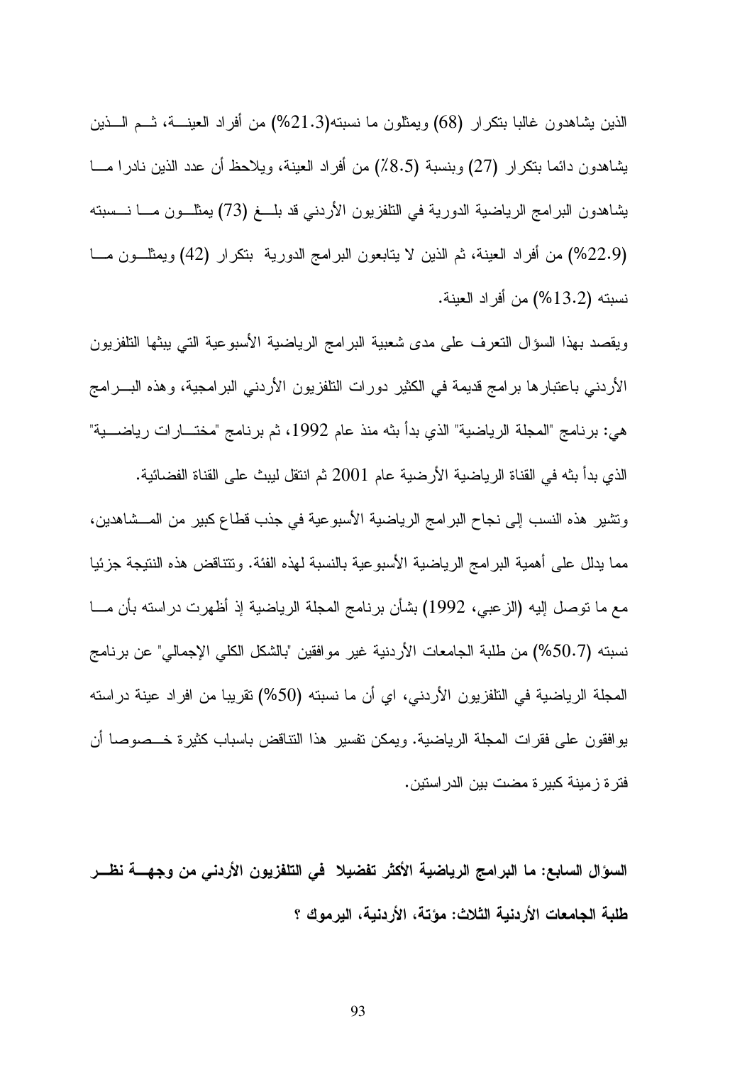الذين يشاهدون غالبا بتكرار (68) ويمثلون ما نسبته(21.3%) من أفراد العينــة، ثــم الــذين يشاهدون دائما بتكرار (27) وبنسبة (8.5٪) من أفراد العينة، ويلاحظ أن عدد الذين نادرا مــا يشاهدون البرامج الرياضية الدورية في التلفزيون الأردني قد بلــغ (73) يمثلــون مــا نــسبته (22.9%) من أفراد العينة، ثم الذين لا يتابعون البرامج الدورية بتكرار (42) ويمثلــون مــا نسبته (13.2%) من أفراد العينة.

ويقصد بهذا السؤال التعرف على مدى شعبية البرامج الرياضية الأسبوعية التي يبثها التلفزيون الأردني باعتبارها برامج قديمة في الكثير دورات التلفزيون الأردني البرامجية، وهذه البــرامج هي: برنامج "المجلة الرياضية" الذي بدأ بثه منذ عام 1992، ثم برنامج "مختــارات رياضــية" الذي بدأ بثه في القناة الرياضية الأرضية عام 2001 ثم انتقل ليبث على القناة الفضائية.

وتشير هذه النسب إلى نجاح البرامج الرياضية الأسبوعية في جذب قطاع كبير من المــشاهدين، مما يدلل على أهمية البرامج الرياضية الأسبوعية بالنسبة لهذه الفئة. وتتناقض هذه النتيجة جزئيا مع ما توصل إليه (الزعبي، 1992) بشأن برنامج المجلة الرياضية إذ أظهرت دراسته بأن مــا نسبته (50.7%) من طلبة الجامعات الأردنية غير موافقين "بالشكل الكلي الإجمالي" عن برنامج المجلة الرياضية في التلفزيون الأردني، اي أن ما نسبته (50%) تقريبا من افراد عينة دراسته يوافقون على فقرات المجلة الرياضية. ويمكن تفسير هذا التناقض باسباب كثيرة خــصوصا أن فترة زمينة كبيرة مضت بين الدراستين.

**السؤال السابع: ما البرامج الرياضية الأكثر تفضيلا في التلفزيون الأردني من وجهــة نظــر طلبة الجامعات الأردنية الثلاث: مؤتة، الأردنية، اليرموك ؟**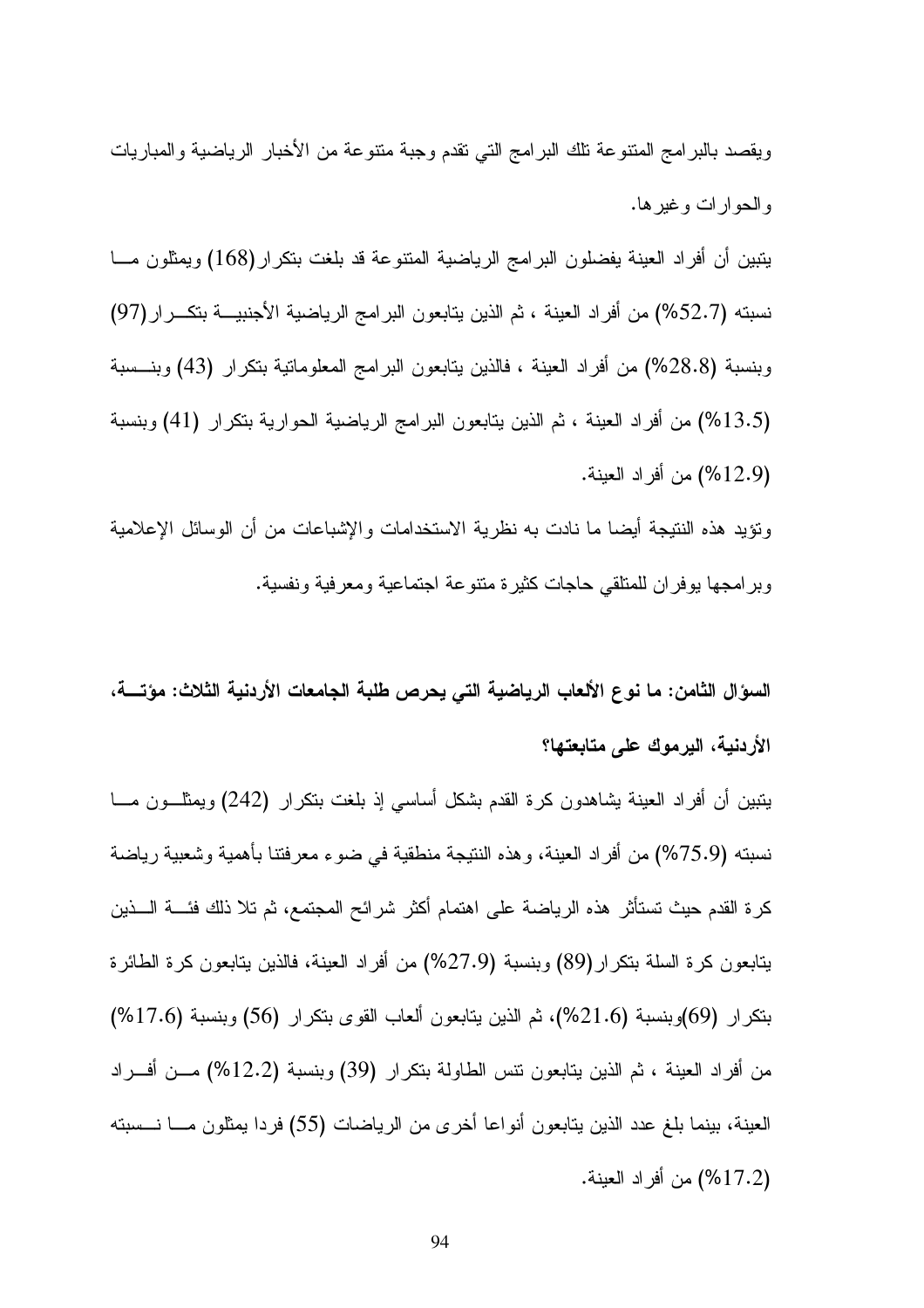ويقصد بالبرامج المتنوعة تلك البرامج التي تقدم وجبة متنوعة من الأخبار الرياضية والمباريات والحوارات وغيرها.

يتبين أن أفراد العينة يفضلون البرامج الرياضية المتنوعة قد بلغت بتكرار(168) ويمثلون ما نسبته (52.7%) من أفراد العينة ، ثم الذين يتابعون البرامج الرياضية الأجنبية بتكرار(97) وبنسبة (28.8%) من أفراد العينة ، فالذين يتابعون البرامج المعلوماتية بتكرار (43) وبنسبة (13.5%) من أفراد العينة ، ثم الذين يتابعون البرامج الرياضية الحوارية بتكرار (41) وبنسبة (12.9%) من أفراد العينة.

وتؤيد هذه النتيجة أيضا ما نادت به نظرية الاستخدامات والإشباعات من أن الوسائل الإعلامية وبرامجها يوفران للمتلقي حاجات كثيرة متنوعة اجتماعية ومعرفية ونفسية.

**السؤال الثامن: ما نوع الألعاب الرياضية التي يحرص طلبة الجامعات الأردنية الثلاث: مؤتة، الأردنية، اليرموك على متابعتها؟**

يتبين أن أفراد العينة يشاهدون كرة القدم بشكل أساسي إذ بلغت بتكرار (242) ويمثلون ما نسبته (75.9%) من أفراد العينة، وهذه النتيجة منطقية في ضوء معرفتنا بأهمية وشعبية رياضة كرة القدم حيث تستأثر هذه الرياضة على اهتمام أكثر شرائح المجتمع، ثم تلا ذلك فئة الذين يتابعون كرة السلة بتكرار(89) وبنسبة (27.9%) من أفراد العينة، فالذين يتابعون كرة الطائرة بتكرار (69)وبنسبة (21.6%)، ثم الذين يتابعون ألعاب القوى بتكرار (56) وبنسبة (17.6%) من أفراد العينة ، ثم الذين يتابعون تنس الطاولة بتكرار (39) وبنسبة (12.2%) من أفراد العينة، بينما بلغ عدد الذين يتابعون أنواعا أخرى من الرياضات (55) فردا يمثلون ما نسبته (17.2%) من أفراد العينة.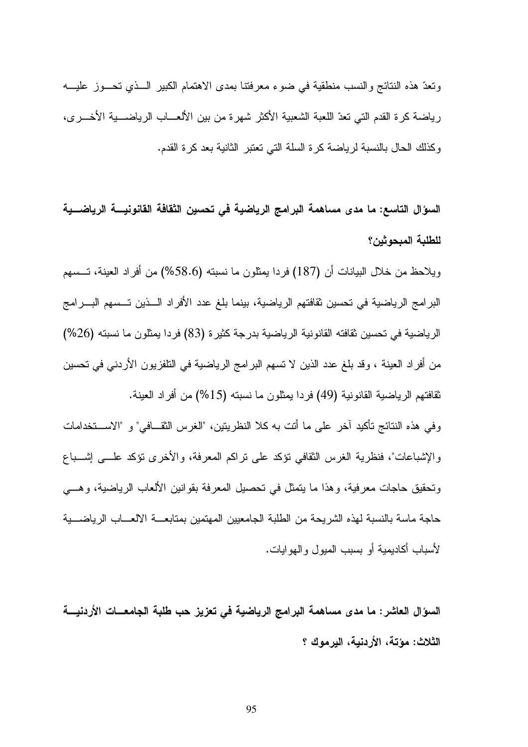وتعدّ هذه النتائج والنسب منطقية في ضوء معرفتنا بمدى الاهتمام الكبير الذي تحوز عليه رياضة كرة القدم التي تعدّ اللعبة الشعبية الأكثر شهرة من بين الألعاب الرياضية الأخرى، وكذلك الحال بالنسبة لرياضة كرة السلة التي تعتبر الثانية بعد كرة القدم.

**السؤال التاسع: ما مدى مساهمة البرامج الرياضية في تحسين الثقافة القانونية الرياضية للطلبة المبحوثين؟**

ويلاحظ من خلال البيانات أن (187) فردا يمثلون ما نسبته (58.6%) من أفراد العينة، تسهم البرامج الرياضية في تحسين ثقافتهم الرياضية، بينما بلغ عدد الأفراد الذين تسهم البرامج الرياضية في تحسين ثقافته القانونية الرياضية بدرجة كثيرة (83) فردا يمثلون ما نسبته (26%) من أفراد العينة ، وقد بلغ عدد الذين لا تسهم البرامج الرياضية في التلفزيون الأردني في تحسين ثقافتهم الرياضية القانونية (49) فردا يمثلون ما نسبته (15%) من أفراد العينة.

وفي هذه النتائج تأكيد آخر على ما أتت به كلا النظريتين، "الغرس الثقافي" و "الاستخدامات والإشباعات"، فنظرية الغرس الثقافي تؤكد على تراكم المعرفة، والأخرى تؤكد على إشباع وتحقيق حاجات معرفية، وهذا ما يتمثل في تحصيل المعرفة بقوانين الألعاب الرياضية، وهي حاجة ماسة بالنسبة لهذه الشريحة من الطلبة الجامعيين المهتمين بمتابعة الالعاب الرياضية لأسباب أكاديمية أو بسبب الميول والهوايات.

**السؤال العاشر: ما مدى مساهمة البرامج الرياضية في تعزيز حب طلبة الجامعات الأردنية الثلاث: مؤتة، الأردنية، اليرموك ؟**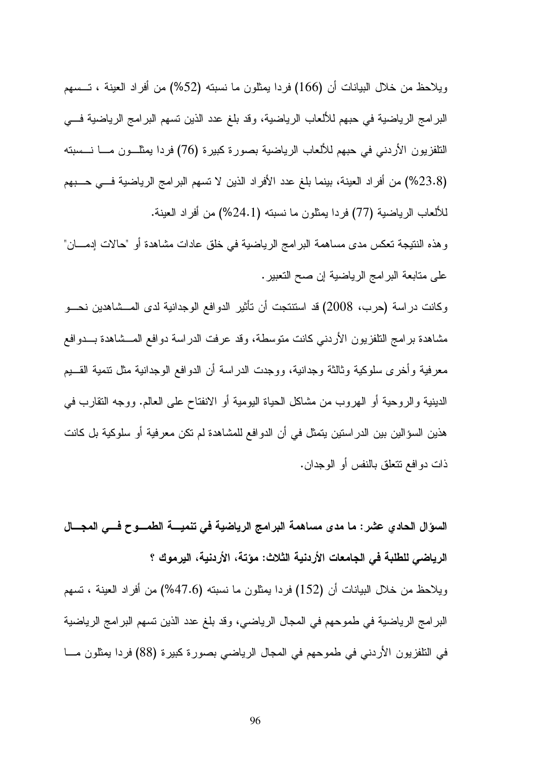ويلاحظ من خلال البيانات أن (166) فردا يمثلون ما نسبته (52%) من أفراد العينة ، تسهم البرامج الرياضية في حبهم للألعاب الرياضية، وقد بلغ عدد الذين تسهم البرامج الرياضية في التلفزيون الأردني في حبهم للألعاب الرياضية بصورة كبيرة (76) فردا يمثلون ما نسبته (23.8%) من أفراد العينة، بينما بلغ عدد الأفراد الذين لا تسهم البرامج الرياضية في حبهم للألعاب الرياضية (77) فردا يمثلون ما نسبته (24.1%) من أفراد العينة.

وهذه النتيجة تعكس مدى مساهمة البرامج الرياضية في خلق عادات مشاهدة أو "حالات إدمان" على متابعة البرامج الرياضية إن صح التعبير.

وكانت دراسة (حرب، 2008) قد استنتجت أن تأثير الدوافع الوجدانية لدى المشاهدين نحو مشاهدة برامج التلفزيون الأردني كانت متوسطة، وقد عرفت الدراسة دوافع المشاهدة بدوافع معرفية وأخرى سلوكية وثالثة وجدانية، ووجدت الدراسة أن الدوافع الوجدانية مثل تنمية القيم الدينية والروحية أو الهروب من مشاكل الحياة اليومية أو الانفتاح على العالم. ووجه التقارب في هذين السؤالين بين الدراستين يتمثل في أن الدوافع للمشاهدة لم تكن معرفية أو سلوكية بل كانت ذات دوافع تتعلق بالنفس أو الوجدان.

**السؤال الحادي عشر: ما مدى مساهمة البرامج الرياضية في تنمية الطموح في المجال الرياضي للطلبة في الجامعات الأردنية الثلاث: مؤتة، الأردنية، اليرموك ؟**

ويلاحظ من خلال البيانات أن (152) فردا يمثلون ما نسبته (47.6%) من أفراد العينة ، تسهم البرامج الرياضية في طموحهم في المجال الرياضي، وقد بلغ عدد الذين تسهم البرامج الرياضية في التلفزيون الأردني في طموحهم في المجال الرياضي بصورة كبيرة (88) فردا يمثلون ما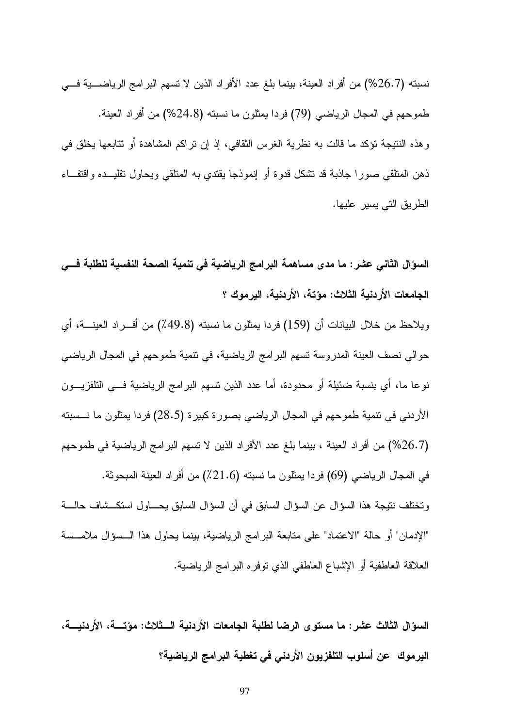نسبته (26.7%) من أفراد العينة، بينما بلغ عدد الأفراد الذين لا تسهم البرامج الرياضية في طموحهم في المجال الرياضي (79) فردا يمثلون ما نسبته (24.8%) من أفراد العينة.

وهذه النتيجة تؤكد ما قالت به نظرية الغرس الثقافي، إذ إن تراكم المشاهدة أو تتابعها يخلق في ذهن المتلقي صورا جاذبة قد تشكل قدوة أو إنموذجا يقتدي به المتلقي ويحاول تقليده واقتفاء الطريق التي يسير عليها.

**السؤال الثاني عشر: ما مدى مساهمة البرامج الرياضية في تنمية الصحة النفسية للطلبة في الجامعات الأردنية الثلاث: مؤتة، الأردنية، اليرموك ؟**

ويلاحظ من خلال البيانات أن (159) فردا يمثلون ما نسبته (49.8٪) من أفراد العينة، أي حوالي نصف العينة المدروسة تسهم البرامج الرياضية، في تنمية طموحهم في المجال الرياضي نوعا ما، أي بنسبة ضئيلة أو محدودة، أما عدد الذين تسهم البرامج الرياضية في التلفزيون الأردني في تنمية طموحهم في المجال الرياضي بصورة كبيرة (28.5) فردا يمثلون ما نسبته (26.7%) من أفراد العينة ، بينما بلغ عدد الأفراد الذين لا تسهم البرامج الرياضية في طموحهم في المجال الرياضي (69) فردا يمثلون ما نسبته (21.6٪) من أفراد العينة المبحوثة.

وتختلف نتيجة هذا السؤال عن السؤال السابق في أن السؤال السابق يحاول استكشاف حالة "الإدمان" أو حالة "الاعتماد" على متابعة البرامج الرياضية، بينما يحاول هذا السؤال ملامسة العلاقة العاطفية أو الإشباع العاطفي الذي توفره البرامج الرياضية.

**السؤال الثالث عشر: ما مستوى الرضا لطلبة الجامعات الأردنية الثلاث: مؤتة، الأردنية، اليرموك عن أسلوب التلفزيون الأردني في تغطية البرامج الرياضية؟**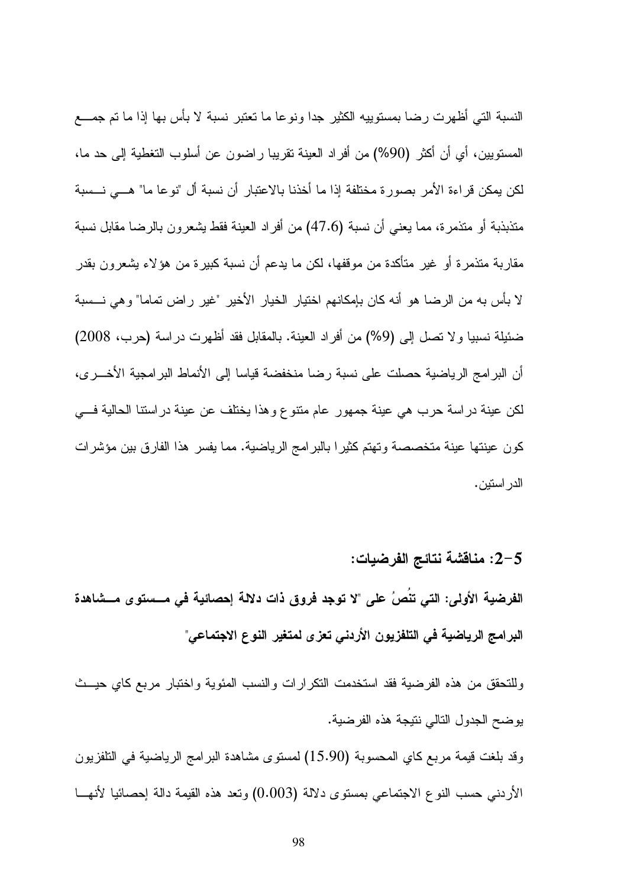النسبة التي أظهرت رضا بمستوييه الكثير جدا ونوعا ما تعتبر نسبة لا بأس بها إذا ما تم جمع المستويين، أي أن أكثر (90%) من أفراد العينة تقريبا راضون عن أسلوب التغطية إلى حد ما، لكن يمكن قراءة الأمر بصورة مختلفة إذا ما أخذنا بالاعتبار أن نسبة أل "نوعا ما" هي نسبة متذبذبة أو متذمرة، مما يعني أن نسبة (47.6) من أفراد العينة فقط يشعرون بالرضا مقابل نسبة مقاربة متذمرة أو غير متأكدة من موقفها، لكن ما يدعم أن نسبة كبيرة من هؤلاء يشعرون بقدر لا بأس به من الرضا هو أنه كان بإمكانهم اختيار الخيار الأخير "غير راض تماما" وهي نسبة ضئيلة نسبيا ولا تصل إلى (9%) من أفراد العينة. بالمقابل فقد أظهرت دراسة (حرب، 2008) أن البرامج الرياضية حصلت على نسبة رضا منخفضة قياسا إلى الأنماط البرامجية الأخرى، لكن عينة دراسة حرب هي عينة جمهور عام متنوع وهذا يختلف عن عينة دراستنا الحالية في كون عينتها عينة متخصصة وتهتم كثيرا بالبرامج الرياضية. مما يفسر هذا الفارق بين مؤشرات الدراستين.

## 5-2: مناقشة نتائج الفرضيات:

**الفرضية الأولى: التي تنُصُ على "لا توجد فروق ذات دلالة إحصائية في مستوى مشاهدة البرامج الرياضية في التلفزيون الأردني تعزى لمتغير النوع الاجتماعي"**

وللتحقق من هذه الفرضية فقد استخدمت التكرارات والنسب المئوية واختبار مربع كاي حيث يوضح الجدول التالي نتيجة هذه الفرضية.

وقد بلغت قيمة مربع كاي المحسوبة (15.90) لمستوى مشاهدة البرامج الرياضية في التلفزيون الأردني حسب النوع الاجتماعي بمستوى دلالة (0.003) وتعد هذه القيمة دالة إحصائيا لأنها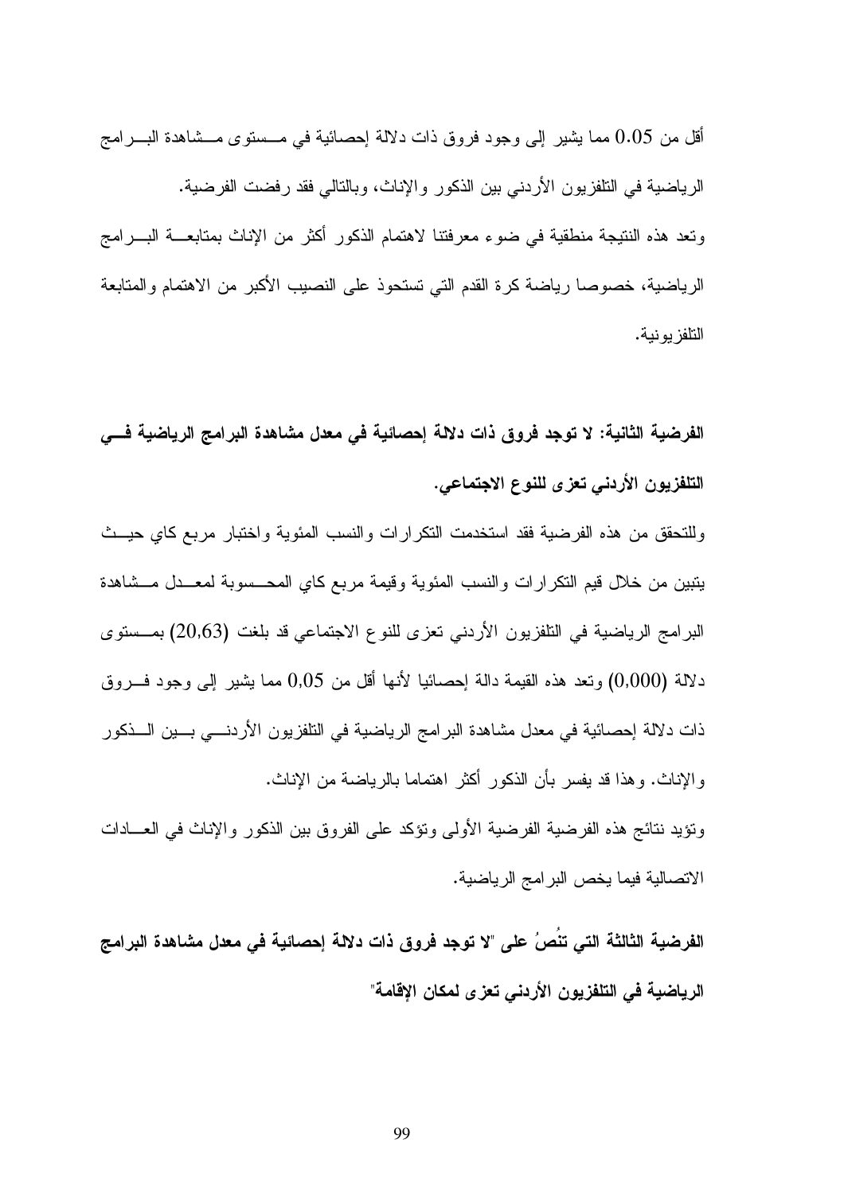أقل من 0.05 مما يشير إلى وجود فروق ذات دلالة إحصائية في مستوى مشاهدة البرامج الرياضية في التلفزيون الأردني بين الذكور والإناث، وبالتالي فقد رفضت الفرضية.

وتعد هذه النتيجة منطقية في ضوء معرفتنا لاهتمام الذكور أكثر من الإناث بمتابعة البرامج الرياضية، خصوصا رياضة كرة القدم التي تستحوذ على النصيب الأكبر من الاهتمام والمتابعة التلفزيونية.

**الفرضية الثانية: لا توجد فروق ذات دلالة إحصائية في معدل مشاهدة البرامج الرياضية في التلفزيون الأردني تعزى للنوع الاجتماعي.**

وللتحقق من هذه الفرضية فقد استخدمت التكرارات والنسب المئوية واختبار مربع كاي حيث يتبين من خلال قيم التكرارات والنسب المئوية وقيمة مربع كاي المحسوبة لمعدل مشاهدة البرامج الرياضية في التلفزيون الأردني تعزى للنوع الاجتماعي قد بلغت (20,63) بمستوى دلالة (0,000) وتعد هذه القيمة دالة إحصائيا لأنها أقل من 0,05 مما يشير إلى وجود فروق ذات دلالة إحصائية في معدل مشاهدة البرامج الرياضية في التلفزيون الأردني بين الذكور والإناث. وهذا قد يفسر بأن الذكور أكثر اهتماما بالرياضة من الإناث.

وتؤيد نتائج هذه الفرضية الفرضية الأولى وتؤكد على الفروق بين الذكور والإناث في العادات الاتصالية فيما يخص البرامج الرياضية.

**الفرضية الثالثة التي تنُصُ على "لا توجد فروق ذات دلالة إحصائية في معدل مشاهدة البرامج الرياضية في التلفزيون الأردني تعزى لمكان الإقامة"**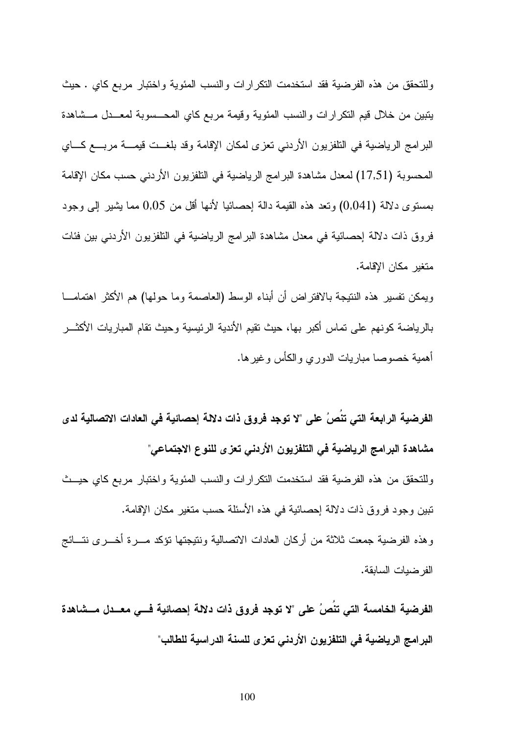وللتحقق من هذه الفرضية فقد استخدمت التكرارات والنسب المئوية واختبار مربع كاي . حيث يتبين من خلال قيم التكرارات والنسب المئوية وقيمة مربع كاي المحسوبة لمعدل مشاهدة البرامج الرياضية في التلفزيون الأردني تعزى لمكان الإقامة وقد بلغت قيمة مربع كاي المحسوبة (17,51) لمعدل مشاهدة البرامج الرياضية في التلفزيون الأردني حسب مكان الإقامة بمستوى دلالة (0,041) وتعد هذه القيمة دالة إحصائيا لأنها أقل من 0,05 مما يشير إلى وجود فروق ذات دلالة إحصائية في معدل مشاهدة البرامج الرياضية في التلفزيون الأردني بين فئات متغير مكان الإقامة.

ويمكن تفسير هذه النتيجة بالافتراض أن أبناء الوسط (العاصمة وما حولها) هم الأكثر اهتماما بالرياضة كونهم على تماس أكبر بها، حيث تقيم الأندية الرئيسية وحيث تقام المباريات الأكثر أهمية خصوصا مباريات الدوري والكأس وغيرها.

**الفرضية الرابعة التي تنُصُ على "لا توجد فروق ذات دلالة إحصائية في العادات الاتصالية لدى مشاهدة البرامج الرياضية في التلفزيون الأردني تعزى للنوع الاجتماعي"**

وللتحقق من هذه الفرضية فقد استخدمت التكرارات والنسب المئوية واختبار مربع كاي حيث تبين وجود فروق ذات دلالة إحصائية في هذه الأسئلة حسب متغير مكان الإقامة.

وهذه الفرضية جمعت ثلاثة من أركان العادات الاتصالية ونتيجتها تؤكد مرة أخرى نتائج الفرضيات السابقة.

**الفرضية الخامسة التي تنُصُ على "لا توجد فروق ذات دلالة إحصائية في معدل مشاهدة البرامج الرياضية في التلفزيون الأردني تعزى للسنة الدراسية للطالب"**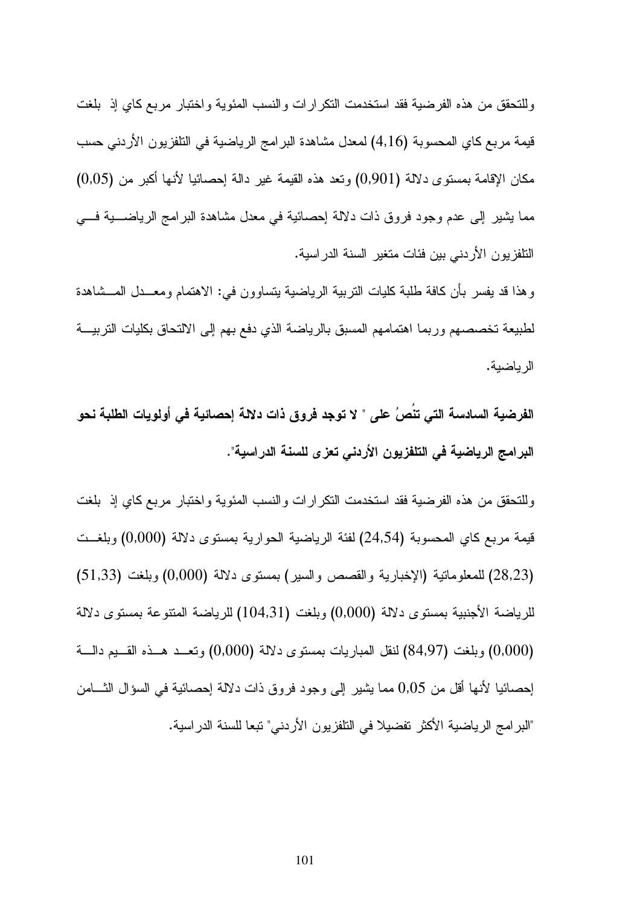وللتحقق من هذه الفرضية فقد استخدمت التكرارات والنسب المئوية واختبار مربع كاي إذ بلغت قيمة مربع كاي المحسوبة (4,16) لمعدل مشاهدة البرامج الرياضية في التلفزيون الأردني حسب مكان الإقامة بمستوى دلالة (0,901) وتعد هذه القيمة غير دالة إحصائيا لأنها أكبر من (0,05) مما يشير إلى عدم وجود فروق ذات دلالة إحصائية في معدل مشاهدة البرامج الرياضية في التلفزيون الأردني بين فئات متغير السنة الدراسية.

وهذا قد يفسر بأن كافة طلبة كليات التربية الرياضية يتساوون في: الاهتمام ومعدل المشاهدة لطبيعة تخصصهم وربما اهتمامهم المسبق بالرياضة الذي دفع بهم إلى الالتحاق بكليات التربية الرياضية.

**الفرضية السادسة التي تنُصُ على " لا توجد فروق ذات دلالة إحصائية في أولويات الطلبة نحو البرامج الرياضية في التلفزيون الأردني تعزى للسنة الدراسية".**

وللتحقق من هذه الفرضية فقد استخدمت التكرارات والنسب المئوية واختبار مربع كاي إذ بلغت قيمة مربع كاي المحسوبة (24,54) لفئة الرياضية الحوارية بمستوى دلالة (0,000) وبلغت (28,23) للمعلوماتية (الإخبارية والقصص والسير) بمستوى دلالة (0,000) وبلغت (51,33) للرياضة الأجنبية بمستوى دلالة (0,000) وبلغت (104,31) للرياضة المتنوعة بمستوى دلالة (0,000) وبلغت (84,97) لنقل المباريات بمستوى دلالة (0,000) وتعد هذه القيم دالة إحصائيا لأنها أقل من 0,05 مما يشير إلى وجود فروق ذات دلالة إحصائية في السؤال الثامن "البرامج الرياضية الأكثر تفضيلا في التلفزيون الأردني" تبعا للسنة الدراسية.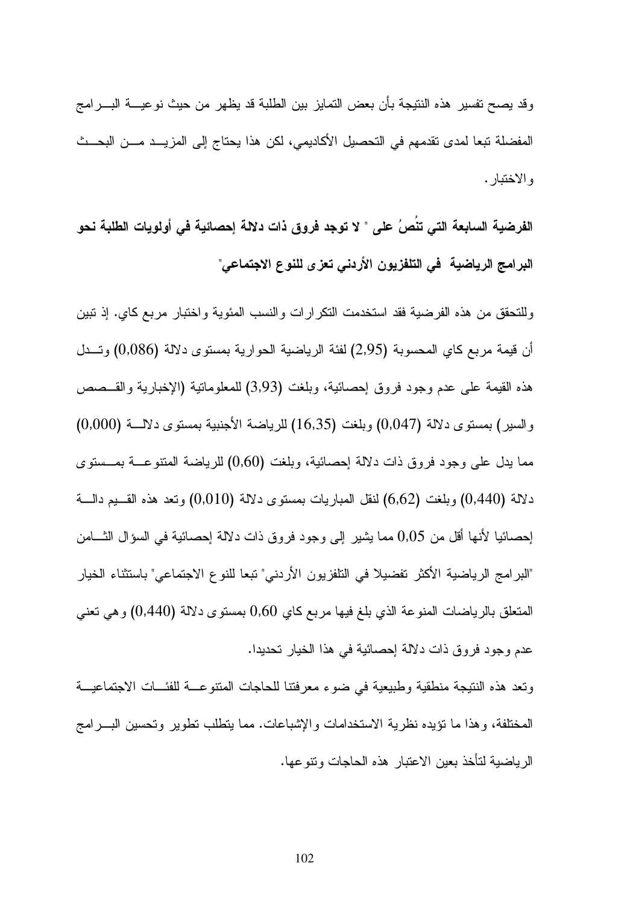وقد يصح تفسير هذه النتيجة بأن بعض التمايز بين الطلبة قد يظهر من حيث نوعية البرامج المفضلة تبعا لمدى تقدمهم في التحصيل الأكاديمي، لكن هذا يحتاج إلى المزيد من البحث والاختبار.

**الفرضية السابعة التي تنُصُ على " لا توجد فروق ذات دلالة إحصائية في أولويات الطلبة نحو البرامج الرياضية في التلفزيون الأردني تعزى للنوع الاجتماعي"**

وللتحقق من هذه الفرضية فقد استخدمت التكرارات والنسب المئوية واختبار مربع كاي. إذ تبين أن قيمة مربع كاي المحسوبة (2,95) لفئة الرياضية الحوارية بمستوى دلالة (0,086) وتدل هذه القيمة على عدم وجود فروق إحصائية، وبلغت (3,93) للمعلوماتية (الإخبارية والقصص والسير) بمستوى دلالة (0,047) وبلغت (16,35) للرياضة الأجنبية بمستوى دلالة (0,000) مما يدل على وجود فروق ذات دلالة إحصائية، وبلغت (0,60) للرياضة المتنوعة بمستوى دلالة (0,440) وبلغت (6,62) لنقل المباريات بمستوى دلالة (0,010) وتعد هذه القيم دالة إحصائيا لأنها أقل من 0,05 مما يشير إلى وجود فروق ذات دلالة إحصائية في السؤال الثامن "البرامج الرياضية الأكثر تفضيلا في التلفزيون الأردني" تبعا للنوع الاجتماعي" باستثناء الخيار المتعلق بالرياضات المنوعة الذي بلغ فيها مربع كاي 0,60 بمستوى دلالة (0,440) وهي تعني عدم وجود فروق ذات دلالة إحصائية في هذا الخيار تحديدا.

وتعد هذه النتيجة منطقية وطبيعية في ضوء معرفتنا للحاجات المتنوعة للفئات الاجتماعية المختلفة، وهذا ما تؤيده نظرية الاستخدامات والإشباعات. مما يتطلب تطوير وتحسين البرامج الرياضية لتأخذ بعين الاعتبار هذه الحاجات وتنوعها.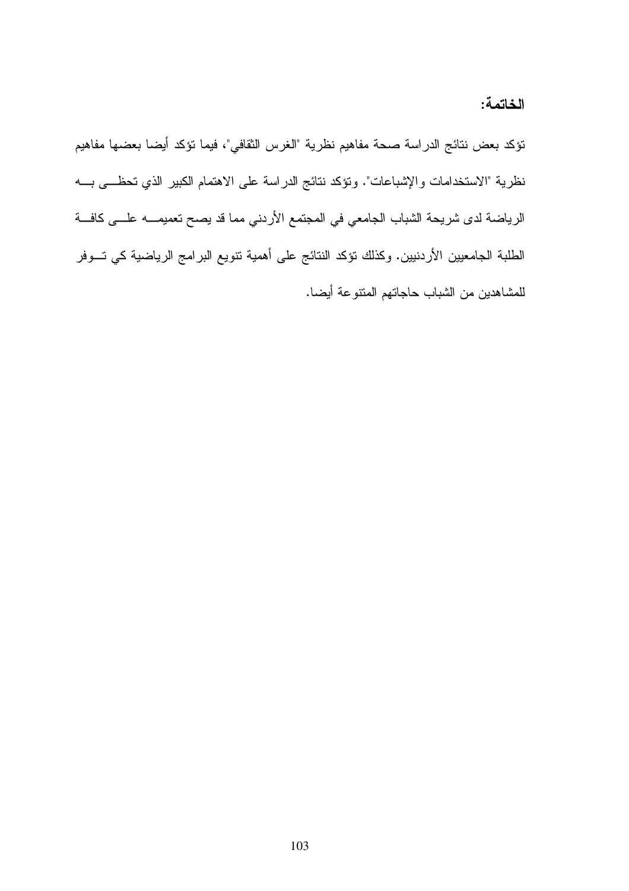## الخاتمة:

تؤكد بعض نتائج الدراسة صحة مفاهيم نظرية "الغرس الثقافي"، فيما تؤكد أيضا بعضها مفاهيم نظرية "الاستخدامات والإشباعات". وتؤكد نتائج الدراسة على الاهتمام الكبير الذي تحظى به الرياضة لدى شريحة الشباب الجامعي في المجتمع الأردني مما قد يصح تعميمه على كافة الطلبة الجامعيين الأردنيين. وكذلك تؤكد النتائج على أهمية تنويع البرامج الرياضية كي تـوفر للمشاهدين من الشباب حاجاتهم المتنوعة أيضا.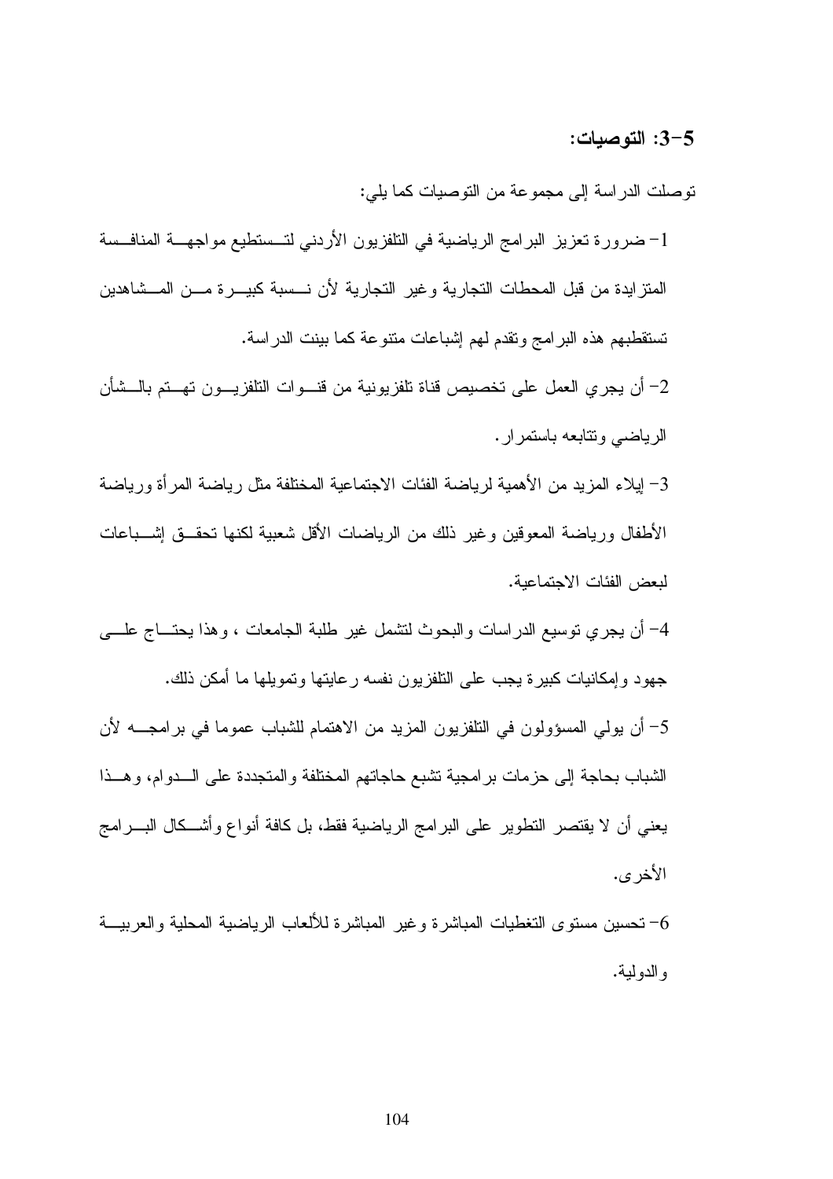### 5-3: التوصيات:

توصلت الدراسة إلى مجموعة من التوصيات كما يلي:

1- ضرورة تعزيز البرامج الرياضية في التلفزيون الأردني لتستطيع مواجهة المنافسة المتزايدة من قبل المحطات التجارية وغير التجارية لأن نسبة كبيرة من المشاهدين تستقطبهم هذه البرامج وتقدم لهم إشباعات متنوعة كما بينت الدراسة.

2- أن يجري العمل على تخصيص قناة تلفزيونية من قنوات التلفزيون تهتم بالشأن الرياضي وتتابعه باستمرار.

3- إيلاء المزيد من الأهمية لرياضة الفئات الاجتماعية المختلفة مثل رياضة المرأة ورياضة الأطفال ورياضة المعوقين وغير ذلك من الرياضات الأقل شعبية لكنها تحقق إشباعات لبعض الفئات الاجتماعية.

4- أن يجري توسيع الدراسات والبحوث لتشمل غير طلبة الجامعات ، وهذا يحتاج على جهود وإمكانيات كبيرة يجب على التلفزيون نفسه رعايتها وتمويلها ما أمكن ذلك.

5- أن يولي المسؤولون في التلفزيون المزيد من الاهتمام للشباب عموما في برامجه لأن الشباب بحاجة إلى حزمات برامجية تشبع حاجاتهم المختلفة والمتجددة على الدوام، وهذا يعني أن لا يقتصر التطوير على البرامج الرياضية فقط، بل كافة أنواع وأشكال البرامج الأخرى.

6- تحسين مستوى التغطيات المباشرة وغير المباشرة للألعاب الرياضية المحلية والعربية والدولية.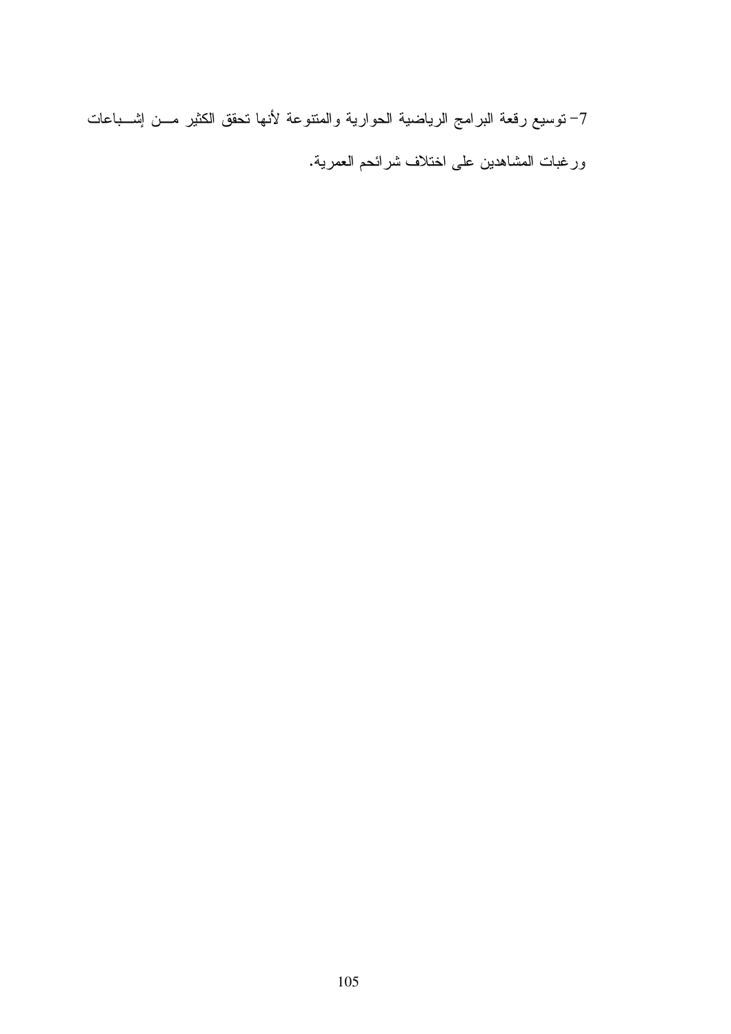7- توسيع رقعة البرامج الرياضية الحوارية والمتنوعة لأنها تحقق الكثير من إشباعات ورغبات المشاهدين على اختلاف شرائحم العمرية.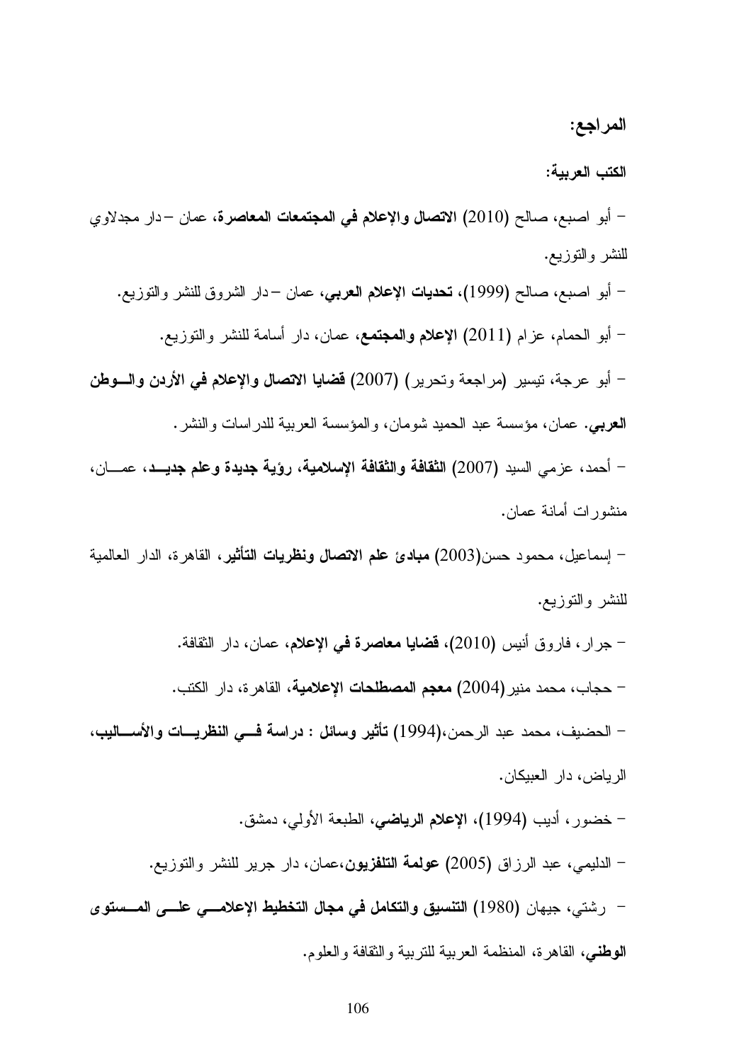## المراجع:

### الكتب العربية:

- أبو اصبع، صالح (2010) **الاتصال والإعلام في المجتمعات المعاصرة**، عمان – دار مجدلاوي للنشر والتوزيع.
- أبو اصبع، صالح (1999)، **تحديات الإعلام العربي**، عمان – دار الشروق للنشر والتوزيع.
- أبو الحمام، عزام (2011) **الإعلام والمجتمع**، عمان، دار أسامة للنشر والتوزيع.
- أبو عرجة، تيسير (مراجعة وتحرير) (2007) **قضايا الاتصال والإعلام في الأردن والوطن العربي**. عمان، مؤسسة عبد الحميد شومان، والمؤسسة العربية للدراسات والنشر.
- أحمد، عزمي السيد (2007) **الثقافة والثقافة الإسلامية، رؤية جديدة وعلم جديد**، عمان، منشورات أمانة عمان.
- إسماعيل، محمود حسن(2003) **مبادئ علم الاتصال ونظريات التأثير**، القاهرة، الدار العالمية للنشر والتوزيع.
- جرار، فاروق أنيس (2010)، **قضايا معاصرة في الإعلام**، عمان، دار الثقافة.
- حجاب، محمد منير(2004) **معجم المصطلحات الإعلامية**، القاهرة، دار الكتب.
- الحضيف، محمد عبد الرحمن،(1994) **تأثير وسائل : دراسة في النظريات والأساليب**، الرياض، دار العبيكان.
- خضور، أديب (1994)، **الإعلام الرياضي**، الطبعة الأولي، دمشق.
- الدليمي، عبد الرزاق (2005) **عولمة التلفزيون**،عمان، دار جرير للنشر والتوزيع.
- رشتي، جيهان (1980) **التنسيق والتكامل في مجال التخطيط الإعلامي على المستوى الوطني**، القاهرة، المنظمة العربية للتربية والثقافة والعلوم.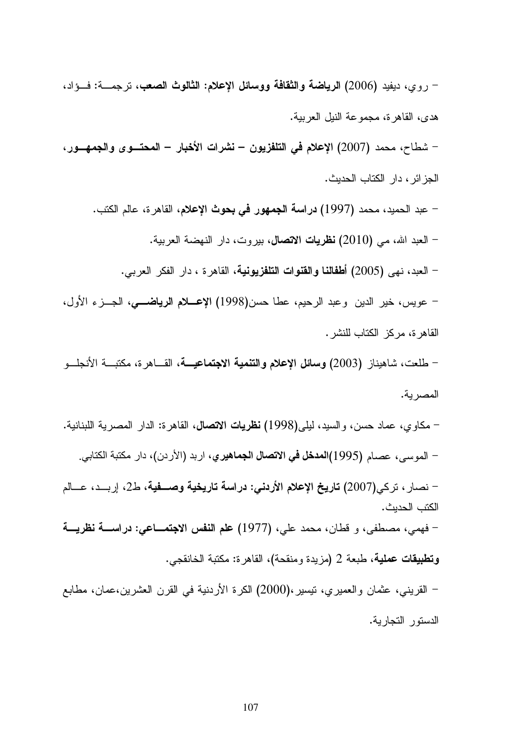- روي، ديفيد (2006) **الرياضة والثقافة ووسائل الإعلام: الثالوث الصعب**، ترجمة: فؤاد، هدى، القاهرة، مجموعة النيل العربية.

- شطاح، محمد (2007) **الإعلام في التلفزيون – نشرات الأخبار – المحتوى والجمهور**، الجزائر، دار الكتاب الحديث.

- عبد الحميد، محمد (1997) **دراسة الجمهور في بحوث الإعلام**، القاهرة، عالم الكتب.

- العبد الله، مي (2010) **نظريات الاتصال**، بيروت، دار النهضة العربية.

- العبد، نهى (2005) **أطفالنا والقنوات التلفزيونية**، القاهرة ، دار الفكر العربي.

- عويس، خير الدين وعبد الرحيم، عطا حسن(1998) **الإعلام الرياضي**، الجزء الأول، القاهرة، مركز الكتاب للنشر.

- طلعت، شاهيناز (2003) **وسائل الإعلام والتنمية الاجتماعية**، القاهرة، مكتبة الأنجلو المصرية.

- مكاوي، عماد حسن، والسيد، ليلى(1998) **نظريات الاتصال**، القاهرة: الدار المصرية اللبنانية.

- الموسى، عصام (1995)**المدخل في الاتصال الجماهيري**، اربد (الأردن)، دار مكتبة الكتابي.

- نصار، تركي(2007) **تاريخ الإعلام الأردني: دراسة تاريخية وصفية**، ط2، إربد، عالم الكتب الحديث.

- فهمي، مصطفى، و قطان، محمد علي، (1977) **علم النفس الاجتماعي: دراسة نظرية وتطبيقات عملية**، طبعة 2 (مزيدة ومنقحة)، القاهرة: مكتبة الخانقجي.

- القريني، عثمان والعميري، تيسير،(2000) الكرة الأردنية في القرن العشرين،عمان، مطابع الدستور التجارية.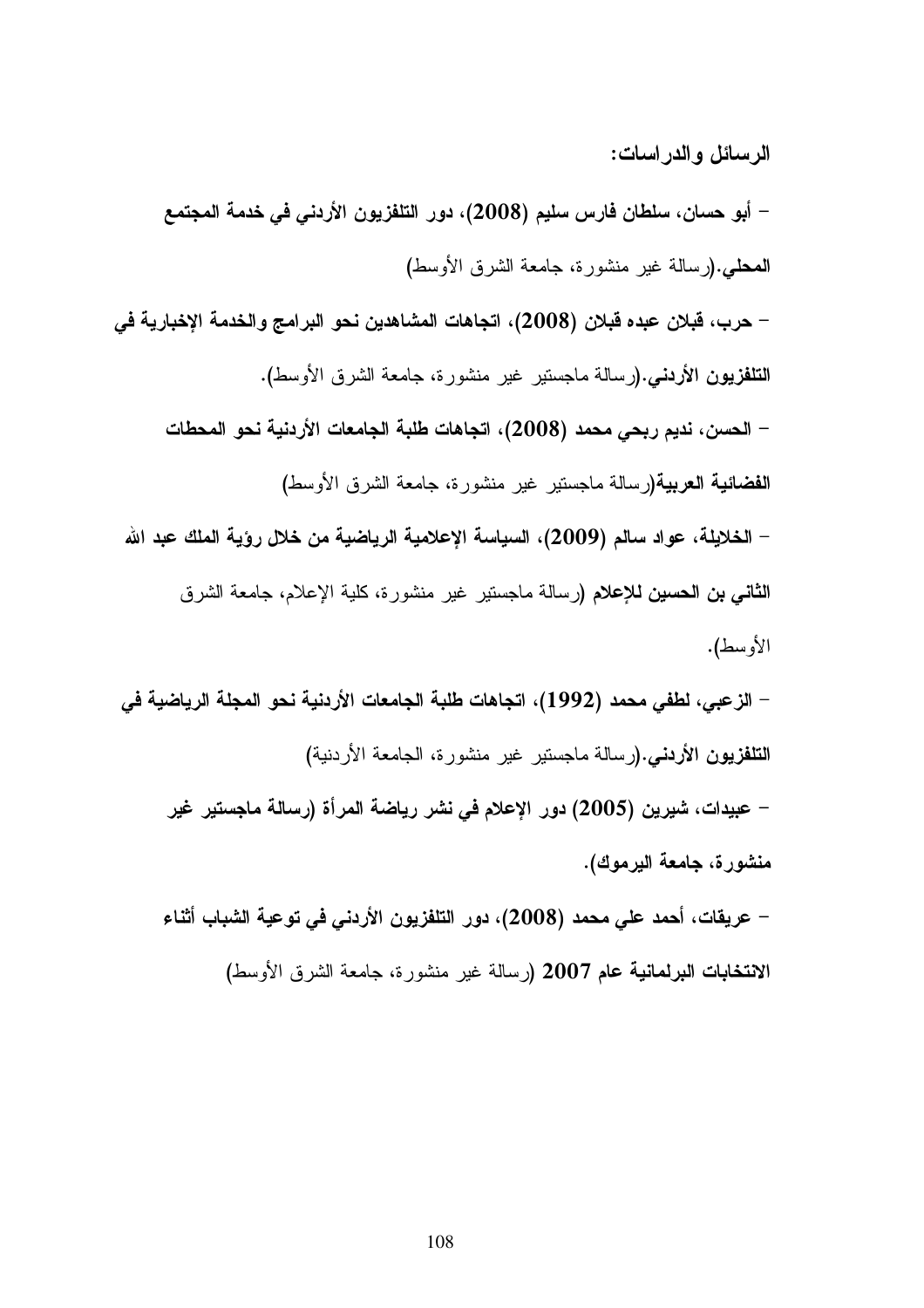**الرسائل والدراسات:**

- **أبو حسان، سلطان فارس سليم (2008)، دور التلفزيون الأردني في خدمة المجتمع المحلي**.(رسالة غير منشورة، جامعة الشرق الأوسط)

- **حرب، قبلان عبده قبلان (2008)، اتجاهات المشاهدين نحو البرامج والخدمة الإخبارية في التلفزيون الأردني**.(رسالة ماجستير غير منشورة، جامعة الشرق الأوسط).

- **الحسن، نديم ربحي محمد (2008)، اتجاهات طلبة الجامعات الأردنية نحو المحطات الفضائية العربية**(رسالة ماجستير غير منشورة، جامعة الشرق الأوسط)

- **الخلايلة، عواد سالم (2009)، السياسة الإعلامية الرياضية من خلال رؤية الملك عبد الله الثاني بن الحسين للإعلام** (رسالة ماجستير غير منشورة، كلية الإعلام، جامعة الشرق الأوسط).

- **الزعبي، لطفي محمد (1992)، اتجاهات طلبة الجامعات الأردنية نحو المجلة الرياضية في التلفزيون الأردني**.(رسالة ماجستير غير منشورة، الجامعة الأردنية)

- **عبيدات، شيرين (2005) دور الإعلام في نشر رياضة المرأة (رسالة ماجستير غير منشورة، جامعة اليرموك).**

- **عريقات، أحمد علي محمد (2008)، دور التلفزيون الأردني في توعية الشباب أثناء الانتخابات البرلمانية عام 2007** (رسالة غير منشورة، جامعة الشرق الأوسط)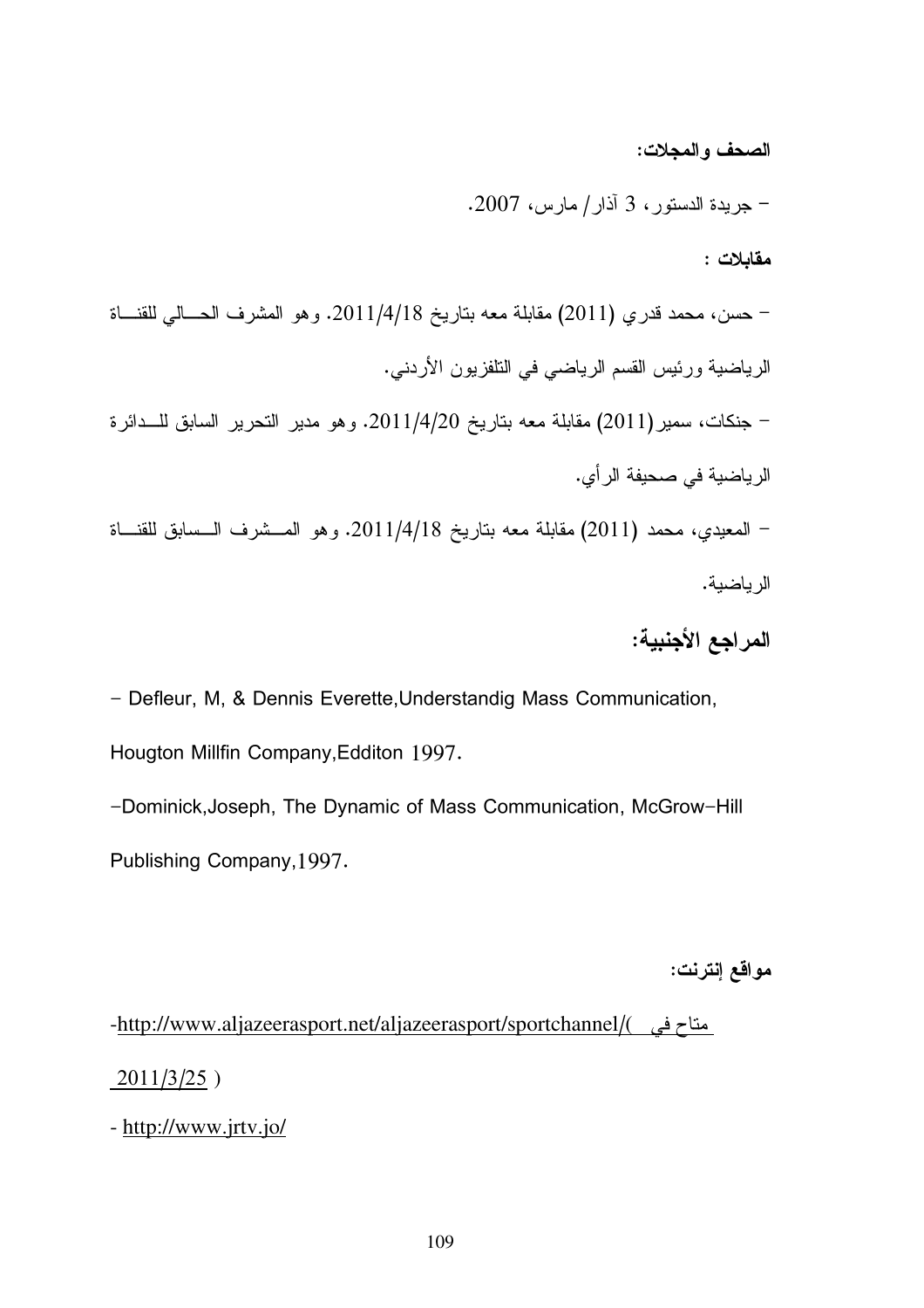**الصحف والمجلات:**

- جريدة الدستور، 3 آذار/ مارس، 2007.

**مقابلات :**

- حسن، محمد قدري (2011) مقابلة معه بتاريخ 2011/4/18. وهو المشرف الحالي للقناة الرياضية ورئيس القسم الرياضي في التلفزيون الأردني.

- جنكات، سمير(2011) مقابلة معه بتاريخ 2011/4/20. وهو مدير التحرير السابق للدائرة الرياضية في صحيفة الرأي.

- المعيدي، محمد (2011) مقابلة معه بتاريخ 2011/4/18. وهو المشرف السابق للقناة الرياضية.

## المراجع الأجنبية:

- Defleur, M, & Dennis Everette,Understandig Mass Communication, Hougton Millfin Company,Edditon 1997.

-Dominick,Joseph, The Dynamic of Mass Communication, McGrow-Hill Publishing Company,1997.

**مواقع إنترنت:**

-http://www.aljazeerasport.net/aljazeerasport/sportchannel/( متاح في 2011/3/25 )

- http://www.jrtv.jo/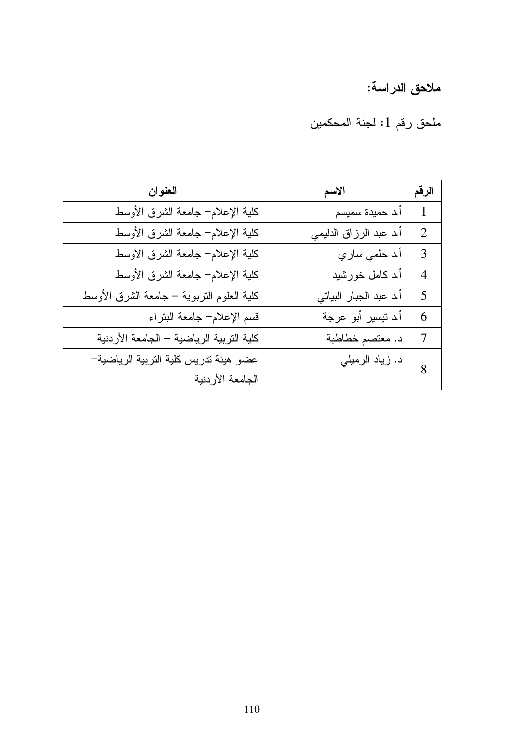## ملاحق الدراسة:

ملحق رقم 1: لجنة المحكمين

| الرقم | الاسم | العنوان |
|---|---|---|
| 1 | أ.د حميدة سميسم | كلية الإعلام- جامعة الشرق الأوسط |
| 2 | أ.د عبد الرزاق الدليمي | كلية الإعلام- جامعة الشرق الأوسط |
| 3 | أ.د حلمي ساري | كلية الإعلام- جامعة الشرق الأوسط |
| 4 | أ.د كامل خورشيد | كلية الإعلام- جامعة الشرق الأوسط |
| 5 | أ.د عبد الجبار البياتي | كلية العلوم التربوية – جامعة الشرق الأوسط |
| 6 | أ.د تيسير أبو عرجة | قسم الإعلام- جامعة البتراء |
| 7 | د. معتصم خطاطبة | كلية التربية الرياضية – الجامعة الأردنية |
| 8 | د. زياد الرميلي | عضو هيئة تدريس كلية التربية الرياضية- الجامعة الأردنية |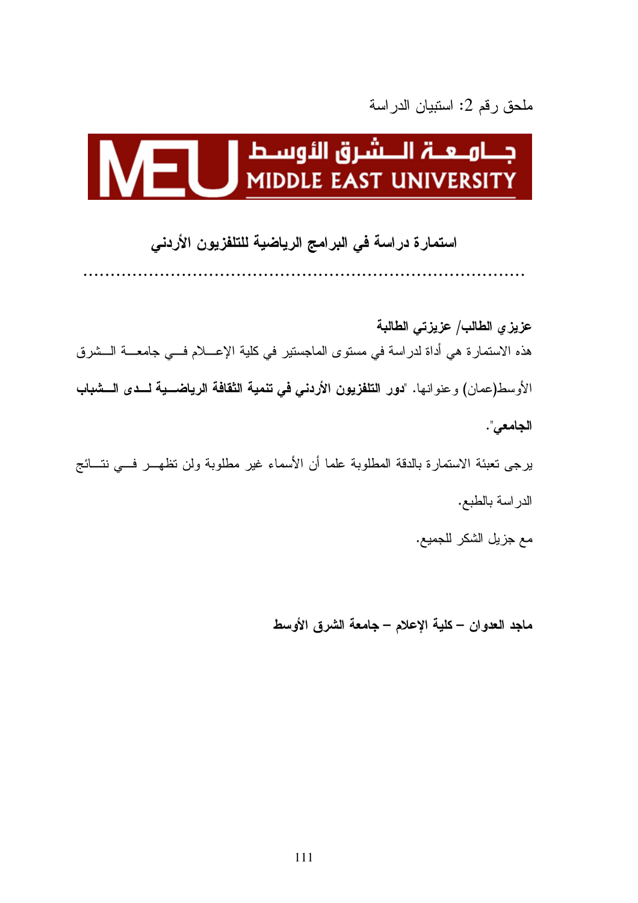ملحق رقم 2: استبيان الدراسة

جـامـعـة الـشـرق الأوسـط
MIDDLE EAST UNIVERSITY

## استمارة دراسة في البرامج الرياضية للتلفزيون الأردني

.........................................................................

**عزيزي الطالب/ عزيزتي الطالبة**

هذه الاستمارة هي أداة لدراسة في مستوى الماجستير في كلية الإعلام في جامعة الشرق الأوسط(عمان) وعنوانها. "**دور التلفزيون الأردني في تنمية الثقافة الرياضية لدى الشباب الجامعي**".

يرجى تعبئة الاستمارة بالدقة المطلوبة علما أن الأسماء غير مطلوبة ولن تظهر في نتائج الدراسة بالطبع.

مع جزيل الشكر للجميع.

**ماجد العدوان – كلية الإعلام – جامعة الشرق الأوسط**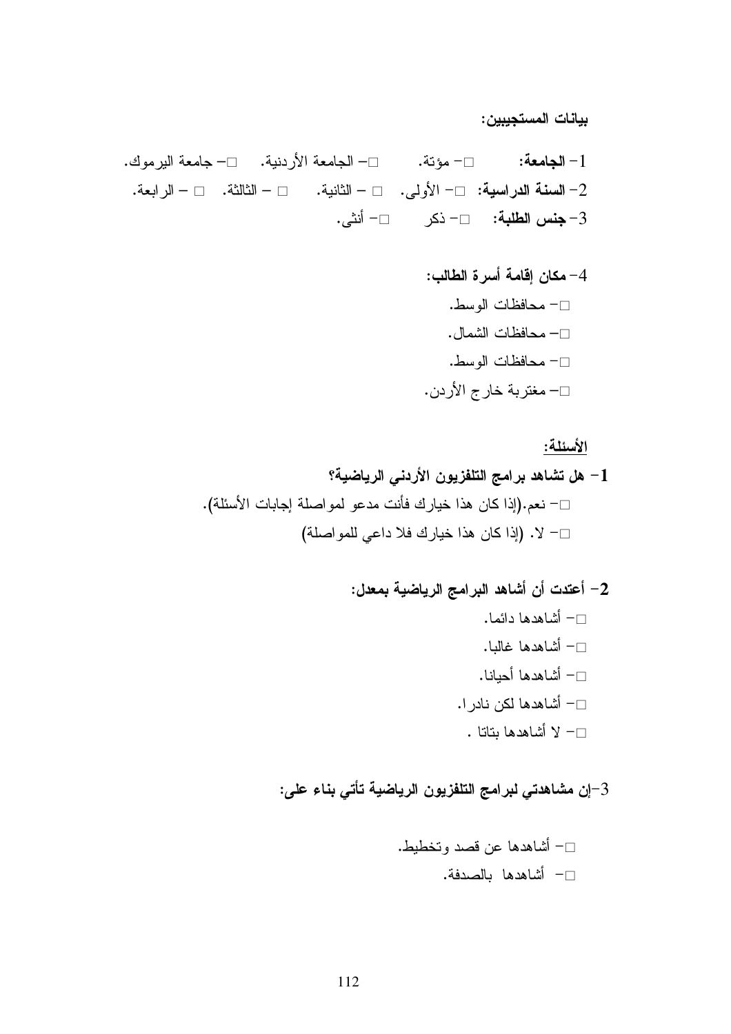**بيانات المستجيبين:**

1- **الجامعة:** □- مؤتة. □- الجامعة الأردنية. □- جامعة اليرموك.

2- **السنة الدراسية:** □- الأولى. □ – الثانية. □ – الثالثة. □ – الرابعة.

3- **جنس الطلبة:** □- ذكر □- أنثى.

4- **مكان إقامة أسرة الطالب:**

□- محافظات الوسط.

□- محافظات الشمال.

□- محافظات الوسط.

□- مغتربة خارج الأردن.

**الأسئلة:**

**1- هل تشاهد برامج التلفزيون الأردني الرياضية؟**

□- نعم.(إذا كان هذا خيارك فأنت مدعو لمواصلة إجابات الأسئلة).

□- لا. (إذا كان هذا خيارك فلا داعي للمواصلة)

**2- أعتدت أن أشاهد البرامج الرياضية بمعدل:**

□- أشاهدها دائما.

□- أشاهدها غالبا.

□- أشاهدها أحيانا.

□- أشاهدها لكن نادرا.

□- لا أشاهدها بتاتا .

**3-إن مشاهدتي لبرامج التلفزيون الرياضية تأتي بناء على:**

□- أشاهدها عن قصد وتخطيط.

□- أشاهدها بالصدفة.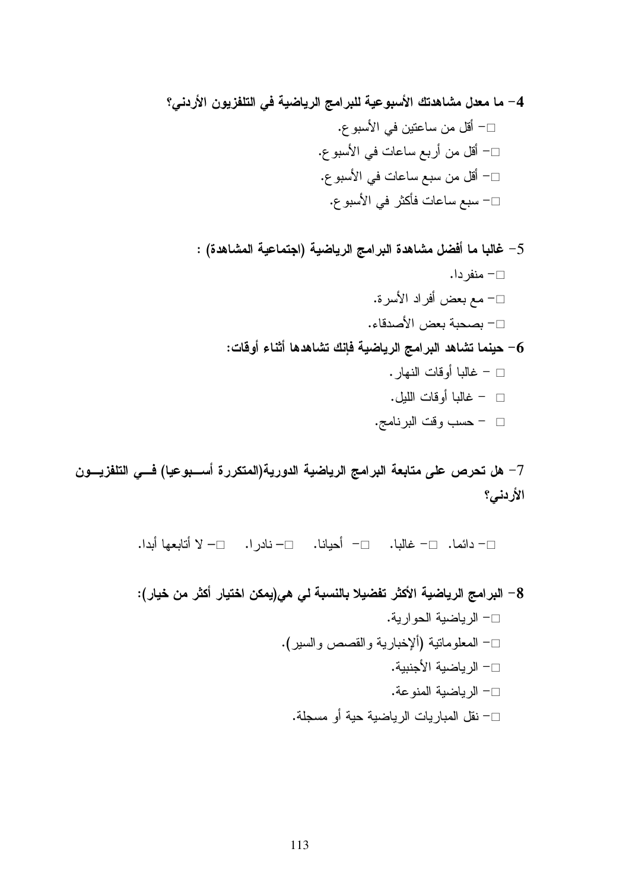**4- ما معدل مشاهدتك الأسبوعية للبرامج الرياضية في التلفزيون الأردني؟**

□- أقل من ساعتين في الأسبوع.

□- أقل من أربع ساعات في الأسبوع.

□- أقل من سبع ساعات في الأسبوع.

□- سبع ساعات فأكثر في الأسبوع.

5- **غالبا ما أفضل مشاهدة البرامج الرياضية (اجتماعية المشاهدة) :**

□- منفردا.

□- مع بعض أفراد الأسرة.

□- بصحبة بعض الأصدقاء.

**6- حينما تشاهد البرامج الرياضية فإنك تشاهدها أثناء أوقات:**

□ - غالبا أوقات النهار.

□ - غالبا أوقات الليل.

□ - حسب وقت البرنامج.

7- **هل تحرص على متابعة البرامج الرياضية الدورية(المتكررة أسبوعيا) في التلفزيون الأردني؟**

□- دائما. □- غالبا. □- أحيانا. □- نادرا. □- لا أتابعها أبدا.

**8- البرامج الرياضية الأكثر تفضيلا بالنسبة لي هي(يمكن اختيار أكثر من خيار):**

□- الرياضية الحوارية.

□- المعلوماتية (ألإخبارية والقصص والسير).

□- الرياضية الأجنبية.

□- الرياضية المنوعة.

□- نقل المباريات الرياضية حية أو مسجلة.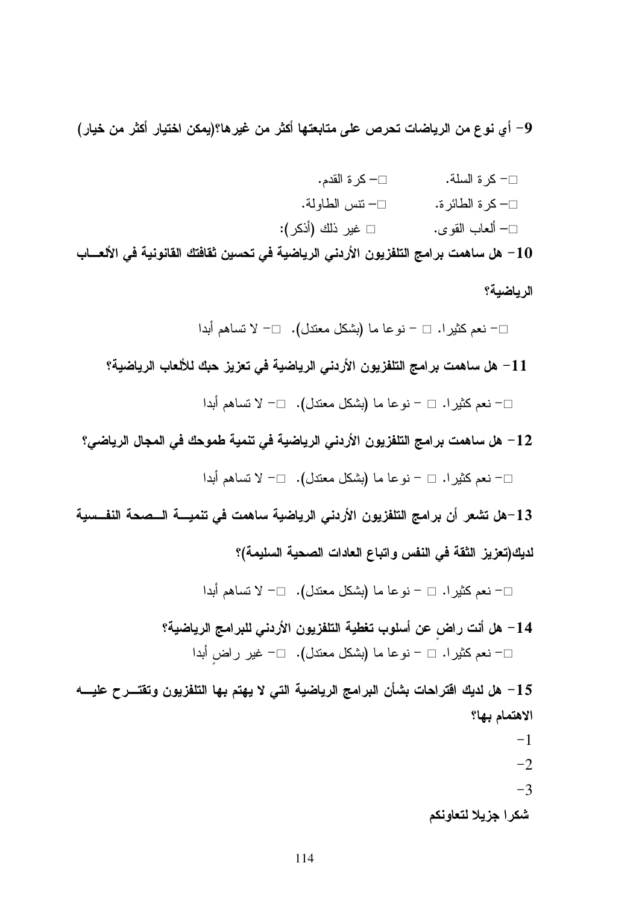**9- أي نوع من الرياضات تحرص على متابعتها أكثر من غيرها؟(يمكن اختيار أكثر من خيار)**

□- كرة السلة. □- كرة القدم.

□- كرة الطائرة. □- تنس الطاولة.

□- ألعاب القوى. □ غير ذلك (أذكر):

**10- هل ساهمت برامج التلفزيون الأردني الرياضية في تحسين ثقافتك القانونية في الألعاب الرياضية؟**

□- نعم كثيرا. □ - نوعا ما (بشكل معتدل). □- لا تساهم أبدا

**11- هل ساهمت برامج التلفزيون الأردني الرياضية في تعزيز حبك للألعاب الرياضية؟**

□- نعم كثيرا. □ - نوعا ما (بشكل معتدل). □- لا تساهم أبدا

**12- هل ساهمت برامج التلفزيون الأردني الرياضية في تنمية طموحك في المجال الرياضي؟**

□- نعم كثيرا. □ - نوعا ما (بشكل معتدل). □- لا تساهم أبدا

**13-هل تشعر أن برامج التلفزيون الأردني الرياضية ساهمت في تنمية الصحة النفسية لديك(تعزيز الثقة في النفس واتباع العادات الصحية السليمة)؟**

□- نعم كثيرا. □ - نوعا ما (بشكل معتدل). □- لا تساهم أبدا

**14- هل أنت راضٍ عن أسلوب تغطية التلفزيون الأردني للبرامج الرياضية؟**

□- نعم كثيرا. □ - نوعا ما (بشكل معتدل). □- غير راضٍ أبدا

**15- هل لديك اقتراحات بشأن البرامج الرياضية التي لا يهتم بها التلفزيون وتقترح عليه الاهتمام بها؟**

-1

-2

-3

**شكرا جزيلا لتعاونكم**